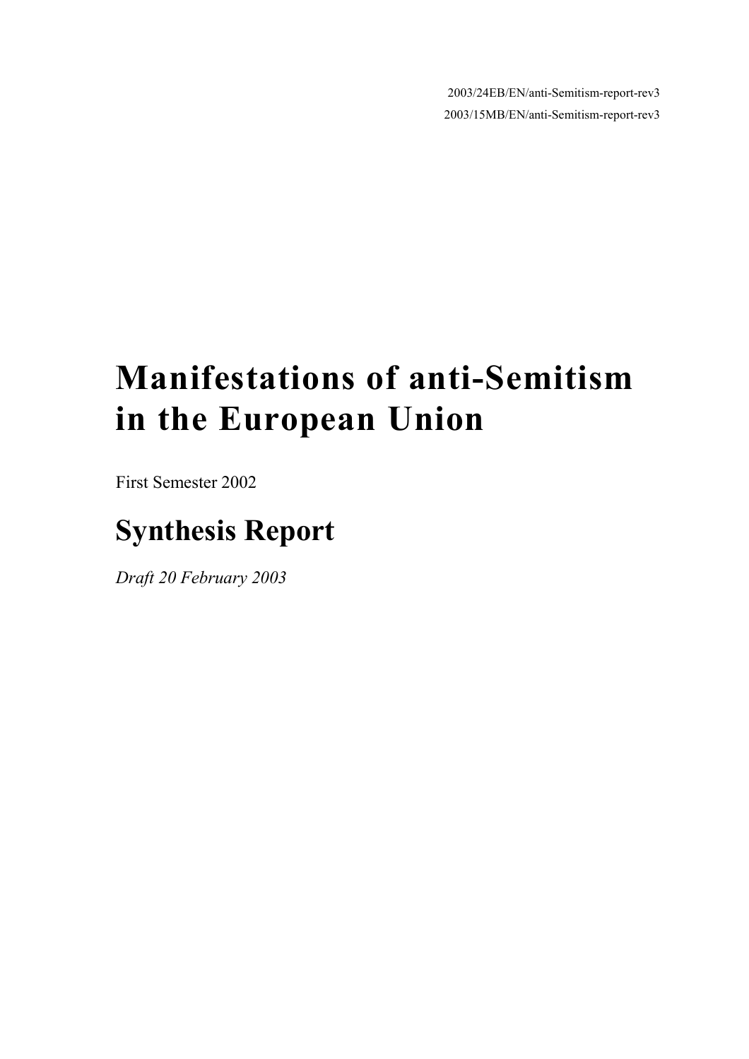2003/24EB/EN/anti-Semitism-report-rev3

2003/15MB/EN/anti-Semitism-report-rev3

# Manifestations of anti-Semitism in the European Union

First Semester 2002

## Synthesis Report

*Draft 20 February 2003*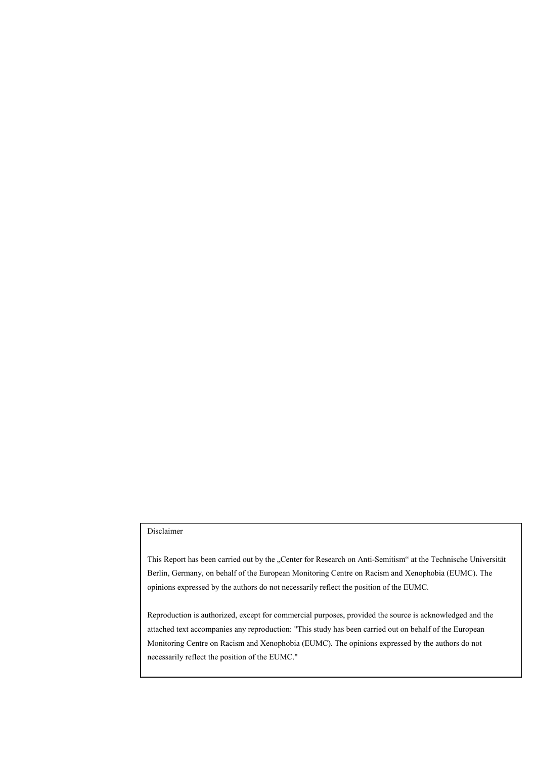Disclaimer

This Report has been carried out by the „Center for Research on Anti-Semitism" at the Technische Universität Berlin, Germany, on behalf of the European Monitoring Centre on Racism and Xenophobia (EUMC). The opinions expressed by the authors do not necessarily reflect the position of the EUMC.

Reproduction is authorized, except for commercial purposes, provided the source is acknowledged and the attached text accompanies any reproduction: "This study has been carried out on behalf of the European Monitoring Centre on Racism and Xenophobia (EUMC). The opinions expressed by the authors do not necessarily reflect the position of the EUMC."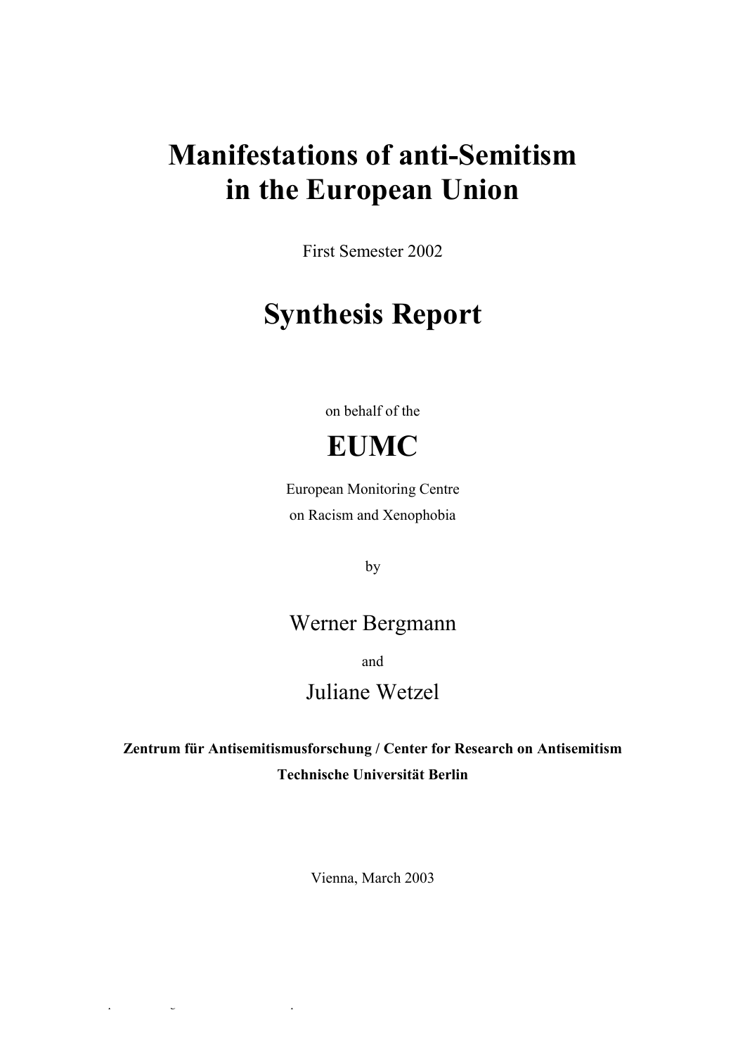# Manifestations of anti-Semitism in the European Union

First Semester 2002

# Synthesis Report

on behalf of the

# EUMC

European Monitoring Centre
on Racism and Xenophobia

by

Werner Bergmann

and

Juliane Wetzel

**Zentrum für Antisemitismusforschung / Center for Research on Antisemitism**
**Technische Universität Berlin**

Vienna, March 2003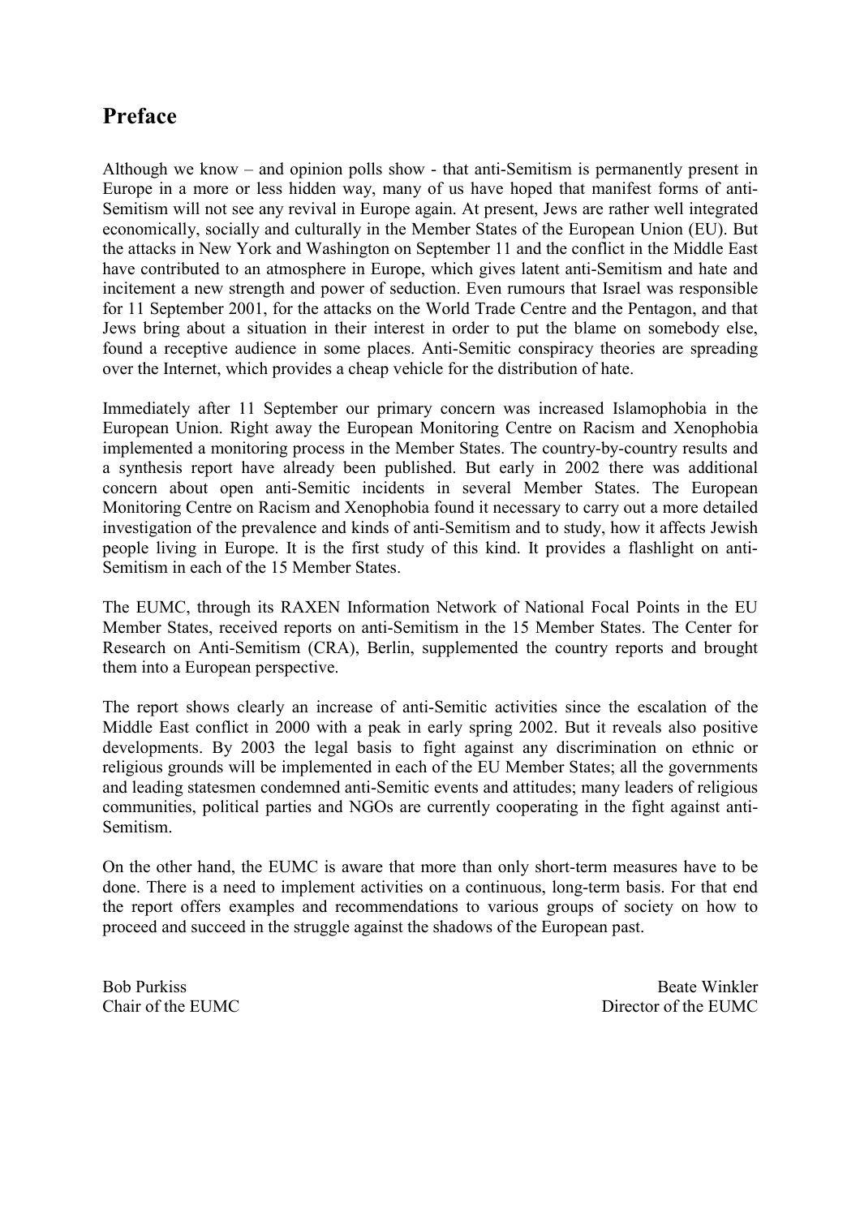# Preface

Although we know – and opinion polls show - that anti-Semitism is permanently present in Europe in a more or less hidden way, many of us have hoped that manifest forms of anti-Semitism will not see any revival in Europe again. At present, Jews are rather well integrated economically, socially and culturally in the Member States of the European Union (EU). But the attacks in New York and Washington on September 11 and the conflict in the Middle East have contributed to an atmosphere in Europe, which gives latent anti-Semitism and hate and incitement a new strength and power of seduction. Even rumours that Israel was responsible for 11 September 2001, for the attacks on the World Trade Centre and the Pentagon, and that Jews bring about a situation in their interest in order to put the blame on somebody else, found a receptive audience in some places. Anti-Semitic conspiracy theories are spreading over the Internet, which provides a cheap vehicle for the distribution of hate.

Immediately after 11 September our primary concern was increased Islamophobia in the European Union. Right away the European Monitoring Centre on Racism and Xenophobia implemented a monitoring process in the Member States. The country-by-country results and a synthesis report have already been published. But early in 2002 there was additional concern about open anti-Semitic incidents in several Member States. The European Monitoring Centre on Racism and Xenophobia found it necessary to carry out a more detailed investigation of the prevalence and kinds of anti-Semitism and to study, how it affects Jewish people living in Europe. It is the first study of this kind. It provides a flashlight on anti-Semitism in each of the 15 Member States.

The EUMC, through its RAXEN Information Network of National Focal Points in the EU Member States, received reports on anti-Semitism in the 15 Member States. The Center for Research on Anti-Semitism (CRA), Berlin, supplemented the country reports and brought them into a European perspective.

The report shows clearly an increase of anti-Semitic activities since the escalation of the Middle East conflict in 2000 with a peak in early spring 2002. But it reveals also positive developments. By 2003 the legal basis to fight against any discrimination on ethnic or religious grounds will be implemented in each of the EU Member States; all the governments and leading statesmen condemned anti-Semitic events and attitudes; many leaders of religious communities, political parties and NGOs are currently cooperating in the fight against anti-Semitism.

On the other hand, the EUMC is aware that more than only short-term measures have to be done. There is a need to implement activities on a continuous, long-term basis. For that end the report offers examples and recommendations to various groups of society on how to proceed and succeed in the struggle against the shadows of the European past.

Bob Purkiss
Chair of the EUMC

Beate Winkler
Director of the EUMC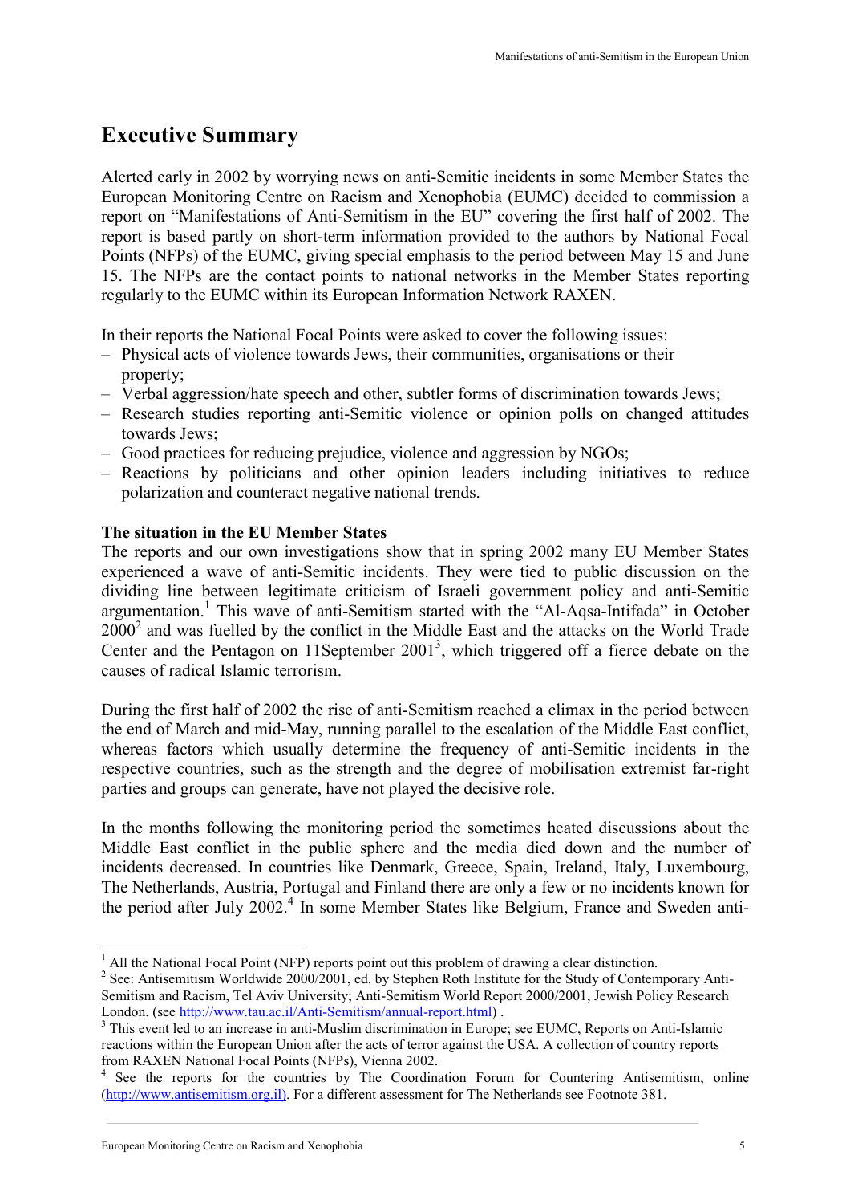# Executive Summary

Alerted early in 2002 by worrying news on anti-Semitic incidents in some Member States the European Monitoring Centre on Racism and Xenophobia (EUMC) decided to commission a report on "Manifestations of Anti-Semitism in the EU" covering the first half of 2002. The report is based partly on short-term information provided to the authors by National Focal Points (NFPs) of the EUMC, giving special emphasis to the period between May 15 and June 15. The NFPs are the contact points to national networks in the Member States reporting regularly to the EUMC within its European Information Network RAXEN.

In their reports the National Focal Points were asked to cover the following issues:

- Physical acts of violence towards Jews, their communities, organisations or their property;
- Verbal aggression/hate speech and other, subtler forms of discrimination towards Jews;
- Research studies reporting anti-Semitic violence or opinion polls on changed attitudes towards Jews;
- Good practices for reducing prejudice, violence and aggression by NGOs;
- Reactions by politicians and other opinion leaders including initiatives to reduce polarization and counteract negative national trends.

**The situation in the EU Member States**

The reports and our own investigations show that in spring 2002 many EU Member States experienced a wave of anti-Semitic incidents. They were tied to public discussion on the dividing line between legitimate criticism of Israeli government policy and anti-Semitic argumentation.[1] This wave of anti-Semitism started with the "Al-Aqsa-Intifada" in October 2000[2] and was fuelled by the conflict in the Middle East and the attacks on the World Trade Center and the Pentagon on 11September 2001[3], which triggered off a fierce debate on the causes of radical Islamic terrorism.

During the first half of 2002 the rise of anti-Semitism reached a climax in the period between the end of March and mid-May, running parallel to the escalation of the Middle East conflict, whereas factors which usually determine the frequency of anti-Semitic incidents in the respective countries, such as the strength and the degree of mobilisation extremist far-right parties and groups can generate, have not played the decisive role.

In the months following the monitoring period the sometimes heated discussions about the Middle East conflict in the public sphere and the media died down and the number of incidents decreased. In countries like Denmark, Greece, Spain, Ireland, Italy, Luxembourg, The Netherlands, Austria, Portugal and Finland there are only a few or no incidents known for the period after July 2002.[4] In some Member States like Belgium, France and Sweden anti-

---

[1] All the National Focal Point (NFP) reports point out this problem of drawing a clear distinction.

[2] See: Antisemitism Worldwide 2000/2001, ed. by Stephen Roth Institute for the Study of Contemporary Anti-Semitism and Racism, Tel Aviv University; Anti-Semitism World Report 2000/2001, Jewish Policy Research London. (see http://www.tau.ac.il/Anti-Semitism/annual-report.html) .

[3] This event led to an increase in anti-Muslim discrimination in Europe; see EUMC, Reports on Anti-Islamic reactions within the European Union after the acts of terror against the USA. A collection of country reports from RAXEN National Focal Points (NFPs), Vienna 2002.

[4] See the reports for the countries by The Coordination Forum for Countering Antisemitism, online (http://www.antisemitism.org.il). For a different assessment for The Netherlands see Footnote 381.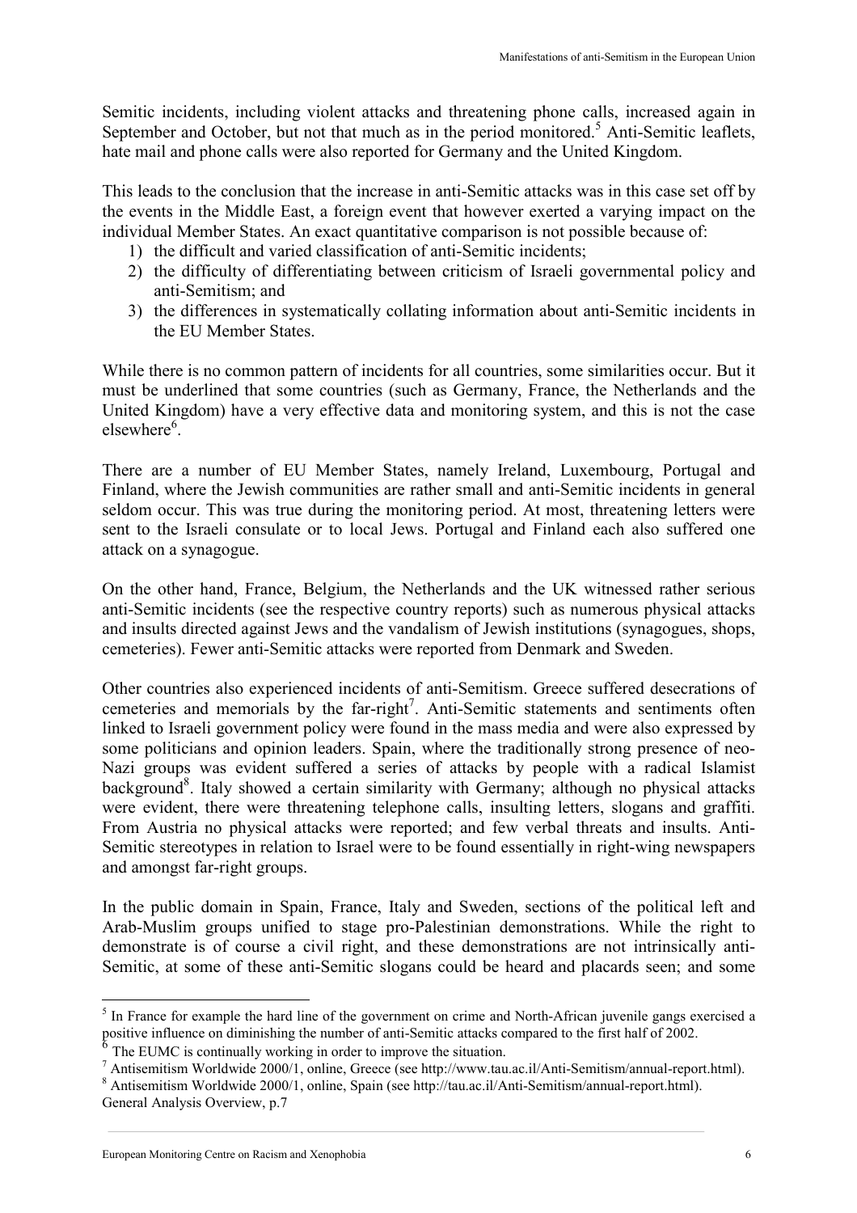Semitic incidents, including violent attacks and threatening phone calls, increased again in September and October, but not that much as in the period monitored.[5] Anti-Semitic leaflets, hate mail and phone calls were also reported for Germany and the United Kingdom.

This leads to the conclusion that the increase in anti-Semitic attacks was in this case set off by the events in the Middle East, a foreign event that however exerted a varying impact on the individual Member States. An exact quantitative comparison is not possible because of:

1) the difficult and varied classification of anti-Semitic incidents;
2) the difficulty of differentiating between criticism of Israeli governmental policy and anti-Semitism; and
3) the differences in systematically collating information about anti-Semitic incidents in the EU Member States.

While there is no common pattern of incidents for all countries, some similarities occur. But it must be underlined that some countries (such as Germany, France, the Netherlands and the United Kingdom) have a very effective data and monitoring system, and this is not the case elsewhere[6].

There are a number of EU Member States, namely Ireland, Luxembourg, Portugal and Finland, where the Jewish communities are rather small and anti-Semitic incidents in general seldom occur. This was true during the monitoring period. At most, threatening letters were sent to the Israeli consulate or to local Jews. Portugal and Finland each also suffered one attack on a synagogue.

On the other hand, France, Belgium, the Netherlands and the UK witnessed rather serious anti-Semitic incidents (see the respective country reports) such as numerous physical attacks and insults directed against Jews and the vandalism of Jewish institutions (synagogues, shops, cemeteries). Fewer anti-Semitic attacks were reported from Denmark and Sweden.

Other countries also experienced incidents of anti-Semitism. Greece suffered desecrations of cemeteries and memorials by the far-right[7]. Anti-Semitic statements and sentiments often linked to Israeli government policy were found in the mass media and were also expressed by some politicians and opinion leaders. Spain, where the traditionally strong presence of neo-Nazi groups was evident suffered a series of attacks by people with a radical Islamist background[8]. Italy showed a certain similarity with Germany; although no physical attacks were evident, there were threatening telephone calls, insulting letters, slogans and graffiti. From Austria no physical attacks were reported; and few verbal threats and insults. Anti-Semitic stereotypes in relation to Israel were to be found essentially in right-wing newspapers and amongst far-right groups.

In the public domain in Spain, France, Italy and Sweden, sections of the political left and Arab-Muslim groups unified to stage pro-Palestinian demonstrations. While the right to demonstrate is of course a civil right, and these demonstrations are not intrinsically anti-Semitic, at some of these anti-Semitic slogans could be heard and placards seen; and some

---

[5] In France for example the hard line of the government on crime and North-African juvenile gangs exercised a positive influence on diminishing the number of anti-Semitic attacks compared to the first half of 2002.

[6] The EUMC is continually working in order to improve the situation.

[7] Antisemitism Worldwide 2000/1, online, Greece (see http://www.tau.ac.il/Anti-Semitism/annual-report.html).

[8] Antisemitism Worldwide 2000/1, online, Spain (see http://tau.ac.il/Anti-Semitism/annual-report.html). General Analysis Overview, p.7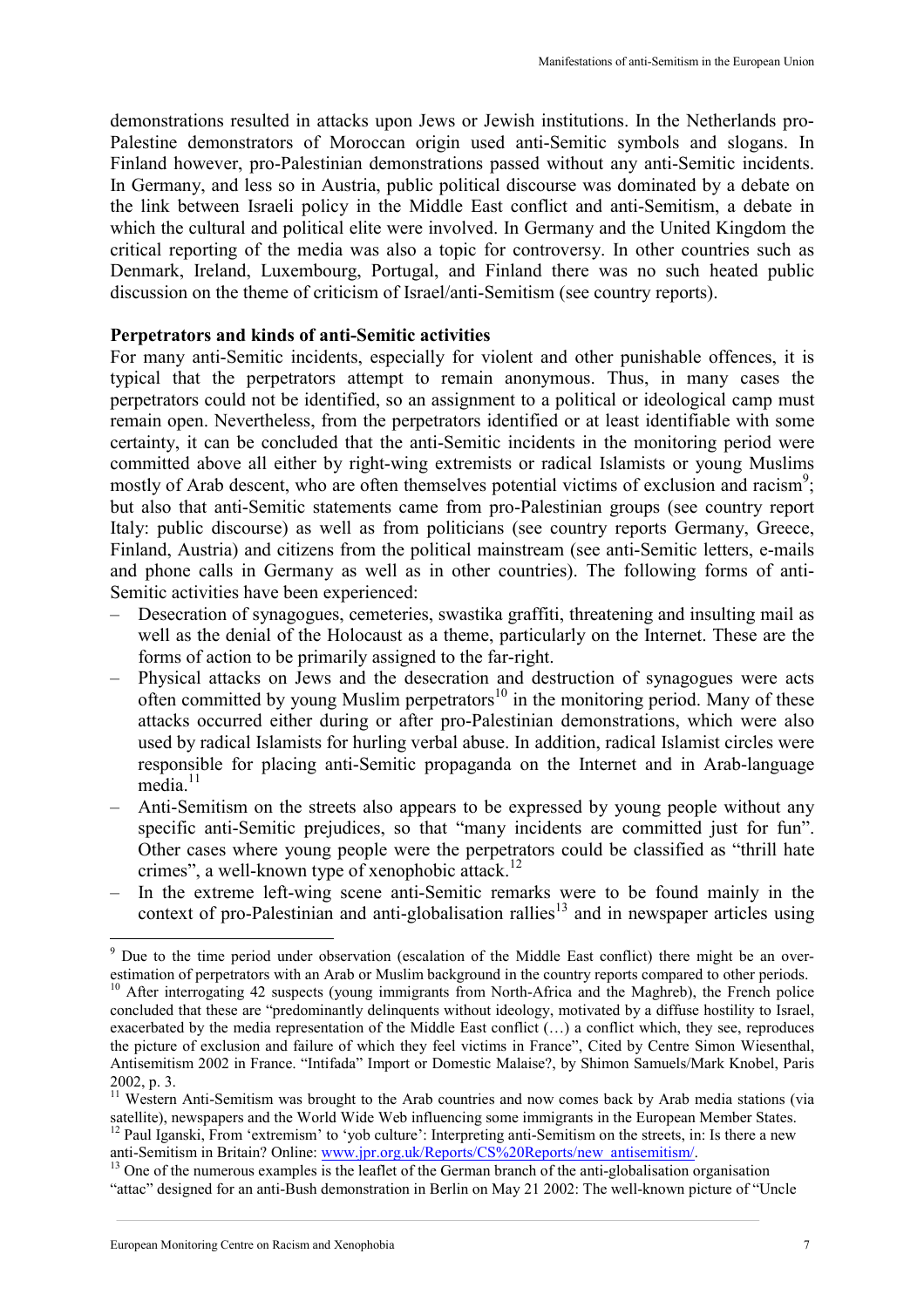demonstrations resulted in attacks upon Jews or Jewish institutions. In the Netherlands pro-Palestine demonstrators of Moroccan origin used anti-Semitic symbols and slogans. In Finland however, pro-Palestinian demonstrations passed without any anti-Semitic incidents. In Germany, and less so in Austria, public political discourse was dominated by a debate on the link between Israeli policy in the Middle East conflict and anti-Semitism, a debate in which the cultural and political elite were involved. In Germany and the United Kingdom the critical reporting of the media was also a topic for controversy. In other countries such as Denmark, Ireland, Luxembourg, Portugal, and Finland there was no such heated public discussion on the theme of criticism of Israel/anti-Semitism (see country reports).

**Perpetrators and kinds of anti-Semitic activities**

For many anti-Semitic incidents, especially for violent and other punishable offences, it is typical that the perpetrators attempt to remain anonymous. Thus, in many cases the perpetrators could not be identified, so an assignment to a political or ideological camp must remain open. Nevertheless, from the perpetrators identified or at least identifiable with some certainty, it can be concluded that the anti-Semitic incidents in the monitoring period were committed above all either by right-wing extremists or radical Islamists or young Muslims mostly of Arab descent, who are often themselves potential victims of exclusion and racism[9]; but also that anti-Semitic statements came from pro-Palestinian groups (see country report Italy: public discourse) as well as from politicians (see country reports Germany, Greece, Finland, Austria) and citizens from the political mainstream (see anti-Semitic letters, e-mails and phone calls in Germany as well as in other countries). The following forms of anti-Semitic activities have been experienced:

- Desecration of synagogues, cemeteries, swastika graffiti, threatening and insulting mail as well as the denial of the Holocaust as a theme, particularly on the Internet. These are the forms of action to be primarily assigned to the far-right.
- Physical attacks on Jews and the desecration and destruction of synagogues were acts often committed by young Muslim perpetrators[10] in the monitoring period. Many of these attacks occurred either during or after pro-Palestinian demonstrations, which were also used by radical Islamists for hurling verbal abuse. In addition, radical Islamist circles were responsible for placing anti-Semitic propaganda on the Internet and in Arab-language media.[11]
- Anti-Semitism on the streets also appears to be expressed by young people without any specific anti-Semitic prejudices, so that "many incidents are committed just for fun". Other cases where young people were the perpetrators could be classified as "thrill hate crimes", a well-known type of xenophobic attack.[12]
- In the extreme left-wing scene anti-Semitic remarks were to be found mainly in the context of pro-Palestinian and anti-globalisation rallies[13] and in newspaper articles using

---

[9] Due to the time period under observation (escalation of the Middle East conflict) there might be an over-estimation of perpetrators with an Arab or Muslim background in the country reports compared to other periods.

[10] After interrogating 42 suspects (young immigrants from North-Africa and the Maghreb), the French police concluded that these are "predominantly delinquents without ideology, motivated by a diffuse hostility to Israel, exacerbated by the media representation of the Middle East conflict (…) a conflict which, they see, reproduces the picture of exclusion and failure of which they feel victims in France", Cited by Centre Simon Wiesenthal, Antisemitism 2002 in France. "Intifada" Import or Domestic Malaise?, by Shimon Samuels/Mark Knobel, Paris 2002, p. 3.

[11] Western Anti-Semitism was brought to the Arab countries and now comes back by Arab media stations (via satellite), newspapers and the World Wide Web influencing some immigrants in the European Member States.

[12] Paul Iganski, From 'extremism' to 'yob culture': Interpreting anti-Semitism on the streets, in: Is there a new anti-Semitism in Britain? Online: www.jpr.org.uk/Reports/CS%20Reports/new_antisemitism/.

[13] One of the numerous examples is the leaflet of the German branch of the anti-globalisation organisation "attac" designed for an anti-Bush demonstration in Berlin on May 21 2002: The well-known picture of "Uncle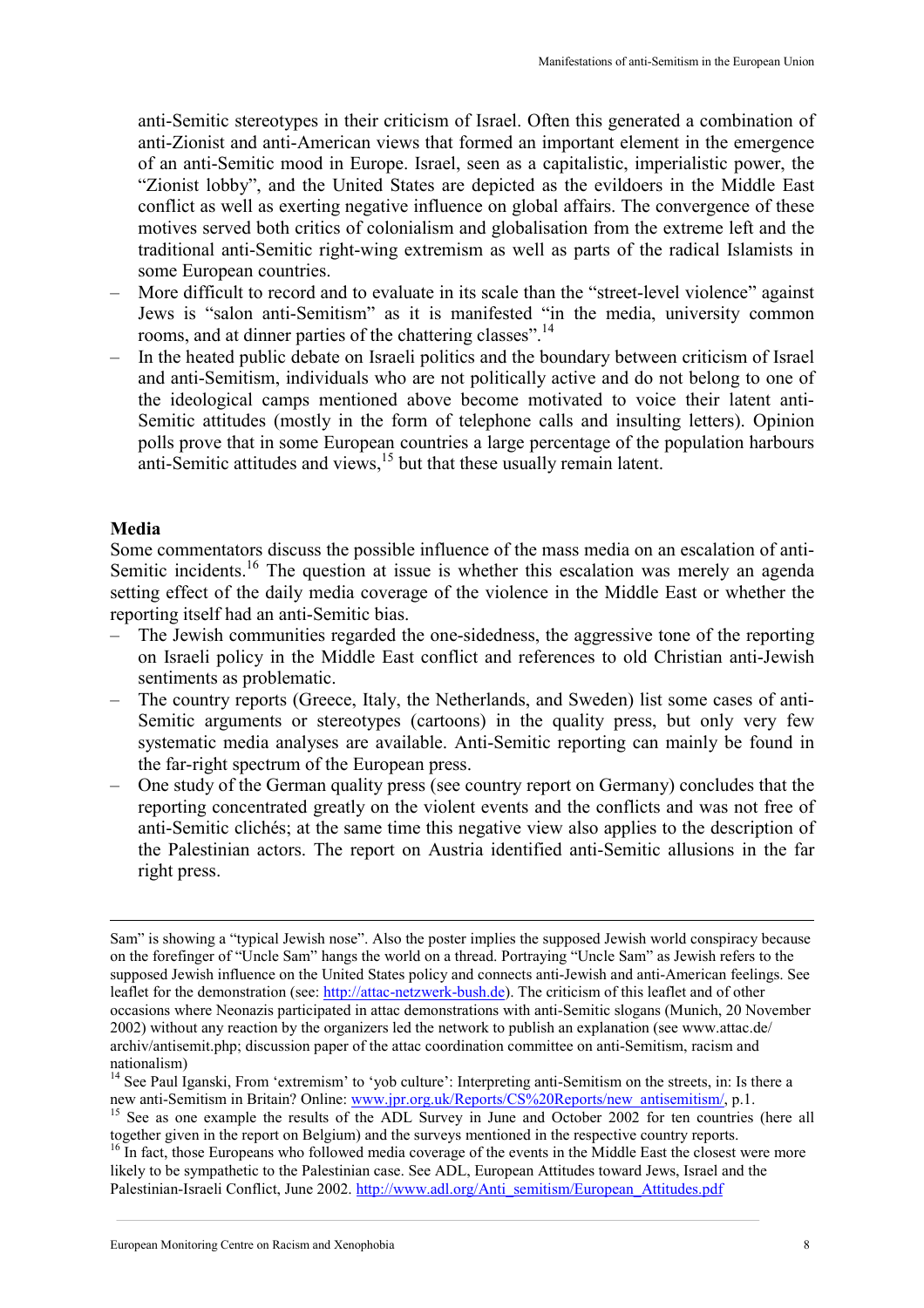anti-Semitic stereotypes in their criticism of Israel. Often this generated a combination of anti-Zionist and anti-American views that formed an important element in the emergence of an anti-Semitic mood in Europe. Israel, seen as a capitalistic, imperialistic power, the "Zionist lobby", and the United States are depicted as the evildoers in the Middle East conflict as well as exerting negative influence on global affairs. The convergence of these motives served both critics of colonialism and globalisation from the extreme left and the traditional anti-Semitic right-wing extremism as well as parts of the radical Islamists in some European countries.

- More difficult to record and to evaluate in its scale than the "street-level violence" against Jews is "salon anti-Semitism" as it is manifested "in the media, university common rooms, and at dinner parties of the chattering classes".[14]
- In the heated public debate on Israeli politics and the boundary between criticism of Israel and anti-Semitism, individuals who are not politically active and do not belong to one of the ideological camps mentioned above become motivated to voice their latent anti-Semitic attitudes (mostly in the form of telephone calls and insulting letters). Opinion polls prove that in some European countries a large percentage of the population harbours anti-Semitic attitudes and views,[15] but that these usually remain latent.

### Media

Some commentators discuss the possible influence of the mass media on an escalation of anti-Semitic incidents.[16] The question at issue is whether this escalation was merely an agenda setting effect of the daily media coverage of the violence in the Middle East or whether the reporting itself had an anti-Semitic bias.

- The Jewish communities regarded the one-sidedness, the aggressive tone of the reporting on Israeli policy in the Middle East conflict and references to old Christian anti-Jewish sentiments as problematic.
- The country reports (Greece, Italy, the Netherlands, and Sweden) list some cases of anti-Semitic arguments or stereotypes (cartoons) in the quality press, but only very few systematic media analyses are available. Anti-Semitic reporting can mainly be found in the far-right spectrum of the European press.
- One study of the German quality press (see country report on Germany) concludes that the reporting concentrated greatly on the violent events and the conflicts and was not free of anti-Semitic clichés; at the same time this negative view also applies to the description of the Palestinian actors. The report on Austria identified anti-Semitic allusions in the far right press.

---

Sam" is showing a "typical Jewish nose". Also the poster implies the supposed Jewish world conspiracy because on the forefinger of "Uncle Sam" hangs the world on a thread. Portraying "Uncle Sam" as Jewish refers to the supposed Jewish influence on the United States policy and connects anti-Jewish and anti-American feelings. See leaflet for the demonstration (see: http://attac-netzwerk-bush.de). The criticism of this leaflet and of other occasions where Neonazis participated in attac demonstrations with anti-Semitic slogans (Munich, 20 November 2002) without any reaction by the organizers led the network to publish an explanation (see www.attac.de/archiv/antisemit.php; discussion paper of the attac coordination committee on anti-Semitism, racism and nationalism)

[14] See Paul Iganski, From 'extremism' to 'yob culture': Interpreting anti-Semitism on the streets, in: Is there a new anti-Semitism in Britain? Online: www.jpr.org.uk/Reports/CS%20Reports/new_antisemitism/, p.1.

[15] See as one example the results of the ADL Survey in June and October 2002 for ten countries (here all together given in the report on Belgium) and the surveys mentioned in the respective country reports.

[16] In fact, those Europeans who followed media coverage of the events in the Middle East the closest were more likely to be sympathetic to the Palestinian case. See ADL, European Attitudes toward Jews, Israel and the Palestinian-Israeli Conflict, June 2002. http://www.adl.org/Anti_semitism/European_Attitudes.pdf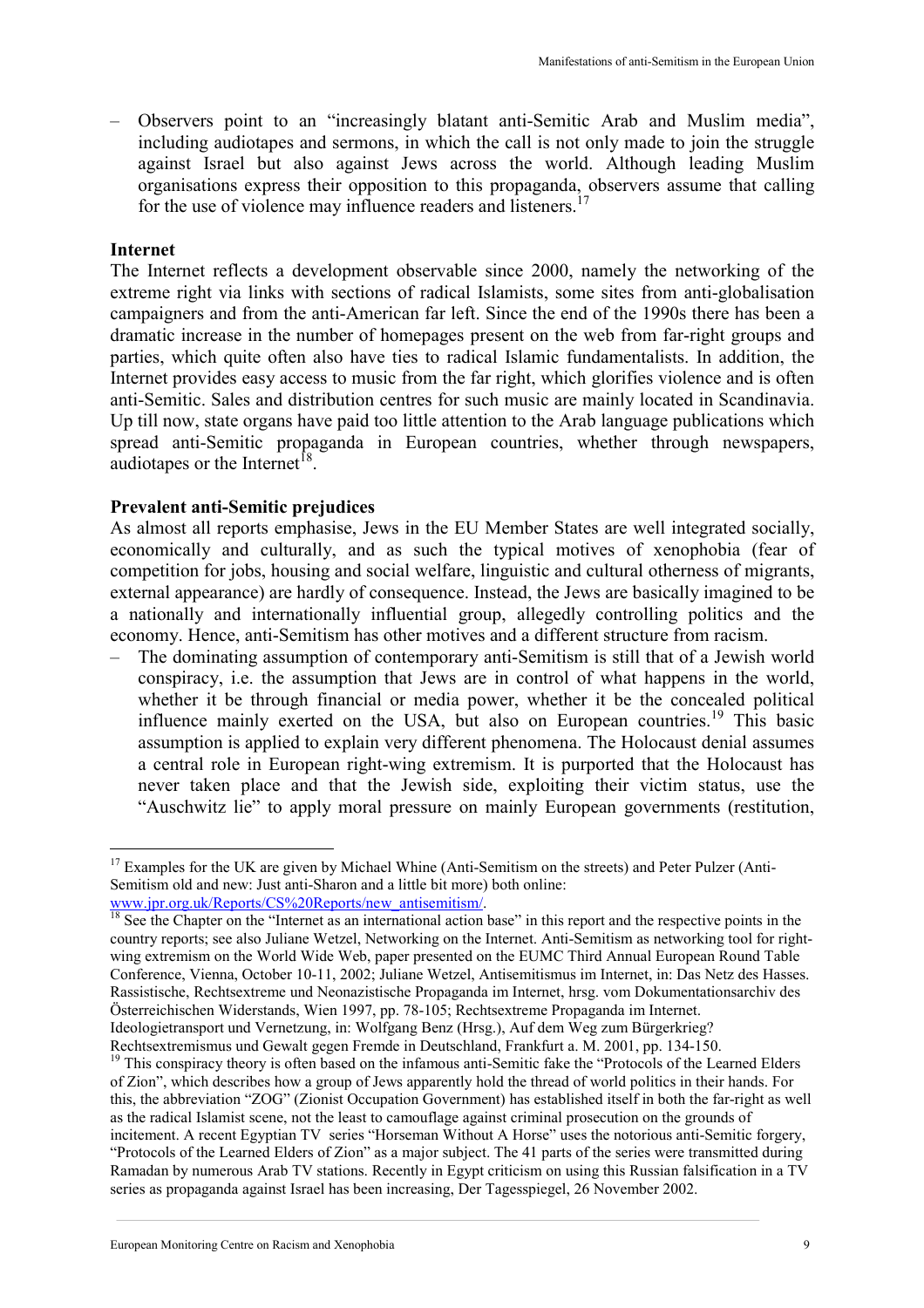- Observers point to an "increasingly blatant anti-Semitic Arab and Muslim media", including audiotapes and sermons, in which the call is not only made to join the struggle against Israel but also against Jews across the world. Although leading Muslim organisations express their opposition to this propaganda, observers assume that calling for the use of violence may influence readers and listeners.[17]

**Internet**

The Internet reflects a development observable since 2000, namely the networking of the extreme right via links with sections of radical Islamists, some sites from anti-globalisation campaigners and from the anti-American far left. Since the end of the 1990s there has been a dramatic increase in the number of homepages present on the web from far-right groups and parties, which quite often also have ties to radical Islamic fundamentalists. In addition, the Internet provides easy access to music from the far right, which glorifies violence and is often anti-Semitic. Sales and distribution centres for such music are mainly located in Scandinavia. Up till now, state organs have paid too little attention to the Arab language publications which spread anti-Semitic propaganda in European countries, whether through newspapers, audiotapes or the Internet[18].

**Prevalent anti-Semitic prejudices**

As almost all reports emphasise, Jews in the EU Member States are well integrated socially, economically and culturally, and as such the typical motives of xenophobia (fear of competition for jobs, housing and social welfare, linguistic and cultural otherness of migrants, external appearance) are hardly of consequence. Instead, the Jews are basically imagined to be a nationally and internationally influential group, allegedly controlling politics and the economy. Hence, anti-Semitism has other motives and a different structure from racism.

- The dominating assumption of contemporary anti-Semitism is still that of a Jewish world conspiracy, i.e. the assumption that Jews are in control of what happens in the world, whether it be through financial or media power, whether it be the concealed political influence mainly exerted on the USA, but also on European countries.[19] This basic assumption is applied to explain very different phenomena. The Holocaust denial assumes a central role in European right-wing extremism. It is purported that the Holocaust has never taken place and that the Jewish side, exploiting their victim status, use the "Auschwitz lie" to apply moral pressure on mainly European governments (restitution,

---

[17] Examples for the UK are given by Michael Whine (Anti-Semitism on the streets) and Peter Pulzer (Anti-Semitism old and new: Just anti-Sharon and a little bit more) both online: www.jpr.org.uk/Reports/CS%20Reports/new_antisemitism/.

[18] See the Chapter on the "Internet as an international action base" in this report and the respective points in the country reports; see also Juliane Wetzel, Networking on the Internet. Anti-Semitism as networking tool for right-wing extremism on the World Wide Web, paper presented on the EUMC Third Annual European Round Table Conference, Vienna, October 10-11, 2002; Juliane Wetzel, Antisemitismus im Internet, in: Das Netz des Hasses. Rassistische, Rechtsextreme und Neonazistische Propaganda im Internet, hrsg. vom Dokumentationsarchiv des Österreichischen Widerstands, Wien 1997, pp. 78-105; Rechtsextreme Propaganda im Internet. Ideologietransport und Vernetzung, in: Wolfgang Benz (Hrsg.), Auf dem Weg zum Bürgerkrieg? Rechtsextremismus und Gewalt gegen Fremde in Deutschland, Frankfurt a. M. 2001, pp. 134-150.

[19] This conspiracy theory is often based on the infamous anti-Semitic fake the "Protocols of the Learned Elders of Zion", which describes how a group of Jews apparently hold the thread of world politics in their hands. For this, the abbreviation "ZOG" (Zionist Occupation Government) has established itself in both the far-right as well as the radical Islamist scene, not the least to camouflage against criminal prosecution on the grounds of incitement. A recent Egyptian TV series "Horseman Without A Horse" uses the notorious anti-Semitic forgery, "Protocols of the Learned Elders of Zion" as a major subject. The 41 parts of the series were transmitted during Ramadan by numerous Arab TV stations. Recently in Egypt criticism on using this Russian falsification in a TV series as propaganda against Israel has been increasing, Der Tagesspiegel, 26 November 2002.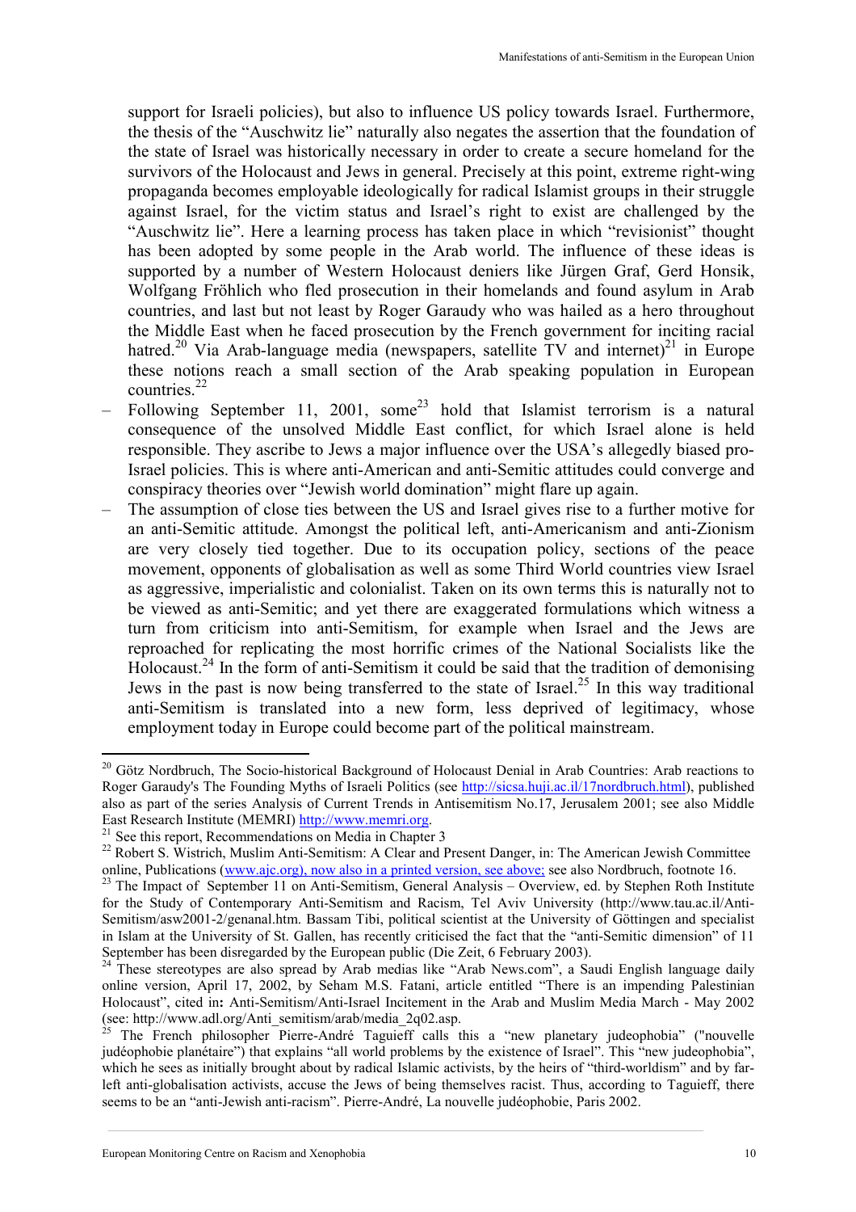support for Israeli policies), but also to influence US policy towards Israel. Furthermore, the thesis of the "Auschwitz lie" naturally also negates the assertion that the foundation of the state of Israel was historically necessary in order to create a secure homeland for the survivors of the Holocaust and Jews in general. Precisely at this point, extreme right-wing propaganda becomes employable ideologically for radical Islamist groups in their struggle against Israel, for the victim status and Israel's right to exist are challenged by the "Auschwitz lie". Here a learning process has taken place in which "revisionist" thought has been adopted by some people in the Arab world. The influence of these ideas is supported by a number of Western Holocaust deniers like Jürgen Graf, Gerd Honsik, Wolfgang Fröhlich who fled prosecution in their homelands and found asylum in Arab countries, and last but not least by Roger Garaudy who was hailed as a hero throughout the Middle East when he faced prosecution by the French government for inciting racial hatred.[20] Via Arab-language media (newspapers, satellite TV and internet)[21] in Europe these notions reach a small section of the Arab speaking population in European countries.[22]

- Following September 11, 2001, some[23] hold that Islamist terrorism is a natural consequence of the unsolved Middle East conflict, for which Israel alone is held responsible. They ascribe to Jews a major influence over the USA's allegedly biased pro-Israel policies. This is where anti-American and anti-Semitic attitudes could converge and conspiracy theories over "Jewish world domination" might flare up again.
- The assumption of close ties between the US and Israel gives rise to a further motive for an anti-Semitic attitude. Amongst the political left, anti-Americanism and anti-Zionism are very closely tied together. Due to its occupation policy, sections of the peace movement, opponents of globalisation as well as some Third World countries view Israel as aggressive, imperialistic and colonialist. Taken on its own terms this is naturally not to be viewed as anti-Semitic; and yet there are exaggerated formulations which witness a turn from criticism into anti-Semitism, for example when Israel and the Jews are reproached for replicating the most horrific crimes of the National Socialists like the Holocaust.[24] In the form of anti-Semitism it could be said that the tradition of demonising Jews in the past is now being transferred to the state of Israel.[25] In this way traditional anti-Semitism is translated into a new form, less deprived of legitimacy, whose employment today in Europe could become part of the political mainstream.

---

[20] Götz Nordbruch, The Socio-historical Background of Holocaust Denial in Arab Countries: Arab reactions to Roger Garaudy's The Founding Myths of Israeli Politics (see http://sicsa.huji.ac.il/17nordbruch.html), published also as part of the series Analysis of Current Trends in Antisemitism No.17, Jerusalem 2001; see also Middle East Research Institute (MEMRI) http://www.memri.org.

[21] See this report, Recommendations on Media in Chapter 3

[22] Robert S. Wistrich, Muslim Anti-Semitism: A Clear and Present Danger, in: The American Jewish Committee online, Publications (www.ajc.org), now also in a printed version, see above; see also Nordbruch, footnote 16.

[23] The Impact of September 11 on Anti-Semitism, General Analysis – Overview, ed. by Stephen Roth Institute for the Study of Contemporary Anti-Semitism and Racism, Tel Aviv University (http://www.tau.ac.il/Anti-Semitism/asw2001-2/genanal.htm. Bassam Tibi, political scientist at the University of Göttingen and specialist in Islam at the University of St. Gallen, has recently criticised the fact that the "anti-Semitic dimension" of 11 September has been disregarded by the European public (Die Zeit, 6 February 2003).

[24] These stereotypes are also spread by Arab medias like "Arab News.com", a Saudi English language daily online version, April 17, 2002, by Seham M.S. Fatani, article entitled "There is an impending Palestinian Holocaust", cited in: Anti-Semitism/Anti-Israel Incitement in the Arab and Muslim Media March - May 2002 (see: http://www.adl.org/Anti_semitism/arab/media_2q02.asp.

[25] The French philosopher Pierre-André Taguieff calls this a "new planetary judeophobia" ("nouvelle judéophobie planétaire") that explains "all world problems by the existence of Israel". This "new judeophobia", which he sees as initially brought about by radical Islamic activists, by the heirs of "third-worldism" and by far-left anti-globalisation activists, accuse the Jews of being themselves racist. Thus, according to Taguieff, there seems to be an "anti-Jewish anti-racism". Pierre-André, La nouvelle judéophobie, Paris 2002.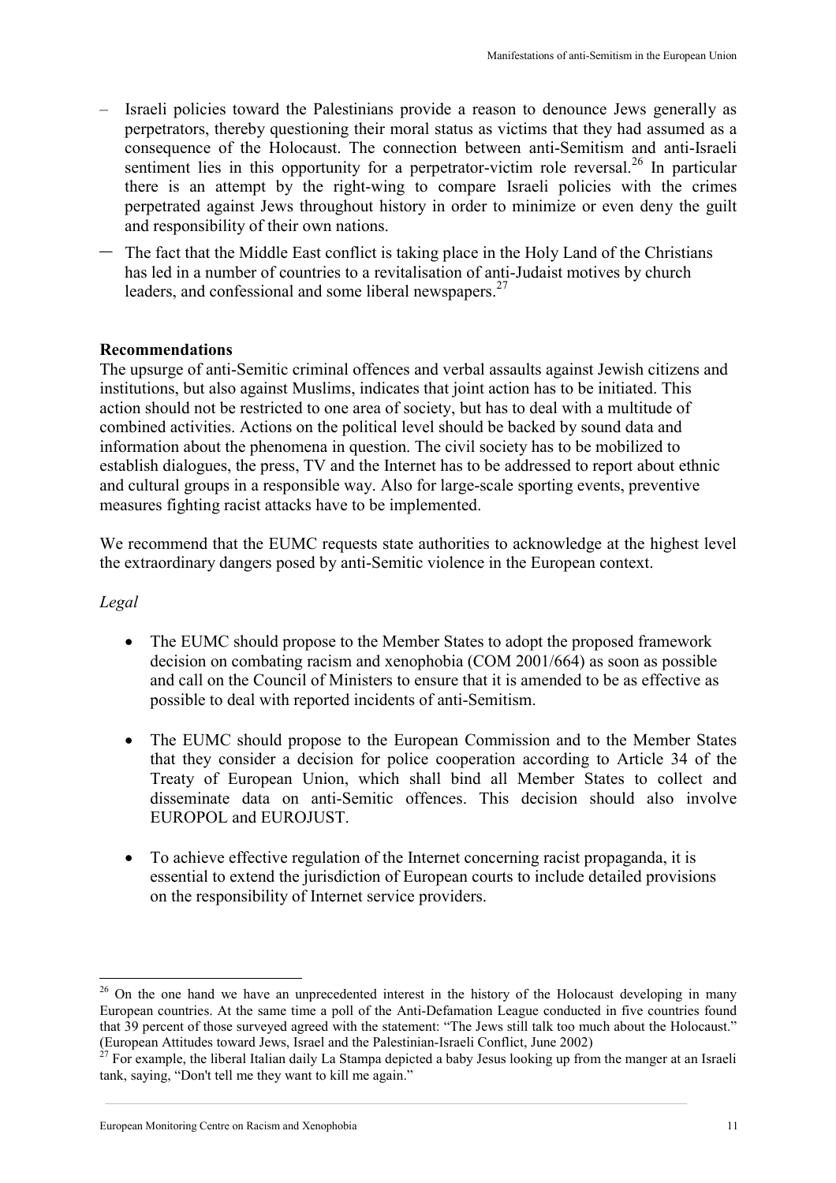- Israeli policies toward the Palestinians provide a reason to denounce Jews generally as perpetrators, thereby questioning their moral status as victims that they had assumed as a consequence of the Holocaust. The connection between anti-Semitism and anti-Israeli sentiment lies in this opportunity for a perpetrator-victim role reversal.[26] In particular there is an attempt by the right-wing to compare Israeli policies with the crimes perpetrated against Jews throughout history in order to minimize or even deny the guilt and responsibility of their own nations.
- The fact that the Middle East conflict is taking place in the Holy Land of the Christians has led in a number of countries to a revitalisation of anti-Judaist motives by church leaders, and confessional and some liberal newspapers.[27]

**Recommendations**

The upsurge of anti-Semitic criminal offences and verbal assaults against Jewish citizens and institutions, but also against Muslims, indicates that joint action has to be initiated. This action should not be restricted to one area of society, but has to deal with a multitude of combined activities. Actions on the political level should be backed by sound data and information about the phenomena in question. The civil society has to be mobilized to establish dialogues, the press, TV and the Internet has to be addressed to report about ethnic and cultural groups in a responsible way. Also for large-scale sporting events, preventive measures fighting racist attacks have to be implemented.

We recommend that the EUMC requests state authorities to acknowledge at the highest level the extraordinary dangers posed by anti-Semitic violence in the European context.

*Legal*

- The EUMC should propose to the Member States to adopt the proposed framework decision on combating racism and xenophobia (COM 2001/664) as soon as possible and call on the Council of Ministers to ensure that it is amended to be as effective as possible to deal with reported incidents of anti-Semitism.
- The EUMC should propose to the European Commission and to the Member States that they consider a decision for police cooperation according to Article 34 of the Treaty of European Union, which shall bind all Member States to collect and disseminate data on anti-Semitic offences. This decision should also involve EUROPOL and EUROJUST.
- To achieve effective regulation of the Internet concerning racist propaganda, it is essential to extend the jurisdiction of European courts to include detailed provisions on the responsibility of Internet service providers.

[26] On the one hand we have an unprecedented interest in the history of the Holocaust developing in many European countries. At the same time a poll of the Anti-Defamation League conducted in five countries found that 39 percent of those surveyed agreed with the statement: "The Jews still talk too much about the Holocaust." (European Attitudes toward Jews, Israel and the Palestinian-Israeli Conflict, June 2002)

[27] For example, the liberal Italian daily La Stampa depicted a baby Jesus looking up from the manger at an Israeli tank, saying, "Don't tell me they want to kill me again."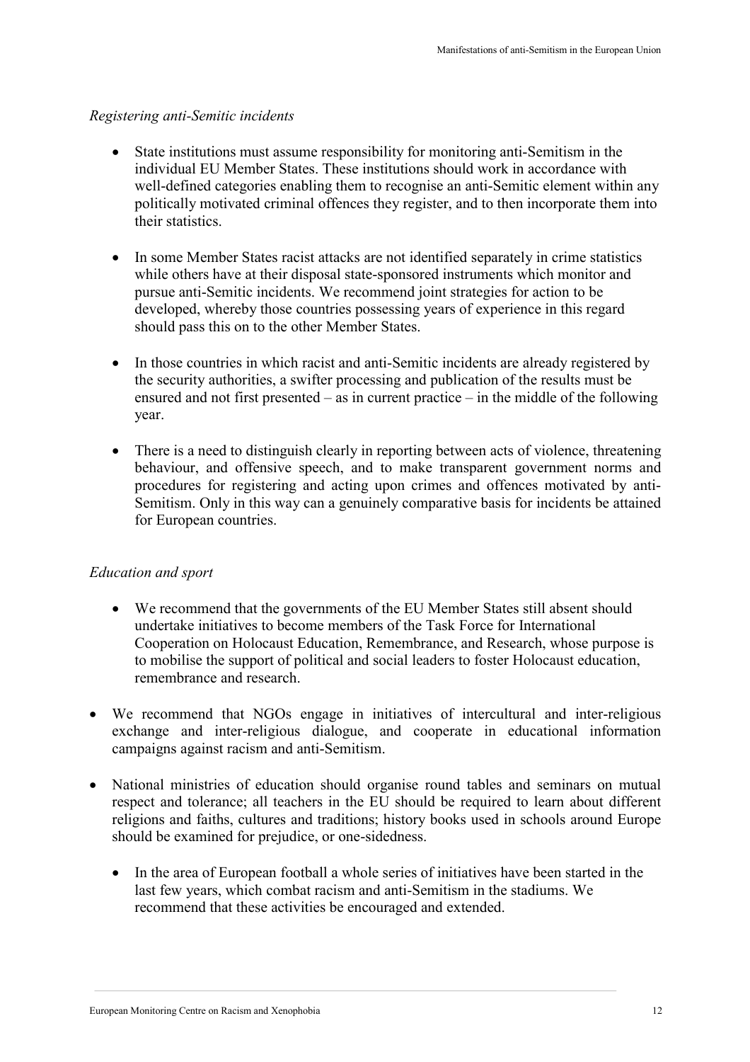*Registering anti-Semitic incidents*

- State institutions must assume responsibility for monitoring anti-Semitism in the individual EU Member States. These institutions should work in accordance with well-defined categories enabling them to recognise an anti-Semitic element within any politically motivated criminal offences they register, and to then incorporate them into their statistics.

- In some Member States racist attacks are not identified separately in crime statistics while others have at their disposal state-sponsored instruments which monitor and pursue anti-Semitic incidents. We recommend joint strategies for action to be developed, whereby those countries possessing years of experience in this regard should pass this on to the other Member States.

- In those countries in which racist and anti-Semitic incidents are already registered by the security authorities, a swifter processing and publication of the results must be ensured and not first presented – as in current practice – in the middle of the following year.

- There is a need to distinguish clearly in reporting between acts of violence, threatening behaviour, and offensive speech, and to make transparent government norms and procedures for registering and acting upon crimes and offences motivated by anti-Semitism. Only in this way can a genuinely comparative basis for incidents be attained for European countries.

*Education and sport*

- We recommend that the governments of the EU Member States still absent should undertake initiatives to become members of the Task Force for International Cooperation on Holocaust Education, Remembrance, and Research, whose purpose is to mobilise the support of political and social leaders to foster Holocaust education, remembrance and research.

- We recommend that NGOs engage in initiatives of intercultural and inter-religious exchange and inter-religious dialogue, and cooperate in educational information campaigns against racism and anti-Semitism.

- National ministries of education should organise round tables and seminars on mutual respect and tolerance; all teachers in the EU should be required to learn about different religions and faiths, cultures and traditions; history books used in schools around Europe should be examined for prejudice, or one-sidedness.

- In the area of European football a whole series of initiatives have been started in the last few years, which combat racism and anti-Semitism in the stadiums. We recommend that these activities be encouraged and extended.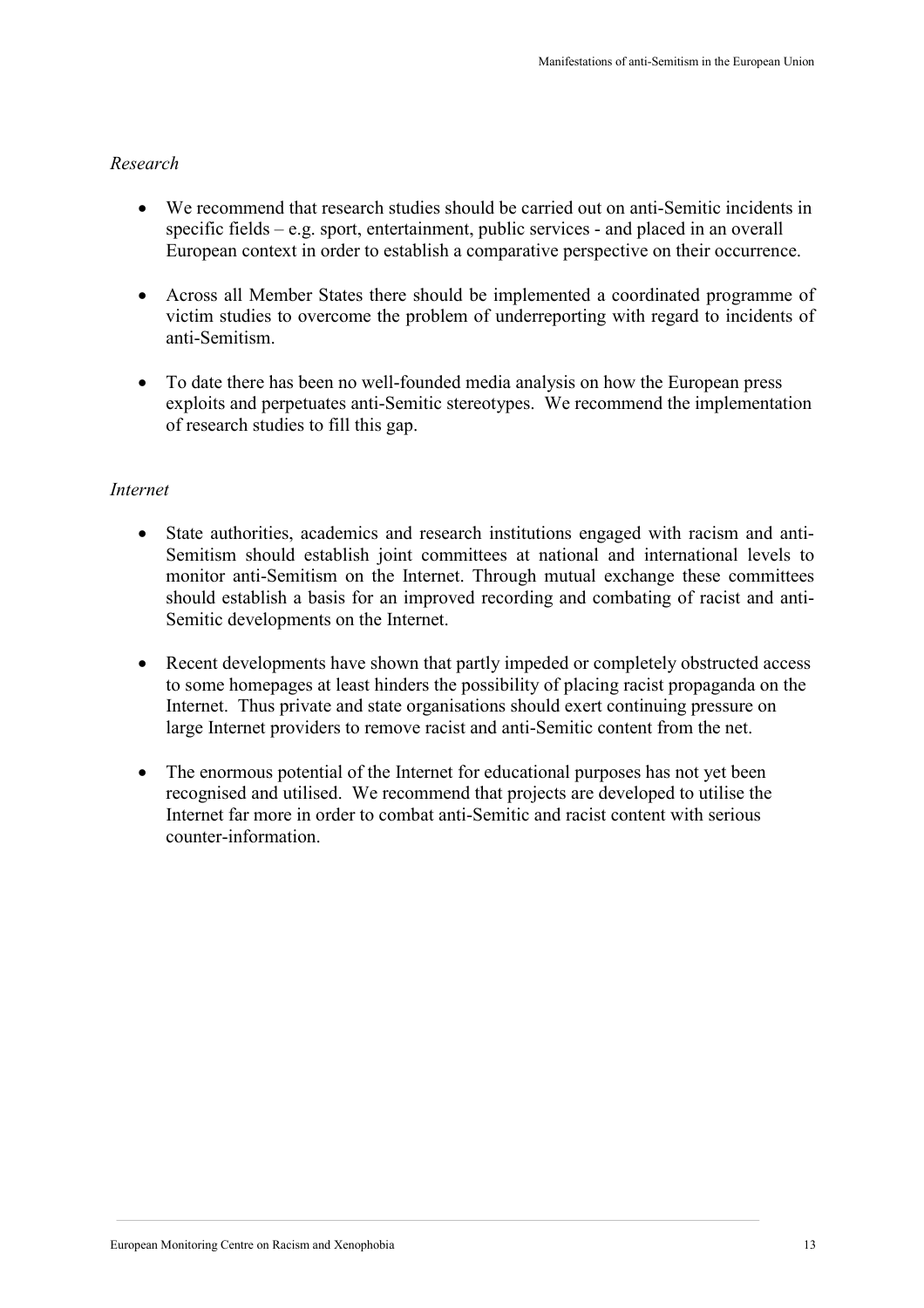*Research*

- We recommend that research studies should be carried out on anti-Semitic incidents in specific fields – e.g. sport, entertainment, public services - and placed in an overall European context in order to establish a comparative perspective on their occurrence.

- Across all Member States there should be implemented a coordinated programme of victim studies to overcome the problem of underreporting with regard to incidents of anti-Semitism.

- To date there has been no well-founded media analysis on how the European press exploits and perpetuates anti-Semitic stereotypes. We recommend the implementation of research studies to fill this gap.

*Internet*

- State authorities, academics and research institutions engaged with racism and anti-Semitism should establish joint committees at national and international levels to monitor anti-Semitism on the Internet. Through mutual exchange these committees should establish a basis for an improved recording and combating of racist and anti-Semitic developments on the Internet.

- Recent developments have shown that partly impeded or completely obstructed access to some homepages at least hinders the possibility of placing racist propaganda on the Internet. Thus private and state organisations should exert continuing pressure on large Internet providers to remove racist and anti-Semitic content from the net.

- The enormous potential of the Internet for educational purposes has not yet been recognised and utilised. We recommend that projects are developed to utilise the Internet far more in order to combat anti-Semitic and racist content with serious counter-information.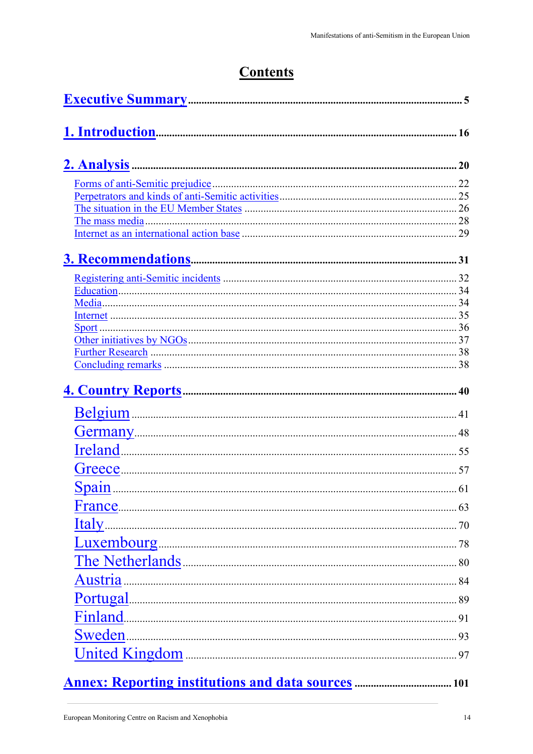# Contents

**Executive Summary** .......... 5

**1. Introduction** .......... 16

**2. Analysis** .......... 20

- Forms of anti-Semitic prejudice .......... 22
- Perpetrators and kinds of anti-Semitic activities .......... 25
- The situation in the EU Member States .......... 26
- The mass media .......... 28
- Internet as an international action base .......... 29

**3. Recommendations** .......... 31

- Registering anti-Semitic incidents .......... 32
- Education .......... 34
- Media .......... 34
- Internet .......... 35
- Sport .......... 36
- Other initiatives by NGOs .......... 37
- Further Research .......... 38
- Concluding remarks .......... 38

**4. Country Reports** .......... 40

- Belgium .......... 41
- Germany .......... 48
- Ireland .......... 55
- Greece .......... 57
- Spain .......... 61
- France .......... 63
- Italy .......... 70
- Luxembourg .......... 78
- The Netherlands .......... 80
- Austria .......... 84
- Portugal .......... 89
- Finland .......... 91
- Sweden .......... 93
- United Kingdom .......... 97

**Annex: Reporting institutions and data sources** .......... 101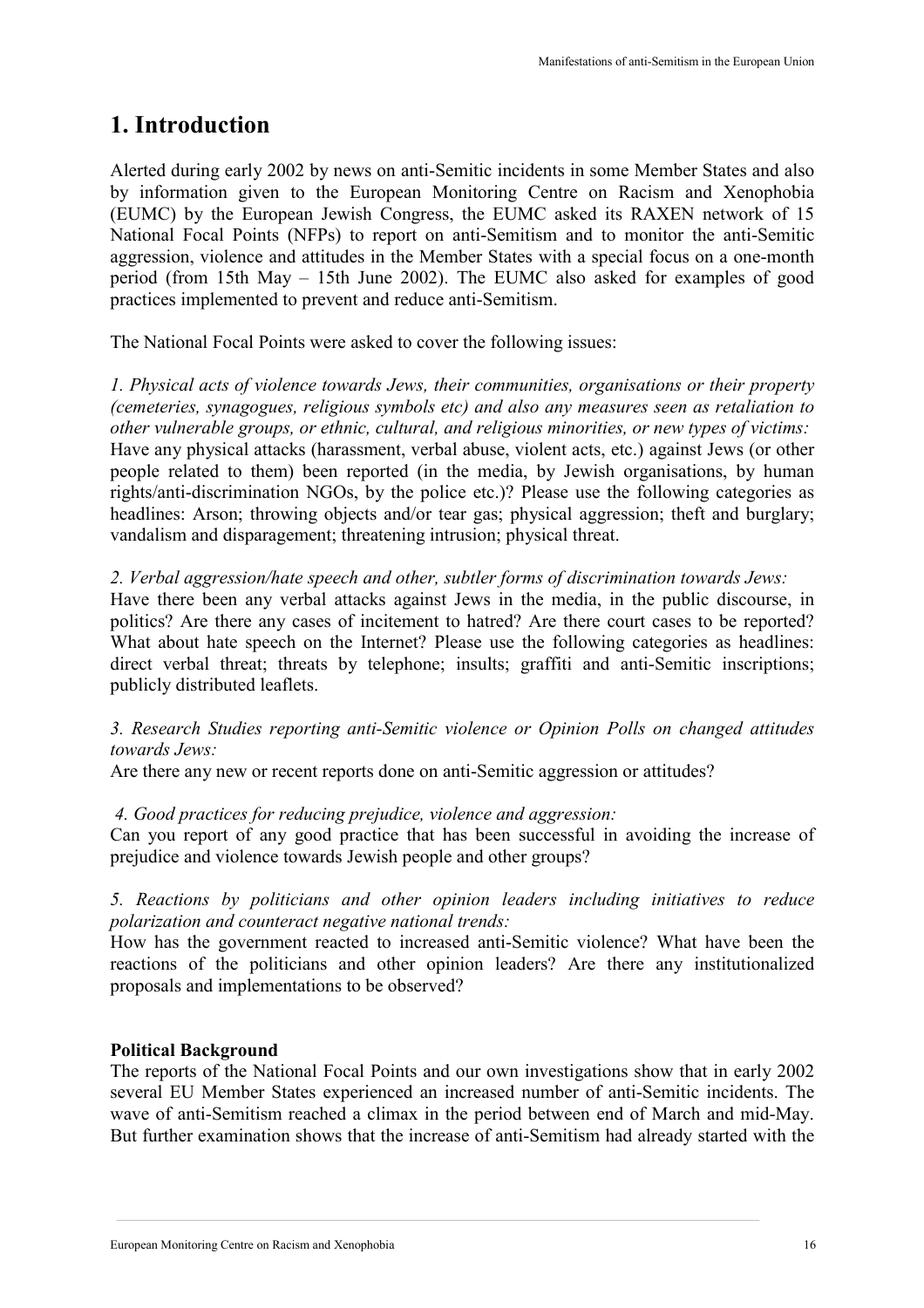# 1. Introduction

Alerted during early 2002 by news on anti-Semitic incidents in some Member States and also by information given to the European Monitoring Centre on Racism and Xenophobia (EUMC) by the European Jewish Congress, the EUMC asked its RAXEN network of 15 National Focal Points (NFPs) to report on anti-Semitism and to monitor the anti-Semitic aggression, violence and attitudes in the Member States with a special focus on a one-month period (from 15th May – 15th June 2002). The EUMC also asked for examples of good practices implemented to prevent and reduce anti-Semitism.

The National Focal Points were asked to cover the following issues:

*1. Physical acts of violence towards Jews, their communities, organisations or their property (cemeteries, synagogues, religious symbols etc) and also any measures seen as retaliation to other vulnerable groups, or ethnic, cultural, and religious minorities, or new types of victims:*
Have any physical attacks (harassment, verbal abuse, violent acts, etc.) against Jews (or other people related to them) been reported (in the media, by Jewish organisations, by human rights/anti-discrimination NGOs, by the police etc.)? Please use the following categories as headlines: Arson; throwing objects and/or tear gas; physical aggression; theft and burglary; vandalism and disparagement; threatening intrusion; physical threat.

*2. Verbal aggression/hate speech and other, subtler forms of discrimination towards Jews:*
Have there been any verbal attacks against Jews in the media, in the public discourse, in politics? Are there any cases of incitement to hatred? Are there court cases to be reported? What about hate speech on the Internet? Please use the following categories as headlines: direct verbal threat; threats by telephone; insults; graffiti and anti-Semitic inscriptions; publicly distributed leaflets.

*3. Research Studies reporting anti-Semitic violence or Opinion Polls on changed attitudes towards Jews:*
Are there any new or recent reports done on anti-Semitic aggression or attitudes?

*4. Good practices for reducing prejudice, violence and aggression:*
Can you report of any good practice that has been successful in avoiding the increase of prejudice and violence towards Jewish people and other groups?

*5. Reactions by politicians and other opinion leaders including initiatives to reduce polarization and counteract negative national trends:*
How has the government reacted to increased anti-Semitic violence? What have been the reactions of the politicians and other opinion leaders? Are there any institutionalized proposals and implementations to be observed?

**Political Background**
The reports of the National Focal Points and our own investigations show that in early 2002 several EU Member States experienced an increased number of anti-Semitic incidents. The wave of anti-Semitism reached a climax in the period between end of March and mid-May. But further examination shows that the increase of anti-Semitism had already started with the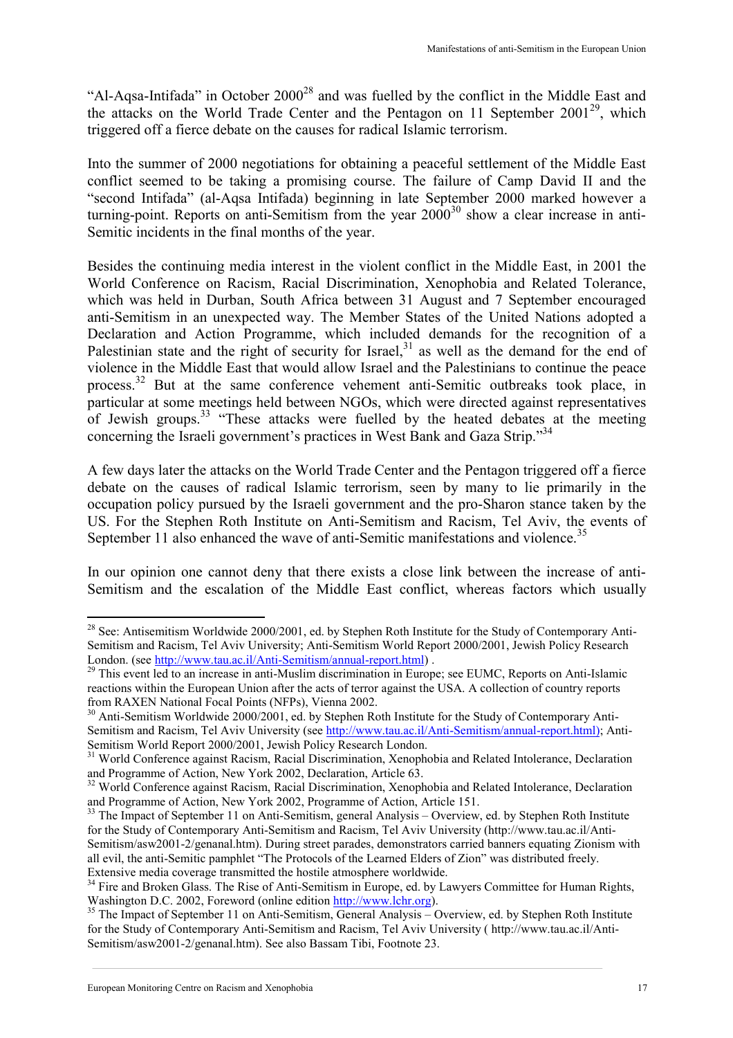"Al-Aqsa-Intifada" in October 2000[28] and was fuelled by the conflict in the Middle East and the attacks on the World Trade Center and the Pentagon on 11 September 2001[29], which triggered off a fierce debate on the causes for radical Islamic terrorism.

Into the summer of 2000 negotiations for obtaining a peaceful settlement of the Middle East conflict seemed to be taking a promising course. The failure of Camp David II and the "second Intifada" (al-Aqsa Intifada) beginning in late September 2000 marked however a turning-point. Reports on anti-Semitism from the year 2000[30] show a clear increase in anti-Semitic incidents in the final months of the year.

Besides the continuing media interest in the violent conflict in the Middle East, in 2001 the World Conference on Racism, Racial Discrimination, Xenophobia and Related Tolerance, which was held in Durban, South Africa between 31 August and 7 September encouraged anti-Semitism in an unexpected way. The Member States of the United Nations adopted a Declaration and Action Programme, which included demands for the recognition of a Palestinian state and the right of security for Israel,[31] as well as the demand for the end of violence in the Middle East that would allow Israel and the Palestinians to continue the peace process.[32] But at the same conference vehement anti-Semitic outbreaks took place, in particular at some meetings held between NGOs, which were directed against representatives of Jewish groups.[33] "These attacks were fuelled by the heated debates at the meeting concerning the Israeli government's practices in West Bank and Gaza Strip."[34]

A few days later the attacks on the World Trade Center and the Pentagon triggered off a fierce debate on the causes of radical Islamic terrorism, seen by many to lie primarily in the occupation policy pursued by the Israeli government and the pro-Sharon stance taken by the US. For the Stephen Roth Institute on Anti-Semitism and Racism, Tel Aviv, the events of September 11 also enhanced the wave of anti-Semitic manifestations and violence.[35]

In our opinion one cannot deny that there exists a close link between the increase of anti-Semitism and the escalation of the Middle East conflict, whereas factors which usually

---

[28] See: Antisemitism Worldwide 2000/2001, ed. by Stephen Roth Institute for the Study of Contemporary Anti-Semitism and Racism, Tel Aviv University; Anti-Semitism World Report 2000/2001, Jewish Policy Research London. (see http://www.tau.ac.il/Anti-Semitism/annual-report.html) .

[29] This event led to an increase in anti-Muslim discrimination in Europe; see EUMC, Reports on Anti-Islamic reactions within the European Union after the acts of terror against the USA. A collection of country reports from RAXEN National Focal Points (NFPs), Vienna 2002.

[30] Anti-Semitism Worldwide 2000/2001, ed. by Stephen Roth Institute for the Study of Contemporary Anti-Semitism and Racism, Tel Aviv University (see http://www.tau.ac.il/Anti-Semitism/annual-report.html); Anti-Semitism World Report 2000/2001, Jewish Policy Research London.

[31] World Conference against Racism, Racial Discrimination, Xenophobia and Related Intolerance, Declaration and Programme of Action, New York 2002, Declaration, Article 63.

[32] World Conference against Racism, Racial Discrimination, Xenophobia and Related Intolerance, Declaration and Programme of Action, New York 2002, Programme of Action, Article 151.

[33] The Impact of September 11 on Anti-Semitism, general Analysis – Overview, ed. by Stephen Roth Institute for the Study of Contemporary Anti-Semitism and Racism, Tel Aviv University (http://www.tau.ac.il/Anti-Semitism/asw2001-2/genanal.htm). During street parades, demonstrators carried banners equating Zionism with all evil, the anti-Semitic pamphlet "The Protocols of the Learned Elders of Zion" was distributed freely. Extensive media coverage transmitted the hostile atmosphere worldwide.

[34] Fire and Broken Glass. The Rise of Anti-Semitism in Europe, ed. by Lawyers Committee for Human Rights, Washington D.C. 2002, Foreword (online edition http://www.lchr.org).

[35] The Impact of September 11 on Anti-Semitism, General Analysis – Overview, ed. by Stephen Roth Institute for the Study of Contemporary Anti-Semitism and Racism, Tel Aviv University ( http://www.tau.ac.il/Anti-Semitism/asw2001-2/genanal.htm). See also Bassam Tibi, Footnote 23.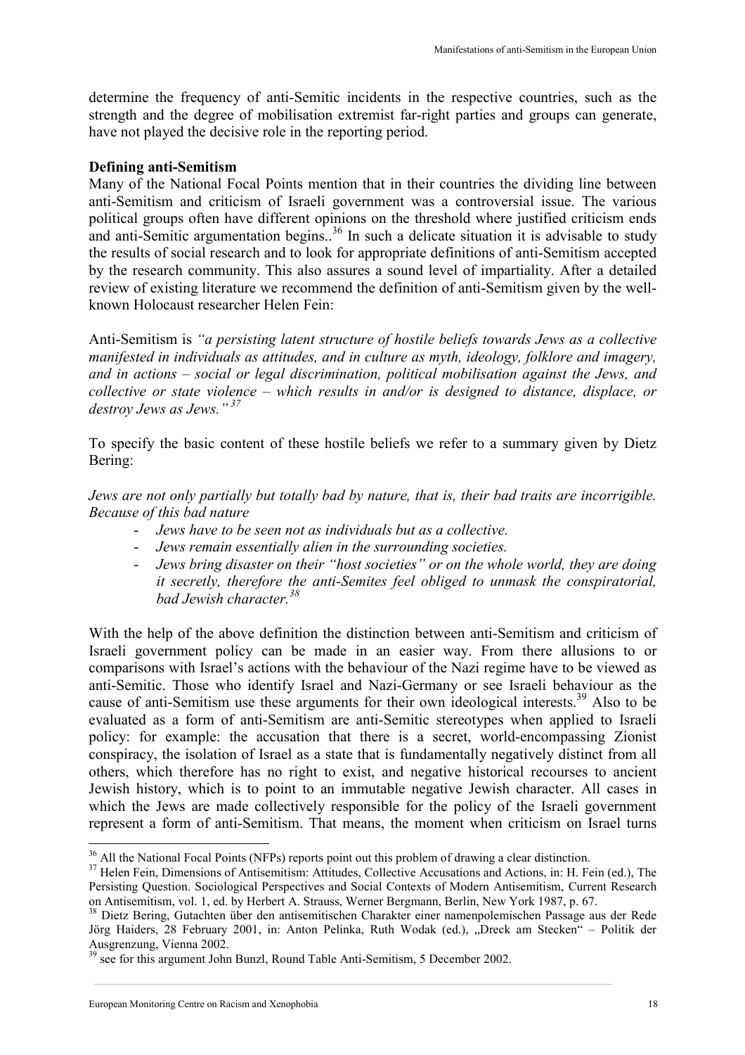determine the frequency of anti-Semitic incidents in the respective countries, such as the strength and the degree of mobilisation extremist far-right parties and groups can generate, have not played the decisive role in the reporting period.

**Defining anti-Semitism**

Many of the National Focal Points mention that in their countries the dividing line between anti-Semitism and criticism of Israeli government was a controversial issue. The various political groups often have different opinions on the threshold where justified criticism ends and anti-Semitic argumentation begins..[36] In such a delicate situation it is advisable to study the results of social research and to look for appropriate definitions of anti-Semitism accepted by the research community. This also assures a sound level of impartiality. After a detailed review of existing literature we recommend the definition of anti-Semitism given by the well-known Holocaust researcher Helen Fein:

Anti-Semitism is *"a persisting latent structure of hostile beliefs towards Jews as a collective manifested in individuals as attitudes, and in culture as myth, ideology, folklore and imagery, and in actions – social or legal discrimination, political mobilisation against the Jews, and collective or state violence – which results in and/or is designed to distance, displace, or destroy Jews as Jews."*[37]

To specify the basic content of these hostile beliefs we refer to a summary given by Dietz Bering:

*Jews are not only partially but totally bad by nature, that is, their bad traits are incorrigible. Because of this bad nature*

- *Jews have to be seen not as individuals but as a collective.*
- *Jews remain essentially alien in the surrounding societies.*
- *Jews bring disaster on their "host societies" or on the whole world, they are doing it secretly, therefore the anti-Semites feel obliged to unmask the conspiratorial, bad Jewish character.*[38]

With the help of the above definition the distinction between anti-Semitism and criticism of Israeli government policy can be made in an easier way. From there allusions to or comparisons with Israel's actions with the behaviour of the Nazi regime have to be viewed as anti-Semitic. Those who identify Israel and Nazi-Germany or see Israeli behaviour as the cause of anti-Semitism use these arguments for their own ideological interests.[39] Also to be evaluated as a form of anti-Semitism are anti-Semitic stereotypes when applied to Israeli policy: for example: the accusation that there is a secret, world-encompassing Zionist conspiracy, the isolation of Israel as a state that is fundamentally negatively distinct from all others, which therefore has no right to exist, and negative historical recourses to ancient Jewish history, which is to point to an immutable negative Jewish character. All cases in which the Jews are made collectively responsible for the policy of the Israeli government represent a form of anti-Semitism. That means, the moment when criticism on Israel turns

---

[36] All the National Focal Points (NFPs) reports point out this problem of drawing a clear distinction.

[37] Helen Fein, Dimensions of Antisemitism: Attitudes, Collective Accusations and Actions, in: H. Fein (ed.), The Persisting Question. Sociological Perspectives and Social Contexts of Modern Antisemitism, Current Research on Antisemitism, vol. 1, ed. by Herbert A. Strauss, Werner Bergmann, Berlin, New York 1987, p. 67.

[38] Dietz Bering, Gutachten über den antisemitischen Charakter einer namenpolemischen Passage aus der Rede Jörg Haiders, 28 February 2001, in: Anton Pelinka, Ruth Wodak (ed.), „Dreck am Stecken" – Politik der Ausgrenzung, Vienna 2002.

[39] see for this argument John Bunzl, Round Table Anti-Semitism, 5 December 2002.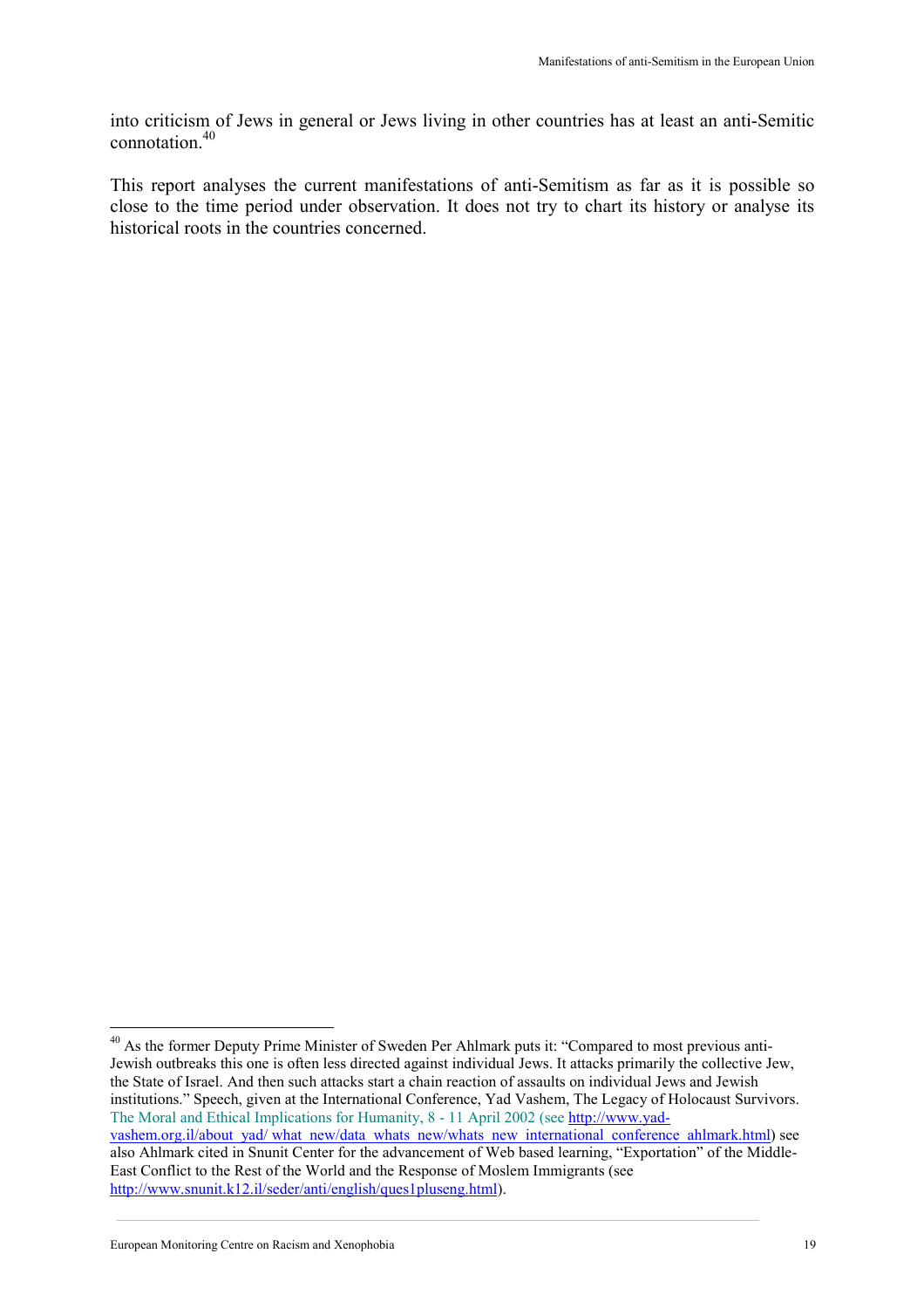into criticism of Jews in general or Jews living in other countries has at least an anti-Semitic connotation.[40]

This report analyses the current manifestations of anti-Semitism as far as it is possible so close to the time period under observation. It does not try to chart its history or analyse its historical roots in the countries concerned.

---

[40] As the former Deputy Prime Minister of Sweden Per Ahlmark puts it: "Compared to most previous anti-Jewish outbreaks this one is often less directed against individual Jews. It attacks primarily the collective Jew, the State of Israel. And then such attacks start a chain reaction of assaults on individual Jews and Jewish institutions." Speech, given at the International Conference, Yad Vashem, The Legacy of Holocaust Survivors. The Moral and Ethical Implications for Humanity, 8 - 11 April 2002 (see http://www.yad-vashem.org.il/about_yad/_what_new/data_whats_new/whats_new_international_conference_ahlmark.html) see also Ahlmark cited in Snunit Center for the advancement of Web based learning, "Exportation" of the Middle-East Conflict to the Rest of the World and the Response of Moslem Immigrants (see http://www.snunit.k12.il/seder/anti/english/ques1pluseng.html).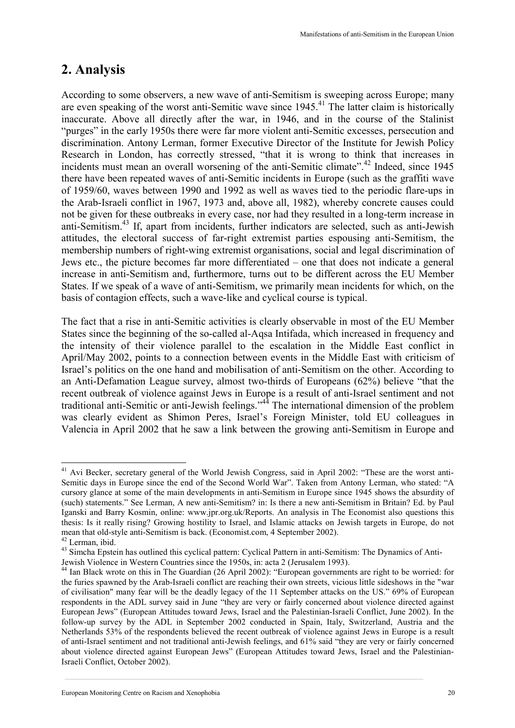## 2. Analysis

According to some observers, a new wave of anti-Semitism is sweeping across Europe; many are even speaking of the worst anti-Semitic wave since 1945.[41] The latter claim is historically inaccurate. Above all directly after the war, in 1946, and in the course of the Stalinist "purges" in the early 1950s there were far more violent anti-Semitic excesses, persecution and discrimination. Antony Lerman, former Executive Director of the Institute for Jewish Policy Research in London, has correctly stressed, "that it is wrong to think that increases in incidents must mean an overall worsening of the anti-Semitic climate".[42] Indeed, since 1945 there have been repeated waves of anti-Semitic incidents in Europe (such as the graffiti wave of 1959/60, waves between 1990 and 1992 as well as waves tied to the periodic flare-ups in the Arab-Israeli conflict in 1967, 1973 and, above all, 1982), whereby concrete causes could not be given for these outbreaks in every case, nor had they resulted in a long-term increase in anti-Semitism.[43] If, apart from incidents, further indicators are selected, such as anti-Jewish attitudes, the electoral success of far-right extremist parties espousing anti-Semitism, the membership numbers of right-wing extremist organisations, social and legal discrimination of Jews etc., the picture becomes far more differentiated – one that does not indicate a general increase in anti-Semitism and, furthermore, turns out to be different across the EU Member States. If we speak of a wave of anti-Semitism, we primarily mean incidents for which, on the basis of contagion effects, such a wave-like and cyclical course is typical.

The fact that a rise in anti-Semitic activities is clearly observable in most of the EU Member States since the beginning of the so-called al-Aqsa Intifada, which increased in frequency and the intensity of their violence parallel to the escalation in the Middle East conflict in April/May 2002, points to a connection between events in the Middle East with criticism of Israel's politics on the one hand and mobilisation of anti-Semitism on the other. According to an Anti-Defamation League survey, almost two-thirds of Europeans (62%) believe "that the recent outbreak of violence against Jews in Europe is a result of anti-Israel sentiment and not traditional anti-Semitic or anti-Jewish feelings."[44] The international dimension of the problem was clearly evident as Shimon Peres, Israel's Foreign Minister, told EU colleagues in Valencia in April 2002 that he saw a link between the growing anti-Semitism in Europe and

---

[41] Avi Becker, secretary general of the World Jewish Congress, said in April 2002: "These are the worst anti-Semitic days in Europe since the end of the Second World War". Taken from Antony Lerman, who stated: "A cursory glance at some of the main developments in anti-Semitism in Europe since 1945 shows the absurdity of (such) statements." See Lerman, A new anti-Semitism? in: Is there a new anti-Semitism in Britain? Ed. by Paul Iganski and Barry Kosmin, online: www.jpr.org.uk/Reports. An analysis in The Economist also questions this thesis: Is it really rising? Growing hostility to Israel, and Islamic attacks on Jewish targets in Europe, do not mean that old-style anti-Semitism is back. (Economist.com, 4 September 2002).

[42] Lerman, ibid.

[43] Simcha Epstein has outlined this cyclical pattern: Cyclical Pattern in anti-Semitism: The Dynamics of Anti-Jewish Violence in Western Countries since the 1950s, in: acta 2 (Jerusalem 1993).

[44] Ian Black wrote on this in The Guardian (26 April 2002): "European governments are right to be worried: for the furies spawned by the Arab-Israeli conflict are reaching their own streets, vicious little sideshows in the "war of civilisation" many fear will be the deadly legacy of the 11 September attacks on the US." 69% of European respondents in the ADL survey said in June "they are very or fairly concerned about violence directed against European Jews" (European Attitudes toward Jews, Israel and the Palestinian-Israeli Conflict, June 2002). In the follow-up survey by the ADL in September 2002 conducted in Spain, Italy, Switzerland, Austria and the Netherlands 53% of the respondents believed the recent outbreak of violence against Jews in Europe is a result of anti-Israel sentiment and not traditional anti-Jewish feelings, and 61% said "they are very or fairly concerned about violence directed against European Jews" (European Attitudes toward Jews, Israel and the Palestinian-Israeli Conflict, October 2002).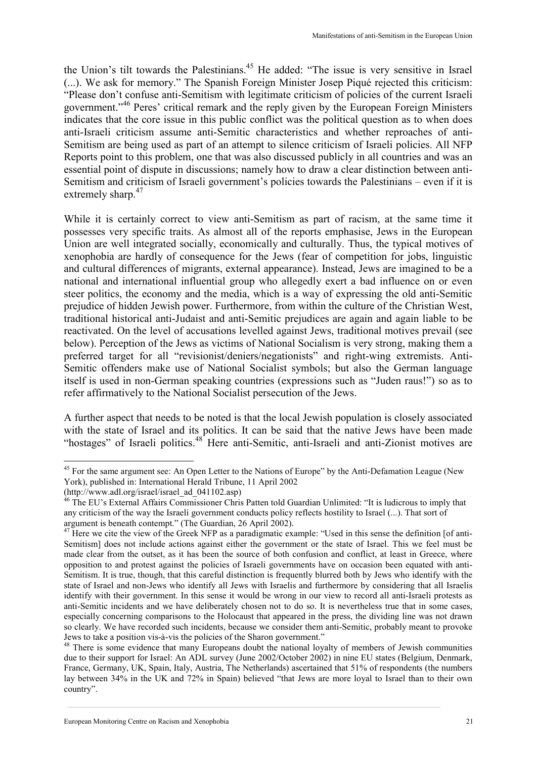the Union's tilt towards the Palestinians.[45] He added: "The issue is very sensitive in Israel (...). We ask for memory." The Spanish Foreign Minister Josep Piqué rejected this criticism: "Please don't confuse anti-Semitism with legitimate criticism of policies of the current Israeli government."[46] Peres' critical remark and the reply given by the European Foreign Ministers indicates that the core issue in this public conflict was the political question as to when does anti-Israeli criticism assume anti-Semitic characteristics and whether reproaches of anti-Semitism are being used as part of an attempt to silence criticism of Israeli policies. All NFP Reports point to this problem, one that was also discussed publicly in all countries and was an essential point of dispute in discussions; namely how to draw a clear distinction between anti-Semitism and criticism of Israeli government's policies towards the Palestinians – even if it is extremely sharp.[47]

While it is certainly correct to view anti-Semitism as part of racism, at the same time it possesses very specific traits. As almost all of the reports emphasise, Jews in the European Union are well integrated socially, economically and culturally. Thus, the typical motives of xenophobia are hardly of consequence for the Jews (fear of competition for jobs, linguistic and cultural differences of migrants, external appearance). Instead, Jews are imagined to be a national and international influential group who allegedly exert a bad influence on or even steer politics, the economy and the media, which is a way of expressing the old anti-Semitic prejudice of hidden Jewish power. Furthermore, from within the culture of the Christian West, traditional historical anti-Judaist and anti-Semitic prejudices are again and again liable to be reactivated. On the level of accusations levelled against Jews, traditional motives prevail (see below). Perception of the Jews as victims of National Socialism is very strong, making them a preferred target for all "revisionist/deniers/negationists" and right-wing extremists. Anti-Semitic offenders make use of National Socialist symbols; but also the German language itself is used in non-German speaking countries (expressions such as "Juden raus!") so as to refer affirmatively to the National Socialist persecution of the Jews.

A further aspect that needs to be noted is that the local Jewish population is closely associated with the state of Israel and its politics. It can be said that the native Jews have been made "hostages" of Israeli politics.[48] Here anti-Semitic, anti-Israeli and anti-Zionist motives are

---

[45] For the same argument see: An Open Letter to the Nations of Europe" by the Anti-Defamation League (New York), published in: International Herald Tribune, 11 April 2002 (http://www.adl.org/israel/israel_ad_041102.asp)

[46] The EU's External Affairs Commissioner Chris Patten told Guardian Unlimited: "It is ludicrous to imply that any criticism of the way the Israeli government conducts policy reflects hostility to Israel (...). That sort of argument is beneath contempt." (The Guardian, 26 April 2002).

[47] Here we cite the view of the Greek NFP as a paradigmatic example: "Used in this sense the definition [of anti-Semitism] does not include actions against either the government or the state of Israel. This we feel must be made clear from the outset, as it has been the source of both confusion and conflict, at least in Greece, where opposition to and protest against the policies of Israeli governments have on occasion been equated with anti-Semitism. It is true, though, that this careful distinction is frequently blurred both by Jews who identify with the state of Israel and non-Jews who identify all Jews with Israelis and furthermore by considering that all Israelis identify with their government. In this sense it would be wrong in our view to record all anti-Israeli protests as anti-Semitic incidents and we have deliberately chosen not to do so. It is nevertheless true that in some cases, especially concerning comparisons to the Holocaust that appeared in the press, the dividing line was not drawn so clearly. We have recorded such incidents, because we consider them anti-Semitic, probably meant to provoke Jews to take a position vis-à-vis the policies of the Sharon government."

[48] There is some evidence that many Europeans doubt the national loyalty of members of Jewish communities due to their support for Israel: An ADL survey (June 2002/October 2002) in nine EU states (Belgium, Denmark, France, Germany, UK, Spain, Italy, Austria, The Netherlands) ascertained that 51% of respondents (the numbers lay between 34% in the UK and 72% in Spain) believed "that Jews are more loyal to Israel than to their own country".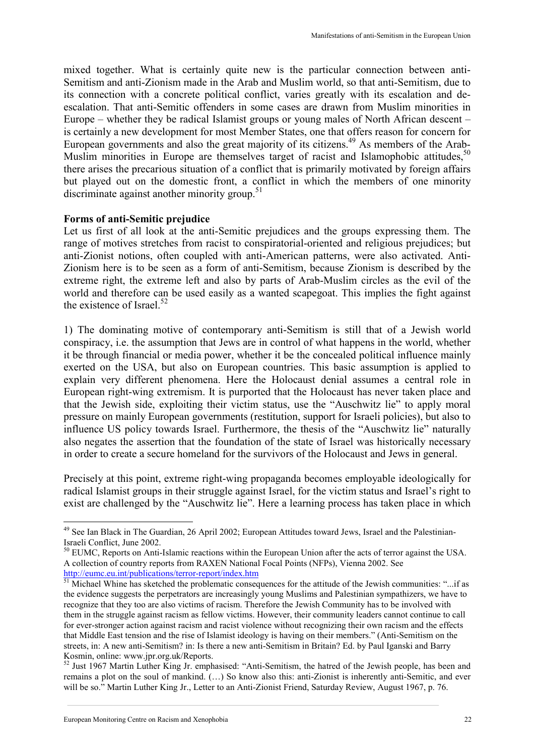mixed together. What is certainly quite new is the particular connection between anti-Semitism and anti-Zionism made in the Arab and Muslim world, so that anti-Semitism, due to its connection with a concrete political conflict, varies greatly with its escalation and de-escalation. That anti-Semitic offenders in some cases are drawn from Muslim minorities in Europe – whether they be radical Islamist groups or young males of North African descent – is certainly a new development for most Member States, one that offers reason for concern for European governments and also the great majority of its citizens.[49] As members of the Arab-Muslim minorities in Europe are themselves target of racist and Islamophobic attitudes,[50] there arises the precarious situation of a conflict that is primarily motivated by foreign affairs but played out on the domestic front, a conflict in which the members of one minority discriminate against another minority group.[51]

**Forms of anti-Semitic prejudice**

Let us first of all look at the anti-Semitic prejudices and the groups expressing them. The range of motives stretches from racist to conspiratorial-oriented and religious prejudices; but anti-Zionist notions, often coupled with anti-American patterns, were also activated. Anti-Zionism here is to be seen as a form of anti-Semitism, because Zionism is described by the extreme right, the extreme left and also by parts of Arab-Muslim circles as the evil of the world and therefore can be used easily as a wanted scapegoat. This implies the fight against the existence of Israel.[52]

1) The dominating motive of contemporary anti-Semitism is still that of a Jewish world conspiracy, i.e. the assumption that Jews are in control of what happens in the world, whether it be through financial or media power, whether it be the concealed political influence mainly exerted on the USA, but also on European countries. This basic assumption is applied to explain very different phenomena. Here the Holocaust denial assumes a central role in European right-wing extremism. It is purported that the Holocaust has never taken place and that the Jewish side, exploiting their victim status, use the "Auschwitz lie" to apply moral pressure on mainly European governments (restitution, support for Israeli policies), but also to influence US policy towards Israel. Furthermore, the thesis of the "Auschwitz lie" naturally also negates the assertion that the foundation of the state of Israel was historically necessary in order to create a secure homeland for the survivors of the Holocaust and Jews in general.

Precisely at this point, extreme right-wing propaganda becomes employable ideologically for radical Islamist groups in their struggle against Israel, for the victim status and Israel's right to exist are challenged by the "Auschwitz lie". Here a learning process has taken place in which

---

[49] See Ian Black in The Guardian, 26 April 2002; European Attitudes toward Jews, Israel and the Palestinian-Israeli Conflict, June 2002.

[50] EUMC, Reports on Anti-Islamic reactions within the European Union after the acts of terror against the USA. A collection of country reports from RAXEN National Focal Points (NFPs), Vienna 2002. See http://eumc.eu.int/publications/terror-report/index.htm

[51] Michael Whine has sketched the problematic consequences for the attitude of the Jewish communities: "...if as the evidence suggests the perpetrators are increasingly young Muslims and Palestinian sympathizers, we have to recognize that they too are also victims of racism. Therefore the Jewish Community has to be involved with them in the struggle against racism as fellow victims. However, their community leaders cannot continue to call for ever-stronger action against racism and racist violence without recognizing their own racism and the effects that Middle East tension and the rise of Islamist ideology is having on their members." (Anti-Semitism on the streets, in: A new anti-Semitism? in: Is there a new anti-Semitism in Britain? Ed. by Paul Iganski and Barry Kosmin, online: www.jpr.org.uk/Reports.

[52] Just 1967 Martin Luther King Jr. emphasised: "Anti-Semitism, the hatred of the Jewish people, has been and remains a plot on the soul of mankind. (…) So know also this: anti-Zionist is inherently anti-Semitic, and ever will be so." Martin Luther King Jr., Letter to an Anti-Zionist Friend, Saturday Review, August 1967, p. 76.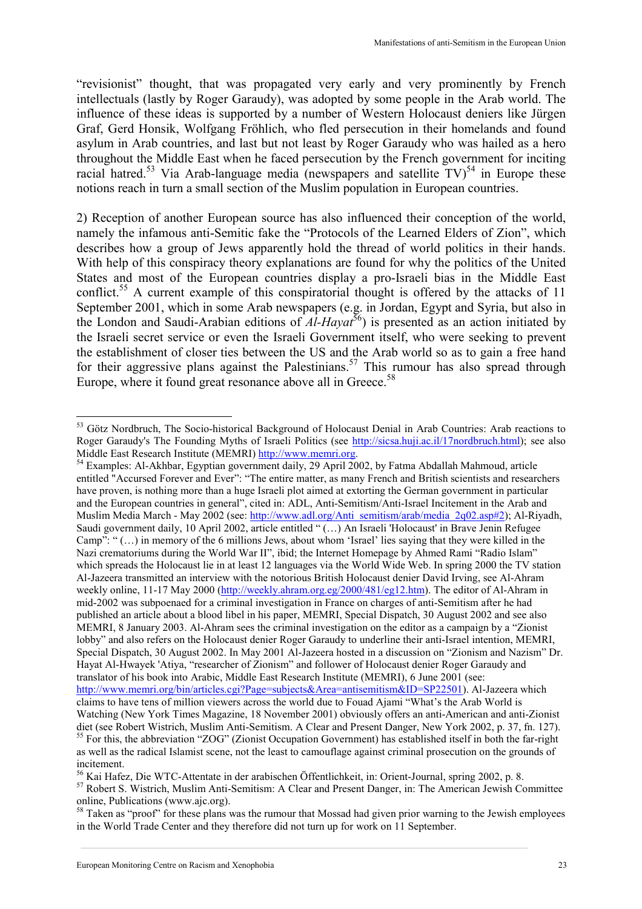"revisionist" thought, that was propagated very early and very prominently by French intellectuals (lastly by Roger Garaudy), was adopted by some people in the Arab world. The influence of these ideas is supported by a number of Western Holocaust deniers like Jürgen Graf, Gerd Honsik, Wolfgang Fröhlich, who fled persecution in their homelands and found asylum in Arab countries, and last but not least by Roger Garaudy who was hailed as a hero throughout the Middle East when he faced persecution by the French government for inciting racial hatred.[53] Via Arab-language media (newspapers and satellite TV)[54] in Europe these notions reach in turn a small section of the Muslim population in European countries.

2) Reception of another European source has also influenced their conception of the world, namely the infamous anti-Semitic fake the "Protocols of the Learned Elders of Zion", which describes how a group of Jews apparently hold the thread of world politics in their hands. With help of this conspiracy theory explanations are found for why the politics of the United States and most of the European countries display a pro-Israeli bias in the Middle East conflict.[55] A current example of this conspiratorial thought is offered by the attacks of 11 September 2001, which in some Arab newspapers (e.g. in Jordan, Egypt and Syria, but also in the London and Saudi-Arabian editions of *Al-Hayat*[56]) is presented as an action initiated by the Israeli secret service or even the Israeli Government itself, who were seeking to prevent the establishment of closer ties between the US and the Arab world so as to gain a free hand for their aggressive plans against the Palestinians.[57] This rumour has also spread through Europe, where it found great resonance above all in Greece.[58]

---

[53] Götz Nordbruch, The Socio-historical Background of Holocaust Denial in Arab Countries: Arab reactions to Roger Garaudy's The Founding Myths of Israeli Politics (see http://sicsa.huji.ac.il/17nordbruch.html); see also Middle East Research Institute (MEMRI) http://www.memri.org.

[54] Examples: Al-Akhbar, Egyptian government daily, 29 April 2002, by Fatma Abdallah Mahmoud, article entitled "Accursed Forever and Ever": "The entire matter, as many French and British scientists and researchers have proven, is nothing more than a huge Israeli plot aimed at extorting the German government in particular and the European countries in general", cited in: ADL, Anti-Semitism/Anti-Israel Incitement in the Arab and Muslim Media March - May 2002 (see: http://www.adl.org/Anti_semitism/arab/media_2q02.asp#2); Al-Riyadh, Saudi government daily, 10 April 2002, article entitled " (…) An Israeli 'Holocaust' in Brave Jenin Refugee Camp": " (…) in memory of the 6 millions Jews, about whom 'Israel' lies saying that they were killed in the Nazi crematoriums during the World War II", ibid; the Internet Homepage by Ahmed Rami "Radio Islam" which spreads the Holocaust lie in at least 12 languages via the World Wide Web. In spring 2000 the TV station Al-Jazeera transmitted an interview with the notorious British Holocaust denier David Irving, see Al-Ahram weekly online, 11-17 May 2000 (http://weekly.ahram.org.eg/2000/481/eg12.htm). The editor of Al-Ahram in mid-2002 was subpoenaed for a criminal investigation in France on charges of anti-Semitism after he had published an article about a blood libel in his paper, MEMRI, Special Dispatch, 30 August 2002 and see also MEMRI, 8 January 2003. Al-Ahram sees the criminal investigation on the editor as a campaign by a "Zionist lobby" and also refers on the Holocaust denier Roger Garaudy to underline their anti-Israel intention, MEMRI, Special Dispatch, 30 August 2002. In May 2001 Al-Jazeera hosted in a discussion on "Zionism and Nazism" Dr. Hayat Al-Hwayek 'Atiya, "researcher of Zionism" and follower of Holocaust denier Roger Garaudy and translator of his book into Arabic, Middle East Research Institute (MEMRI), 6 June 2001 (see: http://www.memri.org/bin/articles.cgi?Page=subjects&Area=antisemitism&ID=SP22501). Al-Jazeera which claims to have tens of million viewers across the world due to Fouad Ajami "What's the Arab World is Watching (New York Times Magazine, 18 November 2001) obviously offers an anti-American and anti-Zionist diet (see Robert Wistrich, Muslim Anti-Semitism. A Clear and Present Danger, New York 2002, p. 37, fn. 127).

[55] For this, the abbreviation "ZOG" (Zionist Occupation Government) has established itself in both the far-right as well as the radical Islamist scene, not the least to camouflage against criminal prosecution on the grounds of incitement.

[56] Kai Hafez, Die WTC-Attentate in der arabischen Öffentlichkeit, in: Orient-Journal, spring 2002, p. 8.

[57] Robert S. Wistrich, Muslim Anti-Semitism: A Clear and Present Danger, in: The American Jewish Committee online, Publications (www.ajc.org).

[58] Taken as "proof" for these plans was the rumour that Mossad had given prior warning to the Jewish employees in the World Trade Center and they therefore did not turn up for work on 11 September.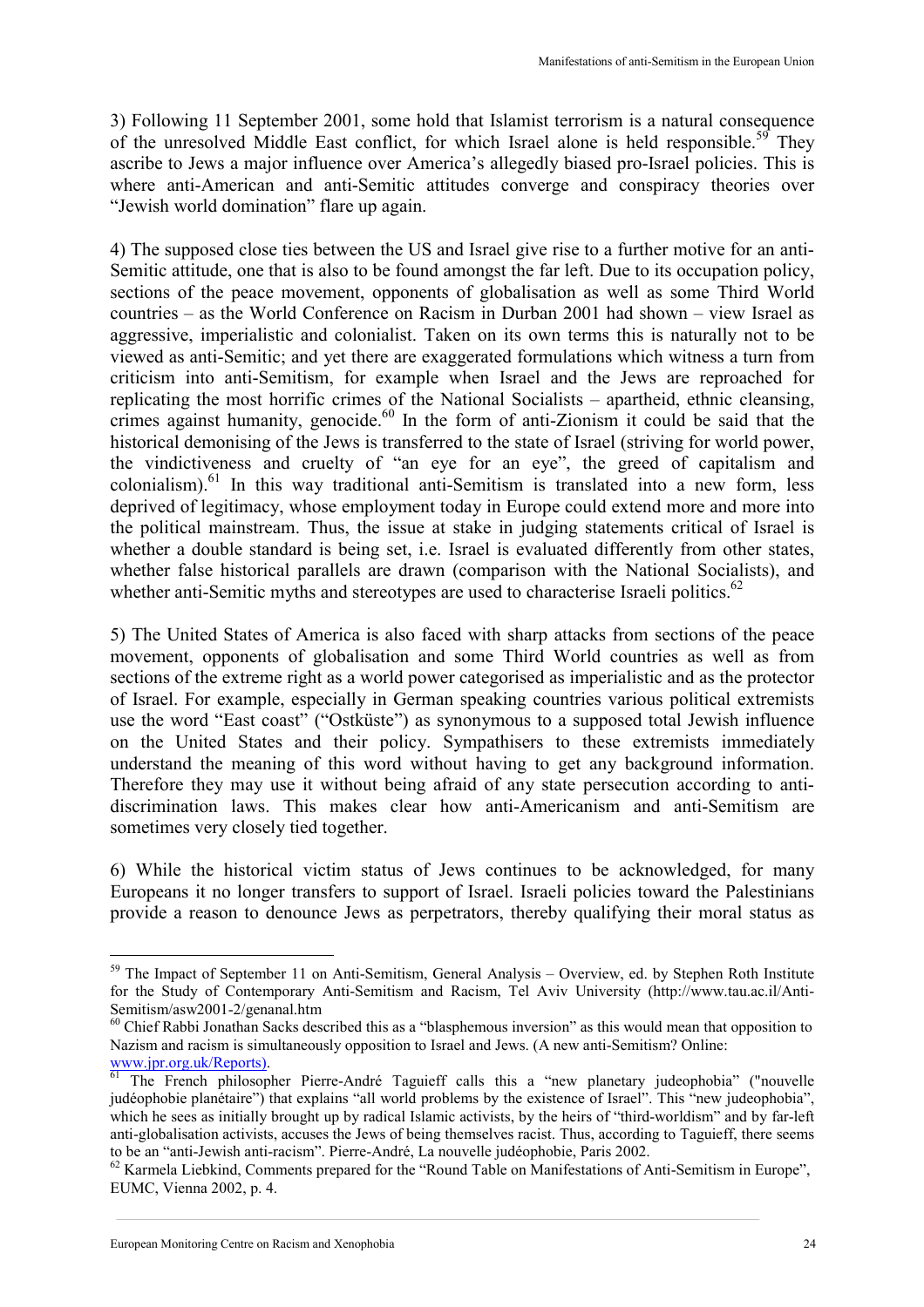3) Following 11 September 2001, some hold that Islamist terrorism is a natural consequence of the unresolved Middle East conflict, for which Israel alone is held responsible.[59] They ascribe to Jews a major influence over America's allegedly biased pro-Israel policies. This is where anti-American and anti-Semitic attitudes converge and conspiracy theories over "Jewish world domination" flare up again.

4) The supposed close ties between the US and Israel give rise to a further motive for an anti-Semitic attitude, one that is also to be found amongst the far left. Due to its occupation policy, sections of the peace movement, opponents of globalisation as well as some Third World countries – as the World Conference on Racism in Durban 2001 had shown – view Israel as aggressive, imperialistic and colonialist. Taken on its own terms this is naturally not to be viewed as anti-Semitic; and yet there are exaggerated formulations which witness a turn from criticism into anti-Semitism, for example when Israel and the Jews are reproached for replicating the most horrific crimes of the National Socialists – apartheid, ethnic cleansing, crimes against humanity, genocide.[60] In the form of anti-Zionism it could be said that the historical demonising of the Jews is transferred to the state of Israel (striving for world power, the vindictiveness and cruelty of "an eye for an eye", the greed of capitalism and colonialism).[61] In this way traditional anti-Semitism is translated into a new form, less deprived of legitimacy, whose employment today in Europe could extend more and more into the political mainstream. Thus, the issue at stake in judging statements critical of Israel is whether a double standard is being set, i.e. Israel is evaluated differently from other states, whether false historical parallels are drawn (comparison with the National Socialists), and whether anti-Semitic myths and stereotypes are used to characterise Israeli politics.[62]

5) The United States of America is also faced with sharp attacks from sections of the peace movement, opponents of globalisation and some Third World countries as well as from sections of the extreme right as a world power categorised as imperialistic and as the protector of Israel. For example, especially in German speaking countries various political extremists use the word "East coast" ("Ostküste") as synonymous to a supposed total Jewish influence on the United States and their policy. Sympathisers to these extremists immediately understand the meaning of this word without having to get any background information. Therefore they may use it without being afraid of any state persecution according to anti-discrimination laws. This makes clear how anti-Americanism and anti-Semitism are sometimes very closely tied together.

6) While the historical victim status of Jews continues to be acknowledged, for many Europeans it no longer transfers to support of Israel. Israeli policies toward the Palestinians provide a reason to denounce Jews as perpetrators, thereby qualifying their moral status as

---

[59] The Impact of September 11 on Anti-Semitism, General Analysis – Overview, ed. by Stephen Roth Institute for the Study of Contemporary Anti-Semitism and Racism, Tel Aviv University (http://www.tau.ac.il/Anti-Semitism/asw2001-2/genanal.htm

[60] Chief Rabbi Jonathan Sacks described this as a "blasphemous inversion" as this would mean that opposition to Nazism and racism is simultaneously opposition to Israel and Jews. (A new anti-Semitism? Online: www.jpr.org.uk/Reports).

[61] The French philosopher Pierre-André Taguieff calls this a "new planetary judeophobia" ("nouvelle judéophobie planétaire") that explains "all world problems by the existence of Israel". This "new judeophobia", which he sees as initially brought up by radical Islamic activists, by the heirs of "third-worldism" and by far-left anti-globalisation activists, accuses the Jews of being themselves racist. Thus, according to Taguieff, there seems to be an "anti-Jewish anti-racism". Pierre-André, La nouvelle judéophobie, Paris 2002.

[62] Karmela Liebkind, Comments prepared for the "Round Table on Manifestations of Anti-Semitism in Europe", EUMC, Vienna 2002, p. 4.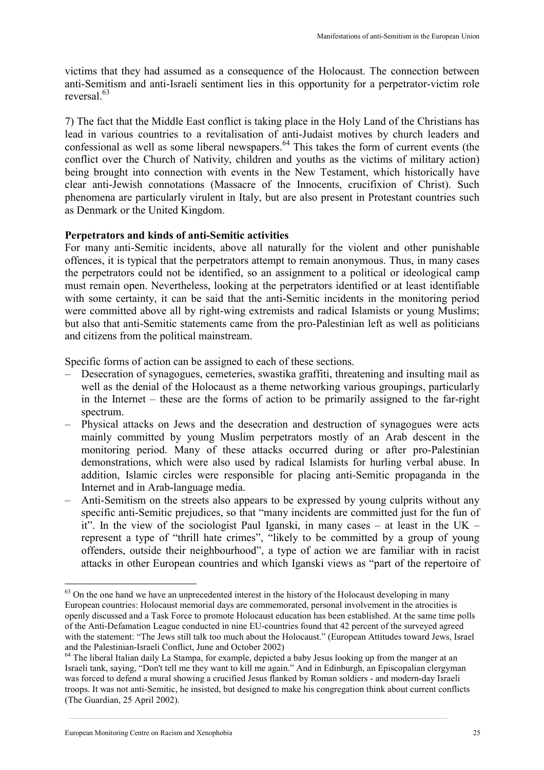victims that they had assumed as a consequence of the Holocaust. The connection between anti-Semitism and anti-Israeli sentiment lies in this opportunity for a perpetrator-victim role reversal.[63]

7) The fact that the Middle East conflict is taking place in the Holy Land of the Christians has lead in various countries to a revitalisation of anti-Judaist motives by church leaders and confessional as well as some liberal newspapers.[64] This takes the form of current events (the conflict over the Church of Nativity, children and youths as the victims of military action) being brought into connection with events in the New Testament, which historically have clear anti-Jewish connotations (Massacre of the Innocents, crucifixion of Christ). Such phenomena are particularly virulent in Italy, but are also present in Protestant countries such as Denmark or the United Kingdom.

**Perpetrators and kinds of anti-Semitic activities**

For many anti-Semitic incidents, above all naturally for the violent and other punishable offences, it is typical that the perpetrators attempt to remain anonymous. Thus, in many cases the perpetrators could not be identified, so an assignment to a political or ideological camp must remain open. Nevertheless, looking at the perpetrators identified or at least identifiable with some certainty, it can be said that the anti-Semitic incidents in the monitoring period were committed above all by right-wing extremists and radical Islamists or young Muslims; but also that anti-Semitic statements came from the pro-Palestinian left as well as politicians and citizens from the political mainstream.

Specific forms of action can be assigned to each of these sections.

- Desecration of synagogues, cemeteries, swastika graffiti, threatening and insulting mail as well as the denial of the Holocaust as a theme networking various groupings, particularly in the Internet – these are the forms of action to be primarily assigned to the far-right spectrum.
- Physical attacks on Jews and the desecration and destruction of synagogues were acts mainly committed by young Muslim perpetrators mostly of an Arab descent in the monitoring period. Many of these attacks occurred during or after pro-Palestinian demonstrations, which were also used by radical Islamists for hurling verbal abuse. In addition, Islamic circles were responsible for placing anti-Semitic propaganda in the Internet and in Arab-language media.
- Anti-Semitism on the streets also appears to be expressed by young culprits without any specific anti-Semitic prejudices, so that "many incidents are committed just for the fun of it". In the view of the sociologist Paul Iganski, in many cases – at least in the UK – represent a type of "thrill hate crimes", "likely to be committed by a group of young offenders, outside their neighbourhood", a type of action we are familiar with in racist attacks in other European countries and which Iganski views as "part of the repertoire of

---

[63] On the one hand we have an unprecedented interest in the history of the Holocaust developing in many European countries: Holocaust memorial days are commemorated, personal involvement in the atrocities is openly discussed and a Task Force to promote Holocaust education has been established. At the same time polls of the Anti-Defamation League conducted in nine EU-countries found that 42 percent of the surveyed agreed with the statement: "The Jews still talk too much about the Holocaust." (European Attitudes toward Jews, Israel and the Palestinian-Israeli Conflict, June and October 2002)

[64] The liberal Italian daily La Stampa, for example, depicted a baby Jesus looking up from the manger at an Israeli tank, saying, "Don't tell me they want to kill me again." And in Edinburgh, an Episcopalian clergyman was forced to defend a mural showing a crucified Jesus flanked by Roman soldiers - and modern-day Israeli troops. It was not anti-Semitic, he insisted, but designed to make his congregation think about current conflicts (The Guardian, 25 April 2002).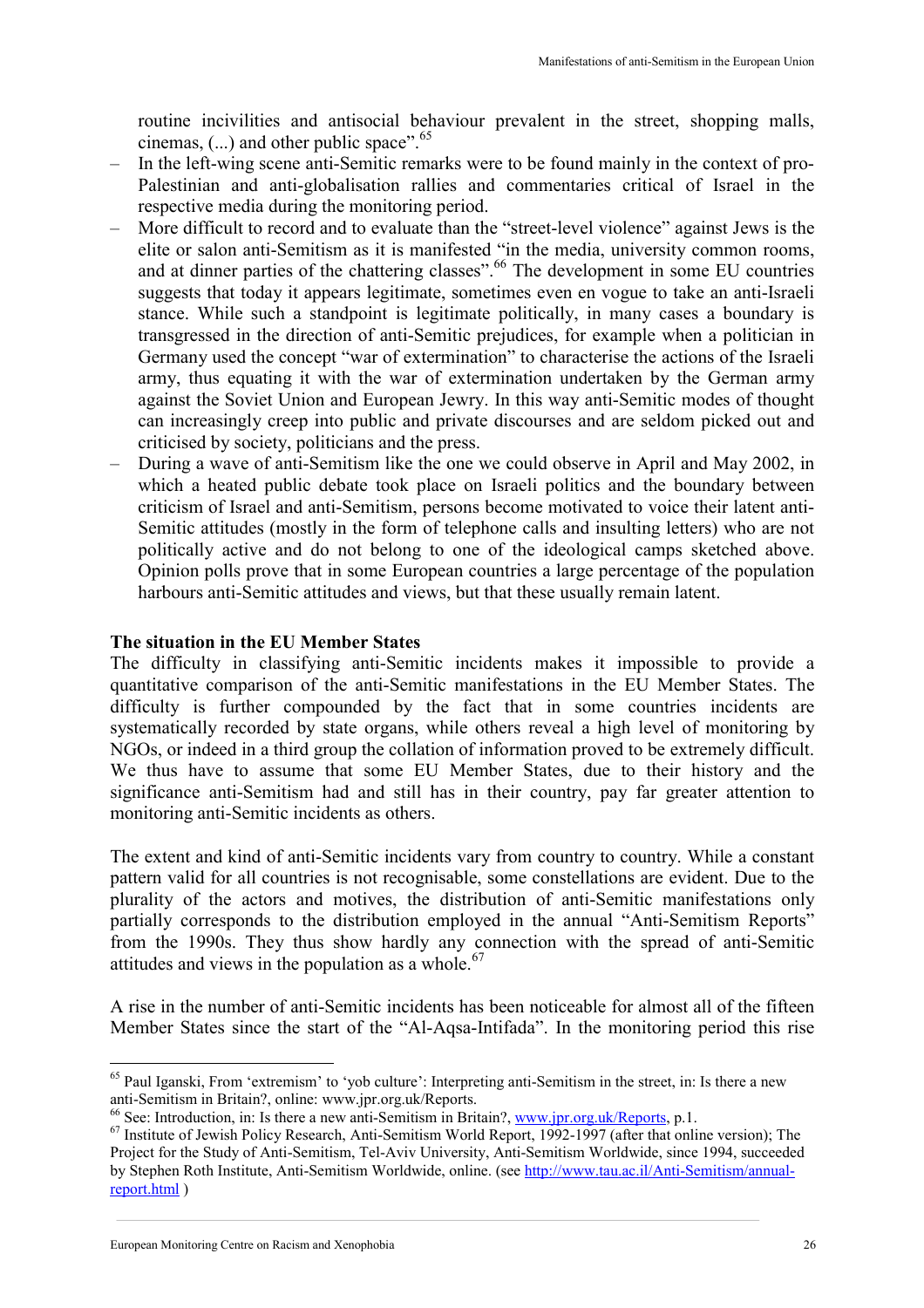routine incivilities and antisocial behaviour prevalent in the street, shopping malls, cinemas, (...) and other public space".[65]

- In the left-wing scene anti-Semitic remarks were to be found mainly in the context of pro-Palestinian and anti-globalisation rallies and commentaries critical of Israel in the respective media during the monitoring period.
- More difficult to record and to evaluate than the "street-level violence" against Jews is the elite or salon anti-Semitism as it is manifested "in the media, university common rooms, and at dinner parties of the chattering classes".[66] The development in some EU countries suggests that today it appears legitimate, sometimes even en vogue to take an anti-Israeli stance. While such a standpoint is legitimate politically, in many cases a boundary is transgressed in the direction of anti-Semitic prejudices, for example when a politician in Germany used the concept "war of extermination" to characterise the actions of the Israeli army, thus equating it with the war of extermination undertaken by the German army against the Soviet Union and European Jewry. In this way anti-Semitic modes of thought can increasingly creep into public and private discourses and are seldom picked out and criticised by society, politicians and the press.
- During a wave of anti-Semitism like the one we could observe in April and May 2002, in which a heated public debate took place on Israeli politics and the boundary between criticism of Israel and anti-Semitism, persons become motivated to voice their latent anti-Semitic attitudes (mostly in the form of telephone calls and insulting letters) who are not politically active and do not belong to one of the ideological camps sketched above. Opinion polls prove that in some European countries a large percentage of the population harbours anti-Semitic attitudes and views, but that these usually remain latent.

**The situation in the EU Member States**

The difficulty in classifying anti-Semitic incidents makes it impossible to provide a quantitative comparison of the anti-Semitic manifestations in the EU Member States. The difficulty is further compounded by the fact that in some countries incidents are systematically recorded by state organs, while others reveal a high level of monitoring by NGOs, or indeed in a third group the collation of information proved to be extremely difficult. We thus have to assume that some EU Member States, due to their history and the significance anti-Semitism had and still has in their country, pay far greater attention to monitoring anti-Semitic incidents as others.

The extent and kind of anti-Semitic incidents vary from country to country. While a constant pattern valid for all countries is not recognisable, some constellations are evident. Due to the plurality of the actors and motives, the distribution of anti-Semitic manifestations only partially corresponds to the distribution employed in the annual "Anti-Semitism Reports" from the 1990s. They thus show hardly any connection with the spread of anti-Semitic attitudes and views in the population as a whole.[67]

A rise in the number of anti-Semitic incidents has been noticeable for almost all of the fifteen Member States since the start of the "Al-Aqsa-Intifada". In the monitoring period this rise

---

[65] Paul Iganski, From 'extremism' to 'yob culture': Interpreting anti-Semitism in the street, in: Is there a new anti-Semitism in Britain?, online: www.jpr.org.uk/Reports.

[66] See: Introduction, in: Is there a new anti-Semitism in Britain?, www.jpr.org.uk/Reports, p.1.

[67] Institute of Jewish Policy Research, Anti-Semitism World Report, 1992-1997 (after that online version); The Project for the Study of Anti-Semitism, Tel-Aviv University, Anti-Semitism Worldwide, since 1994, succeeded by Stephen Roth Institute, Anti-Semitism Worldwide, online. (see http://www.tau.ac.il/Anti-Semitism/annual-report.html )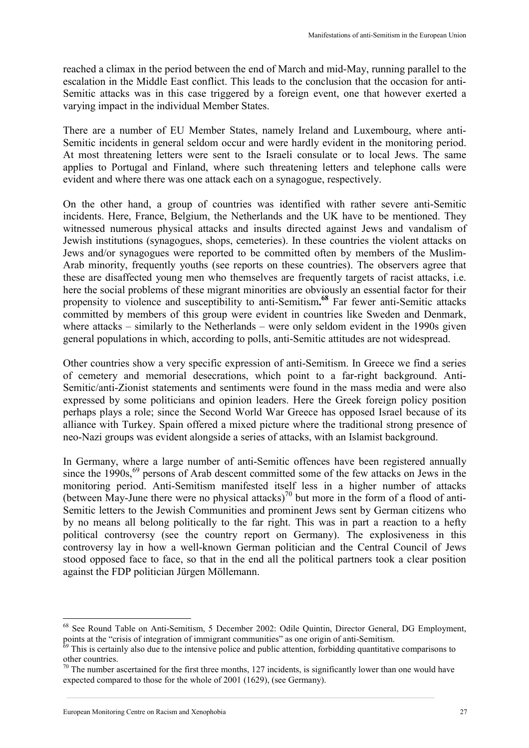reached a climax in the period between the end of March and mid-May, running parallel to the escalation in the Middle East conflict. This leads to the conclusion that the occasion for anti-Semitic attacks was in this case triggered by a foreign event, one that however exerted a varying impact in the individual Member States.

There are a number of EU Member States, namely Ireland and Luxembourg, where anti-Semitic incidents in general seldom occur and were hardly evident in the monitoring period. At most threatening letters were sent to the Israeli consulate or to local Jews. The same applies to Portugal and Finland, where such threatening letters and telephone calls were evident and where there was one attack each on a synagogue, respectively.

On the other hand, a group of countries was identified with rather severe anti-Semitic incidents. Here, France, Belgium, the Netherlands and the UK have to be mentioned. They witnessed numerous physical attacks and insults directed against Jews and vandalism of Jewish institutions (synagogues, shops, cemeteries). In these countries the violent attacks on Jews and/or synagogues were reported to be committed often by members of the Muslim-Arab minority, frequently youths (see reports on these countries). The observers agree that these are disaffected young men who themselves are frequently targets of racist attacks, i.e. here the social problems of these migrant minorities are obviously an essential factor for their propensity to violence and susceptibility to anti-Semitism.[68] Far fewer anti-Semitic attacks committed by members of this group were evident in countries like Sweden and Denmark, where attacks – similarly to the Netherlands – were only seldom evident in the 1990s given general populations in which, according to polls, anti-Semitic attitudes are not widespread.

Other countries show a very specific expression of anti-Semitism. In Greece we find a series of cemetery and memorial desecrations, which point to a far-right background. Anti-Semitic/anti-Zionist statements and sentiments were found in the mass media and were also expressed by some politicians and opinion leaders. Here the Greek foreign policy position perhaps plays a role; since the Second World War Greece has opposed Israel because of its alliance with Turkey. Spain offered a mixed picture where the traditional strong presence of neo-Nazi groups was evident alongside a series of attacks, with an Islamist background.

In Germany, where a large number of anti-Semitic offences have been registered annually since the 1990s,[69] persons of Arab descent committed some of the few attacks on Jews in the monitoring period. Anti-Semitism manifested itself less in a higher number of attacks (between May-June there were no physical attacks)[70] but more in the form of a flood of anti-Semitic letters to the Jewish Communities and prominent Jews sent by German citizens who by no means all belong politically to the far right. This was in part a reaction to a hefty political controversy (see the country report on Germany). The explosiveness in this controversy lay in how a well-known German politician and the Central Council of Jews stood opposed face to face, so that in the end all the political partners took a clear position against the FDP politician Jürgen Möllemann.

---

[68] See Round Table on Anti-Semitism, 5 December 2002: Odile Quintin, Director General, DG Employment, points at the "crisis of integration of immigrant communities" as one origin of anti-Semitism.

[69] This is certainly also due to the intensive police and public attention, forbidding quantitative comparisons to other countries.

[70] The number ascertained for the first three months, 127 incidents, is significantly lower than one would have expected compared to those for the whole of 2001 (1629), (see Germany).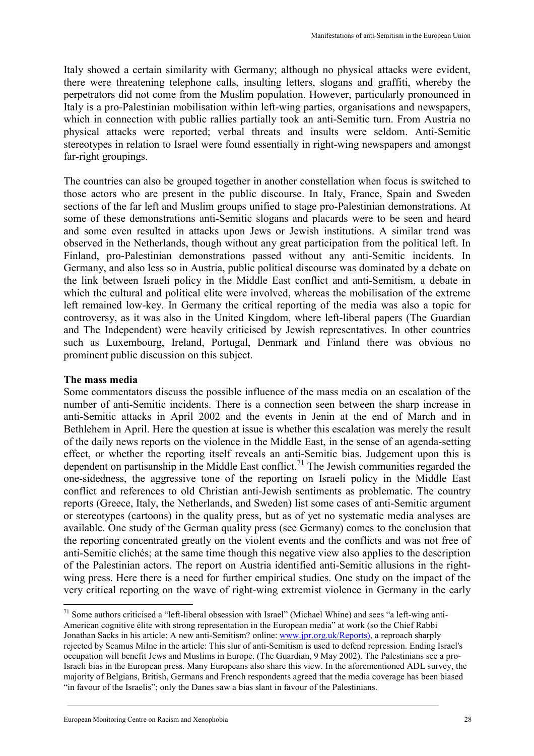Italy showed a certain similarity with Germany; although no physical attacks were evident, there were threatening telephone calls, insulting letters, slogans and graffiti, whereby the perpetrators did not come from the Muslim population. However, particularly pronounced in Italy is a pro-Palestinian mobilisation within left-wing parties, organisations and newspapers, which in connection with public rallies partially took an anti-Semitic turn. From Austria no physical attacks were reported; verbal threats and insults were seldom. Anti-Semitic stereotypes in relation to Israel were found essentially in right-wing newspapers and amongst far-right groupings.

The countries can also be grouped together in another constellation when focus is switched to those actors who are present in the public discourse. In Italy, France, Spain and Sweden sections of the far left and Muslim groups unified to stage pro-Palestinian demonstrations. At some of these demonstrations anti-Semitic slogans and placards were to be seen and heard and some even resulted in attacks upon Jews or Jewish institutions. A similar trend was observed in the Netherlands, though without any great participation from the political left. In Finland, pro-Palestinian demonstrations passed without any anti-Semitic incidents. In Germany, and also less so in Austria, public political discourse was dominated by a debate on the link between Israeli policy in the Middle East conflict and anti-Semitism, a debate in which the cultural and political elite were involved, whereas the mobilisation of the extreme left remained low-key. In Germany the critical reporting of the media was also a topic for controversy, as it was also in the United Kingdom, where left-liberal papers (The Guardian and The Independent) were heavily criticised by Jewish representatives. In other countries such as Luxembourg, Ireland, Portugal, Denmark and Finland there was obvious no prominent public discussion on this subject.

**The mass media**

Some commentators discuss the possible influence of the mass media on an escalation of the number of anti-Semitic incidents. There is a connection seen between the sharp increase in anti-Semitic attacks in April 2002 and the events in Jenin at the end of March and in Bethlehem in April. Here the question at issue is whether this escalation was merely the result of the daily news reports on the violence in the Middle East, in the sense of an agenda-setting effect, or whether the reporting itself reveals an anti-Semitic bias. Judgement upon this is dependent on partisanship in the Middle East conflict.[71] The Jewish communities regarded the one-sidedness, the aggressive tone of the reporting on Israeli policy in the Middle East conflict and references to old Christian anti-Jewish sentiments as problematic. The country reports (Greece, Italy, the Netherlands, and Sweden) list some cases of anti-Semitic argument or stereotypes (cartoons) in the quality press, but as of yet no systematic media analyses are available. One study of the German quality press (see Germany) comes to the conclusion that the reporting concentrated greatly on the violent events and the conflicts and was not free of anti-Semitic clichés; at the same time though this negative view also applies to the description of the Palestinian actors. The report on Austria identified anti-Semitic allusions in the right-wing press. Here there is a need for further empirical studies. One study on the impact of the very critical reporting on the wave of right-wing extremist violence in Germany in the early

[71] Some authors criticised a "left-liberal obsession with Israel" (Michael Whine) and sees "a left-wing anti-American cognitive élite with strong representation in the European media" at work (so the Chief Rabbi Jonathan Sacks in his article: A new anti-Semitism? online: www.jpr.org.uk/Reports), a reproach sharply rejected by Seamus Milne in the article: This slur of anti-Semitism is used to defend repression. Ending Israel's occupation will benefit Jews and Muslims in Europe. (The Guardian, 9 May 2002). The Palestinians see a pro-Israeli bias in the European press. Many Europeans also share this view. In the aforementioned ADL survey, the majority of Belgians, British, Germans and French respondents agreed that the media coverage has been biased "in favour of the Israelis"; only the Danes saw a bias slant in favour of the Palestinians.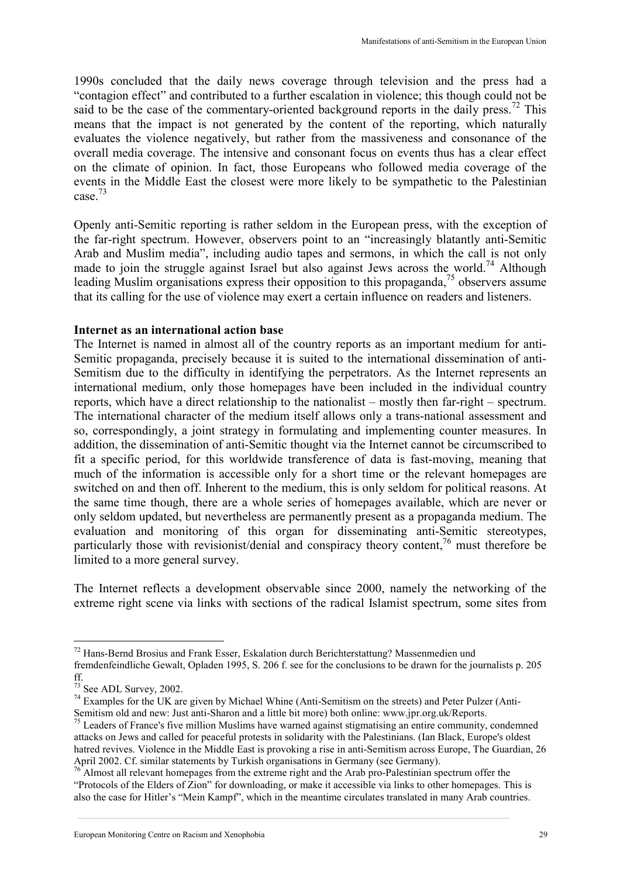1990s concluded that the daily news coverage through television and the press had a "contagion effect" and contributed to a further escalation in violence; this though could not be said to be the case of the commentary-oriented background reports in the daily press.[72] This means that the impact is not generated by the content of the reporting, which naturally evaluates the violence negatively, but rather from the massiveness and consonance of the overall media coverage. The intensive and consonant focus on events thus has a clear effect on the climate of opinion. In fact, those Europeans who followed media coverage of the events in the Middle East the closest were more likely to be sympathetic to the Palestinian case.[73]

Openly anti-Semitic reporting is rather seldom in the European press, with the exception of the far-right spectrum. However, observers point to an "increasingly blatantly anti-Semitic Arab and Muslim media", including audio tapes and sermons, in which the call is not only made to join the struggle against Israel but also against Jews across the world.[74] Although leading Muslim organisations express their opposition to this propaganda,[75] observers assume that its calling for the use of violence may exert a certain influence on readers and listeners.

**Internet as an international action base**

The Internet is named in almost all of the country reports as an important medium for anti-Semitic propaganda, precisely because it is suited to the international dissemination of anti-Semitism due to the difficulty in identifying the perpetrators. As the Internet represents an international medium, only those homepages have been included in the individual country reports, which have a direct relationship to the nationalist – mostly then far-right – spectrum. The international character of the medium itself allows only a trans-national assessment and so, correspondingly, a joint strategy in formulating and implementing counter measures. In addition, the dissemination of anti-Semitic thought via the Internet cannot be circumscribed to fit a specific period, for this worldwide transference of data is fast-moving, meaning that much of the information is accessible only for a short time or the relevant homepages are switched on and then off. Inherent to the medium, this is only seldom for political reasons. At the same time though, there are a whole series of homepages available, which are never or only seldom updated, but nevertheless are permanently present as a propaganda medium. The evaluation and monitoring of this organ for disseminating anti-Semitic stereotypes, particularly those with revisionist/denial and conspiracy theory content,[76] must therefore be limited to a more general survey.

The Internet reflects a development observable since 2000, namely the networking of the extreme right scene via links with sections of the radical Islamist spectrum, some sites from

---

[72] Hans-Bernd Brosius and Frank Esser, Eskalation durch Berichterstattung? Massenmedien und fremdenfeindliche Gewalt, Opladen 1995, S. 206 f. see for the conclusions to be drawn for the journalists p. 205 ff.

[73] See ADL Survey, 2002.

[74] Examples for the UK are given by Michael Whine (Anti-Semitism on the streets) and Peter Pulzer (Anti-Semitism old and new: Just anti-Sharon and a little bit more) both online: www.jpr.org.uk/Reports.

[75] Leaders of France's five million Muslims have warned against stigmatising an entire community, condemned attacks on Jews and called for peaceful protests in solidarity with the Palestinians. (Ian Black, Europe's oldest hatred revives. Violence in the Middle East is provoking a rise in anti-Semitism across Europe, The Guardian, 26 April 2002. Cf. similar statements by Turkish organisations in Germany (see Germany).

[76] Almost all relevant homepages from the extreme right and the Arab pro-Palestinian spectrum offer the "Protocols of the Elders of Zion" for downloading, or make it accessible via links to other homepages. This is also the case for Hitler's "Mein Kampf", which in the meantime circulates translated in many Arab countries.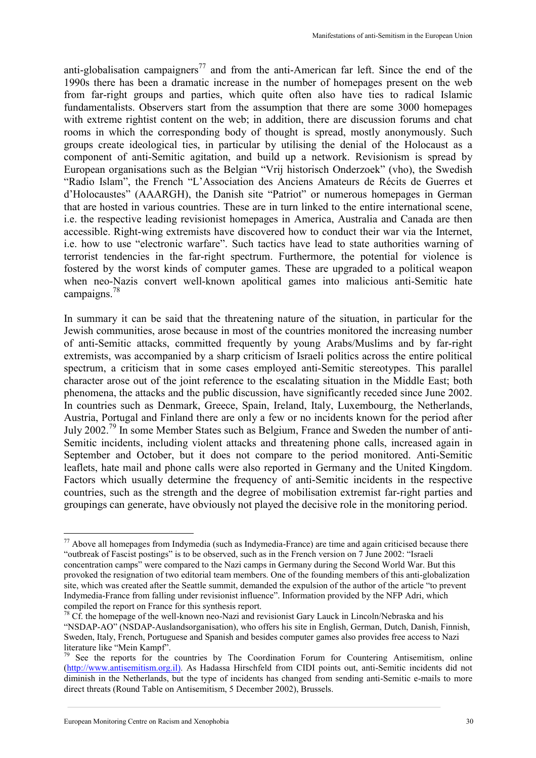anti-globalisation campaigners[77] and from the anti-American far left. Since the end of the 1990s there has been a dramatic increase in the number of homepages present on the web from far-right groups and parties, which quite often also have ties to radical Islamic fundamentalists. Observers start from the assumption that there are some 3000 homepages with extreme rightist content on the web; in addition, there are discussion forums and chat rooms in which the corresponding body of thought is spread, mostly anonymously. Such groups create ideological ties, in particular by utilising the denial of the Holocaust as a component of anti-Semitic agitation, and build up a network. Revisionism is spread by European organisations such as the Belgian "Vrij historisch Onderzoek" (vho), the Swedish "Radio Islam", the French "L'Association des Anciens Amateurs de Récits de Guerres et d'Holocaustes" (AAARGH), the Danish site "Patriot" or numerous homepages in German that are hosted in various countries. These are in turn linked to the entire international scene, i.e. the respective leading revisionist homepages in America, Australia and Canada are then accessible. Right-wing extremists have discovered how to conduct their war via the Internet, i.e. how to use "electronic warfare". Such tactics have lead to state authorities warning of terrorist tendencies in the far-right spectrum. Furthermore, the potential for violence is fostered by the worst kinds of computer games. These are upgraded to a political weapon when neo-Nazis convert well-known apolitical games into malicious anti-Semitic hate campaigns.[78]

In summary it can be said that the threatening nature of the situation, in particular for the Jewish communities, arose because in most of the countries monitored the increasing number of anti-Semitic attacks, committed frequently by young Arabs/Muslims and by far-right extremists, was accompanied by a sharp criticism of Israeli politics across the entire political spectrum, a criticism that in some cases employed anti-Semitic stereotypes. This parallel character arose out of the joint reference to the escalating situation in the Middle East; both phenomena, the attacks and the public discussion, have significantly receded since June 2002. In countries such as Denmark, Greece, Spain, Ireland, Italy, Luxembourg, the Netherlands, Austria, Portugal and Finland there are only a few or no incidents known for the period after July 2002.[79] In some Member States such as Belgium, France and Sweden the number of anti-Semitic incidents, including violent attacks and threatening phone calls, increased again in September and October, but it does not compare to the period monitored. Anti-Semitic leaflets, hate mail and phone calls were also reported in Germany and the United Kingdom. Factors which usually determine the frequency of anti-Semitic incidents in the respective countries, such as the strength and the degree of mobilisation extremist far-right parties and groupings can generate, have obviously not played the decisive role in the monitoring period.

---

[77] Above all homepages from Indymedia (such as Indymedia-France) are time and again criticised because there "outbreak of Fascist postings" is to be observed, such as in the French version on 7 June 2002: "Israeli concentration camps" were compared to the Nazi camps in Germany during the Second World War. But this provoked the resignation of two editorial team members. One of the founding members of this anti-globalization site, which was created after the Seattle summit, demanded the expulsion of the author of the article "to prevent Indymedia-France from falling under revisionist influence". Information provided by the NFP Adri, which compiled the report on France for this synthesis report.

[78] Cf. the homepage of the well-known neo-Nazi and revisionist Gary Lauck in Lincoln/Nebraska and his "NSDAP-AO" (NSDAP-Auslandsorganisation), who offers his site in English, German, Dutch, Danish, Finnish, Sweden, Italy, French, Portuguese and Spanish and besides computer games also provides free access to Nazi literature like "Mein Kampf".

[79] See the reports for the countries by The Coordination Forum for Countering Antisemitism, online (http://www.antisemitism.org.il). As Hadassa Hirschfeld from CIDI points out, anti-Semitic incidents did not diminish in the Netherlands, but the type of incidents has changed from sending anti-Semitic e-mails to more direct threats (Round Table on Antisemitism, 5 December 2002), Brussels.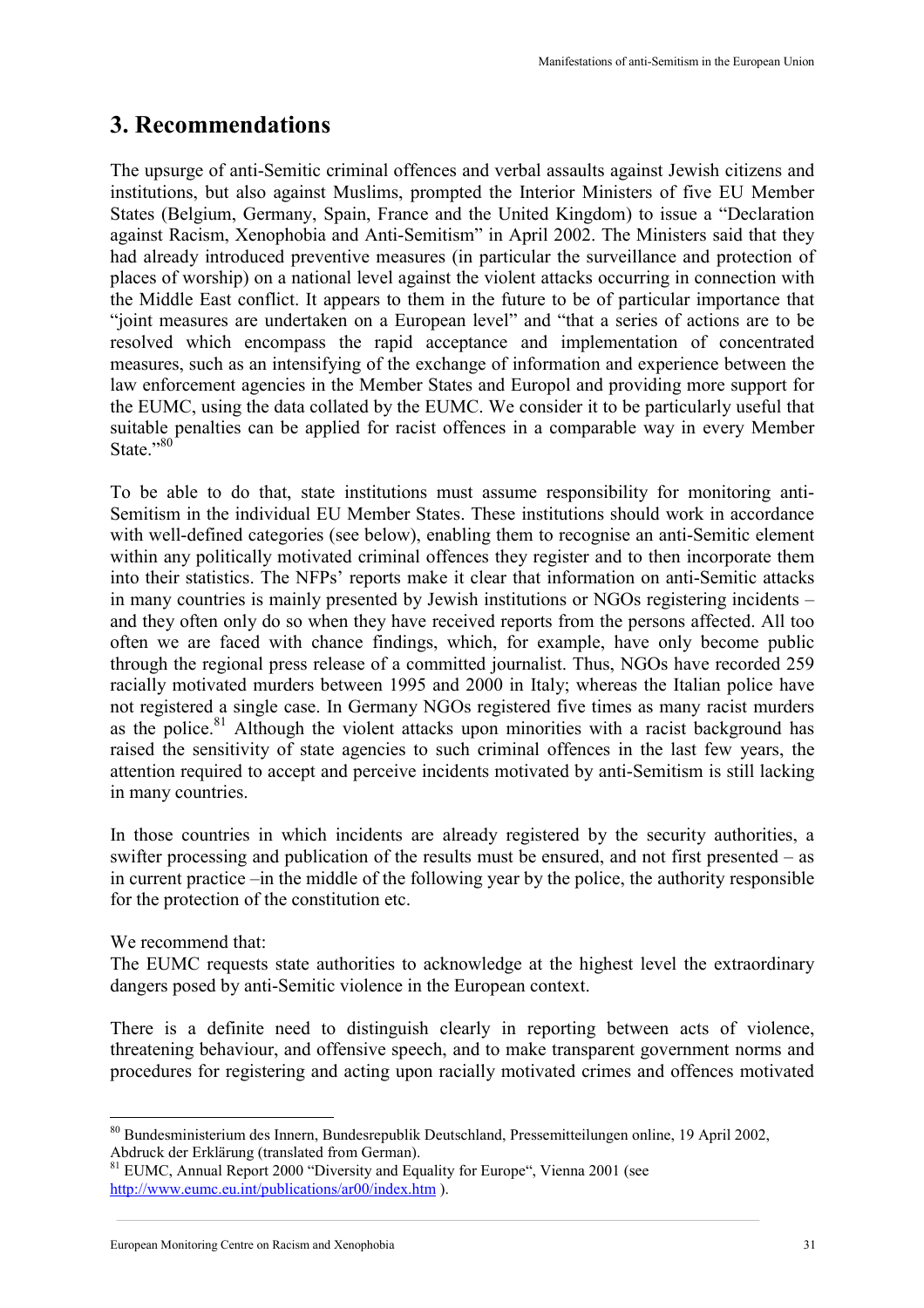# 3. Recommendations

The upsurge of anti-Semitic criminal offences and verbal assaults against Jewish citizens and institutions, but also against Muslims, prompted the Interior Ministers of five EU Member States (Belgium, Germany, Spain, France and the United Kingdom) to issue a "Declaration against Racism, Xenophobia and Anti-Semitism" in April 2002. The Ministers said that they had already introduced preventive measures (in particular the surveillance and protection of places of worship) on a national level against the violent attacks occurring in connection with the Middle East conflict. It appears to them in the future to be of particular importance that "joint measures are undertaken on a European level" and "that a series of actions are to be resolved which encompass the rapid acceptance and implementation of concentrated measures, such as an intensifying of the exchange of information and experience between the law enforcement agencies in the Member States and Europol and providing more support for the EUMC, using the data collated by the EUMC. We consider it to be particularly useful that suitable penalties can be applied for racist offences in a comparable way in every Member State."[80]

To be able to do that, state institutions must assume responsibility for monitoring anti-Semitism in the individual EU Member States. These institutions should work in accordance with well-defined categories (see below), enabling them to recognise an anti-Semitic element within any politically motivated criminal offences they register and to then incorporate them into their statistics. The NFPs' reports make it clear that information on anti-Semitic attacks in many countries is mainly presented by Jewish institutions or NGOs registering incidents – and they often only do so when they have received reports from the persons affected. All too often we are faced with chance findings, which, for example, have only become public through the regional press release of a committed journalist. Thus, NGOs have recorded 259 racially motivated murders between 1995 and 2000 in Italy; whereas the Italian police have not registered a single case. In Germany NGOs registered five times as many racist murders as the police.[81] Although the violent attacks upon minorities with a racist background has raised the sensitivity of state agencies to such criminal offences in the last few years, the attention required to accept and perceive incidents motivated by anti-Semitism is still lacking in many countries.

In those countries in which incidents are already registered by the security authorities, a swifter processing and publication of the results must be ensured, and not first presented – as in current practice –in the middle of the following year by the police, the authority responsible for the protection of the constitution etc.

We recommend that:
The EUMC requests state authorities to acknowledge at the highest level the extraordinary dangers posed by anti-Semitic violence in the European context.

There is a definite need to distinguish clearly in reporting between acts of violence, threatening behaviour, and offensive speech, and to make transparent government norms and procedures for registering and acting upon racially motivated crimes and offences motivated

---

[80] Bundesministerium des Innern, Bundesrepublik Deutschland, Pressemitteilungen online, 19 April 2002, Abdruck der Erklärung (translated from German).

[81] EUMC, Annual Report 2000 "Diversity and Equality for Europe", Vienna 2001 (see http://www.eumc.eu.int/publications/ar00/index.htm ).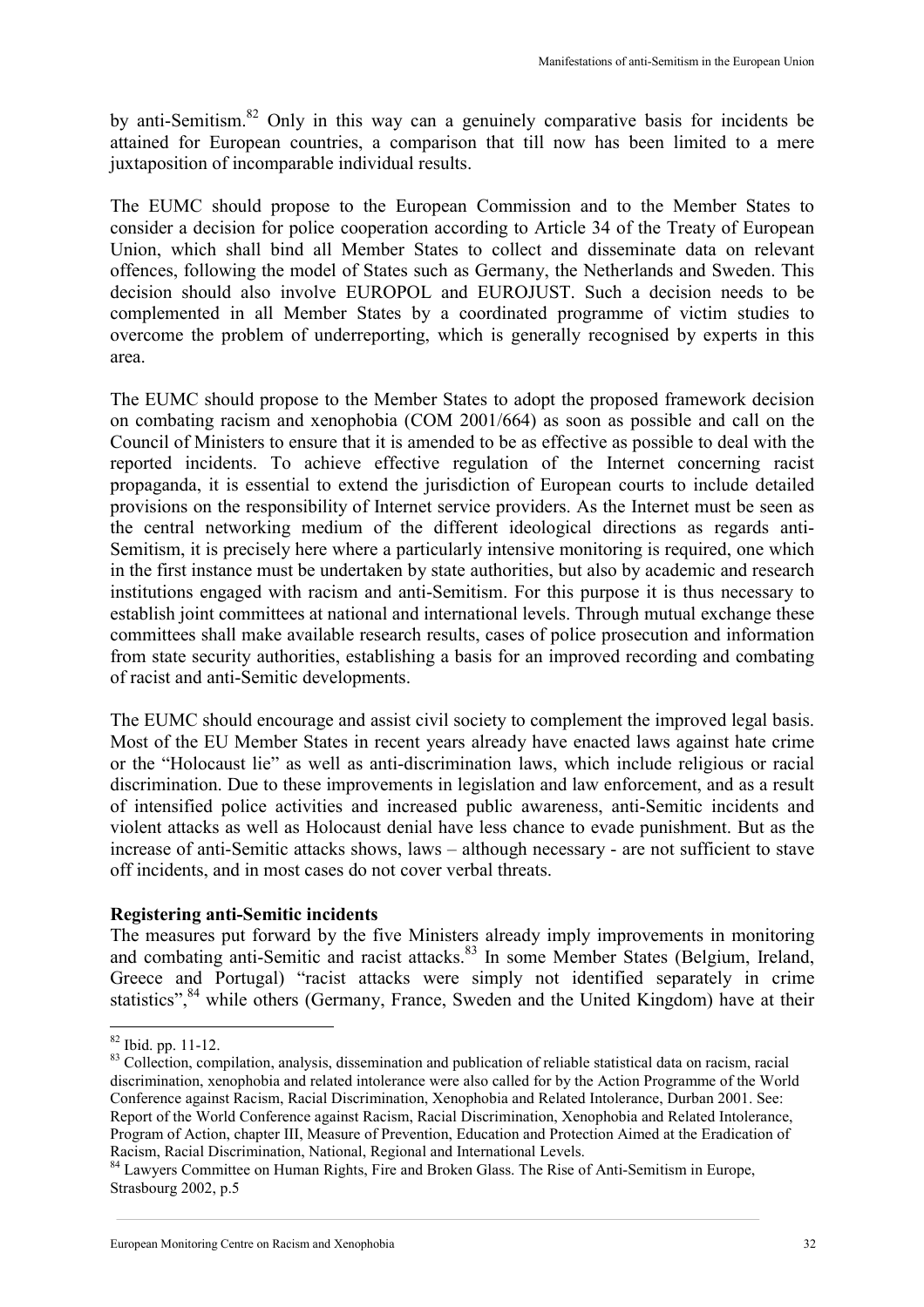by anti-Semitism.[82] Only in this way can a genuinely comparative basis for incidents be attained for European countries, a comparison that till now has been limited to a mere juxtaposition of incomparable individual results.

The EUMC should propose to the European Commission and to the Member States to consider a decision for police cooperation according to Article 34 of the Treaty of European Union, which shall bind all Member States to collect and disseminate data on relevant offences, following the model of States such as Germany, the Netherlands and Sweden. This decision should also involve EUROPOL and EUROJUST. Such a decision needs to be complemented in all Member States by a coordinated programme of victim studies to overcome the problem of underreporting, which is generally recognised by experts in this area.

The EUMC should propose to the Member States to adopt the proposed framework decision on combating racism and xenophobia (COM 2001/664) as soon as possible and call on the Council of Ministers to ensure that it is amended to be as effective as possible to deal with the reported incidents. To achieve effective regulation of the Internet concerning racist propaganda, it is essential to extend the jurisdiction of European courts to include detailed provisions on the responsibility of Internet service providers. As the Internet must be seen as the central networking medium of the different ideological directions as regards anti-Semitism, it is precisely here where a particularly intensive monitoring is required, one which in the first instance must be undertaken by state authorities, but also by academic and research institutions engaged with racism and anti-Semitism. For this purpose it is thus necessary to establish joint committees at national and international levels. Through mutual exchange these committees shall make available research results, cases of police prosecution and information from state security authorities, establishing a basis for an improved recording and combating of racist and anti-Semitic developments.

The EUMC should encourage and assist civil society to complement the improved legal basis. Most of the EU Member States in recent years already have enacted laws against hate crime or the "Holocaust lie" as well as anti-discrimination laws, which include religious or racial discrimination. Due to these improvements in legislation and law enforcement, and as a result of intensified police activities and increased public awareness, anti-Semitic incidents and violent attacks as well as Holocaust denial have less chance to evade punishment. But as the increase of anti-Semitic attacks shows, laws – although necessary - are not sufficient to stave off incidents, and in most cases do not cover verbal threats.

**Registering anti-Semitic incidents**

The measures put forward by the five Ministers already imply improvements in monitoring and combating anti-Semitic and racist attacks.[83] In some Member States (Belgium, Ireland, Greece and Portugal) "racist attacks were simply not identified separately in crime statistics",[84] while others (Germany, France, Sweden and the United Kingdom) have at their

---

[82] Ibid. pp. 11-12.

[83] Collection, compilation, analysis, dissemination and publication of reliable statistical data on racism, racial discrimination, xenophobia and related intolerance were also called for by the Action Programme of the World Conference against Racism, Racial Discrimination, Xenophobia and Related Intolerance, Durban 2001. See: Report of the World Conference against Racism, Racial Discrimination, Xenophobia and Related Intolerance, Program of Action, chapter III, Measure of Prevention, Education and Protection Aimed at the Eradication of Racism, Racial Discrimination, National, Regional and International Levels.

[84] Lawyers Committee on Human Rights, Fire and Broken Glass. The Rise of Anti-Semitism in Europe, Strasbourg 2002, p.5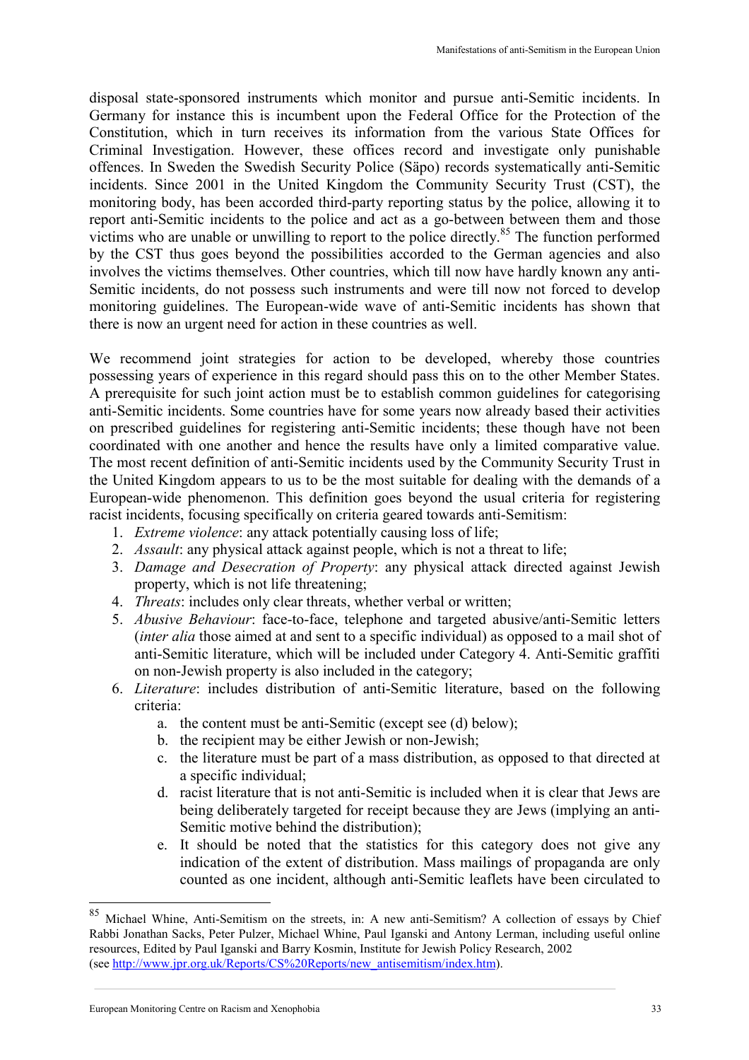disposal state-sponsored instruments which monitor and pursue anti-Semitic incidents. In Germany for instance this is incumbent upon the Federal Office for the Protection of the Constitution, which in turn receives its information from the various State Offices for Criminal Investigation. However, these offices record and investigate only punishable offences. In Sweden the Swedish Security Police (Säpo) records systematically anti-Semitic incidents. Since 2001 in the United Kingdom the Community Security Trust (CST), the monitoring body, has been accorded third-party reporting status by the police, allowing it to report anti-Semitic incidents to the police and act as a go-between between them and those victims who are unable or unwilling to report to the police directly.[85] The function performed by the CST thus goes beyond the possibilities accorded to the German agencies and also involves the victims themselves. Other countries, which till now have hardly known any anti-Semitic incidents, do not possess such instruments and were till now not forced to develop monitoring guidelines. The European-wide wave of anti-Semitic incidents has shown that there is now an urgent need for action in these countries as well.

We recommend joint strategies for action to be developed, whereby those countries possessing years of experience in this regard should pass this on to the other Member States. A prerequisite for such joint action must be to establish common guidelines for categorising anti-Semitic incidents. Some countries have for some years now already based their activities on prescribed guidelines for registering anti-Semitic incidents; these though have not been coordinated with one another and hence the results have only a limited comparative value. The most recent definition of anti-Semitic incidents used by the Community Security Trust in the United Kingdom appears to us to be the most suitable for dealing with the demands of a European-wide phenomenon. This definition goes beyond the usual criteria for registering racist incidents, focusing specifically on criteria geared towards anti-Semitism:

1. *Extreme violence*: any attack potentially causing loss of life;
2. *Assault*: any physical attack against people, which is not a threat to life;
3. *Damage and Desecration of Property*: any physical attack directed against Jewish property, which is not life threatening;
4. *Threats*: includes only clear threats, whether verbal or written;
5. *Abusive Behaviour*: face-to-face, telephone and targeted abusive/anti-Semitic letters (*inter alia* those aimed at and sent to a specific individual) as opposed to a mail shot of anti-Semitic literature, which will be included under Category 4. Anti-Semitic graffiti on non-Jewish property is also included in the category;
6. *Literature*: includes distribution of anti-Semitic literature, based on the following criteria:
   a. the content must be anti-Semitic (except see (d) below);
   b. the recipient may be either Jewish or non-Jewish;
   c. the literature must be part of a mass distribution, as opposed to that directed at a specific individual;
   d. racist literature that is not anti-Semitic is included when it is clear that Jews are being deliberately targeted for receipt because they are Jews (implying an anti-Semitic motive behind the distribution);
   e. It should be noted that the statistics for this category does not give any indication of the extent of distribution. Mass mailings of propaganda are only counted as one incident, although anti-Semitic leaflets have been circulated to

---

[85] Michael Whine, Anti-Semitism on the streets, in: A new anti-Semitism? A collection of essays by Chief Rabbi Jonathan Sacks, Peter Pulzer, Michael Whine, Paul Iganski and Antony Lerman, including useful online resources, Edited by Paul Iganski and Barry Kosmin, Institute for Jewish Policy Research, 2002 (see http://www.jpr.org.uk/Reports/CS%20Reports/new_antisemitism/index.htm).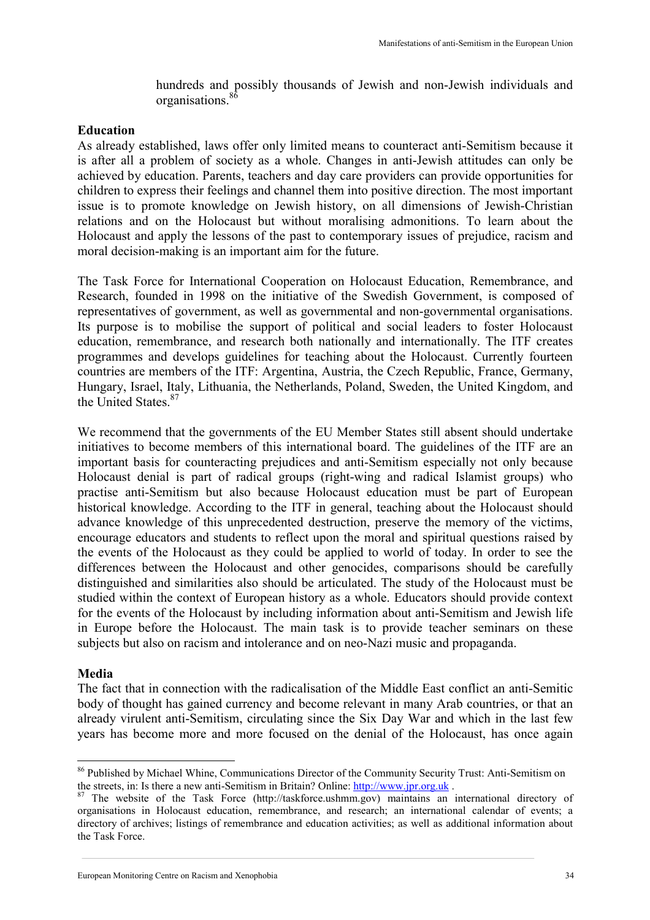hundreds and possibly thousands of Jewish and non-Jewish individuals and organisations.[86]

**Education**

As already established, laws offer only limited means to counteract anti-Semitism because it is after all a problem of society as a whole. Changes in anti-Jewish attitudes can only be achieved by education. Parents, teachers and day care providers can provide opportunities for children to express their feelings and channel them into positive direction. The most important issue is to promote knowledge on Jewish history, on all dimensions of Jewish-Christian relations and on the Holocaust but without moralising admonitions. To learn about the Holocaust and apply the lessons of the past to contemporary issues of prejudice, racism and moral decision-making is an important aim for the future.

The Task Force for International Cooperation on Holocaust Education, Remembrance, and Research, founded in 1998 on the initiative of the Swedish Government, is composed of representatives of government, as well as governmental and non-governmental organisations. Its purpose is to mobilise the support of political and social leaders to foster Holocaust education, remembrance, and research both nationally and internationally. The ITF creates programmes and develops guidelines for teaching about the Holocaust. Currently fourteen countries are members of the ITF: Argentina, Austria, the Czech Republic, France, Germany, Hungary, Israel, Italy, Lithuania, the Netherlands, Poland, Sweden, the United Kingdom, and the United States.[87]

We recommend that the governments of the EU Member States still absent should undertake initiatives to become members of this international board. The guidelines of the ITF are an important basis for counteracting prejudices and anti-Semitism especially not only because Holocaust denial is part of radical groups (right-wing and radical Islamist groups) who practise anti-Semitism but also because Holocaust education must be part of European historical knowledge. According to the ITF in general, teaching about the Holocaust should advance knowledge of this unprecedented destruction, preserve the memory of the victims, encourage educators and students to reflect upon the moral and spiritual questions raised by the events of the Holocaust as they could be applied to world of today. In order to see the differences between the Holocaust and other genocides, comparisons should be carefully distinguished and similarities also should be articulated. The study of the Holocaust must be studied within the context of European history as a whole. Educators should provide context for the events of the Holocaust by including information about anti-Semitism and Jewish life in Europe before the Holocaust. The main task is to provide teacher seminars on these subjects but also on racism and intolerance and on neo-Nazi music and propaganda.

**Media**

The fact that in connection with the radicalisation of the Middle East conflict an anti-Semitic body of thought has gained currency and become relevant in many Arab countries, or that an already virulent anti-Semitism, circulating since the Six Day War and which in the last few years has become more and more focused on the denial of the Holocaust, has once again

---

[86] Published by Michael Whine, Communications Director of the Community Security Trust: Anti-Semitism on the streets, in: Is there a new anti-Semitism in Britain? Online: http://www.jpr.org.uk .

[87] The website of the Task Force (http://taskforce.ushmm.gov) maintains an international directory of organisations in Holocaust education, remembrance, and research; an international calendar of events; a directory of archives; listings of remembrance and education activities; as well as additional information about the Task Force.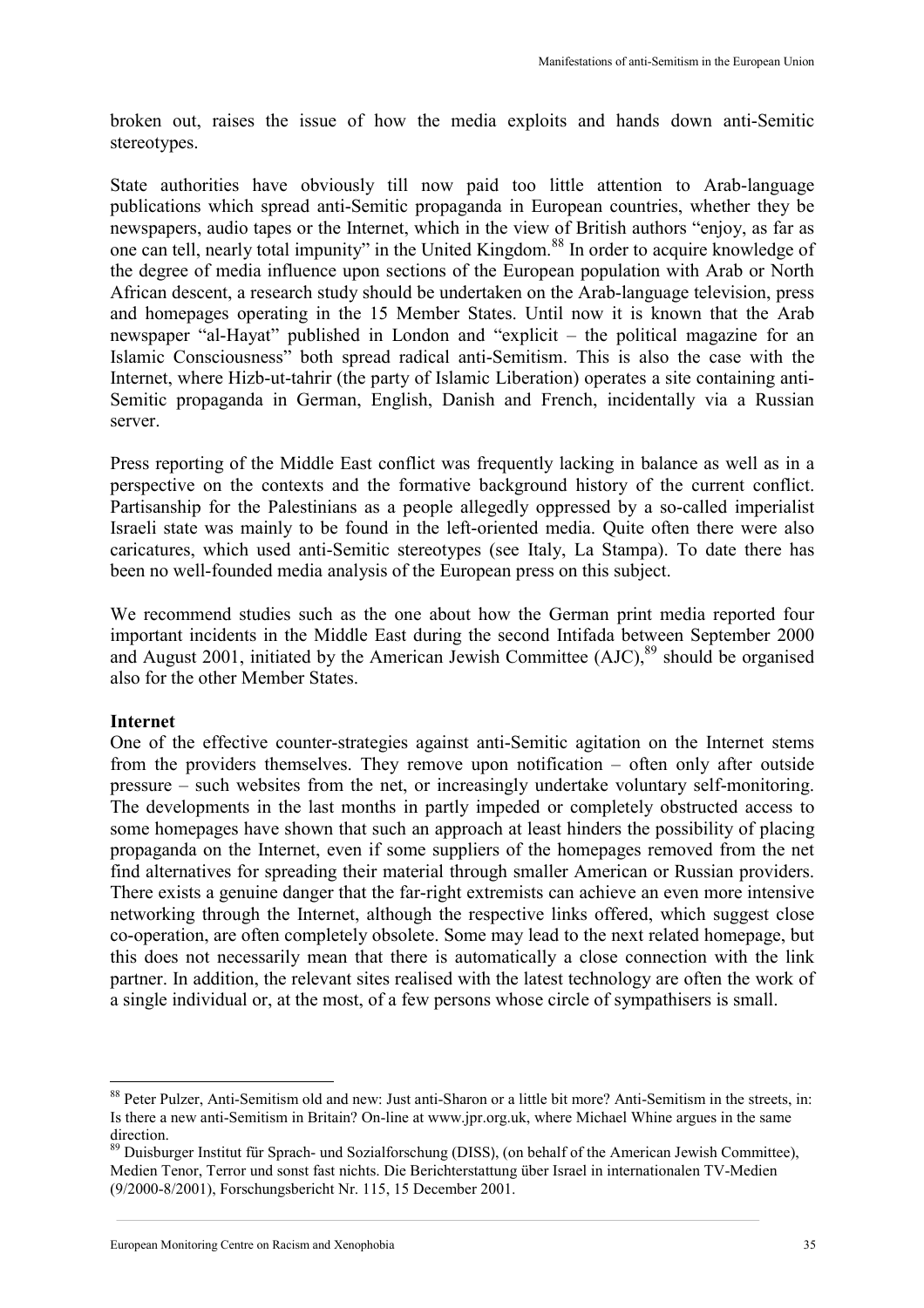broken out, raises the issue of how the media exploits and hands down anti-Semitic stereotypes.

State authorities have obviously till now paid too little attention to Arab-language publications which spread anti-Semitic propaganda in European countries, whether they be newspapers, audio tapes or the Internet, which in the view of British authors "enjoy, as far as one can tell, nearly total impunity" in the United Kingdom.[88] In order to acquire knowledge of the degree of media influence upon sections of the European population with Arab or North African descent, a research study should be undertaken on the Arab-language television, press and homepages operating in the 15 Member States. Until now it is known that the Arab newspaper "al-Hayat" published in London and "explicit – the political magazine for an Islamic Consciousness" both spread radical anti-Semitism. This is also the case with the Internet, where Hizb-ut-tahrir (the party of Islamic Liberation) operates a site containing anti-Semitic propaganda in German, English, Danish and French, incidentally via a Russian server.

Press reporting of the Middle East conflict was frequently lacking in balance as well as in a perspective on the contexts and the formative background history of the current conflict. Partisanship for the Palestinians as a people allegedly oppressed by a so-called imperialist Israeli state was mainly to be found in the left-oriented media. Quite often there were also caricatures, which used anti-Semitic stereotypes (see Italy, La Stampa). To date there has been no well-founded media analysis of the European press on this subject.

We recommend studies such as the one about how the German print media reported four important incidents in the Middle East during the second Intifada between September 2000 and August 2001, initiated by the American Jewish Committee (AJC),[89] should be organised also for the other Member States.

**Internet**

One of the effective counter-strategies against anti-Semitic agitation on the Internet stems from the providers themselves. They remove upon notification – often only after outside pressure – such websites from the net, or increasingly undertake voluntary self-monitoring. The developments in the last months in partly impeded or completely obstructed access to some homepages have shown that such an approach at least hinders the possibility of placing propaganda on the Internet, even if some suppliers of the homepages removed from the net find alternatives for spreading their material through smaller American or Russian providers. There exists a genuine danger that the far-right extremists can achieve an even more intensive networking through the Internet, although the respective links offered, which suggest close co-operation, are often completely obsolete. Some may lead to the next related homepage, but this does not necessarily mean that there is automatically a close connection with the link partner. In addition, the relevant sites realised with the latest technology are often the work of a single individual or, at the most, of a few persons whose circle of sympathisers is small.

---

[88] Peter Pulzer, Anti-Semitism old and new: Just anti-Sharon or a little bit more? Anti-Semitism in the streets, in: Is there a new anti-Semitism in Britain? On-line at www.jpr.org.uk, where Michael Whine argues in the same direction.

[89] Duisburger Institut für Sprach- und Sozialforschung (DISS), (on behalf of the American Jewish Committee), Medien Tenor, Terror und sonst fast nichts. Die Berichterstattung über Israel in internationalen TV-Medien (9/2000-8/2001), Forschungsbericht Nr. 115, 15 December 2001.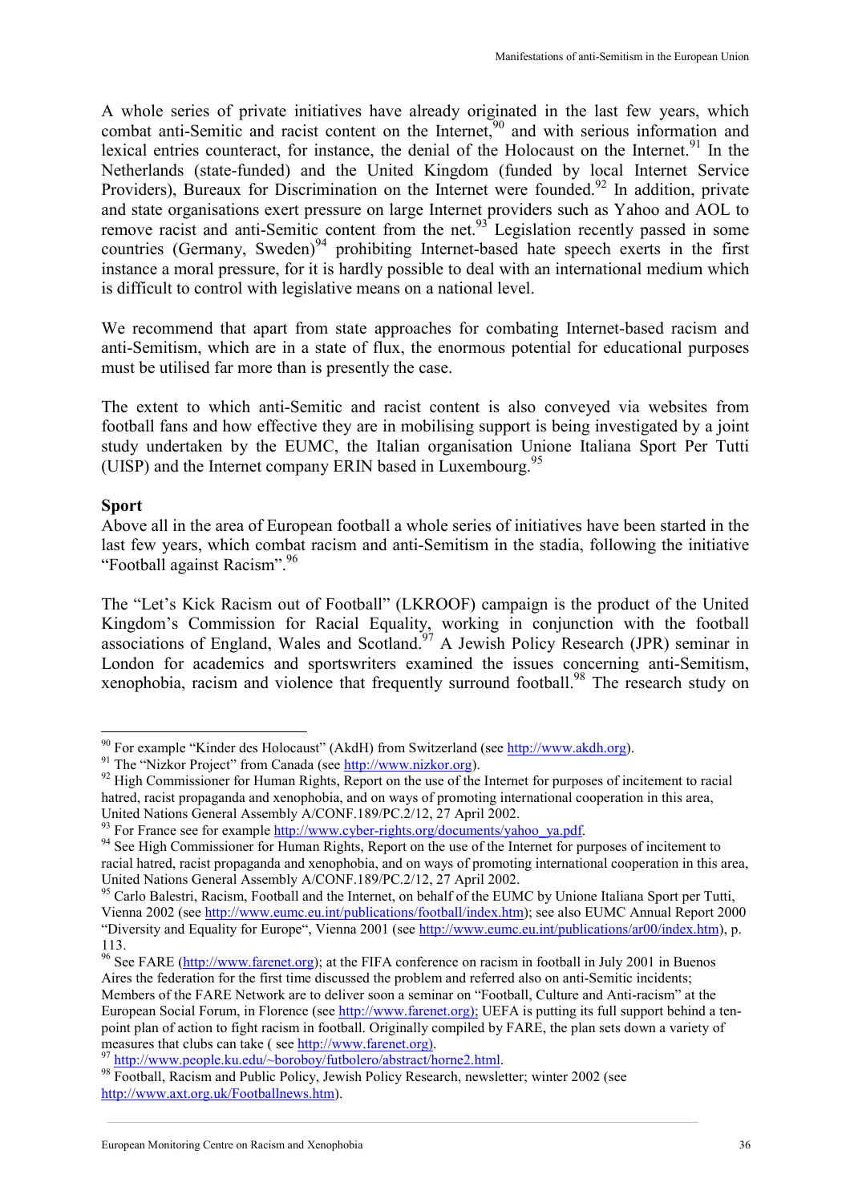A whole series of private initiatives have already originated in the last few years, which combat anti-Semitic and racist content on the Internet,[90] and with serious information and lexical entries counteract, for instance, the denial of the Holocaust on the Internet.[91] In the Netherlands (state-funded) and the United Kingdom (funded by local Internet Service Providers), Bureaux for Discrimination on the Internet were founded.[92] In addition, private and state organisations exert pressure on large Internet providers such as Yahoo and AOL to remove racist and anti-Semitic content from the net.[93] Legislation recently passed in some countries (Germany, Sweden)[94] prohibiting Internet-based hate speech exerts in the first instance a moral pressure, for it is hardly possible to deal with an international medium which is difficult to control with legislative means on a national level.

We recommend that apart from state approaches for combating Internet-based racism and anti-Semitism, which are in a state of flux, the enormous potential for educational purposes must be utilised far more than is presently the case.

The extent to which anti-Semitic and racist content is also conveyed via websites from football fans and how effective they are in mobilising support is being investigated by a joint study undertaken by the EUMC, the Italian organisation Unione Italiana Sport Per Tutti (UISP) and the Internet company ERIN based in Luxembourg.[95]

**Sport**

Above all in the area of European football a whole series of initiatives have been started in the last few years, which combat racism and anti-Semitism in the stadia, following the initiative "Football against Racism".[96]

The "Let's Kick Racism out of Football" (LKROOF) campaign is the product of the United Kingdom's Commission for Racial Equality, working in conjunction with the football associations of England, Wales and Scotland.[97] A Jewish Policy Research (JPR) seminar in London for academics and sportswriters examined the issues concerning anti-Semitism, xenophobia, racism and violence that frequently surround football.[98] The research study on

---

[90] For example "Kinder des Holocaust" (AkdH) from Switzerland (see http://www.akdh.org).

[91] The "Nizkor Project" from Canada (see http://www.nizkor.org).

[92] High Commissioner for Human Rights, Report on the use of the Internet for purposes of incitement to racial hatred, racist propaganda and xenophobia, and on ways of promoting international cooperation in this area, United Nations General Assembly A/CONF.189/PC.2/12, 27 April 2002.

[93] For France see for example http://www.cyber-rights.org/documents/yahoo_ya.pdf.

[94] See High Commissioner for Human Rights, Report on the use of the Internet for purposes of incitement to racial hatred, racist propaganda and xenophobia, and on ways of promoting international cooperation in this area, United Nations General Assembly A/CONF.189/PC.2/12, 27 April 2002.

[95] Carlo Balestri, Racism, Football and the Internet, on behalf of the EUMC by Unione Italiana Sport per Tutti, Vienna 2002 (see http://www.eumc.eu.int/publications/football/index.htm); see also EUMC Annual Report 2000 "Diversity and Equality for Europe", Vienna 2001 (see http://www.eumc.eu.int/publications/ar00/index.htm), p. 113.

[96] See FARE (http://www.farenet.org); at the FIFA conference on racism in football in July 2001 in Buenos Aires the federation for the first time discussed the problem and referred also on anti-Semitic incidents; Members of the FARE Network are to deliver soon a seminar on "Football, Culture and Anti-racism" at the European Social Forum, in Florence (see http://www.farenet.org); UEFA is putting its full support behind a ten-point plan of action to fight racism in football. Originally compiled by FARE, the plan sets down a variety of measures that clubs can take ( see http://www.farenet.org).

[97] http://www.people.ku.edu/~boroboy/futbolero/abstract/horne2.html.

[98] Football, Racism and Public Policy, Jewish Policy Research, newsletter; winter 2002 (see http://www.axt.org.uk/Footballnews.htm).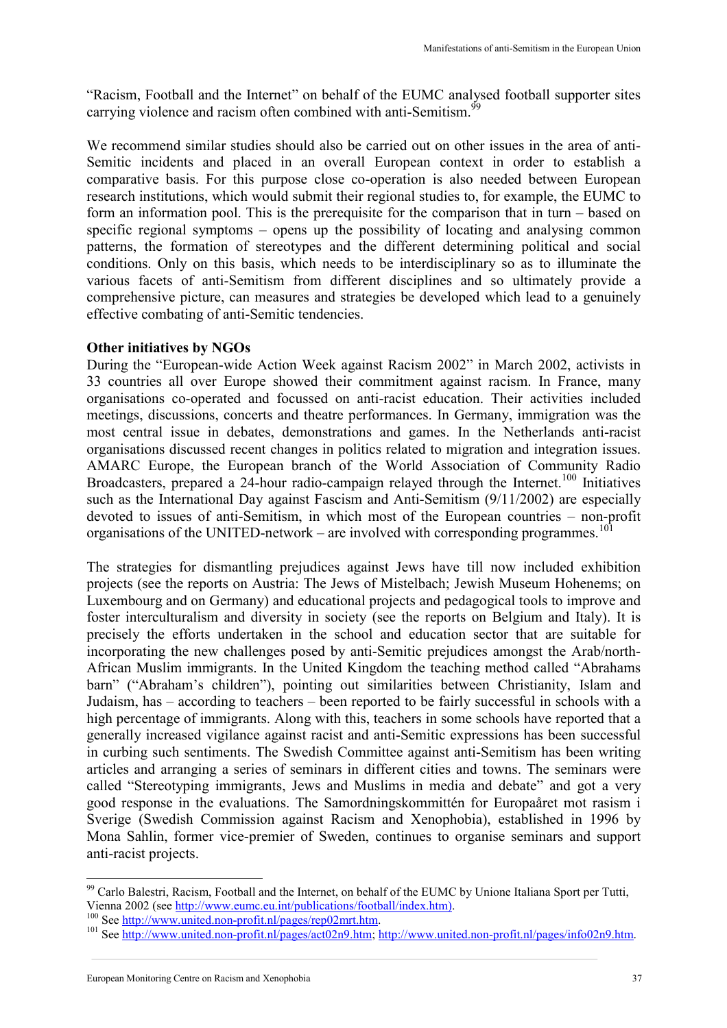"Racism, Football and the Internet" on behalf of the EUMC analysed football supporter sites carrying violence and racism often combined with anti-Semitism.[99]

We recommend similar studies should also be carried out on other issues in the area of anti-Semitic incidents and placed in an overall European context in order to establish a comparative basis. For this purpose close co-operation is also needed between European research institutions, which would submit their regional studies to, for example, the EUMC to form an information pool. This is the prerequisite for the comparison that in turn – based on specific regional symptoms – opens up the possibility of locating and analysing common patterns, the formation of stereotypes and the different determining political and social conditions. Only on this basis, which needs to be interdisciplinary so as to illuminate the various facets of anti-Semitism from different disciplines and so ultimately provide a comprehensive picture, can measures and strategies be developed which lead to a genuinely effective combating of anti-Semitic tendencies.

**Other initiatives by NGOs**

During the "European-wide Action Week against Racism 2002" in March 2002, activists in 33 countries all over Europe showed their commitment against racism. In France, many organisations co-operated and focussed on anti-racist education. Their activities included meetings, discussions, concerts and theatre performances. In Germany, immigration was the most central issue in debates, demonstrations and games. In the Netherlands anti-racist organisations discussed recent changes in politics related to migration and integration issues. AMARC Europe, the European branch of the World Association of Community Radio Broadcasters, prepared a 24-hour radio-campaign relayed through the Internet.[100] Initiatives such as the International Day against Fascism and Anti-Semitism (9/11/2002) are especially devoted to issues of anti-Semitism, in which most of the European countries – non-profit organisations of the UNITED-network – are involved with corresponding programmes.[101]

The strategies for dismantling prejudices against Jews have till now included exhibition projects (see the reports on Austria: The Jews of Mistelbach; Jewish Museum Hohenems; on Luxembourg and on Germany) and educational projects and pedagogical tools to improve and foster interculturalism and diversity in society (see the reports on Belgium and Italy). It is precisely the efforts undertaken in the school and education sector that are suitable for incorporating the new challenges posed by anti-Semitic prejudices amongst the Arab/north-African Muslim immigrants. In the United Kingdom the teaching method called "Abrahams barn" ("Abraham's children"), pointing out similarities between Christianity, Islam and Judaism, has – according to teachers – been reported to be fairly successful in schools with a high percentage of immigrants. Along with this, teachers in some schools have reported that a generally increased vigilance against racist and anti-Semitic expressions has been successful in curbing such sentiments. The Swedish Committee against anti-Semitism has been writing articles and arranging a series of seminars in different cities and towns. The seminars were called "Stereotyping immigrants, Jews and Muslims in media and debate" and got a very good response in the evaluations. The Samordningskommittén for Europaåret mot rasism i Sverige (Swedish Commission against Racism and Xenophobia), established in 1996 by Mona Sahlin, former vice-premier of Sweden, continues to organise seminars and support anti-racist projects.

---

[99] Carlo Balestri, Racism, Football and the Internet, on behalf of the EUMC by Unione Italiana Sport per Tutti, Vienna 2002 (see http://www.eumc.eu.int/publications/football/index.htm).

[100] See http://www.united.non-profit.nl/pages/rep02mrt.htm.

[101] See http://www.united.non-profit.nl/pages/act02n9.htm; http://www.united.non-profit.nl/pages/info02n9.htm.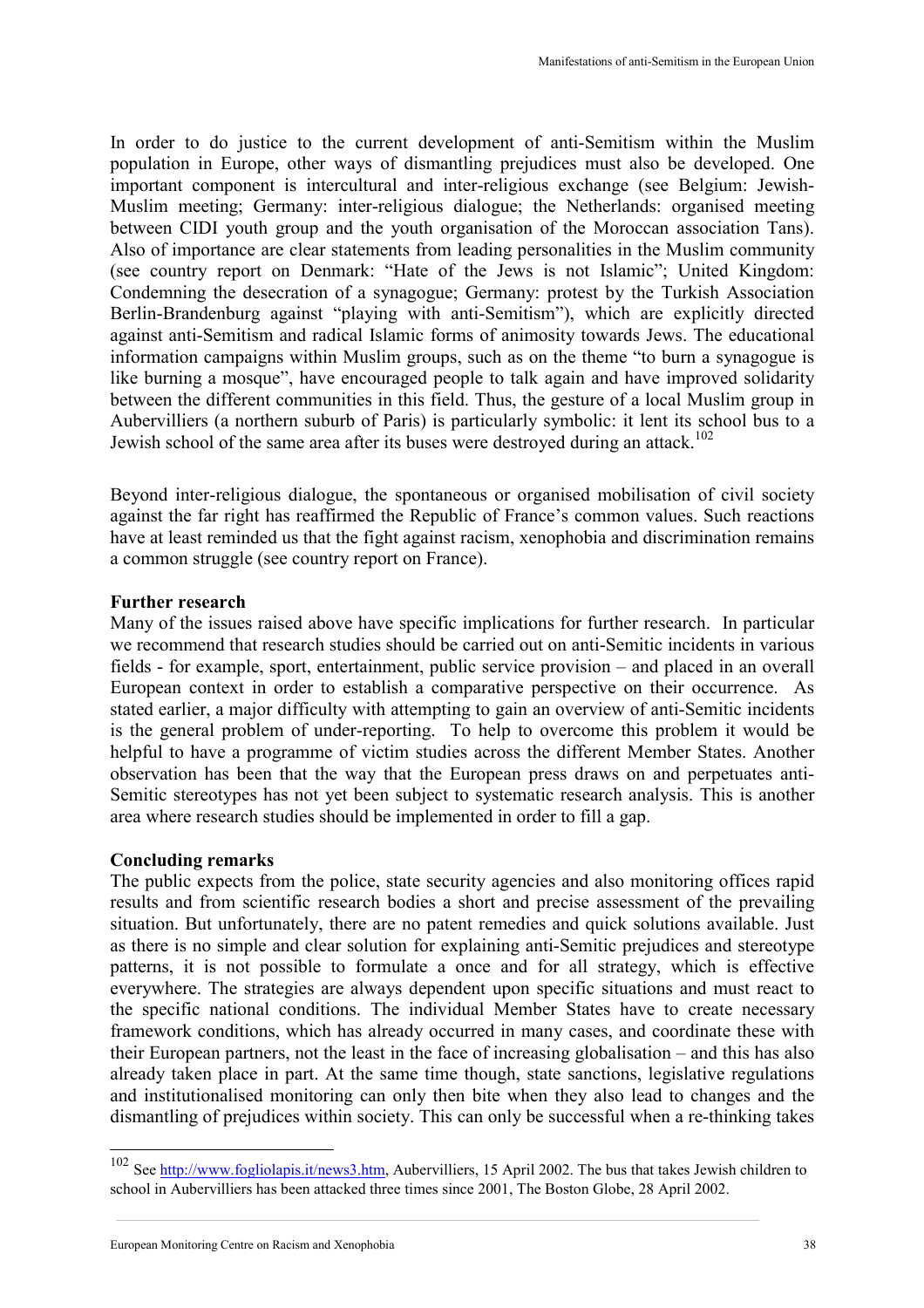In order to do justice to the current development of anti-Semitism within the Muslim population in Europe, other ways of dismantling prejudices must also be developed. One important component is intercultural and inter-religious exchange (see Belgium: Jewish-Muslim meeting; Germany: inter-religious dialogue; the Netherlands: organised meeting between CIDI youth group and the youth organisation of the Moroccan association Tans). Also of importance are clear statements from leading personalities in the Muslim community (see country report on Denmark: "Hate of the Jews is not Islamic"; United Kingdom: Condemning the desecration of a synagogue; Germany: protest by the Turkish Association Berlin-Brandenburg against "playing with anti-Semitism"), which are explicitly directed against anti-Semitism and radical Islamic forms of animosity towards Jews. The educational information campaigns within Muslim groups, such as on the theme "to burn a synagogue is like burning a mosque", have encouraged people to talk again and have improved solidarity between the different communities in this field. Thus, the gesture of a local Muslim group in Aubervilliers (a northern suburb of Paris) is particularly symbolic: it lent its school bus to a Jewish school of the same area after its buses were destroyed during an attack.[102]

Beyond inter-religious dialogue, the spontaneous or organised mobilisation of civil society against the far right has reaffirmed the Republic of France's common values. Such reactions have at least reminded us that the fight against racism, xenophobia and discrimination remains a common struggle (see country report on France).

**Further research**

Many of the issues raised above have specific implications for further research. In particular we recommend that research studies should be carried out on anti-Semitic incidents in various fields - for example, sport, entertainment, public service provision – and placed in an overall European context in order to establish a comparative perspective on their occurrence. As stated earlier, a major difficulty with attempting to gain an overview of anti-Semitic incidents is the general problem of under-reporting. To help to overcome this problem it would be helpful to have a programme of victim studies across the different Member States. Another observation has been that the way that the European press draws on and perpetuates anti-Semitic stereotypes has not yet been subject to systematic research analysis. This is another area where research studies should be implemented in order to fill a gap.

**Concluding remarks**

The public expects from the police, state security agencies and also monitoring offices rapid results and from scientific research bodies a short and precise assessment of the prevailing situation. But unfortunately, there are no patent remedies and quick solutions available. Just as there is no simple and clear solution for explaining anti-Semitic prejudices and stereotype patterns, it is not possible to formulate a once and for all strategy, which is effective everywhere. The strategies are always dependent upon specific situations and must react to the specific national conditions. The individual Member States have to create necessary framework conditions, which has already occurred in many cases, and coordinate these with their European partners, not the least in the face of increasing globalisation – and this has also already taken place in part. At the same time though, state sanctions, legislative regulations and institutionalised monitoring can only then bite when they also lead to changes and the dismantling of prejudices within society. This can only be successful when a re-thinking takes

---

[102] See http://www.fogliolapis.it/news3.htm, Aubervilliers, 15 April 2002. The bus that takes Jewish children to school in Aubervilliers has been attacked three times since 2001, The Boston Globe, 28 April 2002.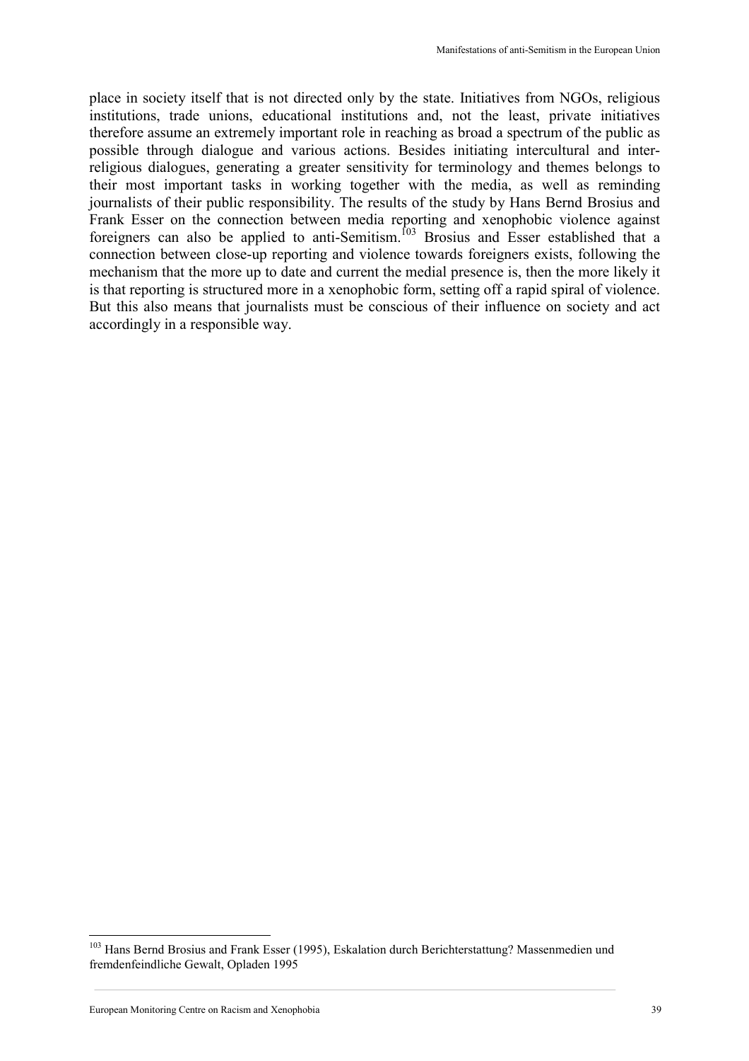place in society itself that is not directed only by the state. Initiatives from NGOs, religious institutions, trade unions, educational institutions and, not the least, private initiatives therefore assume an extremely important role in reaching as broad a spectrum of the public as possible through dialogue and various actions. Besides initiating intercultural and inter-religious dialogues, generating a greater sensitivity for terminology and themes belongs to their most important tasks in working together with the media, as well as reminding journalists of their public responsibility. The results of the study by Hans Bernd Brosius and Frank Esser on the connection between media reporting and xenophobic violence against foreigners can also be applied to anti-Semitism.[103] Brosius and Esser established that a connection between close-up reporting and violence towards foreigners exists, following the mechanism that the more up to date and current the medial presence is, then the more likely it is that reporting is structured more in a xenophobic form, setting off a rapid spiral of violence. But this also means that journalists must be conscious of their influence on society and act accordingly in a responsible way.

---

[103] Hans Bernd Brosius and Frank Esser (1995), Eskalation durch Berichterstattung? Massenmedien und fremdenfeindliche Gewalt, Opladen 1995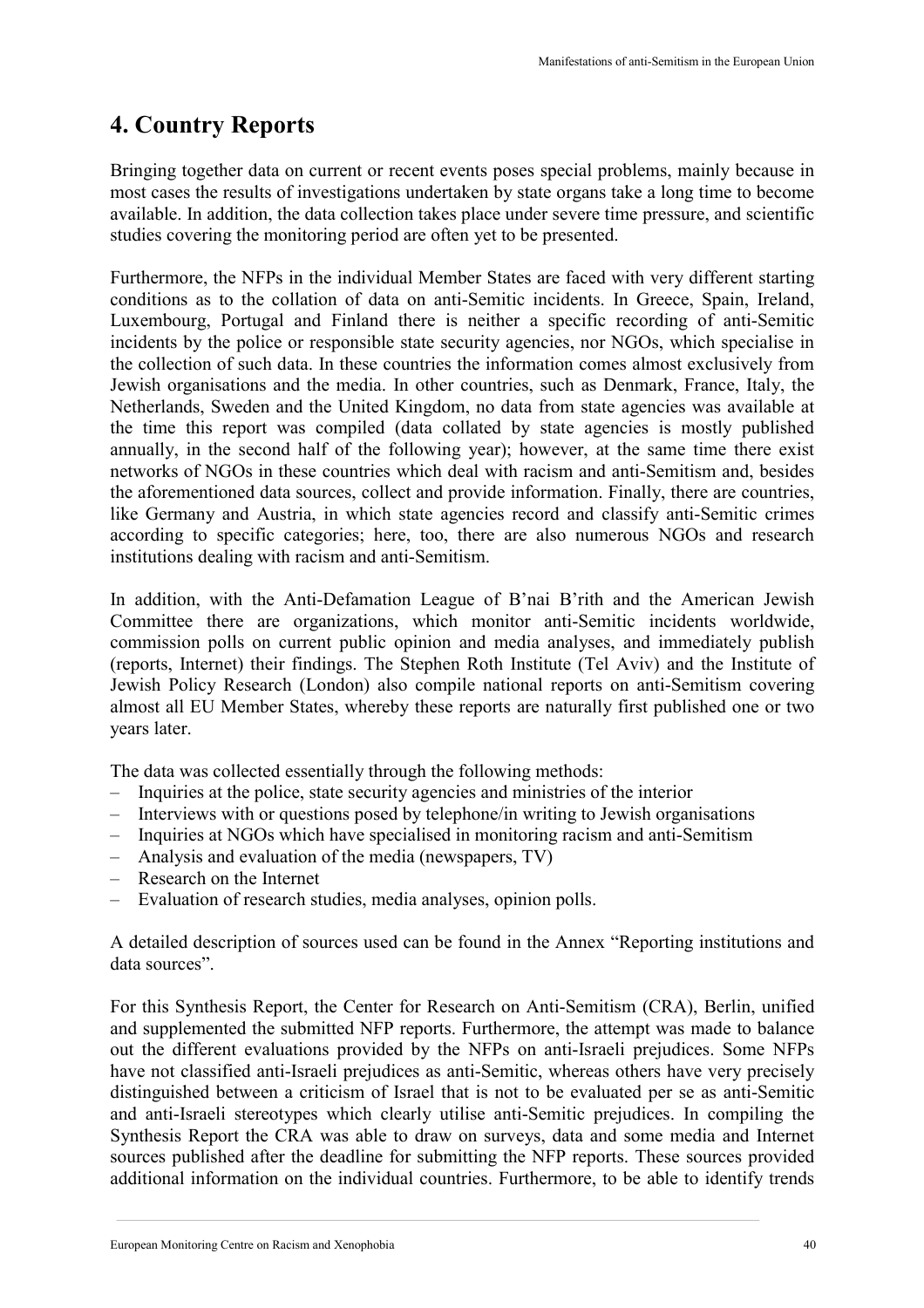# 4. Country Reports

Bringing together data on current or recent events poses special problems, mainly because in most cases the results of investigations undertaken by state organs take a long time to become available. In addition, the data collection takes place under severe time pressure, and scientific studies covering the monitoring period are often yet to be presented.

Furthermore, the NFPs in the individual Member States are faced with very different starting conditions as to the collation of data on anti-Semitic incidents. In Greece, Spain, Ireland, Luxembourg, Portugal and Finland there is neither a specific recording of anti-Semitic incidents by the police or responsible state security agencies, nor NGOs, which specialise in the collection of such data. In these countries the information comes almost exclusively from Jewish organisations and the media. In other countries, such as Denmark, France, Italy, the Netherlands, Sweden and the United Kingdom, no data from state agencies was available at the time this report was compiled (data collated by state agencies is mostly published annually, in the second half of the following year); however, at the same time there exist networks of NGOs in these countries which deal with racism and anti-Semitism and, besides the aforementioned data sources, collect and provide information. Finally, there are countries, like Germany and Austria, in which state agencies record and classify anti-Semitic crimes according to specific categories; here, too, there are also numerous NGOs and research institutions dealing with racism and anti-Semitism.

In addition, with the Anti-Defamation League of B'nai B'rith and the American Jewish Committee there are organizations, which monitor anti-Semitic incidents worldwide, commission polls on current public opinion and media analyses, and immediately publish (reports, Internet) their findings. The Stephen Roth Institute (Tel Aviv) and the Institute of Jewish Policy Research (London) also compile national reports on anti-Semitism covering almost all EU Member States, whereby these reports are naturally first published one or two years later.

The data was collected essentially through the following methods:

- Inquiries at the police, state security agencies and ministries of the interior
- Interviews with or questions posed by telephone/in writing to Jewish organisations
- Inquiries at NGOs which have specialised in monitoring racism and anti-Semitism
- Analysis and evaluation of the media (newspapers, TV)
- Research on the Internet
- Evaluation of research studies, media analyses, opinion polls.

A detailed description of sources used can be found in the Annex "Reporting institutions and data sources".

For this Synthesis Report, the Center for Research on Anti-Semitism (CRA), Berlin, unified and supplemented the submitted NFP reports. Furthermore, the attempt was made to balance out the different evaluations provided by the NFPs on anti-Israeli prejudices. Some NFPs have not classified anti-Israeli prejudices as anti-Semitic, whereas others have very precisely distinguished between a criticism of Israel that is not to be evaluated per se as anti-Semitic and anti-Israeli stereotypes which clearly utilise anti-Semitic prejudices. In compiling the Synthesis Report the CRA was able to draw on surveys, data and some media and Internet sources published after the deadline for submitting the NFP reports. These sources provided additional information on the individual countries. Furthermore, to be able to identify trends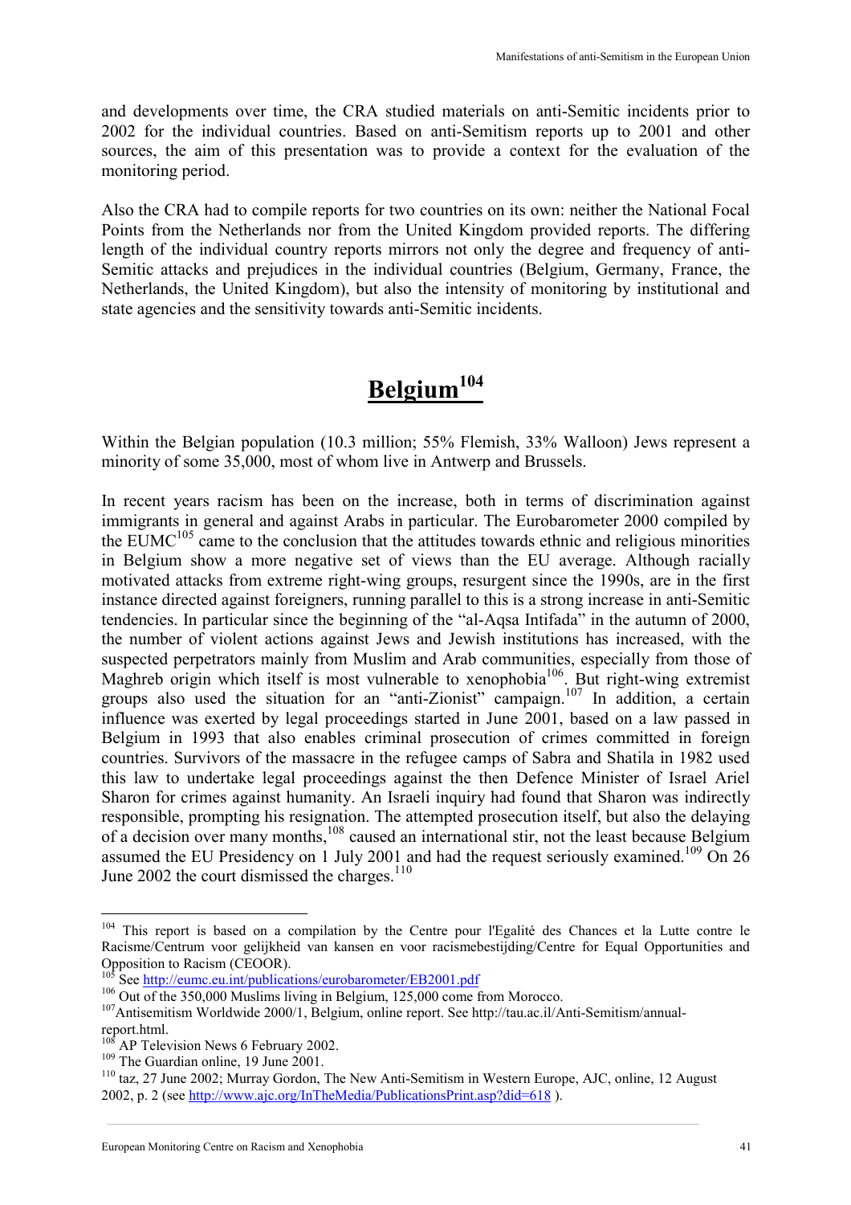and developments over time, the CRA studied materials on anti-Semitic incidents prior to 2002 for the individual countries. Based on anti-Semitism reports up to 2001 and other sources, the aim of this presentation was to provide a context for the evaluation of the monitoring period.

Also the CRA had to compile reports for two countries on its own: neither the National Focal Points from the Netherlands nor from the United Kingdom provided reports. The differing length of the individual country reports mirrors not only the degree and frequency of anti-Semitic attacks and prejudices in the individual countries (Belgium, Germany, France, the Netherlands, the United Kingdom), but also the intensity of monitoring by institutional and state agencies and the sensitivity towards anti-Semitic incidents.

# Belgium[104]

Within the Belgian population (10.3 million; 55% Flemish, 33% Walloon) Jews represent a minority of some 35,000, most of whom live in Antwerp and Brussels.

In recent years racism has been on the increase, both in terms of discrimination against immigrants in general and against Arabs in particular. The Eurobarometer 2000 compiled by the EUMC[105] came to the conclusion that the attitudes towards ethnic and religious minorities in Belgium show a more negative set of views than the EU average. Although racially motivated attacks from extreme right-wing groups, resurgent since the 1990s, are in the first instance directed against foreigners, running parallel to this is a strong increase in anti-Semitic tendencies. In particular since the beginning of the "al-Aqsa Intifada" in the autumn of 2000, the number of violent actions against Jews and Jewish institutions has increased, with the suspected perpetrators mainly from Muslim and Arab communities, especially from those of Maghreb origin which itself is most vulnerable to xenophobia[106]. But right-wing extremist groups also used the situation for an "anti-Zionist" campaign.[107] In addition, a certain influence was exerted by legal proceedings started in June 2001, based on a law passed in Belgium in 1993 that also enables criminal prosecution of crimes committed in foreign countries. Survivors of the massacre in the refugee camps of Sabra and Shatila in 1982 used this law to undertake legal proceedings against the then Defence Minister of Israel Ariel Sharon for crimes against humanity. An Israeli inquiry had found that Sharon was indirectly responsible, prompting his resignation. The attempted prosecution itself, but also the delaying of a decision over many months,[108] caused an international stir, not the least because Belgium assumed the EU Presidency on 1 July 2001 and had the request seriously examined.[109] On 26 June 2002 the court dismissed the charges.[110]

---

[104] This report is based on a compilation by the Centre pour l'Egalité des Chances et la Lutte contre le Racisme/Centrum voor gelijkheid van kansen en voor racismebestijding/Centre for Equal Opportunities and Opposition to Racism (CEOOR).

[105] See http://eumc.eu.int/publications/eurobarometer/EB2001.pdf

[106] Out of the 350,000 Muslims living in Belgium, 125,000 come from Morocco.

[107] Antisemitism Worldwide 2000/1, Belgium, online report. See http://tau.ac.il/Anti-Semitism/annual-report.html.

[108] AP Television News 6 February 2002.

[109] The Guardian online, 19 June 2001.

[110] taz, 27 June 2002; Murray Gordon, The New Anti-Semitism in Western Europe, AJC, online, 12 August 2002, p. 2 (see http://www.ajc.org/InTheMedia/PublicationsPrint.asp?did=618 ).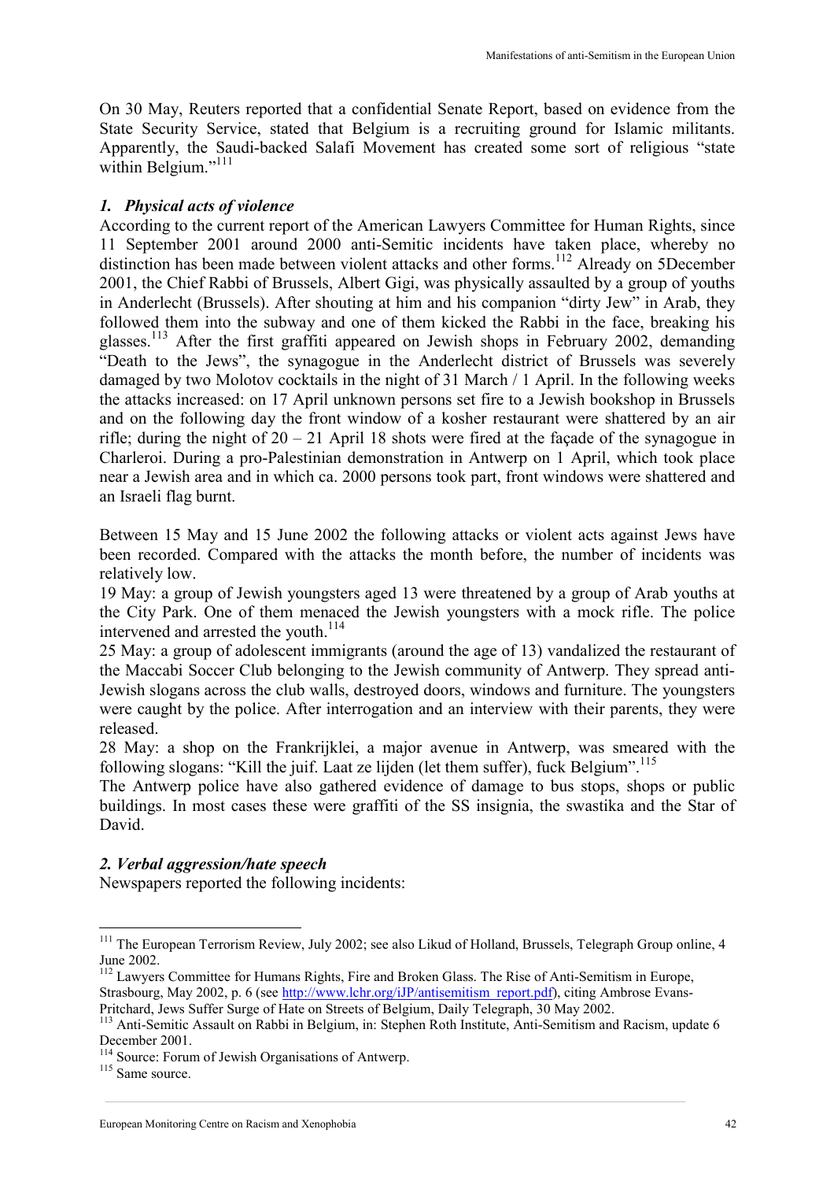On 30 May, Reuters reported that a confidential Senate Report, based on evidence from the State Security Service, stated that Belgium is a recruiting ground for Islamic militants. Apparently, the Saudi-backed Salafi Movement has created some sort of religious "state within Belgium."[111]

### *1. Physical acts of violence*

According to the current report of the American Lawyers Committee for Human Rights, since 11 September 2001 around 2000 anti-Semitic incidents have taken place, whereby no distinction has been made between violent attacks and other forms.[112] Already on 5December 2001, the Chief Rabbi of Brussels, Albert Gigi, was physically assaulted by a group of youths in Anderlecht (Brussels). After shouting at him and his companion "dirty Jew" in Arab, they followed them into the subway and one of them kicked the Rabbi in the face, breaking his glasses.[113] After the first graffiti appeared on Jewish shops in February 2002, demanding "Death to the Jews", the synagogue in the Anderlecht district of Brussels was severely damaged by two Molotov cocktails in the night of 31 March / 1 April. In the following weeks the attacks increased: on 17 April unknown persons set fire to a Jewish bookshop in Brussels and on the following day the front window of a kosher restaurant were shattered by an air rifle; during the night of 20 – 21 April 18 shots were fired at the façade of the synagogue in Charleroi. During a pro-Palestinian demonstration in Antwerp on 1 April, which took place near a Jewish area and in which ca. 2000 persons took part, front windows were shattered and an Israeli flag burnt.

Between 15 May and 15 June 2002 the following attacks or violent acts against Jews have been recorded. Compared with the attacks the month before, the number of incidents was relatively low.

19 May: a group of Jewish youngsters aged 13 were threatened by a group of Arab youths at the City Park. One of them menaced the Jewish youngsters with a mock rifle. The police intervened and arrested the youth.[114]

25 May: a group of adolescent immigrants (around the age of 13) vandalized the restaurant of the Maccabi Soccer Club belonging to the Jewish community of Antwerp. They spread anti-Jewish slogans across the club walls, destroyed doors, windows and furniture. The youngsters were caught by the police. After interrogation and an interview with their parents, they were released.

28 May: a shop on the Frankrijklei, a major avenue in Antwerp, was smeared with the following slogans: "Kill the juif. Laat ze lijden (let them suffer), fuck Belgium".[115]

The Antwerp police have also gathered evidence of damage to bus stops, shops or public buildings. In most cases these were graffiti of the SS insignia, the swastika and the Star of David.

### *2. Verbal aggression/hate speech*

Newspapers reported the following incidents:

---

[111] The European Terrorism Review, July 2002; see also Likud of Holland, Brussels, Telegraph Group online, 4 June 2002.

[112] Lawyers Committee for Humans Rights, Fire and Broken Glass. The Rise of Anti-Semitism in Europe, Strasbourg, May 2002, p. 6 (see http://www.lchr.org/iJP/antisemitism_report.pdf), citing Ambrose Evans-Pritchard, Jews Suffer Surge of Hate on Streets of Belgium, Daily Telegraph, 30 May 2002.

[113] Anti-Semitic Assault on Rabbi in Belgium, in: Stephen Roth Institute, Anti-Semitism and Racism, update 6 December 2001.

[114] Source: Forum of Jewish Organisations of Antwerp.

[115] Same source.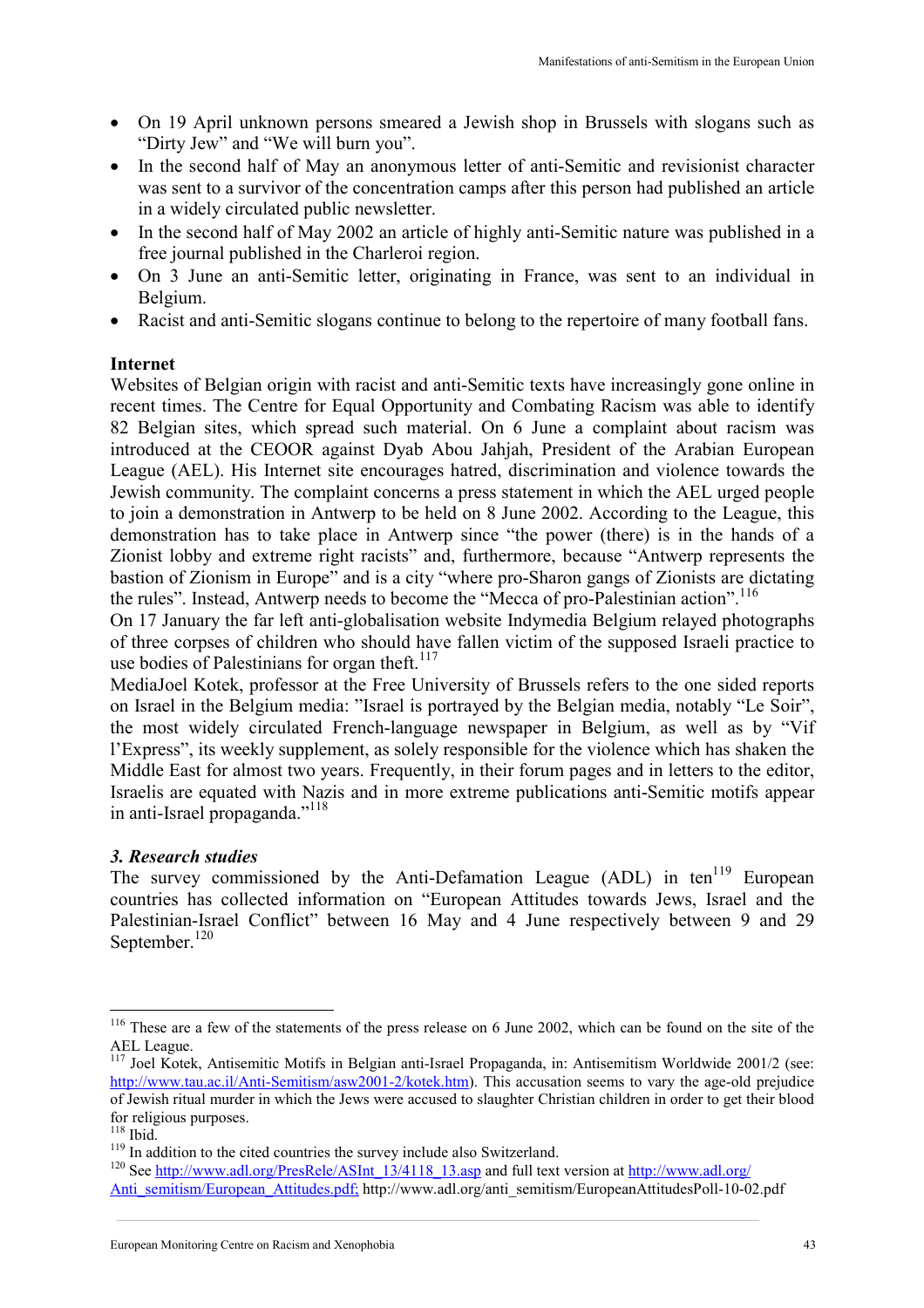- On 19 April unknown persons smeared a Jewish shop in Brussels with slogans such as "Dirty Jew" and "We will burn you".
- In the second half of May an anonymous letter of anti-Semitic and revisionist character was sent to a survivor of the concentration camps after this person had published an article in a widely circulated public newsletter.
- In the second half of May 2002 an article of highly anti-Semitic nature was published in a free journal published in the Charleroi region.
- On 3 June an anti-Semitic letter, originating in France, was sent to an individual in Belgium.
- Racist and anti-Semitic slogans continue to belong to the repertoire of many football fans.

**Internet**

Websites of Belgian origin with racist and anti-Semitic texts have increasingly gone online in recent times. The Centre for Equal Opportunity and Combating Racism was able to identify 82 Belgian sites, which spread such material. On 6 June a complaint about racism was introduced at the CEOOR against Dyab Abou Jahjah, President of the Arabian European League (AEL). His Internet site encourages hatred, discrimination and violence towards the Jewish community. The complaint concerns a press statement in which the AEL urged people to join a demonstration in Antwerp to be held on 8 June 2002. According to the League, this demonstration has to take place in Antwerp since "the power (there) is in the hands of a Zionist lobby and extreme right racists" and, furthermore, because "Antwerp represents the bastion of Zionism in Europe" and is a city "where pro-Sharon gangs of Zionists are dictating the rules". Instead, Antwerp needs to become the "Mecca of pro-Palestinian action".[116]

On 17 January the far left anti-globalisation website Indymedia Belgium relayed photographs of three corpses of children who should have fallen victim of the supposed Israeli practice to use bodies of Palestinians for organ theft.[117]

MediaJoel Kotek, professor at the Free University of Brussels refers to the one sided reports on Israel in the Belgium media: "Israel is portrayed by the Belgian media, notably "Le Soir", the most widely circulated French-language newspaper in Belgium, as well as by "Vif l'Express", its weekly supplement, as solely responsible for the violence which has shaken the Middle East for almost two years. Frequently, in their forum pages and in letters to the editor, Israelis are equated with Nazis and in more extreme publications anti-Semitic motifs appear in anti-Israel propaganda."[118]

### *3. Research studies*

The survey commissioned by the Anti-Defamation League (ADL) in ten[119] European countries has collected information on "European Attitudes towards Jews, Israel and the Palestinian-Israel Conflict" between 16 May and 4 June respectively between 9 and 29 September.[120]

---

[116] These are a few of the statements of the press release on 6 June 2002, which can be found on the site of the AEL League.

[117] Joel Kotek, Antisemitic Motifs in Belgian anti-Israel Propaganda, in: Antisemitism Worldwide 2001/2 (see: http://www.tau.ac.il/Anti-Semitism/asw2001-2/kotek.htm). This accusation seems to vary the age-old prejudice of Jewish ritual murder in which the Jews were accused to slaughter Christian children in order to get their blood for religious purposes.

[118] Ibid.

[119] In addition to the cited countries the survey include also Switzerland.

[120] See http://www.adl.org/PresRele/ASInt_13/4118_13.asp and full text version at http://www.adl.org/Anti_semitism/European_Attitudes.pdf; http://www.adl.org/anti_semitism/EuropeanAttitudesPoll-10-02.pdf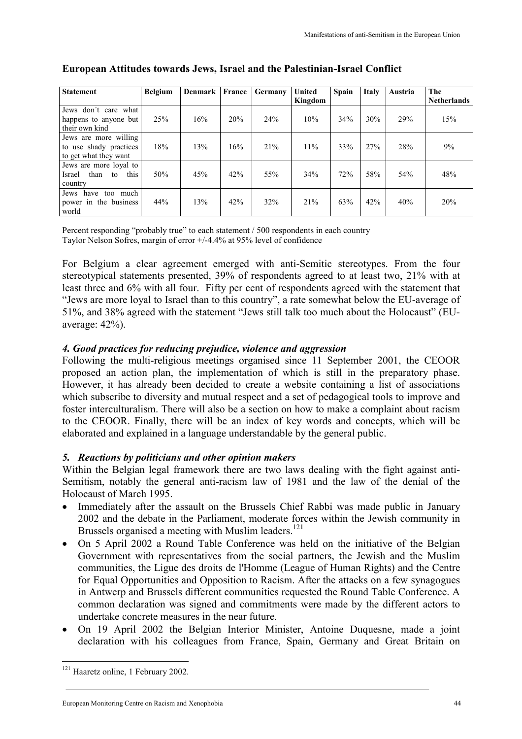### European Attitudes towards Jews, Israel and the Palestinian-Israel Conflict

| Statement | Belgium | Denmark | France | Germany | United Kingdom | Spain | Italy | Austria | The Netherlands |
|---|---|---|---|---|---|---|---|---|---|
| Jews don´t care what happens to anyone but their own kind | 25% | 16% | 20% | 24% | 10% | 34% | 30% | 29% | 15% |
| Jews are more willing to use shady practices to get what they want | 18% | 13% | 16% | 21% | 11% | 33% | 27% | 28% | 9% |
| Jews are more loyal to Israel than to this country | 50% | 45% | 42% | 55% | 34% | 72% | 58% | 54% | 48% |
| Jews have too much power in the business world | 44% | 13% | 42% | 32% | 21% | 63% | 42% | 40% | 20% |

Percent responding "probably true" to each statement / 500 respondents in each country
Taylor Nelson Sofres, margin of error +/-4.4% at 95% level of confidence

For Belgium a clear agreement emerged with anti-Semitic stereotypes. From the four stereotypical statements presented, 39% of respondents agreed to at least two, 21% with at least three and 6% with all four. Fifty per cent of respondents agreed with the statement that "Jews are more loyal to Israel than to this country", a rate somewhat below the EU-average of 51%, and 38% agreed with the statement "Jews still talk too much about the Holocaust" (EU-average: 42%).

### *4. Good practices for reducing prejudice, violence and aggression*

Following the multi-religious meetings organised since 11 September 2001, the CEOOR proposed an action plan, the implementation of which is still in the preparatory phase. However, it has already been decided to create a website containing a list of associations which subscribe to diversity and mutual respect and a set of pedagogical tools to improve and foster interculturalism. There will also be a section on how to make a complaint about racism to the CEOOR. Finally, there will be an index of key words and concepts, which will be elaborated and explained in a language understandable by the general public.

### *5. Reactions by politicians and other opinion makers*

Within the Belgian legal framework there are two laws dealing with the fight against anti-Semitism, notably the general anti-racism law of 1981 and the law of the denial of the Holocaust of March 1995.

- Immediately after the assault on the Brussels Chief Rabbi was made public in January 2002 and the debate in the Parliament, moderate forces within the Jewish community in Brussels organised a meeting with Muslim leaders.[121]
- On 5 April 2002 a Round Table Conference was held on the initiative of the Belgian Government with representatives from the social partners, the Jewish and the Muslim communities, the Ligue des droits de l'Homme (League of Human Rights) and the Centre for Equal Opportunities and Opposition to Racism. After the attacks on a few synagogues in Antwerp and Brussels different communities requested the Round Table Conference. A common declaration was signed and commitments were made by the different actors to undertake concrete measures in the near future.
- On 19 April 2002 the Belgian Interior Minister, Antoine Duquesne, made a joint declaration with his colleagues from France, Spain, Germany and Great Britain on

[121] Haaretz online, 1 February 2002.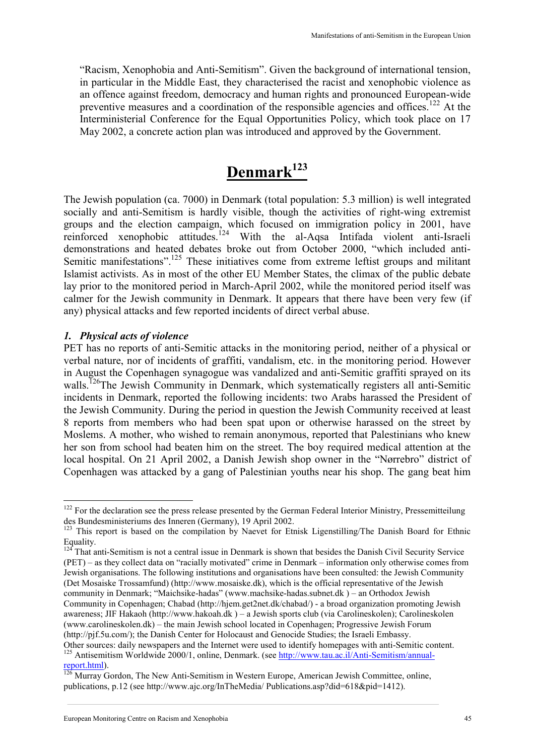"Racism, Xenophobia and Anti-Semitism". Given the background of international tension, in particular in the Middle East, they characterised the racist and xenophobic violence as an offence against freedom, democracy and human rights and pronounced European-wide preventive measures and a coordination of the responsible agencies and offices.[122] At the Interministerial Conference for the Equal Opportunities Policy, which took place on 17 May 2002, a concrete action plan was introduced and approved by the Government.

# Denmark[123]

The Jewish population (ca. 7000) in Denmark (total population: 5.3 million) is well integrated socially and anti-Semitism is hardly visible, though the activities of right-wing extremist groups and the election campaign, which focused on immigration policy in 2001, have reinforced xenophobic attitudes.[124] With the al-Aqsa Intifada violent anti-Israeli demonstrations and heated debates broke out from October 2000, "which included anti-Semitic manifestations".[125] These initiatives come from extreme leftist groups and militant Islamist activists. As in most of the other EU Member States, the climax of the public debate lay prior to the monitored period in March-April 2002, while the monitored period itself was calmer for the Jewish community in Denmark. It appears that there have been very few (if any) physical attacks and few reported incidents of direct verbal abuse.

### *1. Physical acts of violence*

PET has no reports of anti-Semitic attacks in the monitoring period, neither of a physical or verbal nature, nor of incidents of graffiti, vandalism, etc. in the monitoring period. However in August the Copenhagen synagogue was vandalized and anti-Semitic graffiti sprayed on its walls.[126]The Jewish Community in Denmark, which systematically registers all anti-Semitic incidents in Denmark, reported the following incidents: two Arabs harassed the President of the Jewish Community. During the period in question the Jewish Community received at least 8 reports from members who had been spat upon or otherwise harassed on the street by Moslems. A mother, who wished to remain anonymous, reported that Palestinians who knew her son from school had beaten him on the street. The boy required medical attention at the local hospital. On 21 April 2002, a Danish Jewish shop owner in the "Nørrebro" district of Copenhagen was attacked by a gang of Palestinian youths near his shop. The gang beat him

---

[122] For the declaration see the press release presented by the German Federal Interior Ministry, Pressemitteilung des Bundesministeriums des Inneren (Germany), 19 April 2002.

[123] This report is based on the compilation by Naevet for Etnisk Ligenstilling/The Danish Board for Ethnic Equality.

[124] That anti-Semitism is not a central issue in Denmark is shown that besides the Danish Civil Security Service (PET) – as they collect data on "racially motivated" crime in Denmark – information only otherwise comes from Jewish organisations. The following institutions and organisations have been consulted: the Jewish Community (Det Mosaiske Trossamfund) (http://www.mosaiske.dk), which is the official representative of the Jewish community in Denmark; "Maichsike-hadas" (www.machsike-hadas.subnet.dk ) – an Orthodox Jewish Community in Copenhagen; Chabad (http://hjem.get2net.dk/chabad/) - a broad organization promoting Jewish awareness; JIF Hakaoh (http://www.hakoah.dk ) – a Jewish sports club (via Carolineskolen); Carolineskolen (www.carolineskolen.dk) – the main Jewish school located in Copenhagen; Progressive Jewish Forum (http://pjf.5u.com/); the Danish Center for Holocaust and Genocide Studies; the Israeli Embassy. Other sources: daily newspapers and the Internet were used to identify homepages with anti-Semitic content.

[125] Antisemitism Worldwide 2000/1, online, Denmark. (see http://www.tau.ac.il/Anti-Semitism/annual-report.html).

[126] Murray Gordon, The New Anti-Semitism in Western Europe, American Jewish Committee, online, publications, p.12 (see http://www.ajc.org/InTheMedia/ Publications.asp?did=618&pid=1412).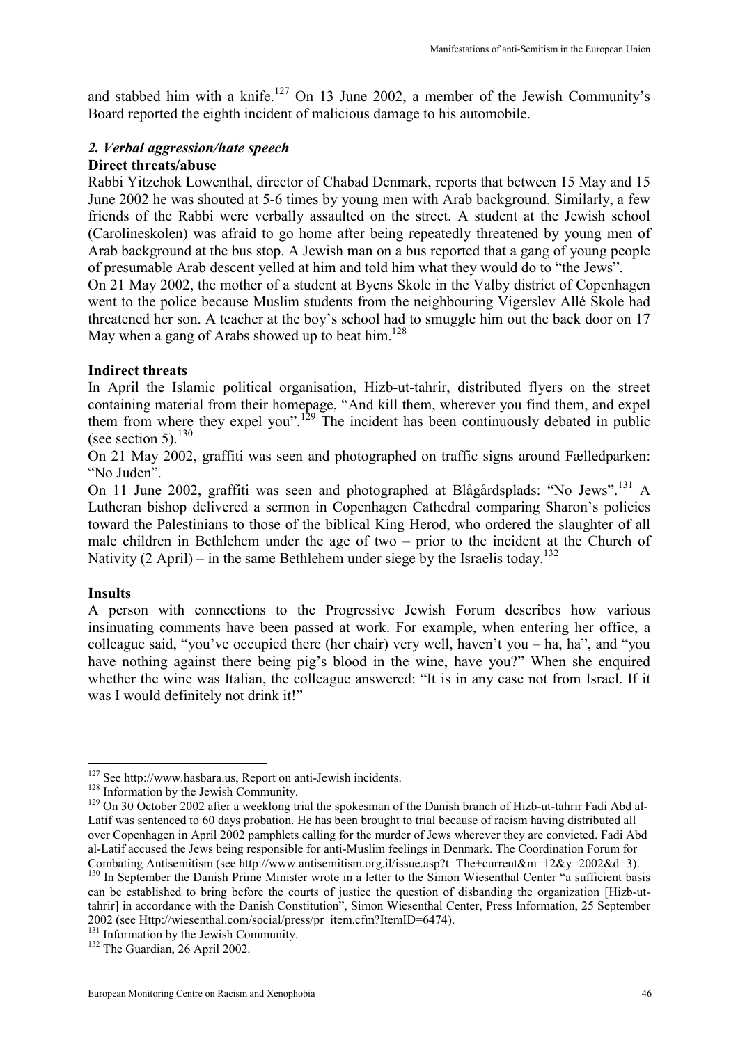and stabbed him with a knife.[127] On 13 June 2002, a member of the Jewish Community's Board reported the eighth incident of malicious damage to his automobile.

### *2. Verbal aggression/hate speech*

**Direct threats/abuse**

Rabbi Yitzchok Lowenthal, director of Chabad Denmark, reports that between 15 May and 15 June 2002 he was shouted at 5-6 times by young men with Arab background. Similarly, a few friends of the Rabbi were verbally assaulted on the street. A student at the Jewish school (Carolineskolen) was afraid to go home after being repeatedly threatened by young men of Arab background at the bus stop. A Jewish man on a bus reported that a gang of young people of presumable Arab descent yelled at him and told him what they would do to "the Jews".

On 21 May 2002, the mother of a student at Byens Skole in the Valby district of Copenhagen went to the police because Muslim students from the neighbouring Vigerslev Allé Skole had threatened her son. A teacher at the boy's school had to smuggle him out the back door on 17 May when a gang of Arabs showed up to beat him.[128]

**Indirect threats**

In April the Islamic political organisation, Hizb-ut-tahrir, distributed flyers on the street containing material from their homepage, "And kill them, wherever you find them, and expel them from where they expel you".[129] The incident has been continuously debated in public (see section 5).[130]

On 21 May 2002, graffiti was seen and photographed on traffic signs around Fælledparken: "No Juden".

On 11 June 2002, graffiti was seen and photographed at Blågårdsplads: "No Jews".[131] A Lutheran bishop delivered a sermon in Copenhagen Cathedral comparing Sharon's policies toward the Palestinians to those of the biblical King Herod, who ordered the slaughter of all male children in Bethlehem under the age of two – prior to the incident at the Church of Nativity (2 April) – in the same Bethlehem under siege by the Israelis today.[132]

**Insults**

A person with connections to the Progressive Jewish Forum describes how various insinuating comments have been passed at work. For example, when entering her office, a colleague said, "you've occupied there (her chair) very well, haven't you – ha, ha", and "you have nothing against there being pig's blood in the wine, have you?" When she enquired whether the wine was Italian, the colleague answered: "It is in any case not from Israel. If it was I would definitely not drink it!"

---

[127] See http://www.hasbara.us, Report on anti-Jewish incidents.

[128] Information by the Jewish Community.

[129] On 30 October 2002 after a weeklong trial the spokesman of the Danish branch of Hizb-ut-tahrir Fadi Abd al-Latif was sentenced to 60 days probation. He has been brought to trial because of racism having distributed all over Copenhagen in April 2002 pamphlets calling for the murder of Jews wherever they are convicted. Fadi Abd al-Latif accused the Jews being responsible for anti-Muslim feelings in Denmark. The Coordination Forum for Combating Antisemitism (see http://www.antisemitism.org.il/issue.asp?t=The+current&m=12&y=2002&d=3).

[130] In September the Danish Prime Minister wrote in a letter to the Simon Wiesenthal Center "a sufficient basis can be established to bring before the courts of justice the question of disbanding the organization [Hizb-ut-tahrir] in accordance with the Danish Constitution", Simon Wiesenthal Center, Press Information, 25 September 2002 (see Http://wiesenthal.com/social/press/pr_item.cfm?ItemID=6474).

[131] Information by the Jewish Community.

[132] The Guardian, 26 April 2002.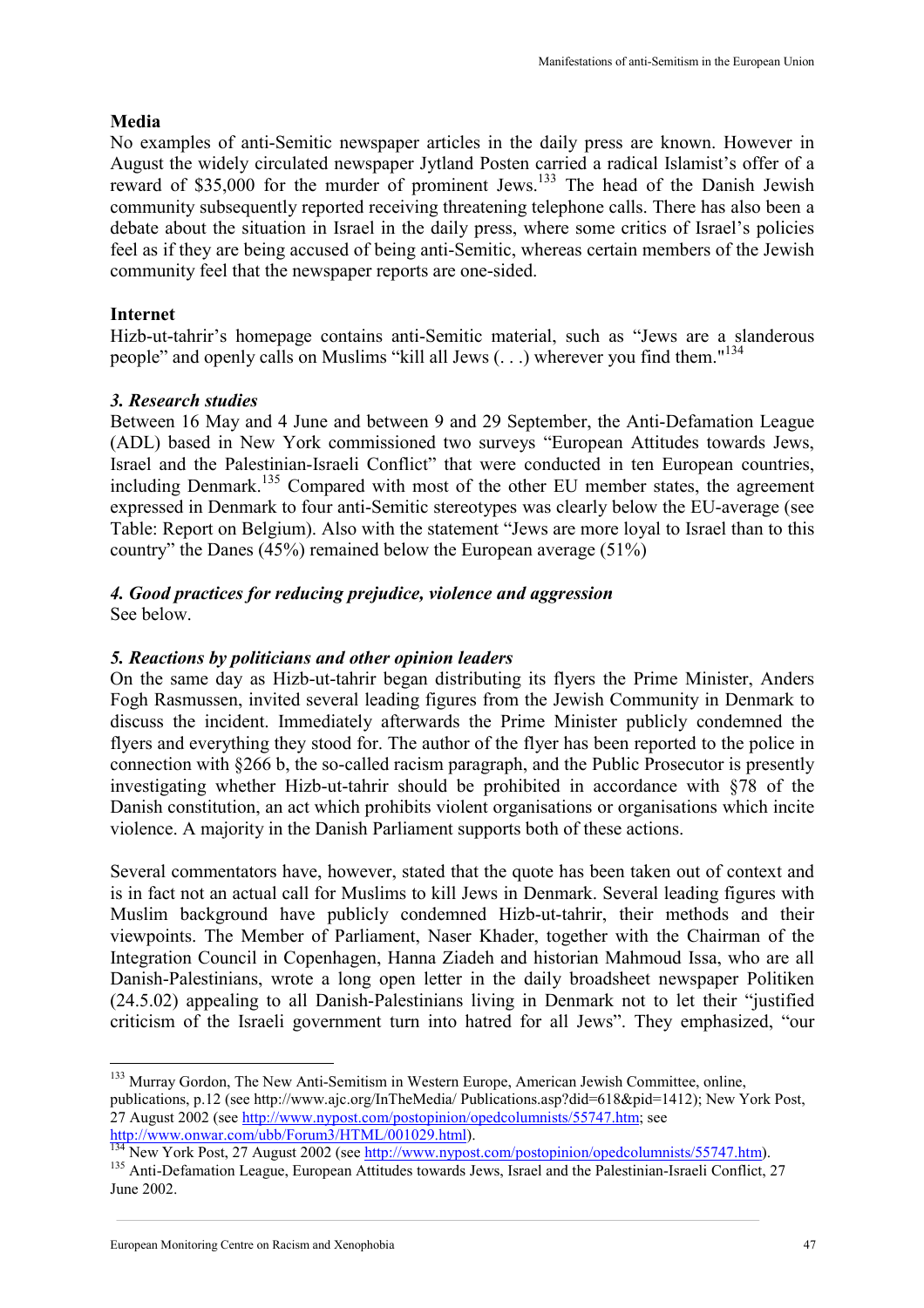**Media**

No examples of anti-Semitic newspaper articles in the daily press are known. However in August the widely circulated newspaper Jytland Posten carried a radical Islamist's offer of a reward of $35,000 for the murder of prominent Jews.[133] The head of the Danish Jewish community subsequently reported receiving threatening telephone calls. There has also been a debate about the situation in Israel in the daily press, where some critics of Israel's policies feel as if they are being accused of being anti-Semitic, whereas certain members of the Jewish community feel that the newspaper reports are one-sided.

**Internet**

Hizb-ut-tahrir's homepage contains anti-Semitic material, such as "Jews are a slanderous people" and openly calls on Muslims "kill all Jews (. . .) wherever you find them."[134]

### *3. Research studies*

Between 16 May and 4 June and between 9 and 29 September, the Anti-Defamation League (ADL) based in New York commissioned two surveys "European Attitudes towards Jews, Israel and the Palestinian-Israeli Conflict" that were conducted in ten European countries, including Denmark.[135] Compared with most of the other EU member states, the agreement expressed in Denmark to four anti-Semitic stereotypes was clearly below the EU-average (see Table: Report on Belgium). Also with the statement "Jews are more loyal to Israel than to this country" the Danes (45%) remained below the European average (51%)

### *4. Good practices for reducing prejudice, violence and aggression*

See below.

### *5. Reactions by politicians and other opinion leaders*

On the same day as Hizb-ut-tahrir began distributing its flyers the Prime Minister, Anders Fogh Rasmussen, invited several leading figures from the Jewish Community in Denmark to discuss the incident. Immediately afterwards the Prime Minister publicly condemned the flyers and everything they stood for. The author of the flyer has been reported to the police in connection with §266 b, the so-called racism paragraph, and the Public Prosecutor is presently investigating whether Hizb-ut-tahrir should be prohibited in accordance with §78 of the Danish constitution, an act which prohibits violent organisations or organisations which incite violence. A majority in the Danish Parliament supports both of these actions.

Several commentators have, however, stated that the quote has been taken out of context and is in fact not an actual call for Muslims to kill Jews in Denmark. Several leading figures with Muslim background have publicly condemned Hizb-ut-tahrir, their methods and their viewpoints. The Member of Parliament, Naser Khader, together with the Chairman of the Integration Council in Copenhagen, Hanna Ziadeh and historian Mahmoud Issa, who are all Danish-Palestinians, wrote a long open letter in the daily broadsheet newspaper Politiken (24.5.02) appealing to all Danish-Palestinians living in Denmark not to let their "justified criticism of the Israeli government turn into hatred for all Jews". They emphasized, "our

---

[133] Murray Gordon, The New Anti-Semitism in Western Europe, American Jewish Committee, online, publications, p.12 (see http://www.ajc.org/InTheMedia/ Publications.asp?did=618&pid=1412); New York Post, 27 August 2002 (see http://www.nypost.com/postopinion/opedcolumnists/55747.htm; see http://www.onwar.com/ubb/Forum3/HTML/001029.html).

[134] New York Post, 27 August 2002 (see http://www.nypost.com/postopinion/opedcolumnists/55747.htm).

[135] Anti-Defamation League, European Attitudes towards Jews, Israel and the Palestinian-Israeli Conflict, 27 June 2002.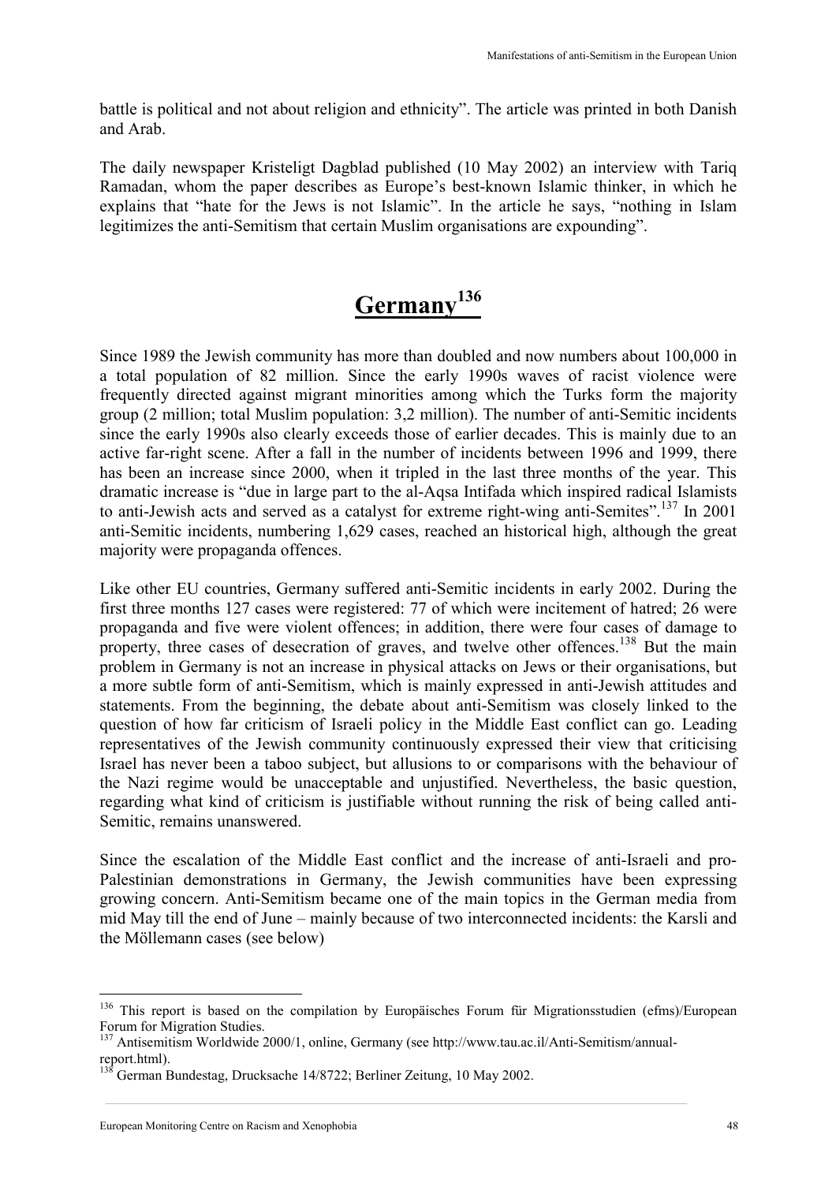battle is political and not about religion and ethnicity". The article was printed in both Danish and Arab.

The daily newspaper Kristeligt Dagblad published (10 May 2002) an interview with Tariq Ramadan, whom the paper describes as Europe's best-known Islamic thinker, in which he explains that "hate for the Jews is not Islamic". In the article he says, "nothing in Islam legitimizes the anti-Semitism that certain Muslim organisations are expounding".

## Germany[136]

Since 1989 the Jewish community has more than doubled and now numbers about 100,000 in a total population of 82 million. Since the early 1990s waves of racist violence were frequently directed against migrant minorities among which the Turks form the majority group (2 million; total Muslim population: 3,2 million). The number of anti-Semitic incidents since the early 1990s also clearly exceeds those of earlier decades. This is mainly due to an active far-right scene. After a fall in the number of incidents between 1996 and 1999, there has been an increase since 2000, when it tripled in the last three months of the year. This dramatic increase is "due in large part to the al-Aqsa Intifada which inspired radical Islamists to anti-Jewish acts and served as a catalyst for extreme right-wing anti-Semites".[137] In 2001 anti-Semitic incidents, numbering 1,629 cases, reached an historical high, although the great majority were propaganda offences.

Like other EU countries, Germany suffered anti-Semitic incidents in early 2002. During the first three months 127 cases were registered: 77 of which were incitement of hatred; 26 were propaganda and five were violent offences; in addition, there were four cases of damage to property, three cases of desecration of graves, and twelve other offences.[138] But the main problem in Germany is not an increase in physical attacks on Jews or their organisations, but a more subtle form of anti-Semitism, which is mainly expressed in anti-Jewish attitudes and statements. From the beginning, the debate about anti-Semitism was closely linked to the question of how far criticism of Israeli policy in the Middle East conflict can go. Leading representatives of the Jewish community continuously expressed their view that criticising Israel has never been a taboo subject, but allusions to or comparisons with the behaviour of the Nazi regime would be unacceptable and unjustified. Nevertheless, the basic question, regarding what kind of criticism is justifiable without running the risk of being called anti-Semitic, remains unanswered.

Since the escalation of the Middle East conflict and the increase of anti-Israeli and pro-Palestinian demonstrations in Germany, the Jewish communities have been expressing growing concern. Anti-Semitism became one of the main topics in the German media from mid May till the end of June – mainly because of two interconnected incidents: the Karsli and the Möllemann cases (see below)

---

[136] This report is based on the compilation by Europäisches Forum für Migrationsstudien (efms)/European Forum for Migration Studies.

[137] Antisemitism Worldwide 2000/1, online, Germany (see http://www.tau.ac.il/Anti-Semitism/annual-report.html).

[138] German Bundestag, Drucksache 14/8722; Berliner Zeitung, 10 May 2002.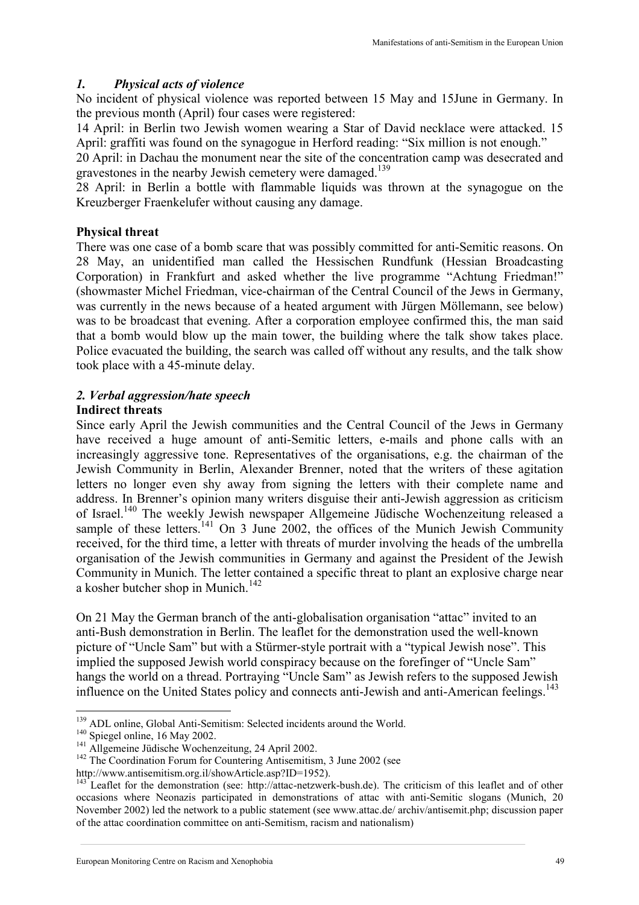### *1. Physical acts of violence*

No incident of physical violence was reported between 15 May and 15June in Germany. In the previous month (April) four cases were registered:

14 April: in Berlin two Jewish women wearing a Star of David necklace were attacked. 15 April: graffiti was found on the synagogue in Herford reading: “Six million is not enough.”

20 April: in Dachau the monument near the site of the concentration camp was desecrated and gravestones in the nearby Jewish cemetery were damaged.[139]

28 April: in Berlin a bottle with flammable liquids was thrown at the synagogue on the Kreuzberger Fraenkelufer without causing any damage.

**Physical threat**

There was one case of a bomb scare that was possibly committed for anti-Semitic reasons. On 28 May, an unidentified man called the Hessischen Rundfunk (Hessian Broadcasting Corporation) in Frankfurt and asked whether the live programme “Achtung Friedman!” (showmaster Michel Friedman, vice-chairman of the Central Council of the Jews in Germany, was currently in the news because of a heated argument with Jürgen Möllemann, see below) was to be broadcast that evening. After a corporation employee confirmed this, the man said that a bomb would blow up the main tower, the building where the talk show takes place. Police evacuated the building, the search was called off without any results, and the talk show took place with a 45-minute delay.

### *2. Verbal aggression/hate speech*

**Indirect threats**

Since early April the Jewish communities and the Central Council of the Jews in Germany have received a huge amount of anti-Semitic letters, e-mails and phone calls with an increasingly aggressive tone. Representatives of the organisations, e.g. the chairman of the Jewish Community in Berlin, Alexander Brenner, noted that the writers of these agitation letters no longer even shy away from signing the letters with their complete name and address. In Brenner’s opinion many writers disguise their anti-Jewish aggression as criticism of Israel.[140] The weekly Jewish newspaper Allgemeine Jüdische Wochenzeitung released a sample of these letters.[141] On 3 June 2002, the offices of the Munich Jewish Community received, for the third time, a letter with threats of murder involving the heads of the umbrella organisation of the Jewish communities in Germany and against the President of the Jewish Community in Munich. The letter contained a specific threat to plant an explosive charge near a kosher butcher shop in Munich.[142]

On 21 May the German branch of the anti-globalisation organisation “attac” invited to an anti-Bush demonstration in Berlin. The leaflet for the demonstration used the well-known picture of “Uncle Sam” but with a Stürmer-style portrait with a “typical Jewish nose”. This implied the supposed Jewish world conspiracy because on the forefinger of “Uncle Sam” hangs the world on a thread. Portraying “Uncle Sam” as Jewish refers to the supposed Jewish influence on the United States policy and connects anti-Jewish and anti-American feelings.[143]

---

[139] ADL online, Global Anti-Semitism: Selected incidents around the World.

[140] Spiegel online, 16 May 2002.

[141] Allgemeine Jüdische Wochenzeitung, 24 April 2002.

[142] The Coordination Forum for Countering Antisemitism, 3 June 2002 (see http://www.antisemitism.org.il/showArticle.asp?ID=1952).

[143] Leaflet for the demonstration (see: http://attac-netzwerk-bush.de). The criticism of this leaflet and of other occasions where Neonazis participated in demonstrations of attac with anti-Semitic slogans (Munich, 20 November 2002) led the network to a public statement (see www.attac.de/ archiv/antisemit.php; discussion paper of the attac coordination committee on anti-Semitism, racism and nationalism)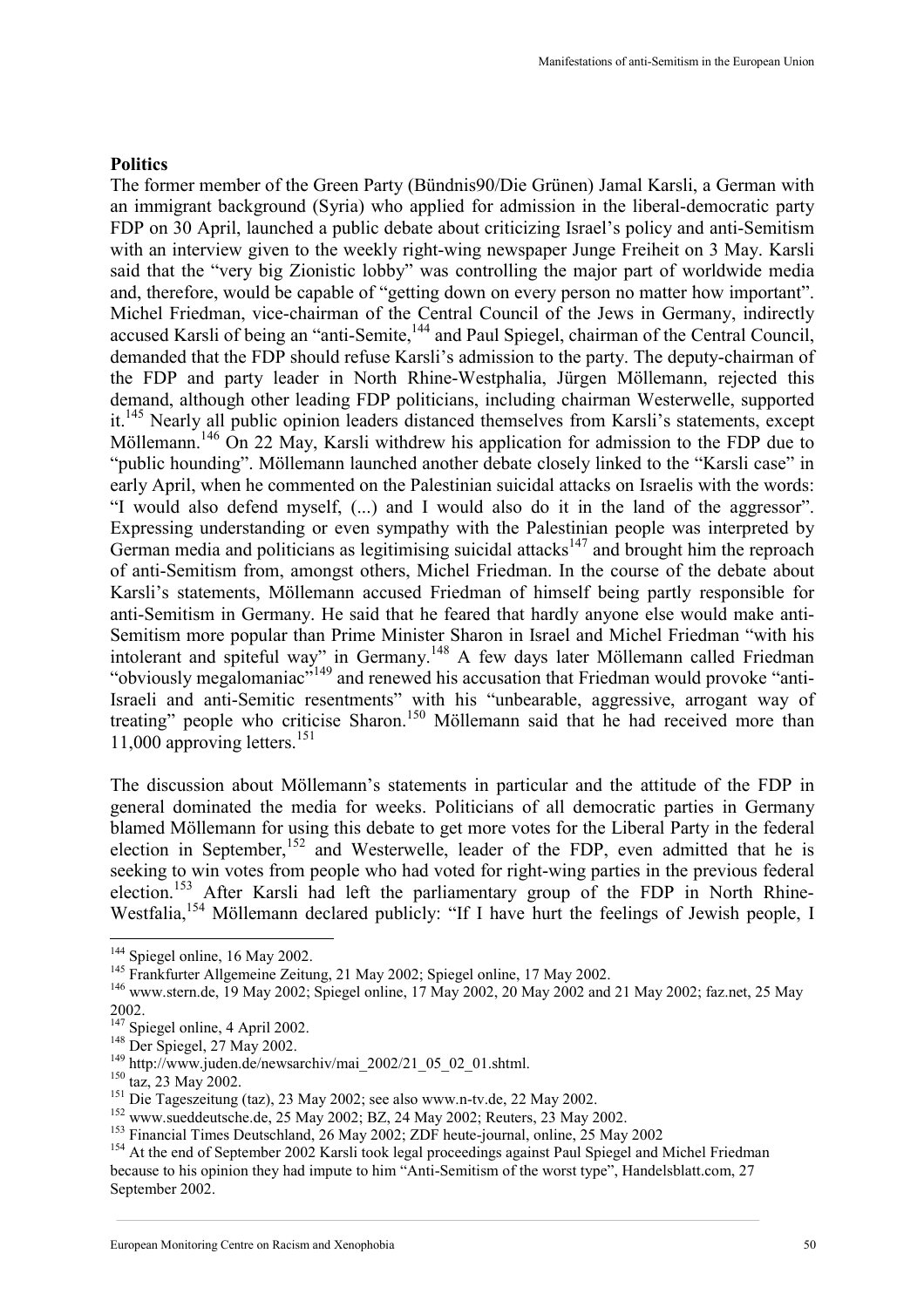**Politics**

The former member of the Green Party (Bündnis90/Die Grünen) Jamal Karsli, a German with an immigrant background (Syria) who applied for admission in the liberal-democratic party FDP on 30 April, launched a public debate about criticizing Israel's policy and anti-Semitism with an interview given to the weekly right-wing newspaper Junge Freiheit on 3 May. Karsli said that the "very big Zionistic lobby" was controlling the major part of worldwide media and, therefore, would be capable of "getting down on every person no matter how important". Michel Friedman, vice-chairman of the Central Council of the Jews in Germany, indirectly accused Karsli of being an "anti-Semite,[144] and Paul Spiegel, chairman of the Central Council, demanded that the FDP should refuse Karsli's admission to the party. The deputy-chairman of the FDP and party leader in North Rhine-Westphalia, Jürgen Möllemann, rejected this demand, although other leading FDP politicians, including chairman Westerwelle, supported it.[145] Nearly all public opinion leaders distanced themselves from Karsli's statements, except Möllemann.[146] On 22 May, Karsli withdrew his application for admission to the FDP due to "public hounding". Möllemann launched another debate closely linked to the "Karsli case" in early April, when he commented on the Palestinian suicidal attacks on Israelis with the words: "I would also defend myself, (...) and I would also do it in the land of the aggressor". Expressing understanding or even sympathy with the Palestinian people was interpreted by German media and politicians as legitimising suicidal attacks[147] and brought him the reproach of anti-Semitism from, amongst others, Michel Friedman. In the course of the debate about Karsli's statements, Möllemann accused Friedman of himself being partly responsible for anti-Semitism in Germany. He said that he feared that hardly anyone else would make anti-Semitism more popular than Prime Minister Sharon in Israel and Michel Friedman "with his intolerant and spiteful way" in Germany.[148] A few days later Möllemann called Friedman "obviously megalomaniac"[149] and renewed his accusation that Friedman would provoke "anti-Israeli and anti-Semitic resentments" with his "unbearable, aggressive, arrogant way of treating" people who criticise Sharon.[150] Möllemann said that he had received more than 11,000 approving letters.[151]

The discussion about Möllemann's statements in particular and the attitude of the FDP in general dominated the media for weeks. Politicians of all democratic parties in Germany blamed Möllemann for using this debate to get more votes for the Liberal Party in the federal election in September,[152] and Westerwelle, leader of the FDP, even admitted that he is seeking to win votes from people who had voted for right-wing parties in the previous federal election.[153] After Karsli had left the parliamentary group of the FDP in North Rhine-Westfalia,[154] Möllemann declared publicly: "If I have hurt the feelings of Jewish people, I

---

[144] Spiegel online, 16 May 2002.

[145] Frankfurter Allgemeine Zeitung, 21 May 2002; Spiegel online, 17 May 2002.

[146] www.stern.de, 19 May 2002; Spiegel online, 17 May 2002, 20 May 2002 and 21 May 2002; faz.net, 25 May 2002.

[147] Spiegel online, 4 April 2002.

[148] Der Spiegel, 27 May 2002.

[149] http://www.juden.de/newsarchiv/mai_2002/21_05_02_01.shtml.

[150] taz, 23 May 2002.

[151] Die Tageszeitung (taz), 23 May 2002; see also www.n-tv.de, 22 May 2002.

[152] www.sueddeutsche.de, 25 May 2002; BZ, 24 May 2002; Reuters, 23 May 2002.

[153] Financial Times Deutschland, 26 May 2002; ZDF heute-journal, online, 25 May 2002

[154] At the end of September 2002 Karsli took legal proceedings against Paul Spiegel and Michel Friedman because to his opinion they had impute to him "Anti-Semitism of the worst type", Handelsblatt.com, 27 September 2002.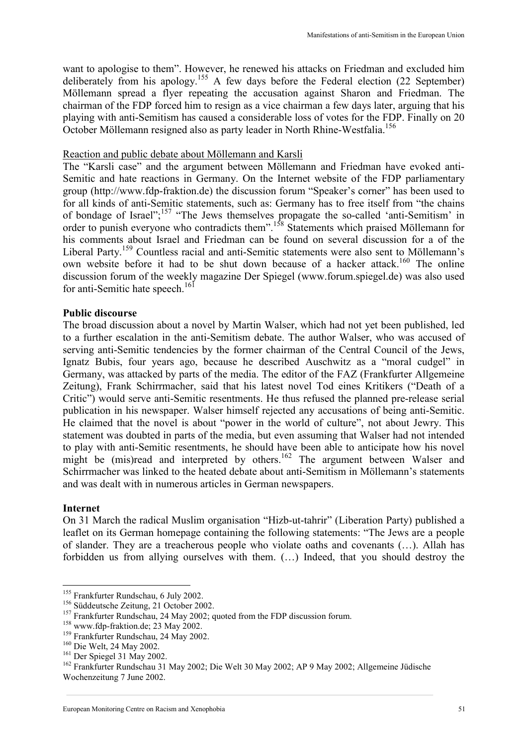want to apologise to them". However, he renewed his attacks on Friedman and excluded him deliberately from his apology.[155] A few days before the Federal election (22 September) Möllemann spread a flyer repeating the accusation against Sharon and Friedman. The chairman of the FDP forced him to resign as a vice chairman a few days later, arguing that his playing with anti-Semitism has caused a considerable loss of votes for the FDP. Finally on 20 October Möllemann resigned also as party leader in North Rhine-Westfalia.[156]

Reaction and public debate about Möllemann and Karsli

The "Karsli case" and the argument between Möllemann and Friedman have evoked anti-Semitic and hate reactions in Germany. On the Internet website of the FDP parliamentary group (http://www.fdp-fraktion.de) the discussion forum "Speaker's corner" has been used to for all kinds of anti-Semitic statements, such as: Germany has to free itself from "the chains of bondage of Israel";[157] "The Jews themselves propagate the so-called 'anti-Semitism' in order to punish everyone who contradicts them".[158] Statements which praised Möllemann for his comments about Israel and Friedman can be found on several discussion for a of the Liberal Party.[159] Countless racial and anti-Semitic statements were also sent to Möllemann's own website before it had to be shut down because of a hacker attack.[160] The online discussion forum of the weekly magazine Der Spiegel (www.forum.spiegel.de) was also used for anti-Semitic hate speech.[161]

**Public discourse**

The broad discussion about a novel by Martin Walser, which had not yet been published, led to a further escalation in the anti-Semitism debate. The author Walser, who was accused of serving anti-Semitic tendencies by the former chairman of the Central Council of the Jews, Ignatz Bubis, four years ago, because he described Auschwitz as a "moral cudgel" in Germany, was attacked by parts of the media. The editor of the FAZ (Frankfurter Allgemeine Zeitung), Frank Schirrmacher, said that his latest novel Tod eines Kritikers ("Death of a Critic") would serve anti-Semitic resentments. He thus refused the planned pre-release serial publication in his newspaper. Walser himself rejected any accusations of being anti-Semitic. He claimed that the novel is about "power in the world of culture", not about Jewry. This statement was doubted in parts of the media, but even assuming that Walser had not intended to play with anti-Semitic resentments, he should have been able to anticipate how his novel might be (mis)read and interpreted by others.[162] The argument between Walser and Schirrmacher was linked to the heated debate about anti-Semitism in Möllemann's statements and was dealt with in numerous articles in German newspapers.

**Internet**

On 31 March the radical Muslim organisation "Hizb-ut-tahrir" (Liberation Party) published a leaflet on its German homepage containing the following statements: "The Jews are a people of slander. They are a treacherous people who violate oaths and covenants (…). Allah has forbidden us from allying ourselves with them. (…) Indeed, that you should destroy the

---

[155] Frankfurter Rundschau, 6 July 2002.
[156] Süddeutsche Zeitung, 21 October 2002.
[157] Frankfurter Rundschau, 24 May 2002; quoted from the FDP discussion forum.
[158] www.fdp-fraktion.de; 23 May 2002.
[159] Frankfurter Rundschau, 24 May 2002.
[160] Die Welt, 24 May 2002.
[161] Der Spiegel 31 May 2002.
[162] Frankfurter Rundschau 31 May 2002; Die Welt 30 May 2002; AP 9 May 2002; Allgemeine Jüdische Wochenzeitung 7 June 2002.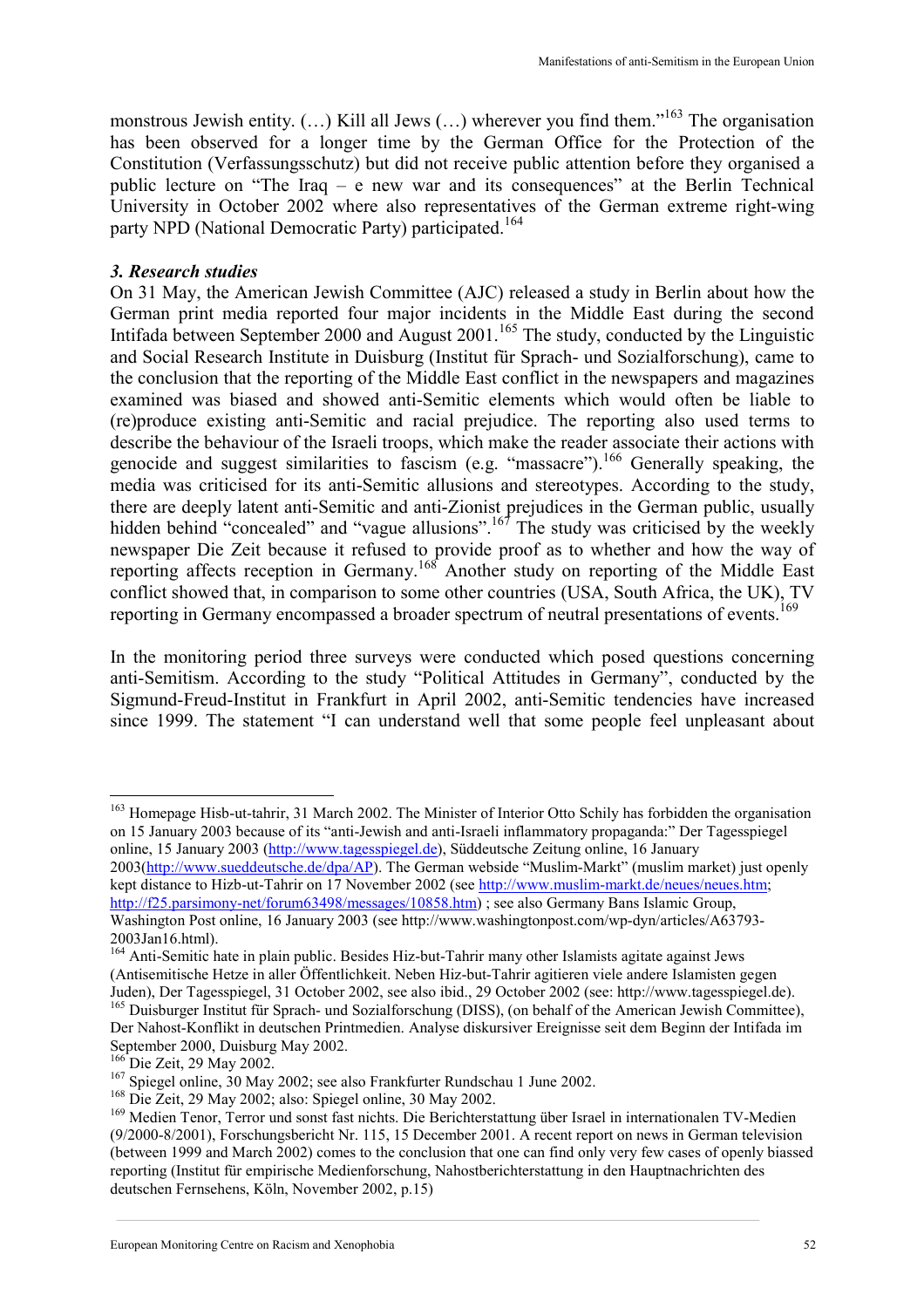monstrous Jewish entity. (…) Kill all Jews (…) wherever you find them."[163] The organisation has been observed for a longer time by the German Office for the Protection of the Constitution (Verfassungsschutz) but did not receive public attention before they organised a public lecture on "The Iraq – e new war and its consequences" at the Berlin Technical University in October 2002 where also representatives of the German extreme right-wing party NPD (National Democratic Party) participated.[164]

### *3. Research studies*

On 31 May, the American Jewish Committee (AJC) released a study in Berlin about how the German print media reported four major incidents in the Middle East during the second Intifada between September 2000 and August 2001.[165] The study, conducted by the Linguistic and Social Research Institute in Duisburg (Institut für Sprach- und Sozialforschung), came to the conclusion that the reporting of the Middle East conflict in the newspapers and magazines examined was biased and showed anti-Semitic elements which would often be liable to (re)produce existing anti-Semitic and racial prejudice. The reporting also used terms to describe the behaviour of the Israeli troops, which make the reader associate their actions with genocide and suggest similarities to fascism (e.g. "massacre").[166] Generally speaking, the media was criticised for its anti-Semitic allusions and stereotypes. According to the study, there are deeply latent anti-Semitic and anti-Zionist prejudices in the German public, usually hidden behind "concealed" and "vague allusions".[167] The study was criticised by the weekly newspaper Die Zeit because it refused to provide proof as to whether and how the way of reporting affects reception in Germany.[168] Another study on reporting of the Middle East conflict showed that, in comparison to some other countries (USA, South Africa, the UK), TV reporting in Germany encompassed a broader spectrum of neutral presentations of events.[169]

In the monitoring period three surveys were conducted which posed questions concerning anti-Semitism. According to the study "Political Attitudes in Germany", conducted by the Sigmund-Freud-Institut in Frankfurt in April 2002, anti-Semitic tendencies have increased since 1999. The statement "I can understand well that some people feel unpleasant about

---

[163] Homepage Hisb-ut-tahrir, 31 March 2002. The Minister of Interior Otto Schily has forbidden the organisation on 15 January 2003 because of its "anti-Jewish and anti-Israeli inflammatory propaganda:" Der Tagesspiegel online, 15 January 2003 (http://www.tagesspiegel.de), Süddeutsche Zeitung online, 16 January 2003(http://www.sueddeutsche.de/dpa/AP). The German webside "Muslim-Markt" (muslim market) just openly kept distance to Hizb-ut-Tahrir on 17 November 2002 (see http://www.muslim-markt.de/neues/neues.htm; http://f25.parsimony-net/forum63498/messages/10858.htm) ; see also Germany Bans Islamic Group, Washington Post online, 16 January 2003 (see http://www.washingtonpost.com/wp-dyn/articles/A63793-2003Jan16.html).

[164] Anti-Semitic hate in plain public. Besides Hiz-but-Tahrir many other Islamists agitate against Jews (Antisemitische Hetze in aller Öffentlichkeit. Neben Hiz-but-Tahrir agitieren viele andere Islamisten gegen Juden), Der Tagesspiegel, 31 October 2002, see also ibid., 29 October 2002 (see: http://www.tagesspiegel.de).

[165] Duisburger Institut für Sprach- und Sozialforschung (DISS), (on behalf of the American Jewish Committee), Der Nahost-Konflikt in deutschen Printmedien. Analyse diskursiver Ereignisse seit dem Beginn der Intifada im September 2000, Duisburg May 2002.

[166] Die Zeit, 29 May 2002.

[167] Spiegel online, 30 May 2002; see also Frankfurter Rundschau 1 June 2002.

[168] Die Zeit, 29 May 2002; also: Spiegel online, 30 May 2002.

[169] Medien Tenor, Terror und sonst fast nichts. Die Berichterstattung über Israel in internationalen TV-Medien (9/2000-8/2001), Forschungsbericht Nr. 115, 15 December 2001. A recent report on news in German television (between 1999 and March 2002) comes to the conclusion that one can find only very few cases of openly biassed reporting (Institut für empirische Medienforschung, Nahostberichterstattung in den Hauptnachrichten des deutschen Fernsehens, Köln, November 2002, p.15)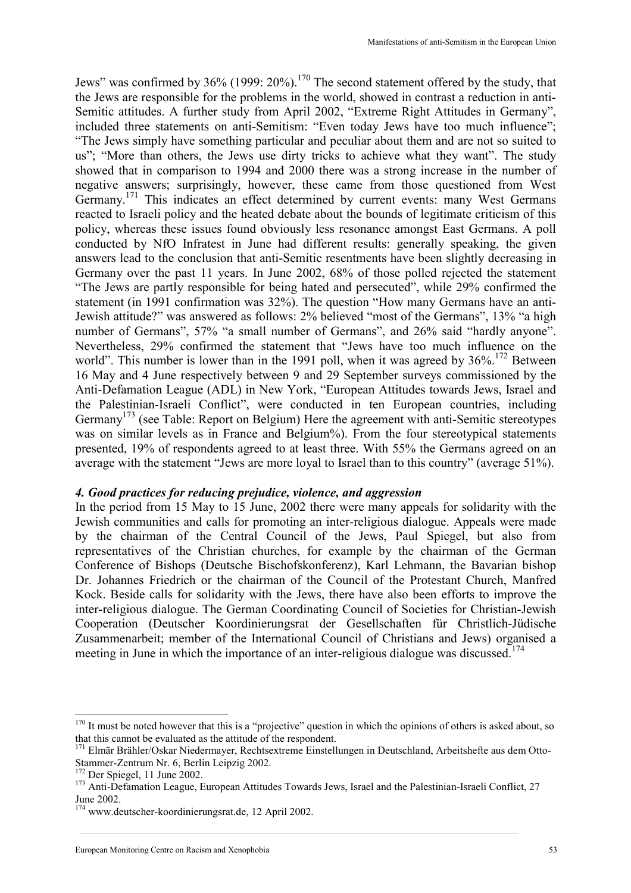Jews" was confirmed by 36% (1999: 20%).[170] The second statement offered by the study, that the Jews are responsible for the problems in the world, showed in contrast a reduction in anti-Semitic attitudes. A further study from April 2002, "Extreme Right Attitudes in Germany", included three statements on anti-Semitism: "Even today Jews have too much influence"; "The Jews simply have something particular and peculiar about them and are not so suited to us"; "More than others, the Jews use dirty tricks to achieve what they want". The study showed that in comparison to 1994 and 2000 there was a strong increase in the number of negative answers; surprisingly, however, these came from those questioned from West Germany.[171] This indicates an effect determined by current events: many West Germans reacted to Israeli policy and the heated debate about the bounds of legitimate criticism of this policy, whereas these issues found obviously less resonance amongst East Germans. A poll conducted by NfO Infratest in June had different results: generally speaking, the given answers lead to the conclusion that anti-Semitic resentments have been slightly decreasing in Germany over the past 11 years. In June 2002, 68% of those polled rejected the statement "The Jews are partly responsible for being hated and persecuted", while 29% confirmed the statement (in 1991 confirmation was 32%). The question "How many Germans have an anti-Jewish attitude?" was answered as follows: 2% believed "most of the Germans", 13% "a high number of Germans", 57% "a small number of Germans", and 26% said "hardly anyone". Nevertheless, 29% confirmed the statement that "Jews have too much influence on the world". This number is lower than in the 1991 poll, when it was agreed by 36%.[172] Between 16 May and 4 June respectively between 9 and 29 September surveys commissioned by the Anti-Defamation League (ADL) in New York, "European Attitudes towards Jews, Israel and the Palestinian-Israeli Conflict", were conducted in ten European countries, including Germany[173] (see Table: Report on Belgium) Here the agreement with anti-Semitic stereotypes was on similar levels as in France and Belgium%). From the four stereotypical statements presented, 19% of respondents agreed to at least three. With 55% the Germans agreed on an average with the statement "Jews are more loyal to Israel than to this country" (average 51%).

### *4. Good practices for reducing prejudice, violence, and aggression*

In the period from 15 May to 15 June, 2002 there were many appeals for solidarity with the Jewish communities and calls for promoting an inter-religious dialogue. Appeals were made by the chairman of the Central Council of the Jews, Paul Spiegel, but also from representatives of the Christian churches, for example by the chairman of the German Conference of Bishops (Deutsche Bischofskonferenz), Karl Lehmann, the Bavarian bishop Dr. Johannes Friedrich or the chairman of the Council of the Protestant Church, Manfred Kock. Beside calls for solidarity with the Jews, there have also been efforts to improve the inter-religious dialogue. The German Coordinating Council of Societies for Christian-Jewish Cooperation (Deutscher Koordinierungsrat der Gesellschaften für Christlich-Jüdische Zusammenarbeit; member of the International Council of Christians and Jews) organised a meeting in June in which the importance of an inter-religious dialogue was discussed.[174]

---

[170] It must be noted however that this is a "projective" question in which the opinions of others is asked about, so that this cannot be evaluated as the attitude of the respondent.

[171] Elmär Brähler/Oskar Niedermayer, Rechtsextreme Einstellungen in Deutschland, Arbeitshefte aus dem Otto-Stammer-Zentrum Nr. 6, Berlin Leipzig 2002.

[172] Der Spiegel, 11 June 2002.

[173] Anti-Defamation League, European Attitudes Towards Jews, Israel and the Palestinian-Israeli Conflict, 27 June 2002.

[174] www.deutscher-koordinierungsrat.de, 12 April 2002.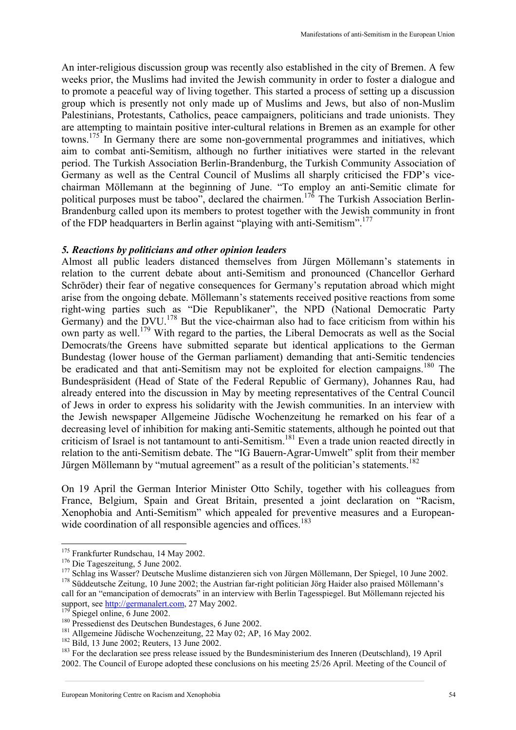An inter-religious discussion group was recently also established in the city of Bremen. A few weeks prior, the Muslims had invited the Jewish community in order to foster a dialogue and to promote a peaceful way of living together. This started a process of setting up a discussion group which is presently not only made up of Muslims and Jews, but also of non-Muslim Palestinians, Protestants, Catholics, peace campaigners, politicians and trade unionists. They are attempting to maintain positive inter-cultural relations in Bremen as an example for other towns.[175] In Germany there are some non-governmental programmes and initiatives, which aim to combat anti-Semitism, although no further initiatives were started in the relevant period. The Turkish Association Berlin-Brandenburg, the Turkish Community Association of Germany as well as the Central Council of Muslims all sharply criticised the FDP's vice-chairman Möllemann at the beginning of June. "To employ an anti-Semitic climate for political purposes must be taboo", declared the chairmen.[176] The Turkish Association Berlin-Brandenburg called upon its members to protest together with the Jewish community in front of the FDP headquarters in Berlin against "playing with anti-Semitism".[177]

### *5. Reactions by politicians and other opinion leaders*

Almost all public leaders distanced themselves from Jürgen Möllemann's statements in relation to the current debate about anti-Semitism and pronounced (Chancellor Gerhard Schröder) their fear of negative consequences for Germany's reputation abroad which might arise from the ongoing debate. Möllemann's statements received positive reactions from some right-wing parties such as "Die Republikaner", the NPD (National Democratic Party Germany) and the DVU.[178] But the vice-chairman also had to face criticism from within his own party as well.[179] With regard to the parties, the Liberal Democrats as well as the Social Democrats/the Greens have submitted separate but identical applications to the German Bundestag (lower house of the German parliament) demanding that anti-Semitic tendencies be eradicated and that anti-Semitism may not be exploited for election campaigns.[180] The Bundespräsident (Head of State of the Federal Republic of Germany), Johannes Rau, had already entered into the discussion in May by meeting representatives of the Central Council of Jews in order to express his solidarity with the Jewish communities. In an interview with the Jewish newspaper Allgemeine Jüdische Wochenzeitung he remarked on his fear of a decreasing level of inhibition for making anti-Semitic statements, although he pointed out that criticism of Israel is not tantamount to anti-Semitism.[181] Even a trade union reacted directly in relation to the anti-Semitism debate. The "IG Bauern-Agrar-Umwelt" split from their member Jürgen Möllemann by "mutual agreement" as a result of the politician's statements.[182]

On 19 April the German Interior Minister Otto Schily, together with his colleagues from France, Belgium, Spain and Great Britain, presented a joint declaration on "Racism, Xenophobia and Anti-Semitism" which appealed for preventive measures and a European-wide coordination of all responsible agencies and offices.[183]

---

[175] Frankfurter Rundschau, 14 May 2002.

[176] Die Tageszeitung, 5 June 2002.

[177] Schlag ins Wasser? Deutsche Muslime distanzieren sich von Jürgen Möllemann, Der Spiegel, 10 June 2002.

[178] Süddeutsche Zeitung, 10 June 2002; the Austrian far-right politician Jörg Haider also praised Möllemann's call for an "emancipation of democrats" in an interview with Berlin Tagesspiegel. But Möllemann rejected his support, see http://germanalert.com, 27 May 2002.

[179] Spiegel online, 6 June 2002.

[180] Pressedienst des Deutschen Bundestages, 6 June 2002.

[181] Allgemeine Jüdische Wochenzeitung, 22 May 02; AP, 16 May 2002.

[182] Bild, 13 June 2002; Reuters, 13 June 2002.

[183] For the declaration see press release issued by the Bundesministerium des Inneren (Deutschland), 19 April 2002. The Council of Europe adopted these conclusions on his meeting 25/26 April. Meeting of the Council of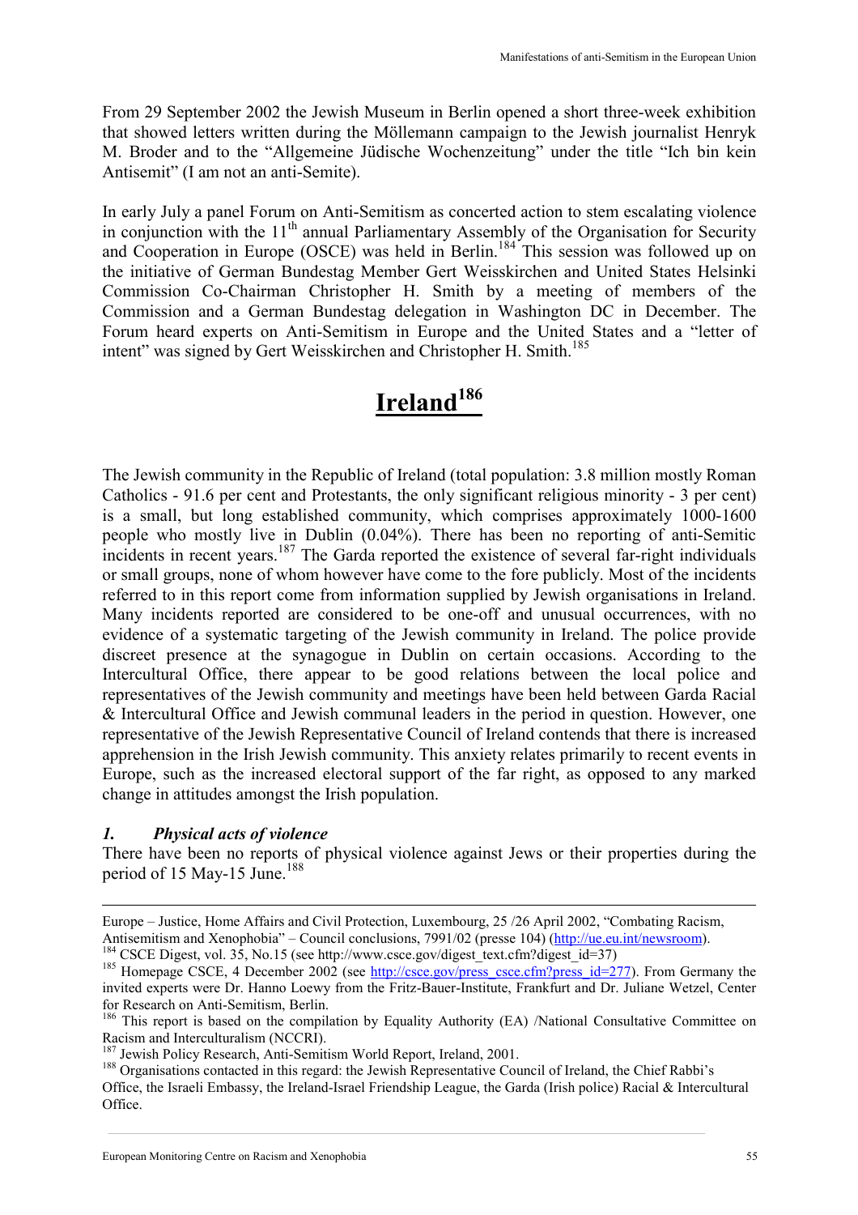From 29 September 2002 the Jewish Museum in Berlin opened a short three-week exhibition that showed letters written during the Möllemann campaign to the Jewish journalist Henryk M. Broder and to the "Allgemeine Jüdische Wochenzeitung" under the title "Ich bin kein Antisemit" (I am not an anti-Semite).

In early July a panel Forum on Anti-Semitism as concerted action to stem escalating violence in conjunction with the 11th annual Parliamentary Assembly of the Organisation for Security and Cooperation in Europe (OSCE) was held in Berlin.[184] This session was followed up on the initiative of German Bundestag Member Gert Weisskirchen and United States Helsinki Commission Co-Chairman Christopher H. Smith by a meeting of members of the Commission and a German Bundestag delegation in Washington DC in December. The Forum heard experts on Anti-Semitism in Europe and the United States and a "letter of intent" was signed by Gert Weisskirchen and Christopher H. Smith.[185]

# Ireland[186]

The Jewish community in the Republic of Ireland (total population: 3.8 million mostly Roman Catholics - 91.6 per cent and Protestants, the only significant religious minority - 3 per cent) is a small, but long established community, which comprises approximately 1000-1600 people who mostly live in Dublin (0.04%). There has been no reporting of anti-Semitic incidents in recent years.[187] The Garda reported the existence of several far-right individuals or small groups, none of whom however have come to the fore publicly. Most of the incidents referred to in this report come from information supplied by Jewish organisations in Ireland. Many incidents reported are considered to be one-off and unusual occurrences, with no evidence of a systematic targeting of the Jewish community in Ireland. The police provide discreet presence at the synagogue in Dublin on certain occasions. According to the Intercultural Office, there appear to be good relations between the local police and representatives of the Jewish community and meetings have been held between Garda Racial & Intercultural Office and Jewish communal leaders in the period in question. However, one representative of the Jewish Representative Council of Ireland contends that there is increased apprehension in the Irish Jewish community. This anxiety relates primarily to recent events in Europe, such as the increased electoral support of the far right, as opposed to any marked change in attitudes amongst the Irish population.

### *1. Physical acts of violence*

There have been no reports of physical violence against Jews or their properties during the period of 15 May-15 June.[188]

---

Europe – Justice, Home Affairs and Civil Protection, Luxembourg, 25 /26 April 2002, "Combating Racism, Antisemitism and Xenophobia" – Council conclusions, 7991/02 (presse 104) (http://ue.eu.int/newsroom).

[184] CSCE Digest, vol. 35, No.15 (see http://www.csce.gov/digest_text.cfm?digest_id=37)

[185] Homepage CSCE, 4 December 2002 (see http://csce.gov/press_csce.cfm?press_id=277). From Germany the invited experts were Dr. Hanno Loewy from the Fritz-Bauer-Institute, Frankfurt and Dr. Juliane Wetzel, Center for Research on Anti-Semitism, Berlin.

[186] This report is based on the compilation by Equality Authority (EA) /National Consultative Committee on Racism and Interculturalism (NCCRI).

[187] Jewish Policy Research, Anti-Semitism World Report, Ireland, 2001.

[188] Organisations contacted in this regard: the Jewish Representative Council of Ireland, the Chief Rabbi's Office, the Israeli Embassy, the Ireland-Israel Friendship League, the Garda (Irish police) Racial & Intercultural Office.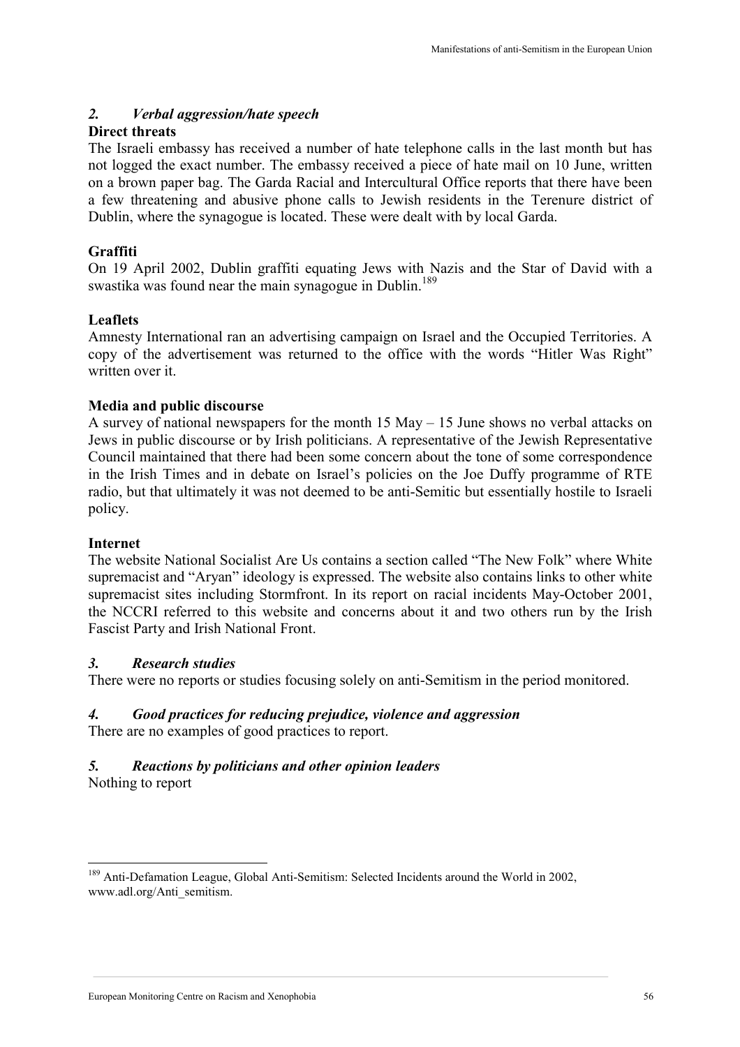### *2. Verbal aggression/hate speech*

**Direct threats**

The Israeli embassy has received a number of hate telephone calls in the last month but has not logged the exact number. The embassy received a piece of hate mail on 10 June, written on a brown paper bag. The Garda Racial and Intercultural Office reports that there have been a few threatening and abusive phone calls to Jewish residents in the Terenure district of Dublin, where the synagogue is located. These were dealt with by local Garda.

**Graffiti**

On 19 April 2002, Dublin graffiti equating Jews with Nazis and the Star of David with a swastika was found near the main synagogue in Dublin.[189]

**Leaflets**

Amnesty International ran an advertising campaign on Israel and the Occupied Territories. A copy of the advertisement was returned to the office with the words "Hitler Was Right" written over it.

**Media and public discourse**

A survey of national newspapers for the month 15 May – 15 June shows no verbal attacks on Jews in public discourse or by Irish politicians. A representative of the Jewish Representative Council maintained that there had been some concern about the tone of some correspondence in the Irish Times and in debate on Israel's policies on the Joe Duffy programme of RTE radio, but that ultimately it was not deemed to be anti-Semitic but essentially hostile to Israeli policy.

**Internet**

The website National Socialist Are Us contains a section called "The New Folk" where White supremacist and "Aryan" ideology is expressed. The website also contains links to other white supremacist sites including Stormfront. In its report on racial incidents May-October 2001, the NCCRI referred to this website and concerns about it and two others run by the Irish Fascist Party and Irish National Front.

### *3. Research studies*

There were no reports or studies focusing solely on anti-Semitism in the period monitored.

### *4. Good practices for reducing prejudice, violence and aggression*

There are no examples of good practices to report.

### *5. Reactions by politicians and other opinion leaders*

Nothing to report

---

[189] Anti-Defamation League, Global Anti-Semitism: Selected Incidents around the World in 2002, www.adl.org/Anti_semitism.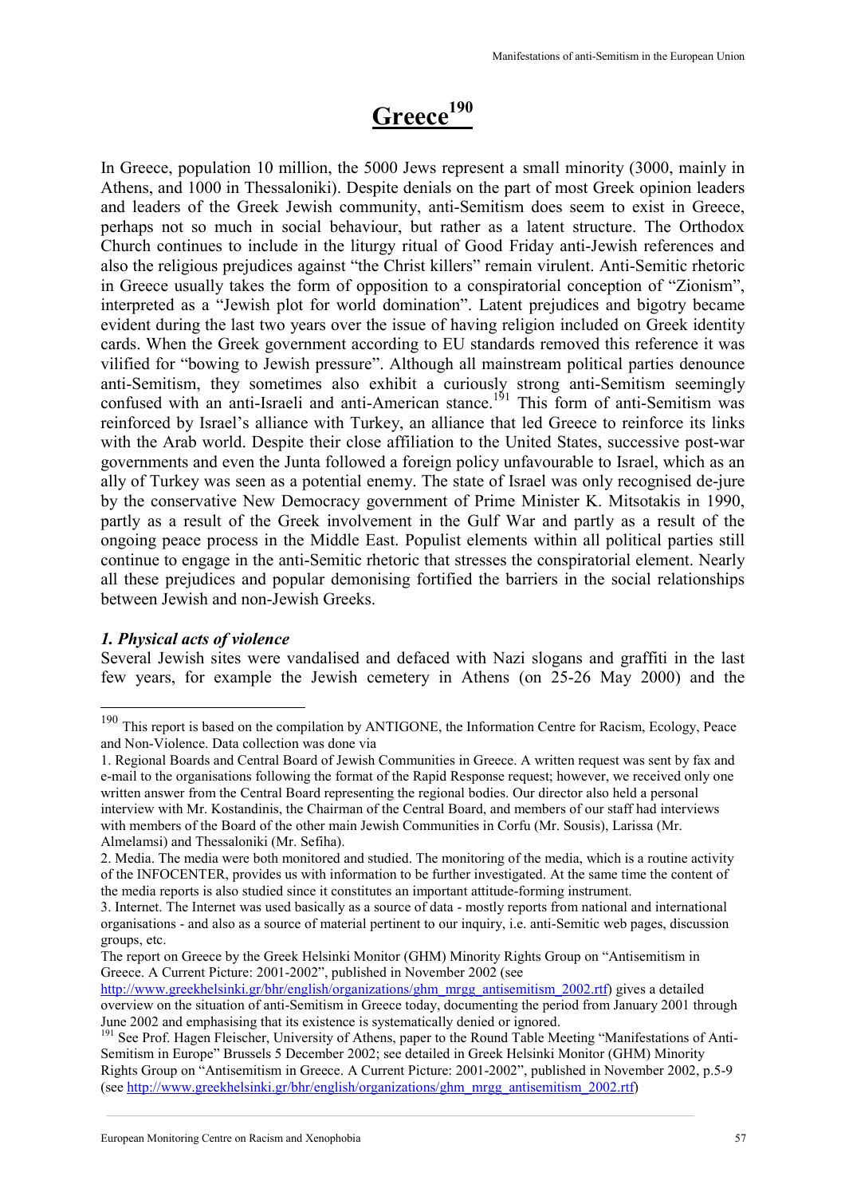# Greece[190]

In Greece, population 10 million, the 5000 Jews represent a small minority (3000, mainly in Athens, and 1000 in Thessaloniki). Despite denials on the part of most Greek opinion leaders and leaders of the Greek Jewish community, anti-Semitism does seem to exist in Greece, perhaps not so much in social behaviour, but rather as a latent structure. The Orthodox Church continues to include in the liturgy ritual of Good Friday anti-Jewish references and also the religious prejudices against "the Christ killers" remain virulent. Anti-Semitic rhetoric in Greece usually takes the form of opposition to a conspiratorial conception of "Zionism", interpreted as a "Jewish plot for world domination". Latent prejudices and bigotry became evident during the last two years over the issue of having religion included on Greek identity cards. When the Greek government according to EU standards removed this reference it was vilified for "bowing to Jewish pressure". Although all mainstream political parties denounce anti-Semitism, they sometimes also exhibit a curiously strong anti-Semitism seemingly confused with an anti-Israeli and anti-American stance.[191] This form of anti-Semitism was reinforced by Israel's alliance with Turkey, an alliance that led Greece to reinforce its links with the Arab world. Despite their close affiliation to the United States, successive post-war governments and even the Junta followed a foreign policy unfavourable to Israel, which as an ally of Turkey was seen as a potential enemy. The state of Israel was only recognised de-jure by the conservative New Democracy government of Prime Minister K. Mitsotakis in 1990, partly as a result of the Greek involvement in the Gulf War and partly as a result of the ongoing peace process in the Middle East. Populist elements within all political parties still continue to engage in the anti-Semitic rhetoric that stresses the conspiratorial element. Nearly all these prejudices and popular demonising fortified the barriers in the social relationships between Jewish and non-Jewish Greeks.

### *1. Physical acts of violence*

Several Jewish sites were vandalised and defaced with Nazi slogans and graffiti in the last few years, for example the Jewish cemetery in Athens (on 25-26 May 2000) and the

---

[190] This report is based on the compilation by ANTIGONE, the Information Centre for Racism, Ecology, Peace and Non-Violence. Data collection was done via

1. Regional Boards and Central Board of Jewish Communities in Greece. A written request was sent by fax and e-mail to the organisations following the format of the Rapid Response request; however, we received only one written answer from the Central Board representing the regional bodies. Our director also held a personal interview with Mr. Kostandinis, the Chairman of the Central Board, and members of our staff had interviews with members of the Board of the other main Jewish Communities in Corfu (Mr. Sousis), Larissa (Mr. Almelamsi) and Thessaloniki (Mr. Sefiha).

2. Media. The media were both monitored and studied. The monitoring of the media, which is a routine activity of the INFOCENTER, provides us with information to be further investigated. At the same time the content of the media reports is also studied since it constitutes an important attitude-forming instrument.

3. Internet. The Internet was used basically as a source of data - mostly reports from national and international organisations - and also as a source of material pertinent to our inquiry, i.e. anti-Semitic web pages, discussion groups, etc.

The report on Greece by the Greek Helsinki Monitor (GHM) Minority Rights Group on "Antisemitism in Greece. A Current Picture: 2001-2002", published in November 2002 (see http://www.greekhelsinki.gr/bhr/english/organizations/ghm_mrgg_antisemitism_2002.rtf) gives a detailed overview on the situation of anti-Semitism in Greece today, documenting the period from January 2001 through June 2002 and emphasising that its existence is systematically denied or ignored.

[191] See Prof. Hagen Fleischer, University of Athens, paper to the Round Table Meeting "Manifestations of Anti-Semitism in Europe" Brussels 5 December 2002; see detailed in Greek Helsinki Monitor (GHM) Minority Rights Group on "Antisemitism in Greece. A Current Picture: 2001-2002", published in November 2002, p.5-9 (see http://www.greekhelsinki.gr/bhr/english/organizations/ghm_mrgg_antisemitism_2002.rtf)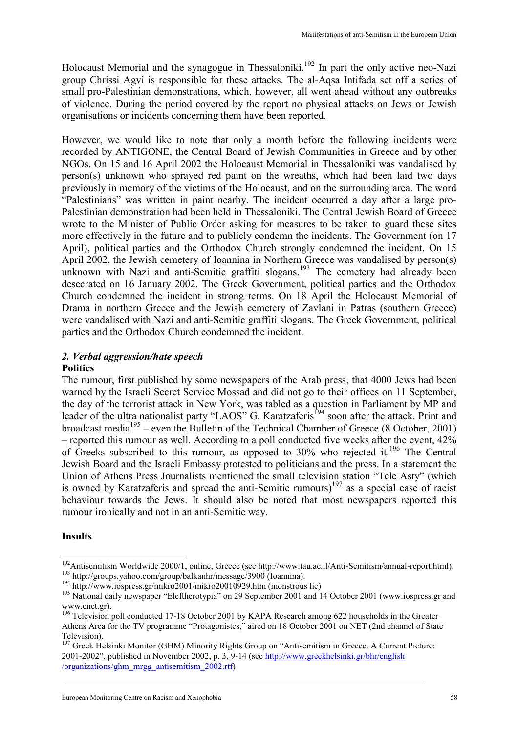Holocaust Memorial and the synagogue in Thessaloniki.[192] In part the only active neo-Nazi group Chrissi Agvi is responsible for these attacks. The al-Aqsa Intifada set off a series of small pro-Palestinian demonstrations, which, however, all went ahead without any outbreaks of violence. During the period covered by the report no physical attacks on Jews or Jewish organisations or incidents concerning them have been reported.

However, we would like to note that only a month before the following incidents were recorded by ANTIGONE, the Central Board of Jewish Communities in Greece and by other NGOs. On 15 and 16 April 2002 the Holocaust Memorial in Thessaloniki was vandalised by person(s) unknown who sprayed red paint on the wreaths, which had been laid two days previously in memory of the victims of the Holocaust, and on the surrounding area. The word "Palestinians" was written in paint nearby. The incident occurred a day after a large pro-Palestinian demonstration had been held in Thessaloniki. The Central Jewish Board of Greece wrote to the Minister of Public Order asking for measures to be taken to guard these sites more effectively in the future and to publicly condemn the incidents. The Government (on 17 April), political parties and the Orthodox Church strongly condemned the incident. On 15 April 2002, the Jewish cemetery of Ioannina in Northern Greece was vandalised by person(s) unknown with Nazi and anti-Semitic graffiti slogans.[193] The cemetery had already been desecrated on 16 January 2002. The Greek Government, political parties and the Orthodox Church condemned the incident in strong terms. On 18 April the Holocaust Memorial of Drama in northern Greece and the Jewish cemetery of Zavlani in Patras (southern Greece) were vandalised with Nazi and anti-Semitic graffiti slogans. The Greek Government, political parties and the Orthodox Church condemned the incident.

### *2. Verbal aggression/hate speech*

**Politics**

The rumour, first published by some newspapers of the Arab press, that 4000 Jews had been warned by the Israeli Secret Service Mossad and did not go to their offices on 11 September, the day of the terrorist attack in New York, was tabled as a question in Parliament by MP and leader of the ultra nationalist party "LAOS" G. Karatzaferis[194] soon after the attack. Print and broadcast media[195] – even the Bulletin of the Technical Chamber of Greece (8 October, 2001) – reported this rumour as well. According to a poll conducted five weeks after the event, 42% of Greeks subscribed to this rumour, as opposed to 30% who rejected it.[196] The Central Jewish Board and the Israeli Embassy protested to politicians and the press. In a statement the Union of Athens Press Journalists mentioned the small television station "Tele Asty" (which is owned by Karatzaferis and spread the anti-Semitic rumours)[197] as a special case of racist behaviour towards the Jews. It should also be noted that most newspapers reported this rumour ironically and not in an anti-Semitic way.

**Insults**

---

[192] Antisemitism Worldwide 2000/1, online, Greece (see http://www.tau.ac.il/Anti-Semitism/annual-report.html).

[193] http://groups.yahoo.com/group/balkanhr/message/3900 (Ioannina).

[194] http://www.iospress.gr/mikro2001/mikro20010929.htm (monstrous lie)

[195] National daily newspaper "Eleftherotypia" on 29 September 2001 and 14 October 2001 (www.iospress.gr and www.enet.gr).

[196] Television poll conducted 17-18 October 2001 by KAPA Research among 622 households in the Greater Athens Area for the TV programme "Protagonistes," aired on 18 October 2001 on NET (2nd channel of State Television).

[197] Greek Helsinki Monitor (GHM) Minority Rights Group on "Antisemitism in Greece. A Current Picture: 2001-2002", published in November 2002, p. 3, 9-14 (see http://www.greekhelsinki.gr/bhr/english/organizations/ghm_mrgg_antisemitism_2002.rtf)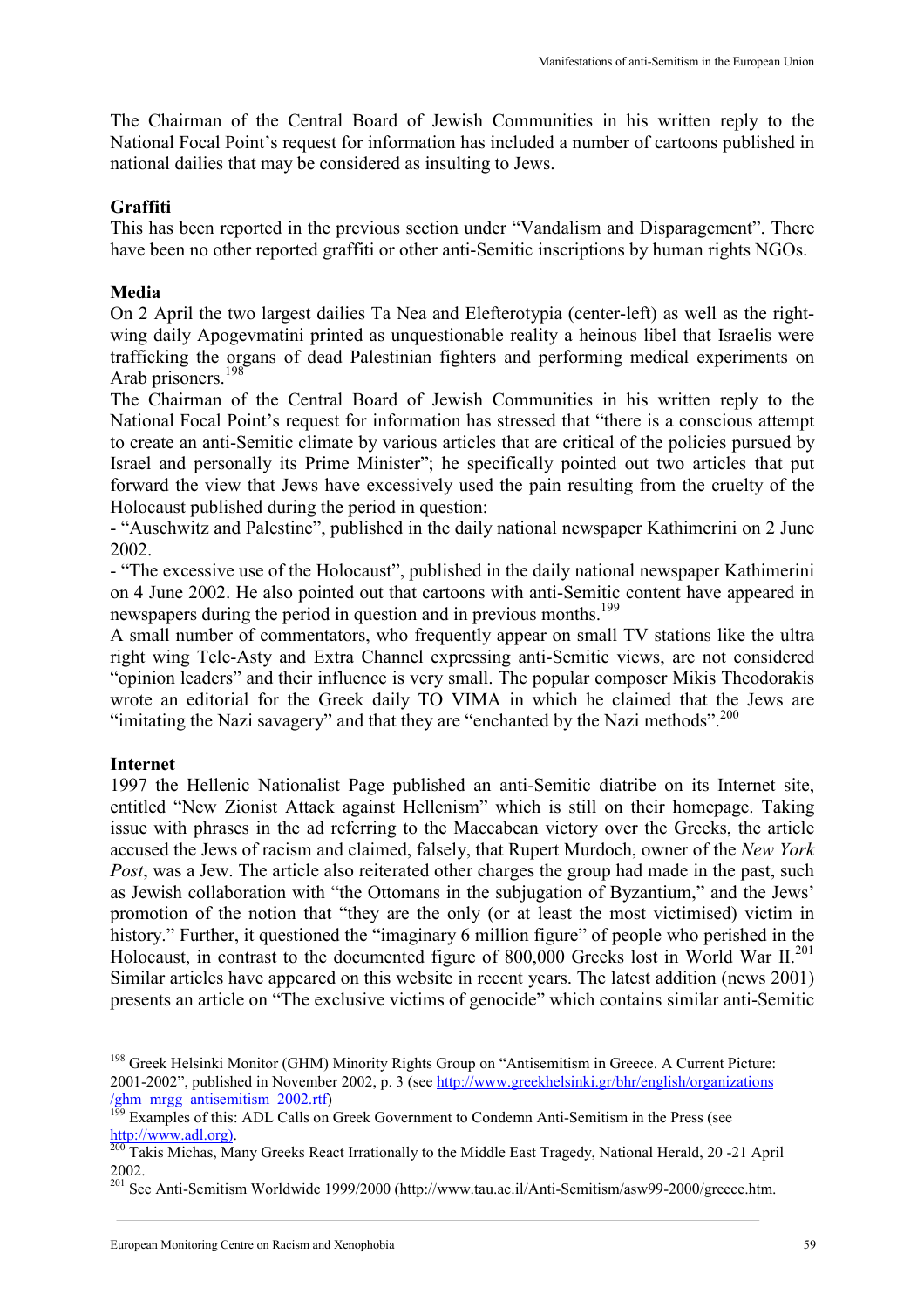The Chairman of the Central Board of Jewish Communities in his written reply to the National Focal Point's request for information has included a number of cartoons published in national dailies that may be considered as insulting to Jews.

**Graffiti**

This has been reported in the previous section under "Vandalism and Disparagement". There have been no other reported graffiti or other anti-Semitic inscriptions by human rights NGOs.

**Media**

On 2 April the two largest dailies Ta Nea and Elefterotypia (center-left) as well as the right-wing daily Apogevmatini printed as unquestionable reality a heinous libel that Israelis were trafficking the organs of dead Palestinian fighters and performing medical experiments on Arab prisoners.[198]

The Chairman of the Central Board of Jewish Communities in his written reply to the National Focal Point's request for information has stressed that "there is a conscious attempt to create an anti-Semitic climate by various articles that are critical of the policies pursued by Israel and personally its Prime Minister"; he specifically pointed out two articles that put forward the view that Jews have excessively used the pain resulting from the cruelty of the Holocaust published during the period in question:

- "Auschwitz and Palestine", published in the daily national newspaper Kathimerini on 2 June 2002.
- "The excessive use of the Holocaust", published in the daily national newspaper Kathimerini on 4 June 2002. He also pointed out that cartoons with anti-Semitic content have appeared in newspapers during the period in question and in previous months.[199]

A small number of commentators, who frequently appear on small TV stations like the ultra right wing Tele-Asty and Extra Channel expressing anti-Semitic views, are not considered "opinion leaders" and their influence is very small. The popular composer Mikis Theodorakis wrote an editorial for the Greek daily TO VIMA in which he claimed that the Jews are "imitating the Nazi savagery" and that they are "enchanted by the Nazi methods".[200]

**Internet**

1997 the Hellenic Nationalist Page published an anti-Semitic diatribe on its Internet site, entitled "New Zionist Attack against Hellenism" which is still on their homepage. Taking issue with phrases in the ad referring to the Maccabean victory over the Greeks, the article accused the Jews of racism and claimed, falsely, that Rupert Murdoch, owner of the *New York Post*, was a Jew. The article also reiterated other charges the group had made in the past, such as Jewish collaboration with "the Ottomans in the subjugation of Byzantium," and the Jews' promotion of the notion that "they are the only (or at least the most victimised) victim in history." Further, it questioned the "imaginary 6 million figure" of people who perished in the Holocaust, in contrast to the documented figure of 800,000 Greeks lost in World War II.[201] Similar articles have appeared on this website in recent years. The latest addition (news 2001) presents an article on "The exclusive victims of genocide" which contains similar anti-Semitic

---

[198] Greek Helsinki Monitor (GHM) Minority Rights Group on "Antisemitism in Greece. A Current Picture: 2001-2002", published in November 2002, p. 3 (see http://www.greekhelsinki.gr/bhr/english/organizations/ghm_mrgg_antisemitism_2002.rtf)

[199] Examples of this: ADL Calls on Greek Government to Condemn Anti-Semitism in the Press (see http://www.adl.org).

[200] Takis Michas, Many Greeks React Irrationally to the Middle East Tragedy, National Herald, 20 -21 April 2002.

[201] See Anti-Semitism Worldwide 1999/2000 (http://www.tau.ac.il/Anti-Semitism/asw99-2000/greece.htm.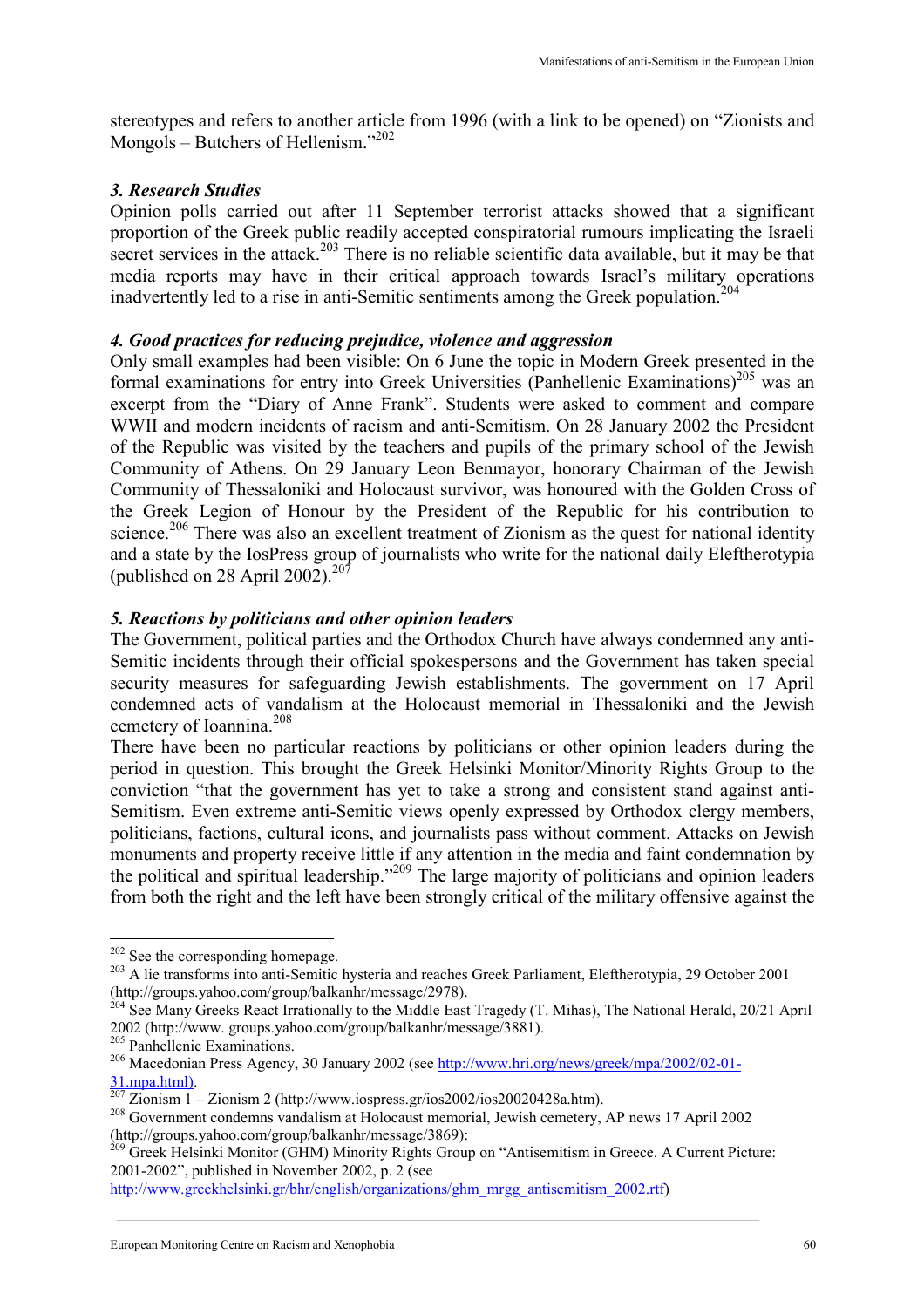stereotypes and refers to another article from 1996 (with a link to be opened) on "Zionists and Mongols – Butchers of Hellenism."[202]

### *3. Research Studies*

Opinion polls carried out after 11 September terrorist attacks showed that a significant proportion of the Greek public readily accepted conspiratorial rumours implicating the Israeli secret services in the attack.[203] There is no reliable scientific data available, but it may be that media reports may have in their critical approach towards Israel's military operations inadvertently led to a rise in anti-Semitic sentiments among the Greek population.[204]

### *4. Good practices for reducing prejudice, violence and aggression*

Only small examples had been visible: On 6 June the topic in Modern Greek presented in the formal examinations for entry into Greek Universities (Panhellenic Examinations)[205] was an excerpt from the "Diary of Anne Frank". Students were asked to comment and compare WWII and modern incidents of racism and anti-Semitism. On 28 January 2002 the President of the Republic was visited by the teachers and pupils of the primary school of the Jewish Community of Athens. On 29 January Leon Benmayor, honorary Chairman of the Jewish Community of Thessaloniki and Holocaust survivor, was honoured with the Golden Cross of the Greek Legion of Honour by the President of the Republic for his contribution to science.[206] There was also an excellent treatment of Zionism as the quest for national identity and a state by the IosPress group of journalists who write for the national daily Eleftherotypia (published on 28 April 2002).[207]

### *5. Reactions by politicians and other opinion leaders*

The Government, political parties and the Orthodox Church have always condemned any anti-Semitic incidents through their official spokespersons and the Government has taken special security measures for safeguarding Jewish establishments. The government on 17 April condemned acts of vandalism at the Holocaust memorial in Thessaloniki and the Jewish cemetery of Ioannina.[208]

There have been no particular reactions by politicians or other opinion leaders during the period in question. This brought the Greek Helsinki Monitor/Minority Rights Group to the conviction "that the government has yet to take a strong and consistent stand against anti-Semitism. Even extreme anti-Semitic views openly expressed by Orthodox clergy members, politicians, factions, cultural icons, and journalists pass without comment. Attacks on Jewish monuments and property receive little if any attention in the media and faint condemnation by the political and spiritual leadership."[209] The large majority of politicians and opinion leaders from both the right and the left have been strongly critical of the military offensive against the

---

[202] See the corresponding homepage.

[203] A lie transforms into anti-Semitic hysteria and reaches Greek Parliament, Eleftherotypia, 29 October 2001 (http://groups.yahoo.com/group/balkanhr/message/2978).

[204] See Many Greeks React Irrationally to the Middle East Tragedy (T. Mihas), The National Herald, 20/21 April 2002 (http://www. groups.yahoo.com/group/balkanhr/message/3881).

[205] Panhellenic Examinations.

[206] Macedonian Press Agency, 30 January 2002 (see http://www.hri.org/news/greek/mpa/2002/02-01-31.mpa.html).

[207] Zionism 1 – Zionism 2 (http://www.iospress.gr/ios2002/ios20020428a.htm).

[208] Government condemns vandalism at Holocaust memorial, Jewish cemetery, AP news 17 April 2002 (http://groups.yahoo.com/group/balkanhr/message/3869):

[209] Greek Helsinki Monitor (GHM) Minority Rights Group on "Antisemitism in Greece. A Current Picture: 2001-2002", published in November 2002, p. 2 (see http://www.greekhelsinki.gr/bhr/english/organizations/ghm_mrgg_antisemitism_2002.rtf)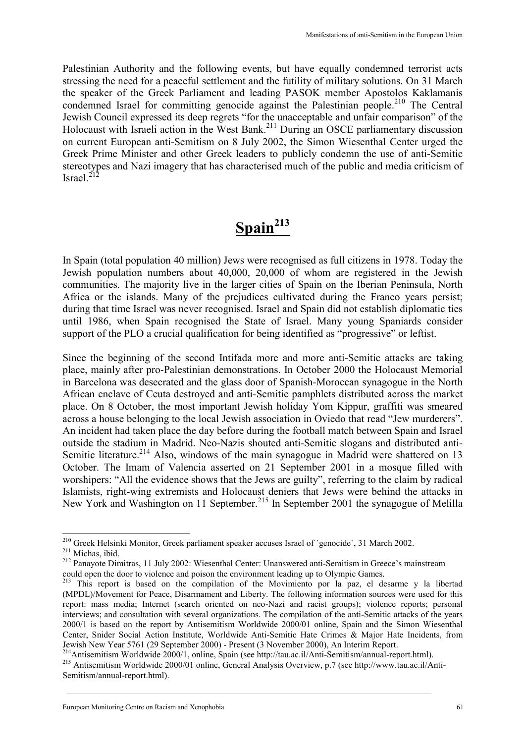Palestinian Authority and the following events, but have equally condemned terrorist acts stressing the need for a peaceful settlement and the futility of military solutions. On 31 March the speaker of the Greek Parliament and leading PASOK member Apostolos Kaklamanis condemned Israel for committing genocide against the Palestinian people.[210] The Central Jewish Council expressed its deep regrets "for the unacceptable and unfair comparison" of the Holocaust with Israeli action in the West Bank.[211] During an OSCE parliamentary discussion on current European anti-Semitism on 8 July 2002, the Simon Wiesenthal Center urged the Greek Prime Minister and other Greek leaders to publicly condemn the use of anti-Semitic stereotypes and Nazi imagery that has characterised much of the public and media criticism of Israel.[212]

# Spain[213]

In Spain (total population 40 million) Jews were recognised as full citizens in 1978. Today the Jewish population numbers about 40,000, 20,000 of whom are registered in the Jewish communities. The majority live in the larger cities of Spain on the Iberian Peninsula, North Africa or the islands. Many of the prejudices cultivated during the Franco years persist; during that time Israel was never recognised. Israel and Spain did not establish diplomatic ties until 1986, when Spain recognised the State of Israel. Many young Spaniards consider support of the PLO a crucial qualification for being identified as "progressive" or leftist.

Since the beginning of the second Intifada more and more anti-Semitic attacks are taking place, mainly after pro-Palestinian demonstrations. In October 2000 the Holocaust Memorial in Barcelona was desecrated and the glass door of Spanish-Moroccan synagogue in the North African enclave of Ceuta destroyed and anti-Semitic pamphlets distributed across the market place. On 8 October, the most important Jewish holiday Yom Kippur, graffiti was smeared across a house belonging to the local Jewish association in Oviedo that read "Jew murderers". An incident had taken place the day before during the football match between Spain and Israel outside the stadium in Madrid. Neo-Nazis shouted anti-Semitic slogans and distributed anti-Semitic literature.[214] Also, windows of the main synagogue in Madrid were shattered on 13 October. The Imam of Valencia asserted on 21 September 2001 in a mosque filled with worshipers: "All the evidence shows that the Jews are guilty", referring to the claim by radical Islamists, right-wing extremists and Holocaust deniers that Jews were behind the attacks in New York and Washington on 11 September.[215] In September 2001 the synagogue of Melilla

---

[210] Greek Helsinki Monitor, Greek parliament speaker accuses Israel of `genocide`, 31 March 2002.

[211] Michas, ibid.

[212] Panayote Dimitras, 11 July 2002: Wiesenthal Center: Unanswered anti-Semitism in Greece's mainstream could open the door to violence and poison the environment leading up to Olympic Games.

[213] This report is based on the compilation of the Movimiento por la paz, el desarme y la libertad (MPDL)/Movement for Peace, Disarmament and Liberty. The following information sources were used for this report: mass media; Internet (search oriented on neo-Nazi and racist groups); violence reports; personal interviews; and consultation with several organizations. The compilation of the anti-Semitic attacks of the years 2000/1 is based on the report by Antisemitism Worldwide 2000/01 online, Spain and the Simon Wiesenthal Center, Snider Social Action Institute, Worldwide Anti-Semitic Hate Crimes & Major Hate Incidents, from Jewish New Year 5761 (29 September 2000) - Present (3 November 2000), An Interim Report.

[214] Antisemitism Worldwide 2000/1, online, Spain (see http://tau.ac.il/Anti-Semitism/annual-report.html).

[215] Antisemitism Worldwide 2000/01 online, General Analysis Overview, p.7 (see http://www.tau.ac.il/Anti-Semitism/annual-report.html).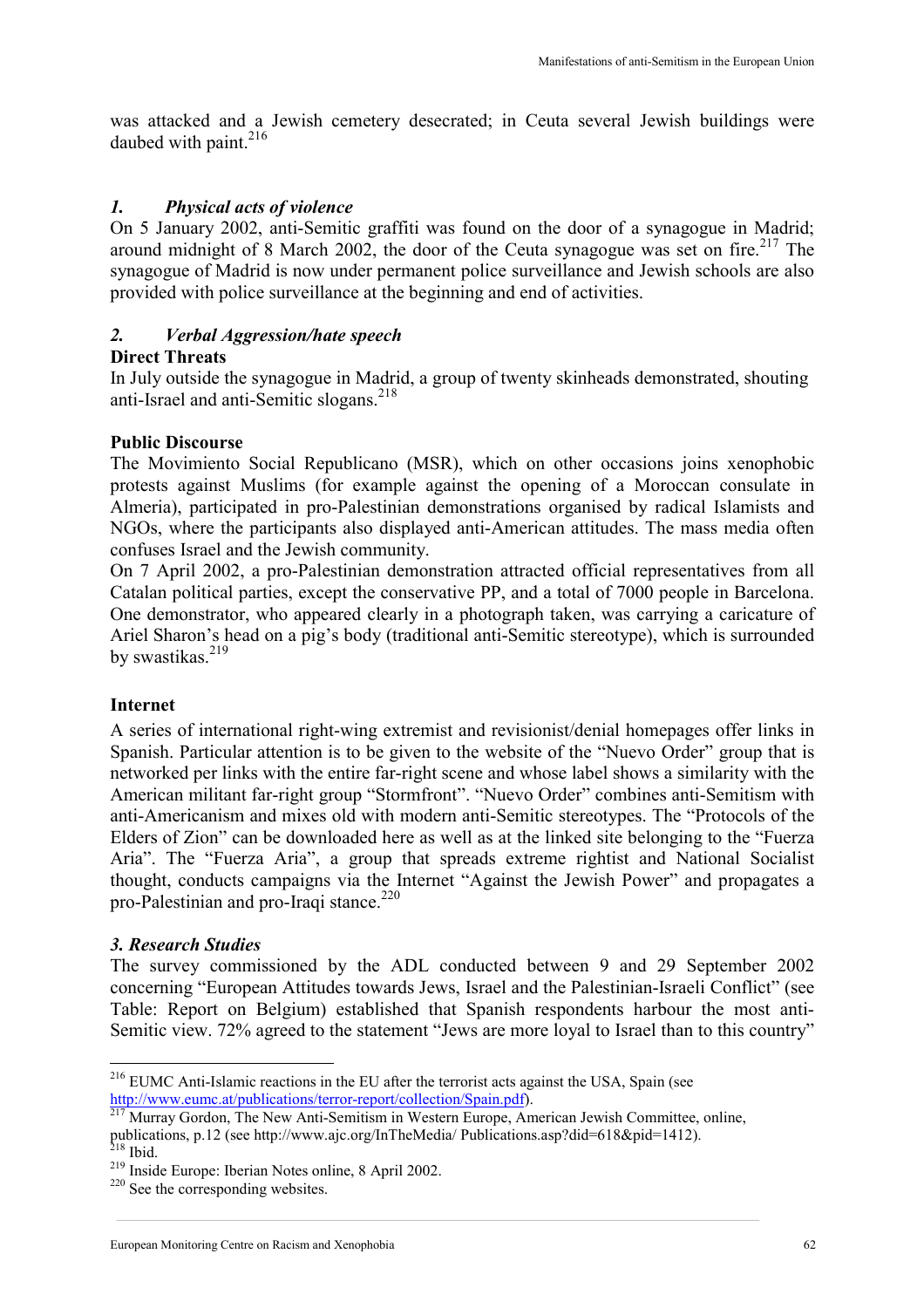was attacked and a Jewish cemetery desecrated; in Ceuta several Jewish buildings were daubed with paint.[216]

### *1. Physical acts of violence*

On 5 January 2002, anti-Semitic graffiti was found on the door of a synagogue in Madrid; around midnight of 8 March 2002, the door of the Ceuta synagogue was set on fire.[217] The synagogue of Madrid is now under permanent police surveillance and Jewish schools are also provided with police surveillance at the beginning and end of activities.

### *2. Verbal Aggression/hate speech*

**Direct Threats**

In July outside the synagogue in Madrid, a group of twenty skinheads demonstrated, shouting anti-Israel and anti-Semitic slogans.[218]

**Public Discourse**

The Movimiento Social Republicano (MSR), which on other occasions joins xenophobic protests against Muslims (for example against the opening of a Moroccan consulate in Almeria), participated in pro-Palestinian demonstrations organised by radical Islamists and NGOs, where the participants also displayed anti-American attitudes. The mass media often confuses Israel and the Jewish community.

On 7 April 2002, a pro-Palestinian demonstration attracted official representatives from all Catalan political parties, except the conservative PP, and a total of 7000 people in Barcelona. One demonstrator, who appeared clearly in a photograph taken, was carrying a caricature of Ariel Sharon's head on a pig's body (traditional anti-Semitic stereotype), which is surrounded by swastikas.[219]

**Internet**

A series of international right-wing extremist and revisionist/denial homepages offer links in Spanish. Particular attention is to be given to the website of the "Nuevo Order" group that is networked per links with the entire far-right scene and whose label shows a similarity with the American militant far-right group "Stormfront". "Nuevo Order" combines anti-Semitism with anti-Americanism and mixes old with modern anti-Semitic stereotypes. The "Protocols of the Elders of Zion" can be downloaded here as well as at the linked site belonging to the "Fuerza Aria". The "Fuerza Aria", a group that spreads extreme rightist and National Socialist thought, conducts campaigns via the Internet "Against the Jewish Power" and propagates a pro-Palestinian and pro-Iraqi stance.[220]

### *3. Research Studies*

The survey commissioned by the ADL conducted between 9 and 29 September 2002 concerning "European Attitudes towards Jews, Israel and the Palestinian-Israeli Conflict" (see Table: Report on Belgium) established that Spanish respondents harbour the most anti-Semitic view. 72% agreed to the statement "Jews are more loyal to Israel than to this country"

---

[216] EUMC Anti-Islamic reactions in the EU after the terrorist acts against the USA, Spain (see http://www.eumc.at/publications/terror-report/collection/Spain.pdf).

[217] Murray Gordon, The New Anti-Semitism in Western Europe, American Jewish Committee, online, publications, p.12 (see http://www.ajc.org/InTheMedia/ Publications.asp?did=618&pid=1412).

[218] Ibid.

[219] Inside Europe: Iberian Notes online, 8 April 2002.

[220] See the corresponding websites.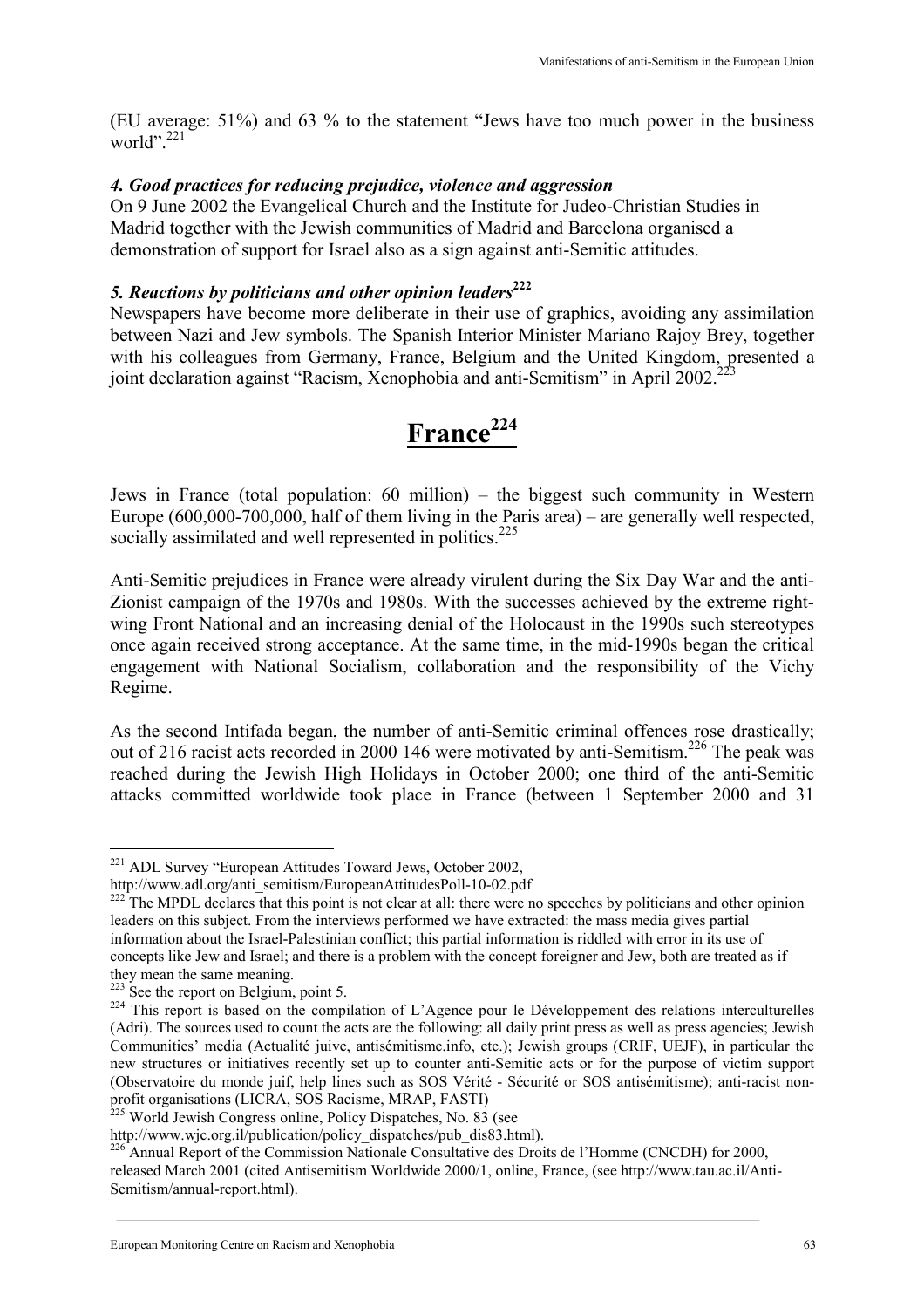(EU average: 51%) and 63 % to the statement "Jews have too much power in the business world".[221]

#### *4. Good practices for reducing prejudice, violence and aggression*

On 9 June 2002 the Evangelical Church and the Institute for Judeo-Christian Studies in Madrid together with the Jewish communities of Madrid and Barcelona organised a demonstration of support for Israel also as a sign against anti-Semitic attitudes.

#### *5. Reactions by politicians and other opinion leaders*[222]

Newspapers have become more deliberate in their use of graphics, avoiding any assimilation between Nazi and Jew symbols. The Spanish Interior Minister Mariano Rajoy Brey, together with his colleagues from Germany, France, Belgium and the United Kingdom, presented a joint declaration against "Racism, Xenophobia and anti-Semitism" in April 2002.[223]

# France[224]

Jews in France (total population: 60 million) – the biggest such community in Western Europe (600,000-700,000, half of them living in the Paris area) – are generally well respected, socially assimilated and well represented in politics.[225]

Anti-Semitic prejudices in France were already virulent during the Six Day War and the anti-Zionist campaign of the 1970s and 1980s. With the successes achieved by the extreme right-wing Front National and an increasing denial of the Holocaust in the 1990s such stereotypes once again received strong acceptance. At the same time, in the mid-1990s began the critical engagement with National Socialism, collaboration and the responsibility of the Vichy Regime.

As the second Intifada began, the number of anti-Semitic criminal offences rose drastically; out of 216 racist acts recorded in 2000 146 were motivated by anti-Semitism.[226] The peak was reached during the Jewish High Holidays in October 2000; one third of the anti-Semitic attacks committed worldwide took place in France (between 1 September 2000 and 31

---

[221] ADL Survey "European Attitudes Toward Jews, October 2002, http://www.adl.org/anti_semitism/EuropeanAttitudesPoll-10-02.pdf

[222] The MPDL declares that this point is not clear at all: there were no speeches by politicians and other opinion leaders on this subject. From the interviews performed we have extracted: the mass media gives partial information about the Israel-Palestinian conflict; this partial information is riddled with error in its use of concepts like Jew and Israel; and there is a problem with the concept foreigner and Jew, both are treated as if they mean the same meaning.

[223] See the report on Belgium, point 5.

[224] This report is based on the compilation of L'Agence pour le Développement des relations interculturelles (Adri). The sources used to count the acts are the following: all daily print press as well as press agencies; Jewish Communities' media (Actualité juive, antisémitisme.info, etc.); Jewish groups (CRIF, UEJF), in particular the new structures or initiatives recently set up to counter anti-Semitic acts or for the purpose of victim support (Observatoire du monde juif, help lines such as SOS Vérité - Sécurité or SOS antisémitisme); anti-racist non-profit organisations (LICRA, SOS Racisme, MRAP, FASTI)

[225] World Jewish Congress online, Policy Dispatches, No. 83 (see http://www.wjc.org.il/publication/policy_dispatches/pub_dis83.html).

[226] Annual Report of the Commission Nationale Consultative des Droits de l'Homme (CNCDH) for 2000, released March 2001 (cited Antisemitism Worldwide 2000/1, online, France, (see http://www.tau.ac.il/Anti-Semitism/annual-report.html).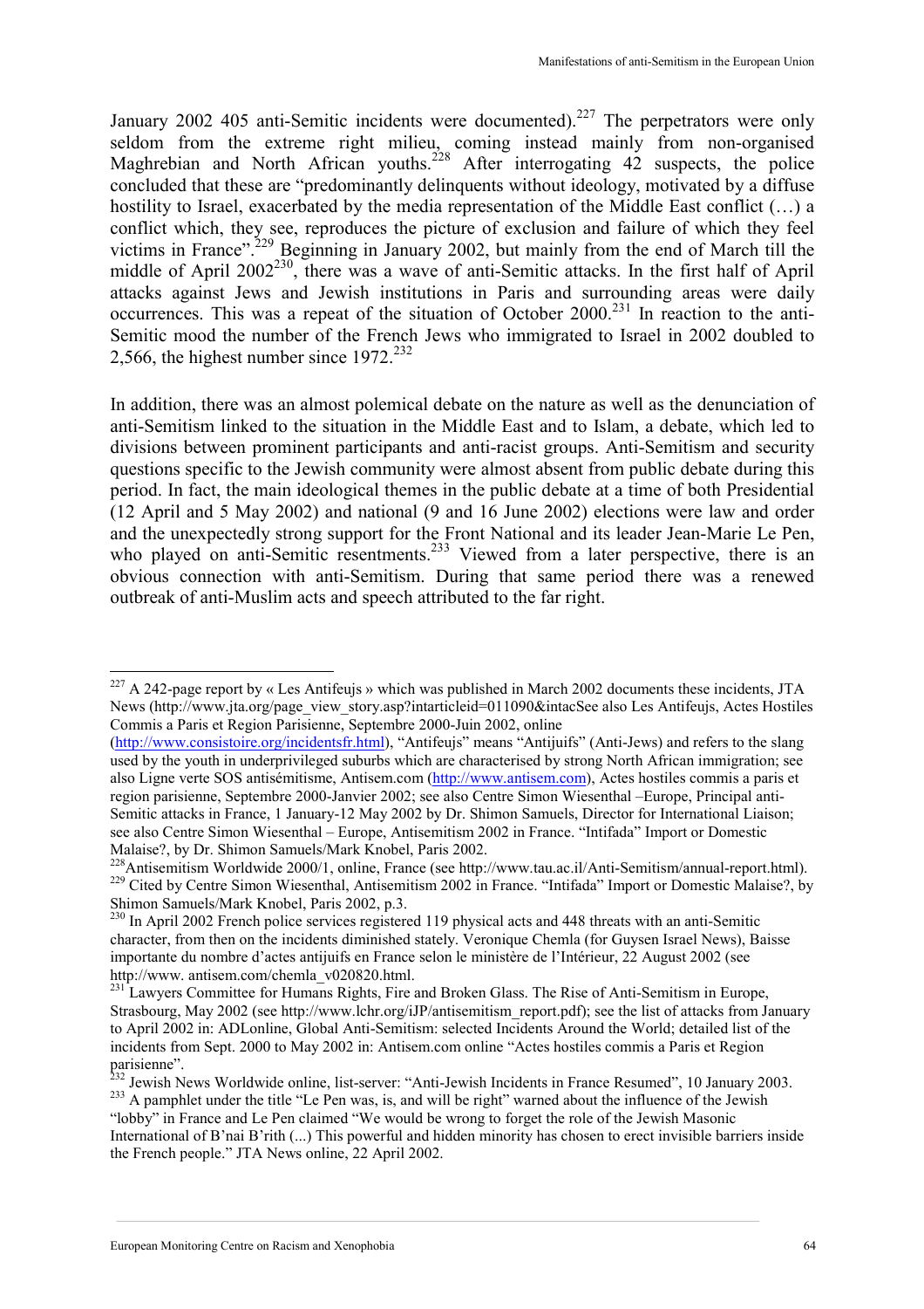January 2002 405 anti-Semitic incidents were documented).[227] The perpetrators were only seldom from the extreme right milieu, coming instead mainly from non-organised Maghrebian and North African youths.[228] After interrogating 42 suspects, the police concluded that these are "predominantly delinquents without ideology, motivated by a diffuse hostility to Israel, exacerbated by the media representation of the Middle East conflict (…) a conflict which, they see, reproduces the picture of exclusion and failure of which they feel victims in France".[229] Beginning in January 2002, but mainly from the end of March till the middle of April 2002[230], there was a wave of anti-Semitic attacks. In the first half of April attacks against Jews and Jewish institutions in Paris and surrounding areas were daily occurrences. This was a repeat of the situation of October 2000.[231] In reaction to the anti-Semitic mood the number of the French Jews who immigrated to Israel in 2002 doubled to 2,566, the highest number since 1972.[232]

In addition, there was an almost polemical debate on the nature as well as the denunciation of anti-Semitism linked to the situation in the Middle East and to Islam, a debate, which led to divisions between prominent participants and anti-racist groups. Anti-Semitism and security questions specific to the Jewish community were almost absent from public debate during this period. In fact, the main ideological themes in the public debate at a time of both Presidential (12 April and 5 May 2002) and national (9 and 16 June 2002) elections were law and order and the unexpectedly strong support for the Front National and its leader Jean-Marie Le Pen, who played on anti-Semitic resentments.[233] Viewed from a later perspective, there is an obvious connection with anti-Semitism. During that same period there was a renewed outbreak of anti-Muslim acts and speech attributed to the far right.

---

[227] A 242-page report by « Les Antifeujs » which was published in March 2002 documents these incidents, JTA News (http://www.jta.org/page_view_story.asp?intarticleid=011090&intacSee also Les Antifeujs, Actes Hostiles Commis a Paris et Region Parisienne, Septembre 2000-Juin 2002, online (http://www.consistoire.org/incidentsfr.html), "Antifeujs" means "Antijuifs" (Anti-Jews) and refers to the slang used by the youth in underprivileged suburbs which are characterised by strong North African immigration; see also Ligne verte SOS antisémitisme, Antisem.com (http://www.antisem.com), Actes hostiles commis a paris et region parisienne, Septembre 2000-Janvier 2002; see also Centre Simon Wiesenthal –Europe, Principal anti-Semitic attacks in France, 1 January-12 May 2002 by Dr. Shimon Samuels, Director for International Liaison; see also Centre Simon Wiesenthal – Europe, Antisemitism 2002 in France. "Intifada" Import or Domestic Malaise?, by Dr. Shimon Samuels/Mark Knobel, Paris 2002.

[228] Antisemitism Worldwide 2000/1, online, France (see http://www.tau.ac.il/Anti-Semitism/annual-report.html).

[229] Cited by Centre Simon Wiesenthal, Antisemitism 2002 in France. "Intifada" Import or Domestic Malaise?, by Shimon Samuels/Mark Knobel, Paris 2002, p.3.

[230] In April 2002 French police services registered 119 physical acts and 448 threats with an anti-Semitic character, from then on the incidents diminished stately. Veronique Chemla (for Guysen Israel News), Baisse importante du nombre d'actes antijuifs en France selon le ministère de l'Intérieur, 22 August 2002 (see http://www. antisem.com/chemla_v020820.html.

[231] Lawyers Committee for Humans Rights, Fire and Broken Glass. The Rise of Anti-Semitism in Europe, Strasbourg, May 2002 (see http://www.lchr.org/iJP/antisemitism_report.pdf); see the list of attacks from January to April 2002 in: ADLonline, Global Anti-Semitism: selected Incidents Around the World; detailed list of the incidents from Sept. 2000 to May 2002 in: Antisem.com online "Actes hostiles commis a Paris et Region parisienne".

[232] Jewish News Worldwide online, list-server: "Anti-Jewish Incidents in France Resumed", 10 January 2003.

[233] A pamphlet under the title "Le Pen was, is, and will be right" warned about the influence of the Jewish "lobby" in France and Le Pen claimed "We would be wrong to forget the role of the Jewish Masonic International of B'nai B'rith (...) This powerful and hidden minority has chosen to erect invisible barriers inside the French people." JTA News online, 22 April 2002.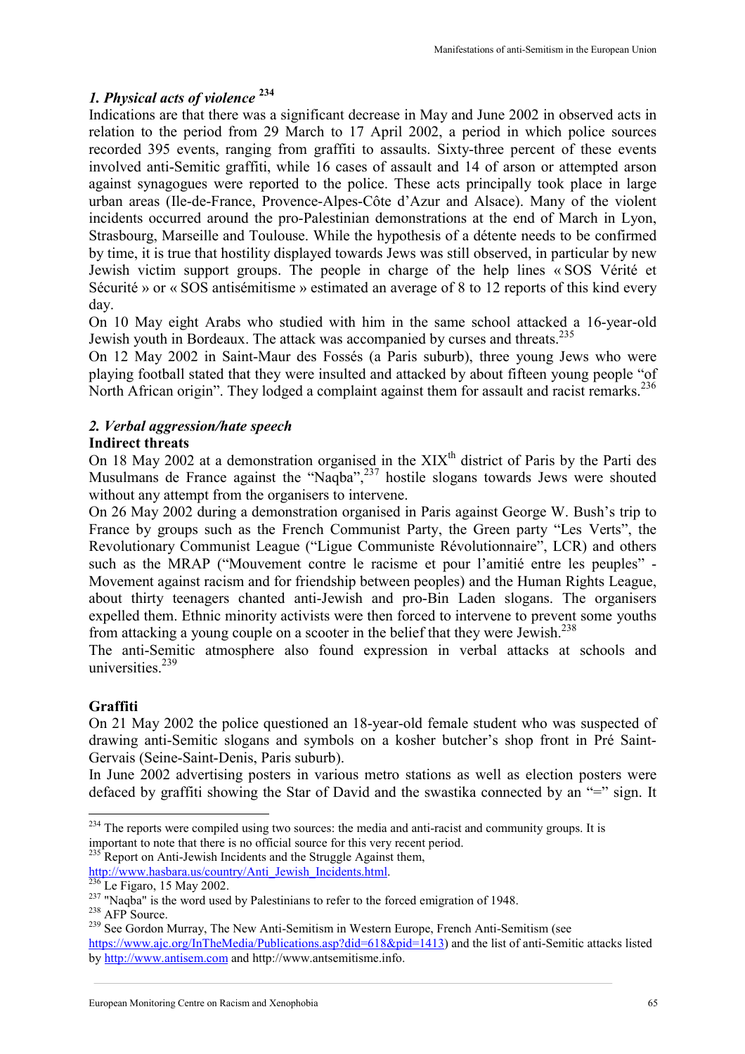### *1. Physical acts of violence* [234]

Indications are that there was a significant decrease in May and June 2002 in observed acts in relation to the period from 29 March to 17 April 2002, a period in which police sources recorded 395 events, ranging from graffiti to assaults. Sixty-three percent of these events involved anti-Semitic graffiti, while 16 cases of assault and 14 of arson or attempted arson against synagogues were reported to the police. These acts principally took place in large urban areas (Ile-de-France, Provence-Alpes-Côte d'Azur and Alsace). Many of the violent incidents occurred around the pro-Palestinian demonstrations at the end of March in Lyon, Strasbourg, Marseille and Toulouse. While the hypothesis of a détente needs to be confirmed by time, it is true that hostility displayed towards Jews was still observed, in particular by new Jewish victim support groups. The people in charge of the help lines « SOS Vérité et Sécurité » or « SOS antisémitisme » estimated an average of 8 to 12 reports of this kind every day.

On 10 May eight Arabs who studied with him in the same school attacked a 16-year-old Jewish youth in Bordeaux. The attack was accompanied by curses and threats.[235]

On 12 May 2002 in Saint-Maur des Fossés (a Paris suburb), three young Jews who were playing football stated that they were insulted and attacked by about fifteen young people "of North African origin". They lodged a complaint against them for assault and racist remarks.[236]

### *2. Verbal aggression/hate speech*

**Indirect threats**

On 18 May 2002 at a demonstration organised in the XIX$^{th}$ district of Paris by the Parti des Musulmans de France against the "Naqba",[237] hostile slogans towards Jews were shouted without any attempt from the organisers to intervene.

On 26 May 2002 during a demonstration organised in Paris against George W. Bush's trip to France by groups such as the French Communist Party, the Green party "Les Verts", the Revolutionary Communist League ("Ligue Communiste Révolutionnaire", LCR) and others such as the MRAP ("Mouvement contre le racisme et pour l'amitié entre les peuples" - Movement against racism and for friendship between peoples) and the Human Rights League, about thirty teenagers chanted anti-Jewish and pro-Bin Laden slogans. The organisers expelled them. Ethnic minority activists were then forced to intervene to prevent some youths from attacking a young couple on a scooter in the belief that they were Jewish.[238]

The anti-Semitic atmosphere also found expression in verbal attacks at schools and universities.[239]

**Graffiti**

On 21 May 2002 the police questioned an 18-year-old female student who was suspected of drawing anti-Semitic slogans and symbols on a kosher butcher's shop front in Pré Saint-Gervais (Seine-Saint-Denis, Paris suburb).

In June 2002 advertising posters in various metro stations as well as election posters were defaced by graffiti showing the Star of David and the swastika connected by an "=" sign. It

---

[234] The reports were compiled using two sources: the media and anti-racist and community groups. It is important to note that there is no official source for this very recent period.

[235] Report on Anti-Jewish Incidents and the Struggle Against them, http://www.hasbara.us/country/Anti_Jewish_Incidents.html.

[236] Le Figaro, 15 May 2002.

[237] "Naqba" is the word used by Palestinians to refer to the forced emigration of 1948.

[238] AFP Source.

[239] See Gordon Murray, The New Anti-Semitism in Western Europe, French Anti-Semitism (see https://www.ajc.org/InTheMedia/Publications.asp?did=618&pid=1413) and the list of anti-Semitic attacks listed by http://www.antisem.com and http://www.antsemitisme.info.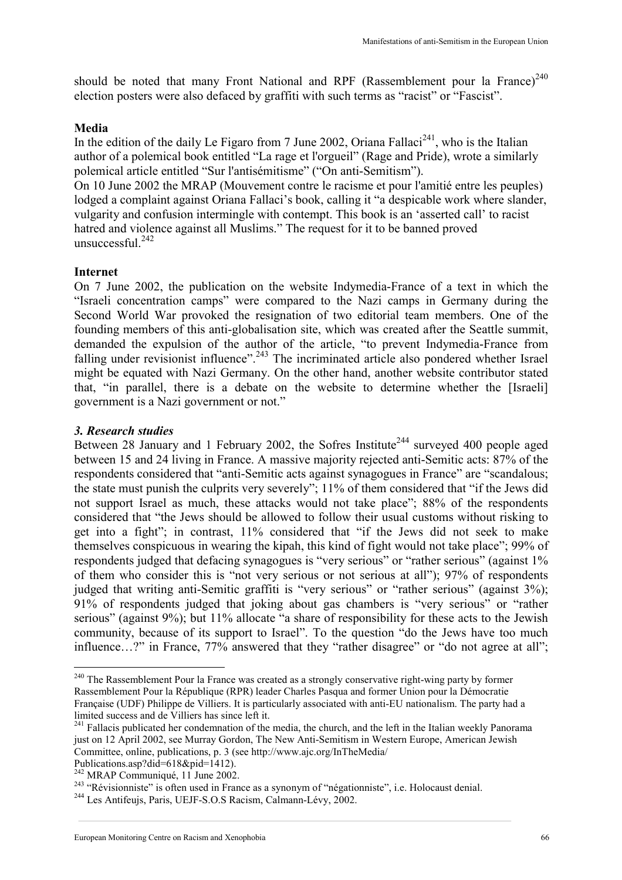should be noted that many Front National and RPF (Rassemblement pour la France)[240] election posters were also defaced by graffiti with such terms as "racist" or "Fascist".

**Media**

In the edition of the daily Le Figaro from 7 June 2002, Oriana Fallaci[241], who is the Italian author of a polemical book entitled "La rage et l'orgueil" (Rage and Pride), wrote a similarly polemical article entitled "Sur l'antisémitisme" ("On anti-Semitism").

On 10 June 2002 the MRAP (Mouvement contre le racisme et pour l'amitié entre les peuples) lodged a complaint against Oriana Fallaci's book, calling it "a despicable work where slander, vulgarity and confusion intermingle with contempt. This book is an 'asserted call' to racist hatred and violence against all Muslims." The request for it to be banned proved unsuccessful.[242]

**Internet**

On 7 June 2002, the publication on the website Indymedia-France of a text in which the "Israeli concentration camps" were compared to the Nazi camps in Germany during the Second World War provoked the resignation of two editorial team members. One of the founding members of this anti-globalisation site, which was created after the Seattle summit, demanded the expulsion of the author of the article, "to prevent Indymedia-France from falling under revisionist influence".[243] The incriminated article also pondered whether Israel might be equated with Nazi Germany. On the other hand, another website contributor stated that, "in parallel, there is a debate on the website to determine whether the [Israeli] government is a Nazi government or not."

***3. Research studies***

Between 28 January and 1 February 2002, the Sofres Institute[244] surveyed 400 people aged between 15 and 24 living in France. A massive majority rejected anti-Semitic acts: 87% of the respondents considered that "anti-Semitic acts against synagogues in France" are "scandalous; the state must punish the culprits very severely"; 11% of them considered that "if the Jews did not support Israel as much, these attacks would not take place"; 88% of the respondents considered that "the Jews should be allowed to follow their usual customs without risking to get into a fight"; in contrast, 11% considered that "if the Jews did not seek to make themselves conspicuous in wearing the kipah, this kind of fight would not take place"; 99% of respondents judged that defacing synagogues is "very serious" or "rather serious" (against 1% of them who consider this is "not very serious or not serious at all"); 97% of respondents judged that writing anti-Semitic graffiti is "very serious" or "rather serious" (against 3%); 91% of respondents judged that joking about gas chambers is "very serious" or "rather serious" (against 9%); but 11% allocate "a share of responsibility for these acts to the Jewish community, because of its support to Israel". To the question "do the Jews have too much influence…?" in France, 77% answered that they "rather disagree" or "do not agree at all";

---

[240] The Rassemblement Pour la France was created as a strongly conservative right-wing party by former Rassemblement Pour la République (RPR) leader Charles Pasqua and former Union pour la Démocratie Française (UDF) Philippe de Villiers. It is particularly associated with anti-EU nationalism. The party had a limited success and de Villiers has since left it.

[241] Fallacis publicated her condemnation of the media, the church, and the left in the Italian weekly Panorama just on 12 April 2002, see Murray Gordon, The New Anti-Semitism in Western Europe, American Jewish Committee, online, publications, p. 3 (see http://www.ajc.org/InTheMedia/Publications.asp?did=618&pid=1412).

[242] MRAP Communiqué, 11 June 2002.

[243] "Révisionniste" is often used in France as a synonym of "négationniste", i.e. Holocaust denial.

[244] Les Antifeujs, Paris, UEJF-S.O.S Racism, Calmann-Lévy, 2002.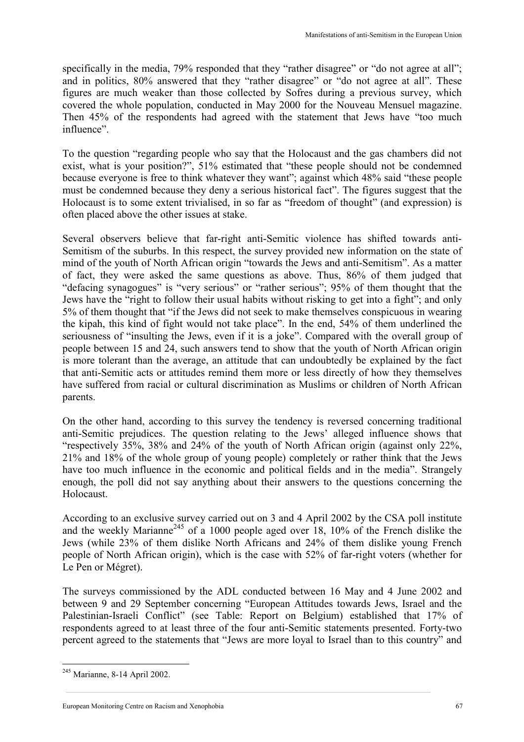specifically in the media, 79% responded that they "rather disagree" or "do not agree at all"; and in politics, 80% answered that they "rather disagree" or "do not agree at all". These figures are much weaker than those collected by Sofres during a previous survey, which covered the whole population, conducted in May 2000 for the Nouveau Mensuel magazine. Then 45% of the respondents had agreed with the statement that Jews have "too much influence".

To the question "regarding people who say that the Holocaust and the gas chambers did not exist, what is your position?", 51% estimated that "these people should not be condemned because everyone is free to think whatever they want"; against which 48% said "these people must be condemned because they deny a serious historical fact". The figures suggest that the Holocaust is to some extent trivialised, in so far as "freedom of thought" (and expression) is often placed above the other issues at stake.

Several observers believe that far-right anti-Semitic violence has shifted towards anti-Semitism of the suburbs. In this respect, the survey provided new information on the state of mind of the youth of North African origin "towards the Jews and anti-Semitism". As a matter of fact, they were asked the same questions as above. Thus, 86% of them judged that "defacing synagogues" is "very serious" or "rather serious"; 95% of them thought that the Jews have the "right to follow their usual habits without risking to get into a fight"; and only 5% of them thought that "if the Jews did not seek to make themselves conspicuous in wearing the kipah, this kind of fight would not take place". In the end, 54% of them underlined the seriousness of "insulting the Jews, even if it is a joke". Compared with the overall group of people between 15 and 24, such answers tend to show that the youth of North African origin is more tolerant than the average, an attitude that can undoubtedly be explained by the fact that anti-Semitic acts or attitudes remind them more or less directly of how they themselves have suffered from racial or cultural discrimination as Muslims or children of North African parents.

On the other hand, according to this survey the tendency is reversed concerning traditional anti-Semitic prejudices. The question relating to the Jews' alleged influence shows that "respectively 35%, 38% and 24% of the youth of North African origin (against only 22%, 21% and 18% of the whole group of young people) completely or rather think that the Jews have too much influence in the economic and political fields and in the media". Strangely enough, the poll did not say anything about their answers to the questions concerning the Holocaust.

According to an exclusive survey carried out on 3 and 4 April 2002 by the CSA poll institute and the weekly Marianne[245] of a 1000 people aged over 18, 10% of the French dislike the Jews (while 23% of them dislike North Africans and 24% of them dislike young French people of North African origin), which is the case with 52% of far-right voters (whether for Le Pen or Mégret).

The surveys commissioned by the ADL conducted between 16 May and 4 June 2002 and between 9 and 29 September concerning "European Attitudes towards Jews, Israel and the Palestinian-Israeli Conflict" (see Table: Report on Belgium) established that 17% of respondents agreed to at least three of the four anti-Semitic statements presented. Forty-two percent agreed to the statements that "Jews are more loyal to Israel than to this country" and

[245] Marianne, 8-14 April 2002.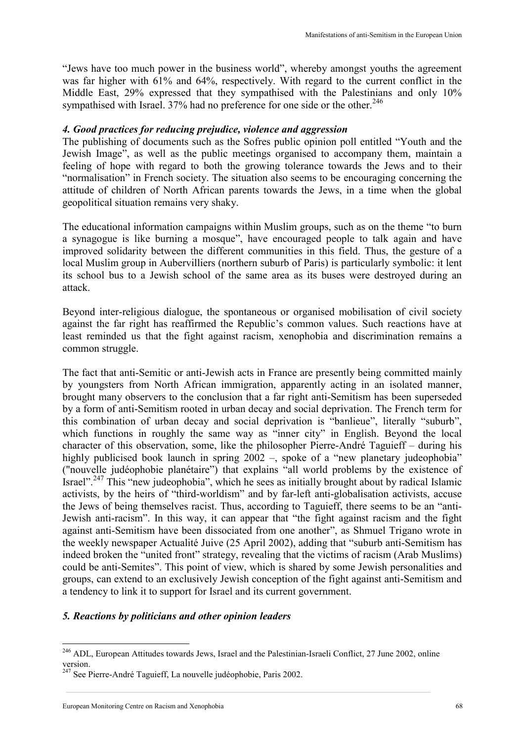"Jews have too much power in the business world", whereby amongst youths the agreement was far higher with 61% and 64%, respectively. With regard to the current conflict in the Middle East, 29% expressed that they sympathised with the Palestinians and only 10% sympathised with Israel. 37% had no preference for one side or the other.[246]

#### *4. Good practices for reducing prejudice, violence and aggression*

The publishing of documents such as the Sofres public opinion poll entitled "Youth and the Jewish Image", as well as the public meetings organised to accompany them, maintain a feeling of hope with regard to both the growing tolerance towards the Jews and to their "normalisation" in French society. The situation also seems to be encouraging concerning the attitude of children of North African parents towards the Jews, in a time when the global geopolitical situation remains very shaky.

The educational information campaigns within Muslim groups, such as on the theme "to burn a synagogue is like burning a mosque", have encouraged people to talk again and have improved solidarity between the different communities in this field. Thus, the gesture of a local Muslim group in Aubervilliers (northern suburb of Paris) is particularly symbolic: it lent its school bus to a Jewish school of the same area as its buses were destroyed during an attack.

Beyond inter-religious dialogue, the spontaneous or organised mobilisation of civil society against the far right has reaffirmed the Republic's common values. Such reactions have at least reminded us that the fight against racism, xenophobia and discrimination remains a common struggle.

The fact that anti-Semitic or anti-Jewish acts in France are presently being committed mainly by youngsters from North African immigration, apparently acting in an isolated manner, brought many observers to the conclusion that a far right anti-Semitism has been superseded by a form of anti-Semitism rooted in urban decay and social deprivation. The French term for this combination of urban decay and social deprivation is "banlieue", literally "suburb", which functions in roughly the same way as "inner city" in English. Beyond the local character of this observation, some, like the philosopher Pierre-André Taguieff – during his highly publicised book launch in spring 2002 –, spoke of a "new planetary judeophobia" ("nouvelle judéophobie planétaire") that explains "all world problems by the existence of Israel".[247] This "new judeophobia", which he sees as initially brought about by radical Islamic activists, by the heirs of "third-worldism" and by far-left anti-globalisation activists, accuse the Jews of being themselves racist. Thus, according to Taguieff, there seems to be an "anti-Jewish anti-racism". In this way, it can appear that "the fight against racism and the fight against anti-Semitism have been dissociated from one another", as Shmuel Trigano wrote in the weekly newspaper Actualité Juive (25 April 2002), adding that "suburb anti-Semitism has indeed broken the "united front" strategy, revealing that the victims of racism (Arab Muslims) could be anti-Semites". This point of view, which is shared by some Jewish personalities and groups, can extend to an exclusively Jewish conception of the fight against anti-Semitism and a tendency to link it to support for Israel and its current government.

#### *5. Reactions by politicians and other opinion leaders*

---

[246] ADL, European Attitudes towards Jews, Israel and the Palestinian-Israeli Conflict, 27 June 2002, online version.

[247] See Pierre-André Taguieff, La nouvelle judéophobie, Paris 2002.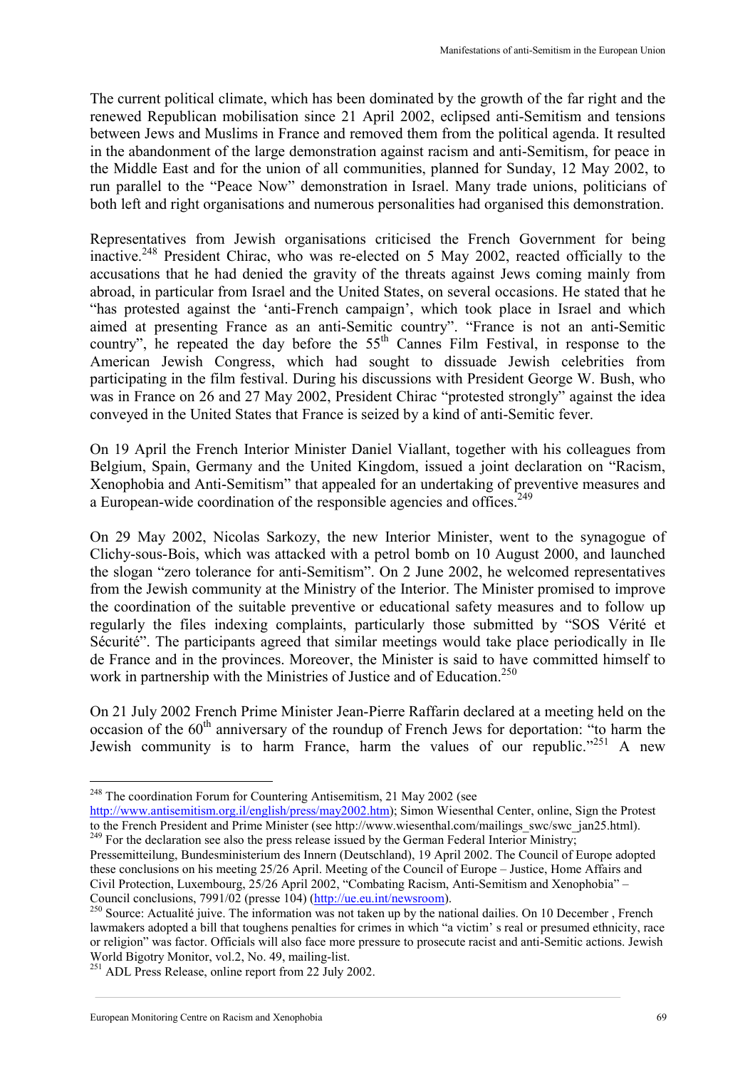The current political climate, which has been dominated by the growth of the far right and the renewed Republican mobilisation since 21 April 2002, eclipsed anti-Semitism and tensions between Jews and Muslims in France and removed them from the political agenda. It resulted in the abandonment of the large demonstration against racism and anti-Semitism, for peace in the Middle East and for the union of all communities, planned for Sunday, 12 May 2002, to run parallel to the "Peace Now" demonstration in Israel. Many trade unions, politicians of both left and right organisations and numerous personalities had organised this demonstration.

Representatives from Jewish organisations criticised the French Government for being inactive.[248] President Chirac, who was re-elected on 5 May 2002, reacted officially to the accusations that he had denied the gravity of the threats against Jews coming mainly from abroad, in particular from Israel and the United States, on several occasions. He stated that he "has protested against the 'anti-French campaign', which took place in Israel and which aimed at presenting France as an anti-Semitic country". "France is not an anti-Semitic country", he repeated the day before the 55th Cannes Film Festival, in response to the American Jewish Congress, which had sought to dissuade Jewish celebrities from participating in the film festival. During his discussions with President George W. Bush, who was in France on 26 and 27 May 2002, President Chirac "protested strongly" against the idea conveyed in the United States that France is seized by a kind of anti-Semitic fever.

On 19 April the French Interior Minister Daniel Viallant, together with his colleagues from Belgium, Spain, Germany and the United Kingdom, issued a joint declaration on "Racism, Xenophobia and Anti-Semitism" that appealed for an undertaking of preventive measures and a European-wide coordination of the responsible agencies and offices.[249]

On 29 May 2002, Nicolas Sarkozy, the new Interior Minister, went to the synagogue of Clichy-sous-Bois, which was attacked with a petrol bomb on 10 August 2000, and launched the slogan "zero tolerance for anti-Semitism". On 2 June 2002, he welcomed representatives from the Jewish community at the Ministry of the Interior. The Minister promised to improve the coordination of the suitable preventive or educational safety measures and to follow up regularly the files indexing complaints, particularly those submitted by "SOS Vérité et Sécurité". The participants agreed that similar meetings would take place periodically in Ile de France and in the provinces. Moreover, the Minister is said to have committed himself to work in partnership with the Ministries of Justice and of Education.[250]

On 21 July 2002 French Prime Minister Jean-Pierre Raffarin declared at a meeting held on the occasion of the 60th anniversary of the roundup of French Jews for deportation: "to harm the Jewish community is to harm France, harm the values of our republic."[251] A new

---

[248] The coordination Forum for Countering Antisemitism, 21 May 2002 (see http://www.antisemitism.org.il/english/press/may2002.htm); Simon Wiesenthal Center, online, Sign the Protest to the French President and Prime Minister (see http://www.wiesenthal.com/mailings_swc/swc_jan25.html).

[249] For the declaration see also the press release issued by the German Federal Interior Ministry; Pressemitteilung, Bundesministerium des Innern (Deutschland), 19 April 2002. The Council of Europe adopted these conclusions on his meeting 25/26 April. Meeting of the Council of Europe – Justice, Home Affairs and Civil Protection, Luxembourg, 25/26 April 2002, "Combating Racism, Anti-Semitism and Xenophobia" – Council conclusions, 7991/02 (presse 104) (http://ue.eu.int/newsroom).

[250] Source: Actualité juive. The information was not taken up by the national dailies. On 10 December , French lawmakers adopted a bill that toughens penalties for crimes in which "a victim' s real or presumed ethnicity, race or religion" was factor. Officials will also face more pressure to prosecute racist and anti-Semitic actions. Jewish World Bigotry Monitor, vol.2, No. 49, mailing-list.

[251] ADL Press Release, online report from 22 July 2002.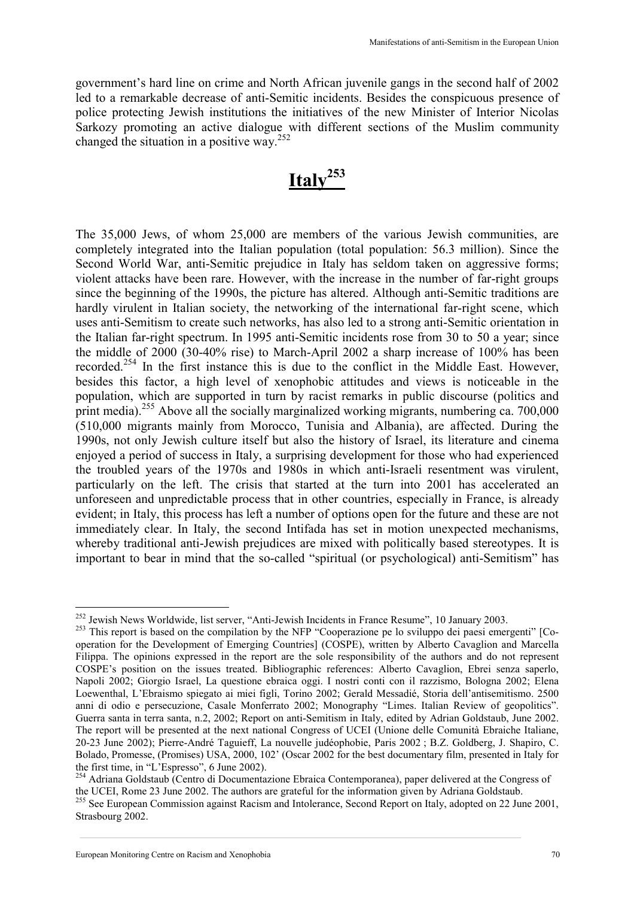government's hard line on crime and North African juvenile gangs in the second half of 2002 led to a remarkable decrease of anti-Semitic incidents. Besides the conspicuous presence of police protecting Jewish institutions the initiatives of the new Minister of Interior Nicolas Sarkozy promoting an active dialogue with different sections of the Muslim community changed the situation in a positive way.[252]

# Italy[253]

The 35,000 Jews, of whom 25,000 are members of the various Jewish communities, are completely integrated into the Italian population (total population: 56.3 million). Since the Second World War, anti-Semitic prejudice in Italy has seldom taken on aggressive forms; violent attacks have been rare. However, with the increase in the number of far-right groups since the beginning of the 1990s, the picture has altered. Although anti-Semitic traditions are hardly virulent in Italian society, the networking of the international far-right scene, which uses anti-Semitism to create such networks, has also led to a strong anti-Semitic orientation in the Italian far-right spectrum. In 1995 anti-Semitic incidents rose from 30 to 50 a year; since the middle of 2000 (30-40% rise) to March-April 2002 a sharp increase of 100% has been recorded.[254] In the first instance this is due to the conflict in the Middle East. However, besides this factor, a high level of xenophobic attitudes and views is noticeable in the population, which are supported in turn by racist remarks in public discourse (politics and print media).[255] Above all the socially marginalized working migrants, numbering ca. 700,000 (510,000 migrants mainly from Morocco, Tunisia and Albania), are affected. During the 1990s, not only Jewish culture itself but also the history of Israel, its literature and cinema enjoyed a period of success in Italy, a surprising development for those who had experienced the troubled years of the 1970s and 1980s in which anti-Israeli resentment was virulent, particularly on the left. The crisis that started at the turn into 2001 has accelerated an unforeseen and unpredictable process that in other countries, especially in France, is already evident; in Italy, this process has left a number of options open for the future and these are not immediately clear. In Italy, the second Intifada has set in motion unexpected mechanisms, whereby traditional anti-Jewish prejudices are mixed with politically based stereotypes. It is important to bear in mind that the so-called "spiritual (or psychological) anti-Semitism" has

---

[252] Jewish News Worldwide, list server, "Anti-Jewish Incidents in France Resume", 10 January 2003.

[253] This report is based on the compilation by the NFP "Cooperazione pe lo sviluppo dei paesi emergenti" [Co-operation for the Development of Emerging Countries] (COSPE), written by Alberto Cavaglion and Marcella Filippa. The opinions expressed in the report are the sole responsibility of the authors and do not represent COSPE's position on the issues treated. Bibliographic references: Alberto Cavaglion, Ebrei senza saperlo, Napoli 2002; Giorgio Israel, La questione ebraica oggi. I nostri conti con il razzismo, Bologna 2002; Elena Loewenthal, L'Ebraismo spiegato ai miei figli, Torino 2002; Gerald Messadié, Storia dell'antisemitismo. 2500 anni di odio e persecuzione, Casale Monferrato 2002; Monography "Limes. Italian Review of geopolitics". Guerra santa in terra santa, n.2, 2002; Report on anti-Semitism in Italy, edited by Adrian Goldstaub, June 2002. The report will be presented at the next national Congress of UCEI (Unione delle Comunità Ebraiche Italiane, 20-23 June 2002); Pierre-André Taguieff, La nouvelle judéophobie, Paris 2002 ; B.Z. Goldberg, J. Shapiro, C. Bolado, Promesse, (Promises) USA, 2000, 102' (Oscar 2002 for the best documentary film, presented in Italy for the first time, in "L'Espresso", 6 June 2002).

[254] Adriana Goldstaub (Centro di Documentazione Ebraica Contemporanea), paper delivered at the Congress of the UCEI, Rome 23 June 2002. The authors are grateful for the information given by Adriana Goldstaub.

[255] See European Commission against Racism and Intolerance, Second Report on Italy, adopted on 22 June 2001, Strasbourg 2002.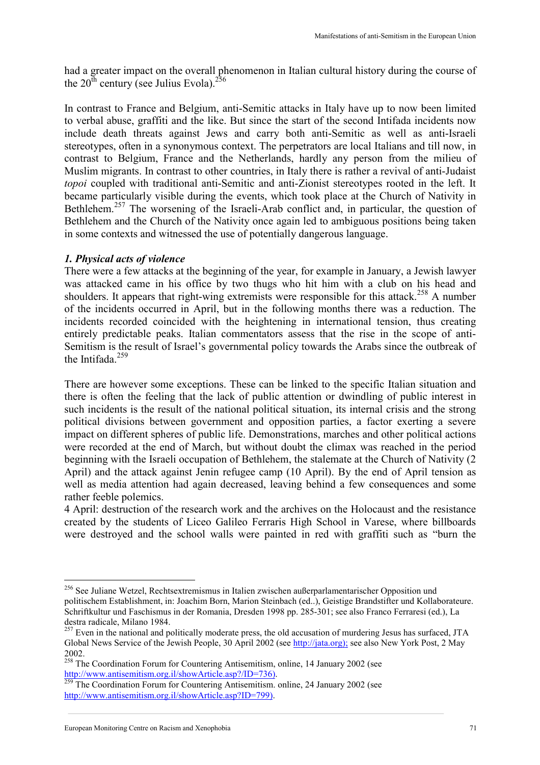had a greater impact on the overall phenomenon in Italian cultural history during the course of the 20th century (see Julius Evola).[256]

In contrast to France and Belgium, anti-Semitic attacks in Italy have up to now been limited to verbal abuse, graffiti and the like. But since the start of the second Intifada incidents now include death threats against Jews and carry both anti-Semitic as well as anti-Israeli stereotypes, often in a synonymous context. The perpetrators are local Italians and till now, in contrast to Belgium, France and the Netherlands, hardly any person from the milieu of Muslim migrants. In contrast to other countries, in Italy there is rather a revival of anti-Judaist *topoi* coupled with traditional anti-Semitic and anti-Zionist stereotypes rooted in the left. It became particularly visible during the events, which took place at the Church of Nativity in Bethlehem.[257] The worsening of the Israeli-Arab conflict and, in particular, the question of Bethlehem and the Church of the Nativity once again led to ambiguous positions being taken in some contexts and witnessed the use of potentially dangerous language.

### *1. Physical acts of violence*

There were a few attacks at the beginning of the year, for example in January, a Jewish lawyer was attacked came in his office by two thugs who hit him with a club on his head and shoulders. It appears that right-wing extremists were responsible for this attack.[258] A number of the incidents occurred in April, but in the following months there was a reduction. The incidents recorded coincided with the heightening in international tension, thus creating entirely predictable peaks. Italian commentators assess that the rise in the scope of anti-Semitism is the result of Israel's governmental policy towards the Arabs since the outbreak of the Intifada.[259]

There are however some exceptions. These can be linked to the specific Italian situation and there is often the feeling that the lack of public attention or dwindling of public interest in such incidents is the result of the national political situation, its internal crisis and the strong political divisions between government and opposition parties, a factor exerting a severe impact on different spheres of public life. Demonstrations, marches and other political actions were recorded at the end of March, but without doubt the climax was reached in the period beginning with the Israeli occupation of Bethlehem, the stalemate at the Church of Nativity (2 April) and the attack against Jenin refugee camp (10 April). By the end of April tension as well as media attention had again decreased, leaving behind a few consequences and some rather feeble polemics.

4 April: destruction of the research work and the archives on the Holocaust and the resistance created by the students of Liceo Galileo Ferraris High School in Varese, where billboards were destroyed and the school walls were painted in red with graffiti such as "burn the

---

[256] See Juliane Wetzel, Rechtsextremismus in Italien zwischen außerparlamentarischer Opposition und politischem Establishment, in: Joachim Born, Marion Steinbach (ed..), Geistige Brandstifter und Kollaborateure. Schriftkultur und Faschismus in der Romania, Dresden 1998 pp. 285-301; see also Franco Ferraresi (ed.), La destra radicale, Milano 1984.

[257] Even in the national and politically moderate press, the old accusation of murdering Jesus has surfaced, JTA Global News Service of the Jewish People, 30 April 2002 (see http://jata.org); see also New York Post, 2 May 2002.

[258] The Coordination Forum for Countering Antisemitism, online, 14 January 2002 (see http://www.antisemitism.org.il/showArticle.asp?/ID=736).

[259] The Coordination Forum for Countering Antisemitism. online, 24 January 2002 (see http://www.antisemitism.org.il/showArticle.asp?ID=799).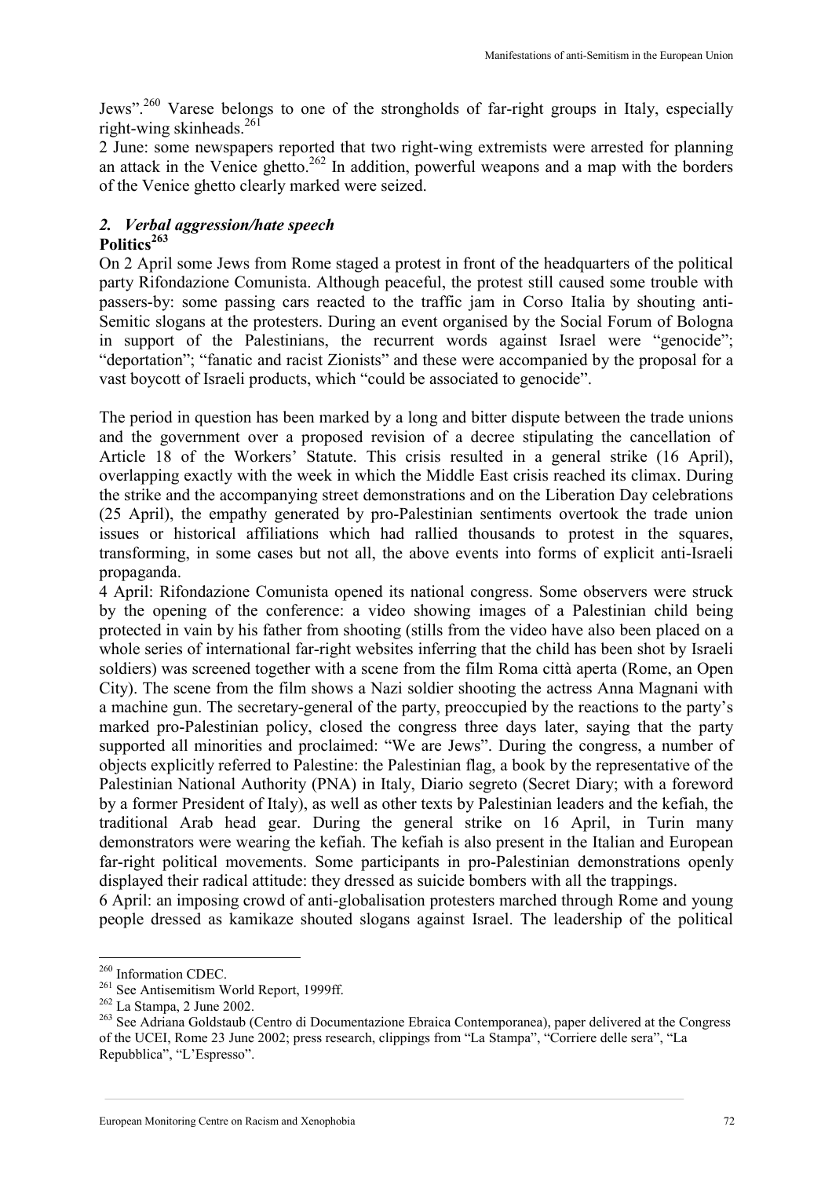Jews".[260] Varese belongs to one of the strongholds of far-right groups in Italy, especially right-wing skinheads.[261]

2 June: some newspapers reported that two right-wing extremists were arrested for planning an attack in the Venice ghetto.[262] In addition, powerful weapons and a map with the borders of the Venice ghetto clearly marked were seized.

### *2. Verbal aggression/hate speech*

**Politics[263]**

On 2 April some Jews from Rome staged a protest in front of the headquarters of the political party Rifondazione Comunista. Although peaceful, the protest still caused some trouble with passers-by: some passing cars reacted to the traffic jam in Corso Italia by shouting anti-Semitic slogans at the protesters. During an event organised by the Social Forum of Bologna in support of the Palestinians, the recurrent words against Israel were "genocide"; "deportation"; "fanatic and racist Zionists" and these were accompanied by the proposal for a vast boycott of Israeli products, which "could be associated to genocide".

The period in question has been marked by a long and bitter dispute between the trade unions and the government over a proposed revision of a decree stipulating the cancellation of Article 18 of the Workers' Statute. This crisis resulted in a general strike (16 April), overlapping exactly with the week in which the Middle East crisis reached its climax. During the strike and the accompanying street demonstrations and on the Liberation Day celebrations (25 April), the empathy generated by pro-Palestinian sentiments overtook the trade union issues or historical affiliations which had rallied thousands to protest in the squares, transforming, in some cases but not all, the above events into forms of explicit anti-Israeli propaganda.

4 April: Rifondazione Comunista opened its national congress. Some observers were struck by the opening of the conference: a video showing images of a Palestinian child being protected in vain by his father from shooting (stills from the video have also been placed on a whole series of international far-right websites inferring that the child has been shot by Israeli soldiers) was screened together with a scene from the film Roma città aperta (Rome, an Open City). The scene from the film shows a Nazi soldier shooting the actress Anna Magnani with a machine gun. The secretary-general of the party, preoccupied by the reactions to the party's marked pro-Palestinian policy, closed the congress three days later, saying that the party supported all minorities and proclaimed: "We are Jews". During the congress, a number of objects explicitly referred to Palestine: the Palestinian flag, a book by the representative of the Palestinian National Authority (PNA) in Italy, Diario segreto (Secret Diary; with a foreword by a former President of Italy), as well as other texts by Palestinian leaders and the kefiah, the traditional Arab head gear. During the general strike on 16 April, in Turin many demonstrators were wearing the kefiah. The kefiah is also present in the Italian and European far-right political movements. Some participants in pro-Palestinian demonstrations openly displayed their radical attitude: they dressed as suicide bombers with all the trappings.

6 April: an imposing crowd of anti-globalisation protesters marched through Rome and young people dressed as kamikaze shouted slogans against Israel. The leadership of the political

---

[260] Information CDEC.

[261] See Antisemitism World Report, 1999ff.

[262] La Stampa, 2 June 2002.

[263] See Adriana Goldstaub (Centro di Documentazione Ebraica Contemporanea), paper delivered at the Congress of the UCEI, Rome 23 June 2002; press research, clippings from "La Stampa", "Corriere delle sera", "La Repubblica", "L'Espresso".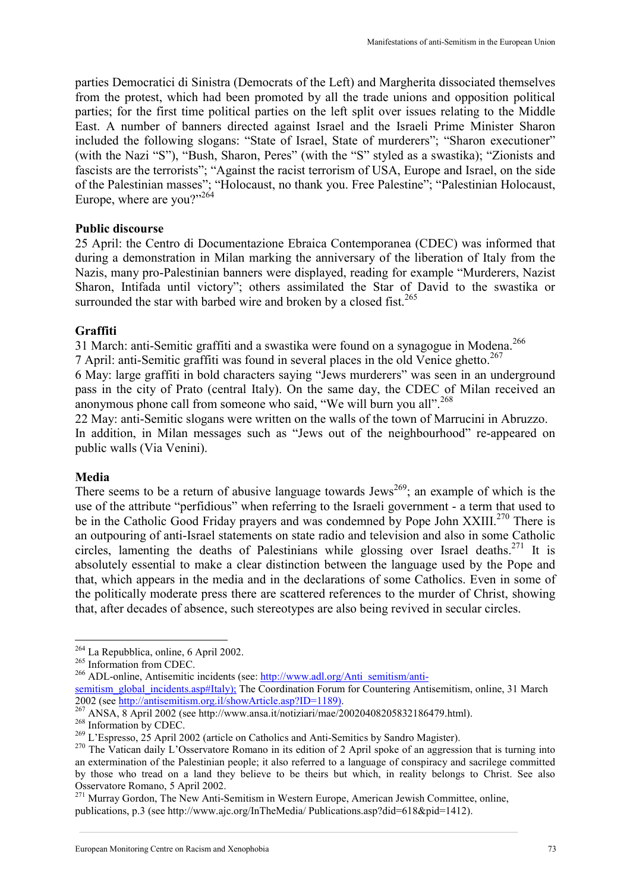parties Democratici di Sinistra (Democrats of the Left) and Margherita dissociated themselves from the protest, which had been promoted by all the trade unions and opposition political parties; for the first time political parties on the left split over issues relating to the Middle East. A number of banners directed against Israel and the Israeli Prime Minister Sharon included the following slogans: "State of Israel, State of murderers"; "Sharon executioner" (with the Nazi "S"), "Bush, Sharon, Peres" (with the "S" styled as a swastika); "Zionists and fascists are the terrorists"; "Against the racist terrorism of USA, Europe and Israel, on the side of the Palestinian masses"; "Holocaust, no thank you. Free Palestine"; "Palestinian Holocaust, Europe, where are you?"[264]

**Public discourse**

25 April: the Centro di Documentazione Ebraica Contemporanea (CDEC) was informed that during a demonstration in Milan marking the anniversary of the liberation of Italy from the Nazis, many pro-Palestinian banners were displayed, reading for example "Murderers, Nazist Sharon, Intifada until victory"; others assimilated the Star of David to the swastika or surrounded the star with barbed wire and broken by a closed fist.[265]

**Graffiti**

31 March: anti-Semitic graffiti and a swastika were found on a synagogue in Modena.[266]

7 April: anti-Semitic graffiti was found in several places in the old Venice ghetto.[267]

6 May: large graffiti in bold characters saying "Jews murderers" was seen in an underground pass in the city of Prato (central Italy). On the same day, the CDEC of Milan received an anonymous phone call from someone who said, "We will burn you all".[268]

22 May: anti-Semitic slogans were written on the walls of the town of Marrucini in Abruzzo.

In addition, in Milan messages such as "Jews out of the neighbourhood" re-appeared on public walls (Via Venini).

**Media**

There seems to be a return of abusive language towards Jews[269]; an example of which is the use of the attribute "perfidious" when referring to the Israeli government - a term that used to be in the Catholic Good Friday prayers and was condemned by Pope John XXIII.[270] There is an outpouring of anti-Israel statements on state radio and television and also in some Catholic circles, lamenting the deaths of Palestinians while glossing over Israel deaths.[271] It is absolutely essential to make a clear distinction between the language used by the Pope and that, which appears in the media and in the declarations of some Catholics. Even in some of the politically moderate press there are scattered references to the murder of Christ, showing that, after decades of absence, such stereotypes are also being revived in secular circles.

---

[264] La Repubblica, online, 6 April 2002.

[265] Information from CDEC.

[266] ADL-online, Antisemitic incidents (see: http://www.adl.org/Anti_semitism/anti-semitism_global_incidents.asp#Italy); The Coordination Forum for Countering Antisemitism, online, 31 March 2002 (see http://antisemitism.org.il/showArticle.asp?ID=1189).

[267] ANSA, 8 April 2002 (see http://www.ansa.it/notiziari/mae/20020408205832186479.html).

[268] Information by CDEC.

[269] L'Espresso, 25 April 2002 (article on Catholics and Anti-Semitics by Sandro Magister).

[270] The Vatican daily L'Osservatore Romano in its edition of 2 April spoke of an aggression that is turning into an extermination of the Palestinian people; it also referred to a language of conspiracy and sacrilege committed by those who tread on a land they believe to be theirs but which, in reality belongs to Christ. See also Osservatore Romano, 5 April 2002.

[271] Murray Gordon, The New Anti-Semitism in Western Europe, American Jewish Committee, online, publications, p.3 (see http://www.ajc.org/InTheMedia/ Publications.asp?did=618&pid=1412).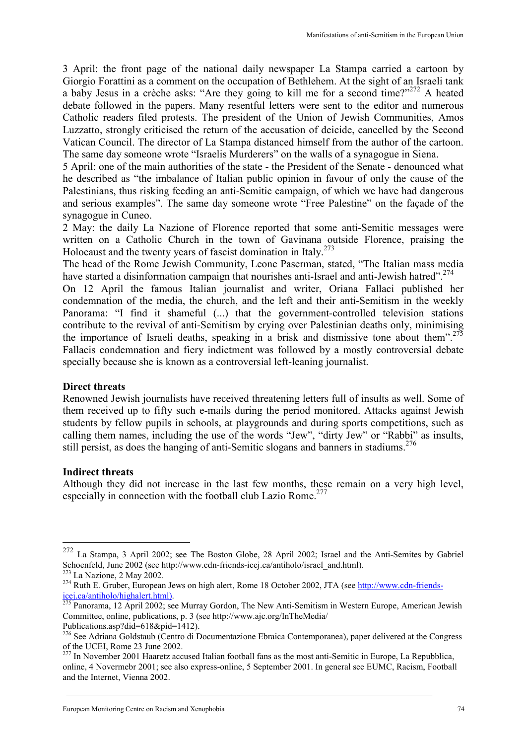3 April: the front page of the national daily newspaper La Stampa carried a cartoon by Giorgio Forattini as a comment on the occupation of Bethlehem. At the sight of an Israeli tank a baby Jesus in a crèche asks: "Are they going to kill me for a second time?"[272] A heated debate followed in the papers. Many resentful letters were sent to the editor and numerous Catholic readers filed protests. The president of the Union of Jewish Communities, Amos Luzzatto, strongly criticised the return of the accusation of deicide, cancelled by the Second Vatican Council. The director of La Stampa distanced himself from the author of the cartoon. The same day someone wrote "Israelis Murderers" on the walls of a synagogue in Siena.

5 April: one of the main authorities of the state - the President of the Senate - denounced what he described as "the imbalance of Italian public opinion in favour of only the cause of the Palestinians, thus risking feeding an anti-Semitic campaign, of which we have had dangerous and serious examples". The same day someone wrote "Free Palestine" on the façade of the synagogue in Cuneo.

2 May: the daily La Nazione of Florence reported that some anti-Semitic messages were written on a Catholic Church in the town of Gavinana outside Florence, praising the Holocaust and the twenty years of fascist domination in Italy.[273]

The head of the Rome Jewish Community, Leone Paserman, stated, "The Italian mass media have started a disinformation campaign that nourishes anti-Israel and anti-Jewish hatred".[274]

On 12 April the famous Italian journalist and writer, Oriana Fallaci published her condemnation of the media, the church, and the left and their anti-Semitism in the weekly Panorama: "I find it shameful (...) that the government-controlled television stations contribute to the revival of anti-Semitism by crying over Palestinian deaths only, minimising the importance of Israeli deaths, speaking in a brisk and dismissive tone about them".[275] Fallacis condemnation and fiery indictment was followed by a mostly controversial debate specially because she is known as a controversial left-leaning journalist.

**Direct threats**

Renowned Jewish journalists have received threatening letters full of insults as well. Some of them received up to fifty such e-mails during the period monitored. Attacks against Jewish students by fellow pupils in schools, at playgrounds and during sports competitions, such as calling them names, including the use of the words "Jew", "dirty Jew" or "Rabbi" as insults, still persist, as does the hanging of anti-Semitic slogans and banners in stadiums.[276]

**Indirect threats**

Although they did not increase in the last few months, these remain on a very high level, especially in connection with the football club Lazio Rome.[277]

---

[272] La Stampa, 3 April 2002; see The Boston Globe, 28 April 2002; Israel and the Anti-Semites by Gabriel Schoenfeld, June 2002 (see http://www.cdn-friends-icej.ca/antiholo/israel_and.html).

[273] La Nazione, 2 May 2002.

[274] Ruth E. Gruber, European Jews on high alert, Rome 18 October 2002, JTA (see http://www.cdn-friends-icej.ca/antiholo/highalert.html).

[275] Panorama, 12 April 2002; see Murray Gordon, The New Anti-Semitism in Western Europe, American Jewish Committee, online, publications, p. 3 (see http://www.ajc.org/InTheMedia/Publications.asp?did=618&pid=1412).

[276] See Adriana Goldstaub (Centro di Documentazione Ebraica Contemporanea), paper delivered at the Congress of the UCEI, Rome 23 June 2002.

[277] In November 2001 Haaretz accused Italian football fans as the most anti-Semitic in Europe, La Repubblica, online, 4 Novermebr 2001; see also express-online, 5 September 2001. In general see EUMC, Racism, Football and the Internet, Vienna 2002.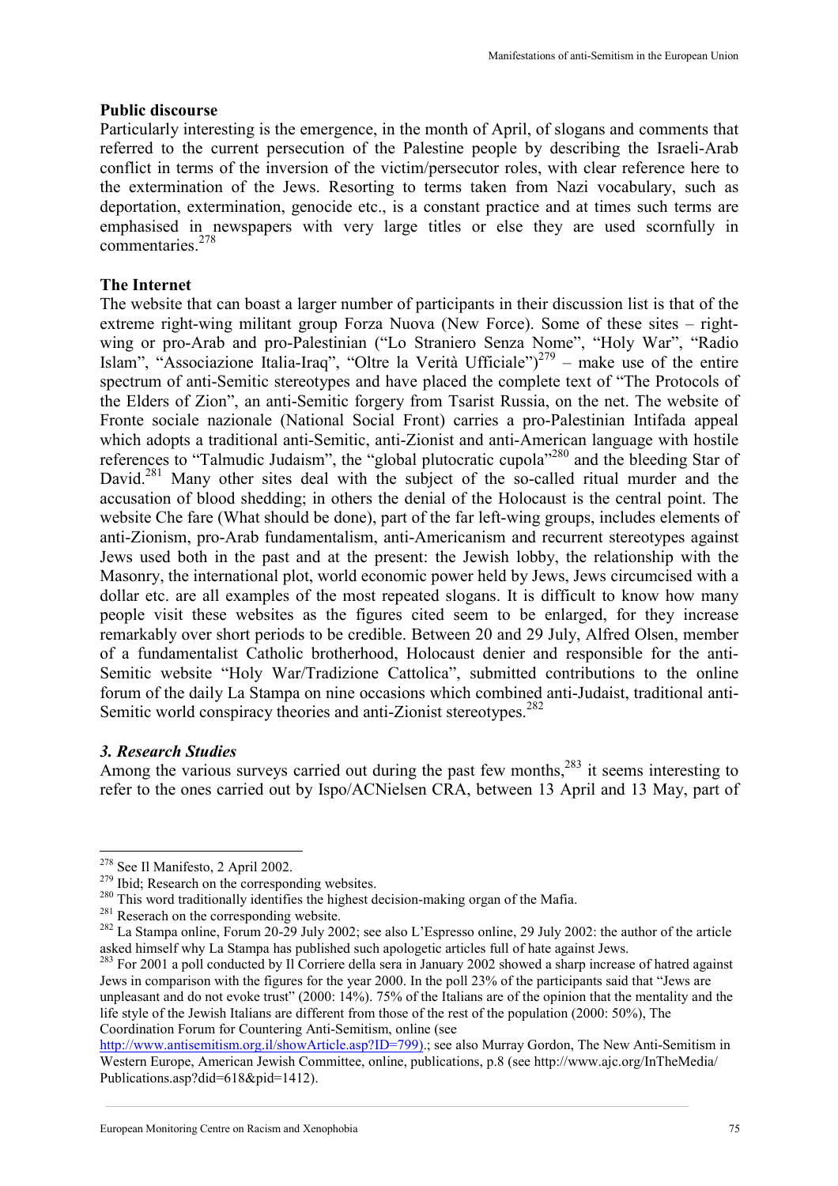**Public discourse**

Particularly interesting is the emergence, in the month of April, of slogans and comments that referred to the current persecution of the Palestine people by describing the Israeli-Arab conflict in terms of the inversion of the victim/persecutor roles, with clear reference here to the extermination of the Jews. Resorting to terms taken from Nazi vocabulary, such as deportation, extermination, genocide etc., is a constant practice and at times such terms are emphasised in newspapers with very large titles or else they are used scornfully in commentaries.[278]

**The Internet**

The website that can boast a larger number of participants in their discussion list is that of the extreme right-wing militant group Forza Nuova (New Force). Some of these sites – right-wing or pro-Arab and pro-Palestinian ("Lo Straniero Senza Nome", "Holy War", "Radio Islam", "Associazione Italia-Iraq", "Oltre la Verità Ufficiale")[279] – make use of the entire spectrum of anti-Semitic stereotypes and have placed the complete text of "The Protocols of the Elders of Zion", an anti-Semitic forgery from Tsarist Russia, on the net. The website of Fronte sociale nazionale (National Social Front) carries a pro-Palestinian Intifada appeal which adopts a traditional anti-Semitic, anti-Zionist and anti-American language with hostile references to "Talmudic Judaism", the "global plutocratic cupola"[280] and the bleeding Star of David.[281] Many other sites deal with the subject of the so-called ritual murder and the accusation of blood shedding; in others the denial of the Holocaust is the central point. The website Che fare (What should be done), part of the far left-wing groups, includes elements of anti-Zionism, pro-Arab fundamentalism, anti-Americanism and recurrent stereotypes against Jews used both in the past and at the present: the Jewish lobby, the relationship with the Masonry, the international plot, world economic power held by Jews, Jews circumcised with a dollar etc. are all examples of the most repeated slogans. It is difficult to know how many people visit these websites as the figures cited seem to be enlarged, for they increase remarkably over short periods to be credible. Between 20 and 29 July, Alfred Olsen, member of a fundamentalist Catholic brotherhood, Holocaust denier and responsible for the anti-Semitic website "Holy War/Tradizione Cattolica", submitted contributions to the online forum of the daily La Stampa on nine occasions which combined anti-Judaist, traditional anti-Semitic world conspiracy theories and anti-Zionist stereotypes.[282]

### *3. Research Studies*

Among the various surveys carried out during the past few months,[283] it seems interesting to refer to the ones carried out by Ispo/ACNielsen CRA, between 13 April and 13 May, part of

---

[278] See Il Manifesto, 2 April 2002.

[279] Ibid; Research on the corresponding websites.

[280] This word traditionally identifies the highest decision-making organ of the Mafia.

[281] Reserach on the corresponding website.

[282] La Stampa online, Forum 20-29 July 2002; see also L'Espresso online, 29 July 2002: the author of the article asked himself why La Stampa has published such apologetic articles full of hate against Jews.

[283] For 2001 a poll conducted by Il Corriere della sera in January 2002 showed a sharp increase of hatred against Jews in comparison with the figures for the year 2000. In the poll 23% of the participants said that "Jews are unpleasant and do not evoke trust" (2000: 14%). 75% of the Italians are of the opinion that the mentality and the life style of the Jewish Italians are different from those of the rest of the population (2000: 50%), The Coordination Forum for Countering Anti-Semitism, online (see http://www.antisemitism.org.il/showArticle.asp?ID=799).; see also Murray Gordon, The New Anti-Semitism in Western Europe, American Jewish Committee, online, publications, p.8 (see http://www.ajc.org/InTheMedia/Publications.asp?did=618&pid=1412).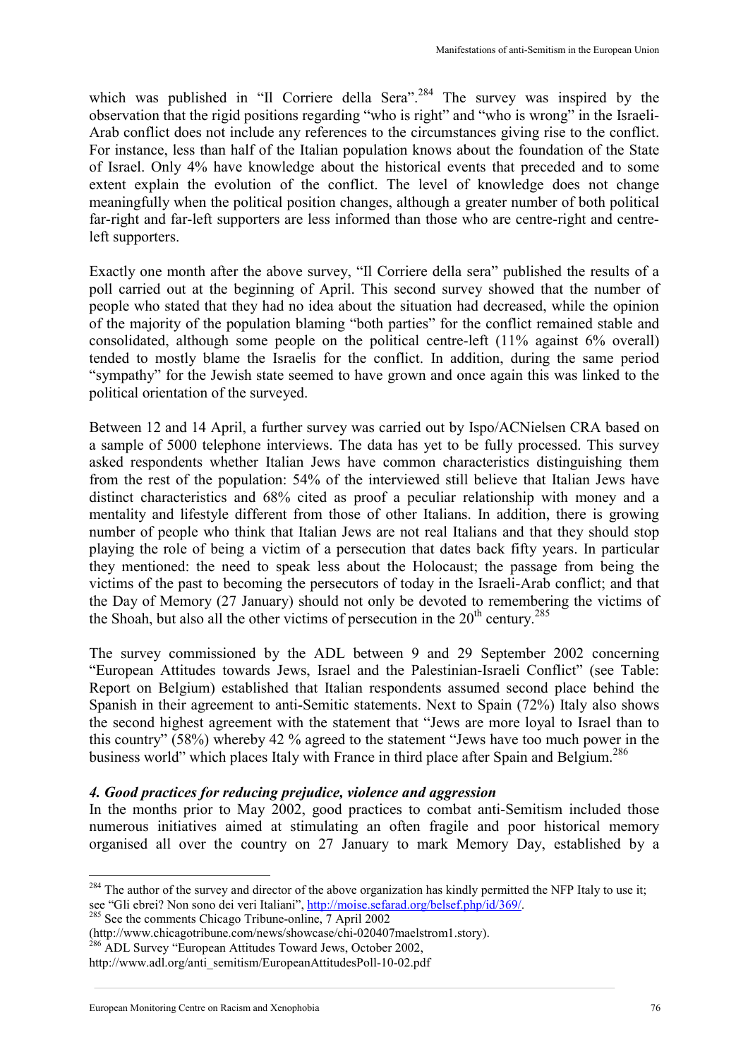which was published in "Il Corriere della Sera".[284] The survey was inspired by the observation that the rigid positions regarding "who is right" and "who is wrong" in the Israeli-Arab conflict does not include any references to the circumstances giving rise to the conflict. For instance, less than half of the Italian population knows about the foundation of the State of Israel. Only 4% have knowledge about the historical events that preceded and to some extent explain the evolution of the conflict. The level of knowledge does not change meaningfully when the political position changes, although a greater number of both political far-right and far-left supporters are less informed than those who are centre-right and centre-left supporters.

Exactly one month after the above survey, "Il Corriere della sera" published the results of a poll carried out at the beginning of April. This second survey showed that the number of people who stated that they had no idea about the situation had decreased, while the opinion of the majority of the population blaming "both parties" for the conflict remained stable and consolidated, although some people on the political centre-left (11% against 6% overall) tended to mostly blame the Israelis for the conflict. In addition, during the same period "sympathy" for the Jewish state seemed to have grown and once again this was linked to the political orientation of the surveyed.

Between 12 and 14 April, a further survey was carried out by Ispo/ACNielsen CRA based on a sample of 5000 telephone interviews. The data has yet to be fully processed. This survey asked respondents whether Italian Jews have common characteristics distinguishing them from the rest of the population: 54% of the interviewed still believe that Italian Jews have distinct characteristics and 68% cited as proof a peculiar relationship with money and a mentality and lifestyle different from those of other Italians. In addition, there is growing number of people who think that Italian Jews are not real Italians and that they should stop playing the role of being a victim of a persecution that dates back fifty years. In particular they mentioned: the need to speak less about the Holocaust; the passage from being the victims of the past to becoming the persecutors of today in the Israeli-Arab conflict; and that the Day of Memory (27 January) should not only be devoted to remembering the victims of the Shoah, but also all the other victims of persecution in the 20th century.[285]

The survey commissioned by the ADL between 9 and 29 September 2002 concerning "European Attitudes towards Jews, Israel and the Palestinian-Israeli Conflict" (see Table: Report on Belgium) established that Italian respondents assumed second place behind the Spanish in their agreement to anti-Semitic statements. Next to Spain (72%) Italy also shows the second highest agreement with the statement that "Jews are more loyal to Israel than to this country" (58%) whereby 42 % agreed to the statement "Jews have too much power in the business world" which places Italy with France in third place after Spain and Belgium.[286]

#### *4. Good practices for reducing prejudice, violence and aggression*

In the months prior to May 2002, good practices to combat anti-Semitism included those numerous initiatives aimed at stimulating an often fragile and poor historical memory organised all over the country on 27 January to mark Memory Day, established by a

---

[284] The author of the survey and director of the above organization has kindly permitted the NFP Italy to use it; see "Gli ebrei? Non sono dei veri Italiani", http://moise.sefarad.org/belsef.php/id/369/.

[285] See the comments Chicago Tribune-online, 7 April 2002 (http://www.chicagotribune.com/news/showcase/chi-020407maelstrom1.story).

[286] ADL Survey "European Attitudes Toward Jews, October 2002, http://www.adl.org/anti_semitism/EuropeanAttitudesPoll-10-02.pdf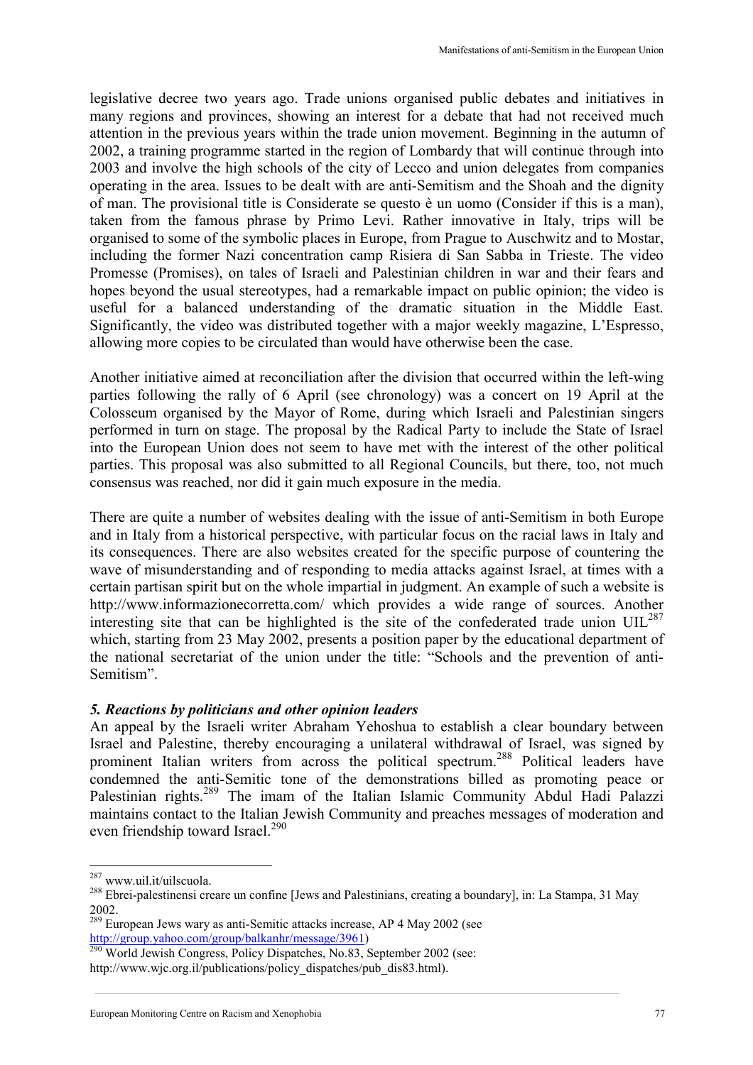legislative decree two years ago. Trade unions organised public debates and initiatives in many regions and provinces, showing an interest for a debate that had not received much attention in the previous years within the trade union movement. Beginning in the autumn of 2002, a training programme started in the region of Lombardy that will continue through into 2003 and involve the high schools of the city of Lecco and union delegates from companies operating in the area. Issues to be dealt with are anti-Semitism and the Shoah and the dignity of man. The provisional title is Considerate se questo è un uomo (Consider if this is a man), taken from the famous phrase by Primo Levi. Rather innovative in Italy, trips will be organised to some of the symbolic places in Europe, from Prague to Auschwitz and to Mostar, including the former Nazi concentration camp Risiera di San Sabba in Trieste. The video Promesse (Promises), on tales of Israeli and Palestinian children in war and their fears and hopes beyond the usual stereotypes, had a remarkable impact on public opinion; the video is useful for a balanced understanding of the dramatic situation in the Middle East. Significantly, the video was distributed together with a major weekly magazine, L'Espresso, allowing more copies to be circulated than would have otherwise been the case.

Another initiative aimed at reconciliation after the division that occurred within the left-wing parties following the rally of 6 April (see chronology) was a concert on 19 April at the Colosseum organised by the Mayor of Rome, during which Israeli and Palestinian singers performed in turn on stage. The proposal by the Radical Party to include the State of Israel into the European Union does not seem to have met with the interest of the other political parties. This proposal was also submitted to all Regional Councils, but there, too, not much consensus was reached, nor did it gain much exposure in the media.

There are quite a number of websites dealing with the issue of anti-Semitism in both Europe and in Italy from a historical perspective, with particular focus on the racial laws in Italy and its consequences. There are also websites created for the specific purpose of countering the wave of misunderstanding and of responding to media attacks against Israel, at times with a certain partisan spirit but on the whole impartial in judgment. An example of such a website is http://www.informazionecorretta.com/ which provides a wide range of sources. Another interesting site that can be highlighted is the site of the confederated trade union UIL[287] which, starting from 23 May 2002, presents a position paper by the educational department of the national secretariat of the union under the title: "Schools and the prevention of anti-Semitism".

### *5. Reactions by politicians and other opinion leaders*

An appeal by the Israeli writer Abraham Yehoshua to establish a clear boundary between Israel and Palestine, thereby encouraging a unilateral withdrawal of Israel, was signed by prominent Italian writers from across the political spectrum.[288] Political leaders have condemned the anti-Semitic tone of the demonstrations billed as promoting peace or Palestinian rights.[289] The imam of the Italian Islamic Community Abdul Hadi Palazzi maintains contact to the Italian Jewish Community and preaches messages of moderation and even friendship toward Israel.[290]

---

[287] www.uil.it/uilscuola.

[288] Ebrei-palestinensi creare un confine [Jews and Palestinians, creating a boundary], in: La Stampa, 31 May 2002.

[289] European Jews wary as anti-Semitic attacks increase, AP 4 May 2002 (see http://group.yahoo.com/group/balkanhr/message/3961)

[290] World Jewish Congress, Policy Dispatches, No.83, September 2002 (see: http://www.wjc.org.il/publications/policy_dispatches/pub_dis83.html).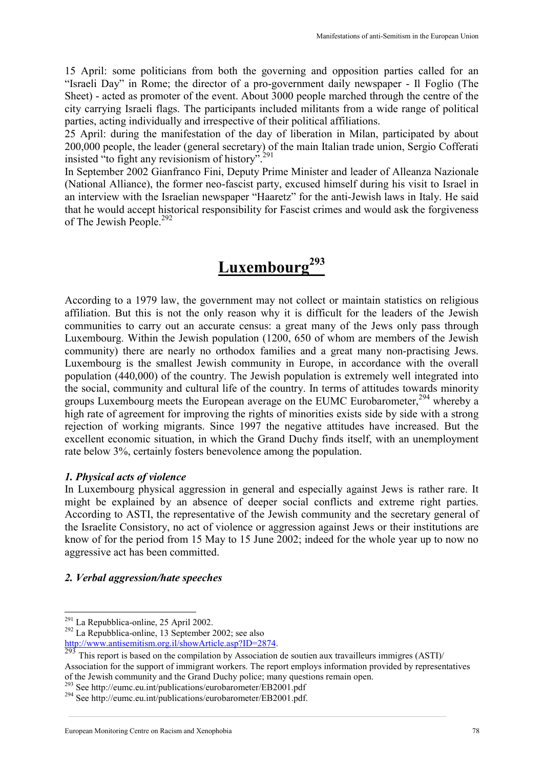15 April: some politicians from both the governing and opposition parties called for an "Israeli Day" in Rome; the director of a pro-government daily newspaper - Il Foglio (The Sheet) - acted as promoter of the event. About 3000 people marched through the centre of the city carrying Israeli flags. The participants included militants from a wide range of political parties, acting individually and irrespective of their political affiliations.
25 April: during the manifestation of the day of liberation in Milan, participated by about 200,000 people, the leader (general secretary) of the main Italian trade union, Sergio Cofferati insisted "to fight any revisionism of history".[291]
In September 2002 Gianfranco Fini, Deputy Prime Minister and leader of Alleanza Nazionale (National Alliance), the former neo-fascist party, excused himself during his visit to Israel in an interview with the Israelian newspaper "Haaretz" for the anti-Jewish laws in Italy. He said that he would accept historical responsibility for Fascist crimes and would ask the forgiveness of The Jewish People.[292]

# Luxembourg[293]

According to a 1979 law, the government may not collect or maintain statistics on religious affiliation. But this is not the only reason why it is difficult for the leaders of the Jewish communities to carry out an accurate census: a great many of the Jews only pass through Luxembourg. Within the Jewish population (1200, 650 of whom are members of the Jewish community) there are nearly no orthodox families and a great many non-practising Jews. Luxembourg is the smallest Jewish community in Europe, in accordance with the overall population (440,000) of the country. The Jewish population is extremely well integrated into the social, community and cultural life of the country. In terms of attitudes towards minority groups Luxembourg meets the European average on the EUMC Eurobarometer,[294] whereby a high rate of agreement for improving the rights of minorities exists side by side with a strong rejection of working migrants. Since 1997 the negative attitudes have increased. But the excellent economic situation, in which the Grand Duchy finds itself, with an unemployment rate below 3%, certainly fosters benevolence among the population.

### *1. Physical acts of violence*

In Luxembourg physical aggression in general and especially against Jews is rather rare. It might be explained by an absence of deeper social conflicts and extreme right parties. According to ASTI, the representative of the Jewish community and the secretary general of the Israelite Consistory, no act of violence or aggression against Jews or their institutions are know of for the period from 15 May to 15 June 2002; indeed for the whole year up to now no aggressive act has been committed.

### *2. Verbal aggression/hate speeches*

---

[291] La Repubblica-online, 25 April 2002.
[292] La Repubblica-online, 13 September 2002; see also http://www.antisemitism.org.il/showArticle.asp?ID=2874.
[293] This report is based on the compilation by Association de soutien aux travailleurs immigres (ASTI)/ Association for the support of immigrant workers. The report employs information provided by representatives of the Jewish community and the Grand Duchy police; many questions remain open.
[293] See http://eumc.eu.int/publications/eurobarometer/EB2001.pdf
[294] See http://eumc.eu.int/publications/eurobarometer/EB2001.pdf.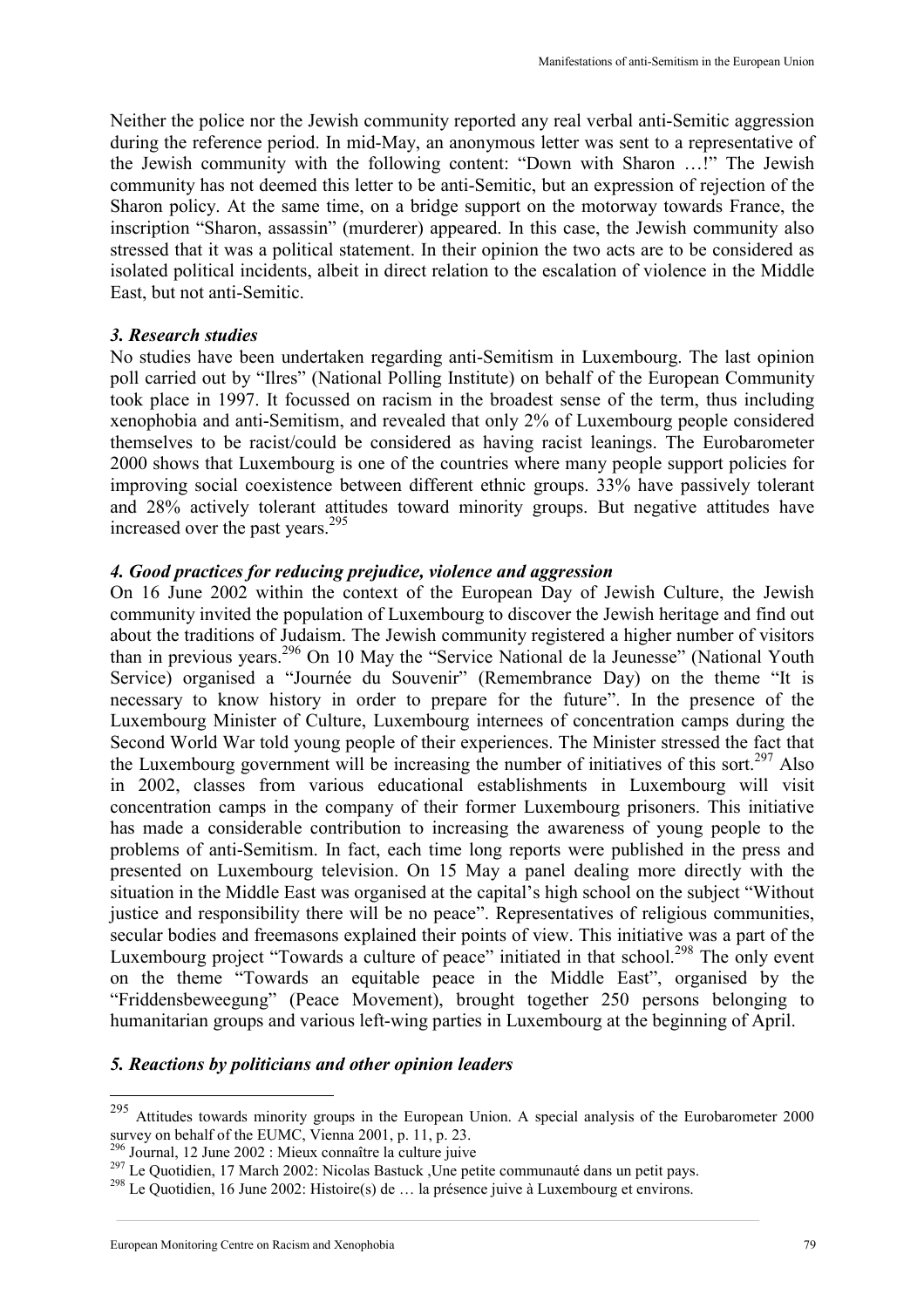Neither the police nor the Jewish community reported any real verbal anti-Semitic aggression during the reference period. In mid-May, an anonymous letter was sent to a representative of the Jewish community with the following content: "Down with Sharon …!" The Jewish community has not deemed this letter to be anti-Semitic, but an expression of rejection of the Sharon policy. At the same time, on a bridge support on the motorway towards France, the inscription "Sharon, assassin" (murderer) appeared. In this case, the Jewish community also stressed that it was a political statement. In their opinion the two acts are to be considered as isolated political incidents, albeit in direct relation to the escalation of violence in the Middle East, but not anti-Semitic.

### *3. Research studies*

No studies have been undertaken regarding anti-Semitism in Luxembourg. The last opinion poll carried out by "Ilres" (National Polling Institute) on behalf of the European Community took place in 1997. It focussed on racism in the broadest sense of the term, thus including xenophobia and anti-Semitism, and revealed that only 2% of Luxembourg people considered themselves to be racist/could be considered as having racist leanings. The Eurobarometer 2000 shows that Luxembourg is one of the countries where many people support policies for improving social coexistence between different ethnic groups. 33% have passively tolerant and 28% actively tolerant attitudes toward minority groups. But negative attitudes have increased over the past years.[295]

### *4. Good practices for reducing prejudice, violence and aggression*

On 16 June 2002 within the context of the European Day of Jewish Culture, the Jewish community invited the population of Luxembourg to discover the Jewish heritage and find out about the traditions of Judaism. The Jewish community registered a higher number of visitors than in previous years.[296] On 10 May the "Service National de la Jeunesse" (National Youth Service) organised a "Journée du Souvenir" (Remembrance Day) on the theme "It is necessary to know history in order to prepare for the future". In the presence of the Luxembourg Minister of Culture, Luxembourg internees of concentration camps during the Second World War told young people of their experiences. The Minister stressed the fact that the Luxembourg government will be increasing the number of initiatives of this sort.[297] Also in 2002, classes from various educational establishments in Luxembourg will visit concentration camps in the company of their former Luxembourg prisoners. This initiative has made a considerable contribution to increasing the awareness of young people to the problems of anti-Semitism. In fact, each time long reports were published in the press and presented on Luxembourg television. On 15 May a panel dealing more directly with the situation in the Middle East was organised at the capital's high school on the subject "Without justice and responsibility there will be no peace". Representatives of religious communities, secular bodies and freemasons explained their points of view. This initiative was a part of the Luxembourg project "Towards a culture of peace" initiated in that school.[298] The only event on the theme "Towards an equitable peace in the Middle East", organised by the "Friddensbeweegung" (Peace Movement), brought together 250 persons belonging to humanitarian groups and various left-wing parties in Luxembourg at the beginning of April.

### *5. Reactions by politicians and other opinion leaders*

---

[295] Attitudes towards minority groups in the European Union. A special analysis of the Eurobarometer 2000 survey on behalf of the EUMC, Vienna 2001, p. 11, p. 23.

[296] Journal, 12 June 2002 : Mieux connaître la culture juive

[297] Le Quotidien, 17 March 2002: Nicolas Bastuck ,Une petite communauté dans un petit pays.

[298] Le Quotidien, 16 June 2002: Histoire(s) de … la présence juive à Luxembourg et environs.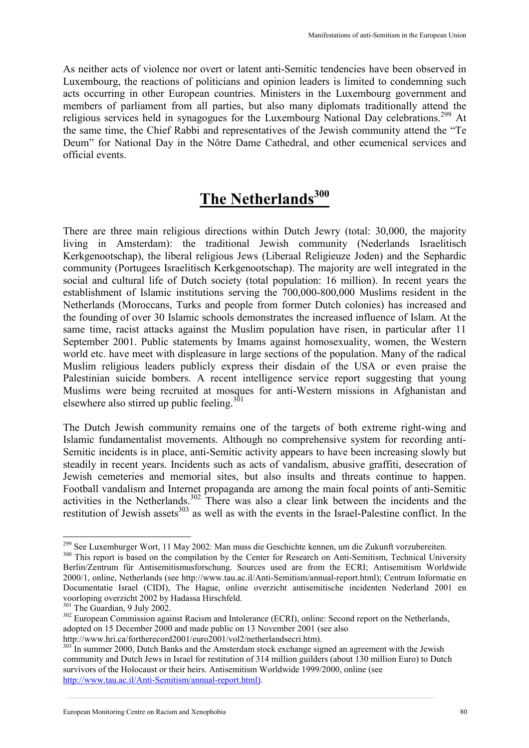As neither acts of violence nor overt or latent anti-Semitic tendencies have been observed in Luxembourg, the reactions of politicians and opinion leaders is limited to condemning such acts occurring in other European countries. Ministers in the Luxembourg government and members of parliament from all parties, but also many diplomats traditionally attend the religious services held in synagogues for the Luxembourg National Day celebrations.[299] At the same time, the Chief Rabbi and representatives of the Jewish community attend the "Te Deum" for National Day in the Nôtre Dame Cathedral, and other ecumenical services and official events.

## The Netherlands[300]

There are three main religious directions within Dutch Jewry (total: 30,000, the majority living in Amsterdam): the traditional Jewish community (Nederlands Israelitisch Kerkgenootschap), the liberal religious Jews (Liberaal Religieuze Joden) and the Sephardic community (Portugees Israelitisch Kerkgenootschap). The majority are well integrated in the social and cultural life of Dutch society (total population: 16 million). In recent years the establishment of Islamic institutions serving the 700,000-800,000 Muslims resident in the Netherlands (Moroccans, Turks and people from former Dutch colonies) has increased and the founding of over 30 Islamic schools demonstrates the increased influence of Islam. At the same time, racist attacks against the Muslim population have risen, in particular after 11 September 2001. Public statements by Imams against homosexuality, women, the Western world etc. have meet with displeasure in large sections of the population. Many of the radical Muslim religious leaders publicly express their disdain of the USA or even praise the Palestinian suicide bombers. A recent intelligence service report suggesting that young Muslims were being recruited at mosques for anti-Western missions in Afghanistan and elsewhere also stirred up public feeling.[301]

The Dutch Jewish community remains one of the targets of both extreme right-wing and Islamic fundamentalist movements. Although no comprehensive system for recording anti-Semitic incidents is in place, anti-Semitic activity appears to have been increasing slowly but steadily in recent years. Incidents such as acts of vandalism, abusive graffiti, desecration of Jewish cemeteries and memorial sites, but also insults and threats continue to happen. Football vandalism and Internet propaganda are among the main focal points of anti-Semitic activities in the Netherlands.[302] There was also a clear link between the incidents and the restitution of Jewish assets[303] as well as with the events in the Israel-Palestine conflict. In the

---

[299] See Luxemburger Wort, 11 May 2002: Man muss die Geschichte kennen, um die Zukunft vorzubereiten.

[300] This report is based on the compilation by the Center for Research on Anti-Semitism, Technical University Berlin/Zentrum für Antisemitismusforschung. Sources used are from the ECRI; Antisemitism Worldwide 2000/1, online, Netherlands (see http://www.tau.ac.il/Anti-Semitism/annual-report.html); Centrum Informatie en Documentatie Israel (CIDI), The Hague, online overzicht antisemitische incidenten Nederland 2001 en voorloping overzicht 2002 by Hadassa Hirschfeld.

[301] The Guardian, 9 July 2002.

[302] European Commission against Racism and Intolerance (ECRI), online: Second report on the Netherlands, adopted on 15 December 2000 and made public on 13 November 2001 (see also http://www.hri.ca/fortherecord2001/euro2001/vol2/netherlandsecri.htm).

[303] In summer 2000, Dutch Banks and the Amsterdam stock exchange signed an agreement with the Jewish community and Dutch Jews in Israel for restitution of 314 million guilders (about 130 million Euro) to Dutch survivors of the Holocaust or their heirs. Antisemitism Worldwide 1999/2000, online (see http://www.tau.ac.il/Anti-Semitism/annual-report.html).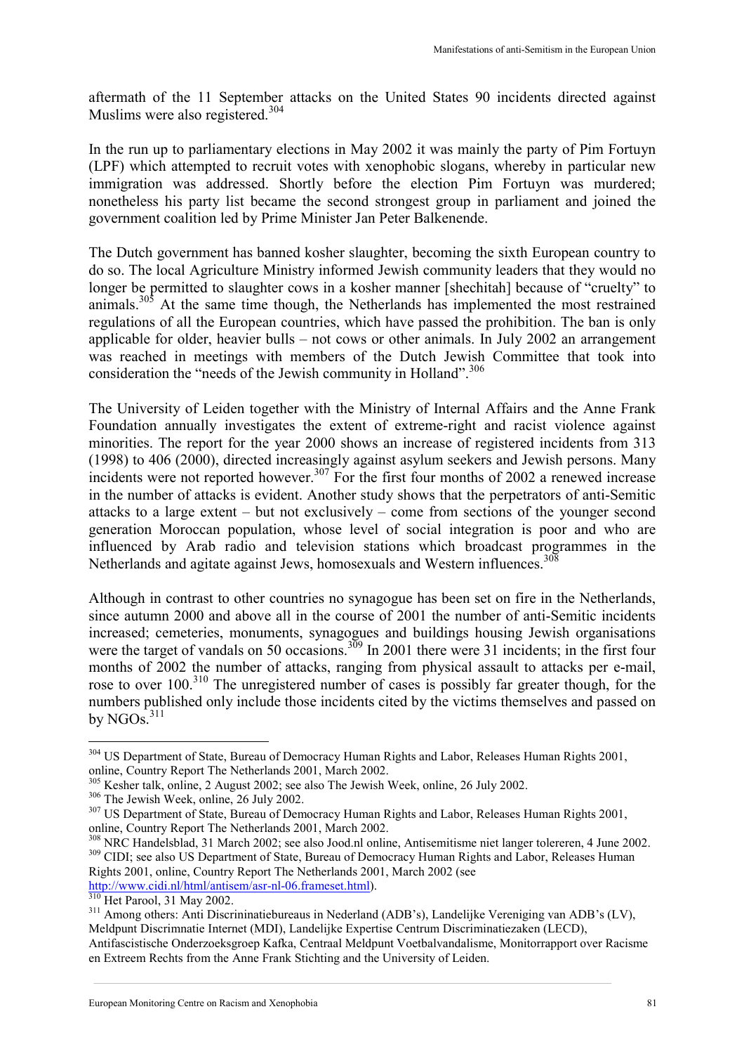aftermath of the 11 September attacks on the United States 90 incidents directed against Muslims were also registered.[304]

In the run up to parliamentary elections in May 2002 it was mainly the party of Pim Fortuyn (LPF) which attempted to recruit votes with xenophobic slogans, whereby in particular new immigration was addressed. Shortly before the election Pim Fortuyn was murdered; nonetheless his party list became the second strongest group in parliament and joined the government coalition led by Prime Minister Jan Peter Balkenende.

The Dutch government has banned kosher slaughter, becoming the sixth European country to do so. The local Agriculture Ministry informed Jewish community leaders that they would no longer be permitted to slaughter cows in a kosher manner [shechitah] because of "cruelty" to animals.[305] At the same time though, the Netherlands has implemented the most restrained regulations of all the European countries, which have passed the prohibition. The ban is only applicable for older, heavier bulls – not cows or other animals. In July 2002 an arrangement was reached in meetings with members of the Dutch Jewish Committee that took into consideration the "needs of the Jewish community in Holland".[306]

The University of Leiden together with the Ministry of Internal Affairs and the Anne Frank Foundation annually investigates the extent of extreme-right and racist violence against minorities. The report for the year 2000 shows an increase of registered incidents from 313 (1998) to 406 (2000), directed increasingly against asylum seekers and Jewish persons. Many incidents were not reported however.[307] For the first four months of 2002 a renewed increase in the number of attacks is evident. Another study shows that the perpetrators of anti-Semitic attacks to a large extent – but not exclusively – come from sections of the younger second generation Moroccan population, whose level of social integration is poor and who are influenced by Arab radio and television stations which broadcast programmes in the Netherlands and agitate against Jews, homosexuals and Western influences.[308]

Although in contrast to other countries no synagogue has been set on fire in the Netherlands, since autumn 2000 and above all in the course of 2001 the number of anti-Semitic incidents increased; cemeteries, monuments, synagogues and buildings housing Jewish organisations were the target of vandals on 50 occasions.[309] In 2001 there were 31 incidents; in the first four months of 2002 the number of attacks, ranging from physical assault to attacks per e-mail, rose to over 100.[310] The unregistered number of cases is possibly far greater though, for the numbers published only include those incidents cited by the victims themselves and passed on by NGOs.[311]

---

[304] US Department of State, Bureau of Democracy Human Rights and Labor, Releases Human Rights 2001, online, Country Report The Netherlands 2001, March 2002.

[305] Kesher talk, online, 2 August 2002; see also The Jewish Week, online, 26 July 2002.

[306] The Jewish Week, online, 26 July 2002.

[307] US Department of State, Bureau of Democracy Human Rights and Labor, Releases Human Rights 2001, online, Country Report The Netherlands 2001, March 2002.

[308] NRC Handelsblad, 31 March 2002; see also Jood.nl online, Antisemitisme niet langer tolereren, 4 June 2002.

[309] CIDI; see also US Department of State, Bureau of Democracy Human Rights and Labor, Releases Human Rights 2001, online, Country Report The Netherlands 2001, March 2002 (see http://www.cidi.nl/html/antisem/asr-nl-06.frameset.html).

[310] Het Parool, 31 May 2002.

[311] Among others: Anti Discrininatiebureaus in Nederland (ADB's), Landelijke Vereniging van ADB's (LV), Meldpunt Discrimnatie Internet (MDI), Landelijke Expertise Centrum Discriminatiezaken (LECD), Antifascistische Onderzoeksgroep Kafka, Centraal Meldpunt Voetbalvandalisme, Monitorrapport over Racisme en Extreem Rechts from the Anne Frank Stichting and the University of Leiden.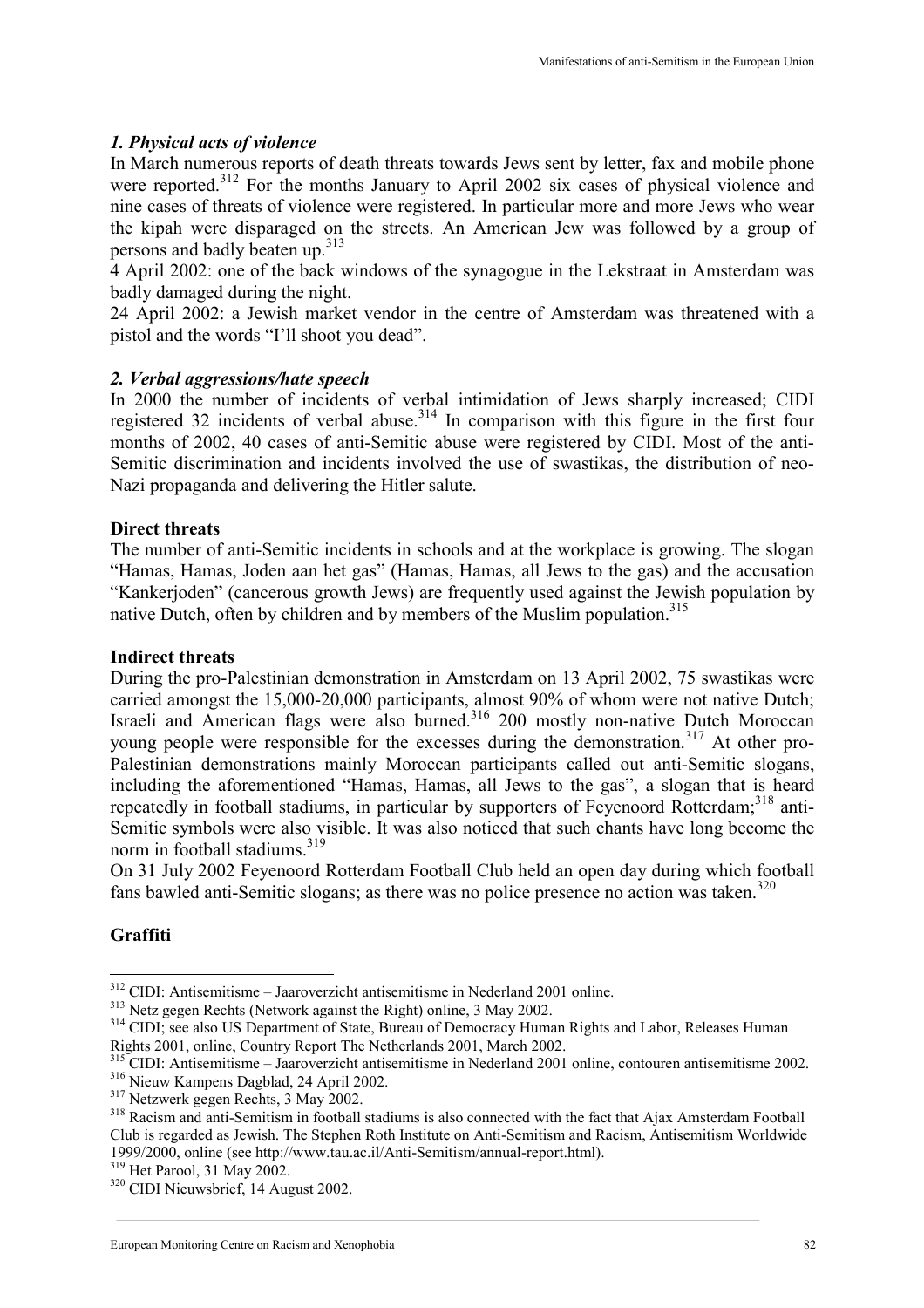### *1. Physical acts of violence*

In March numerous reports of death threats towards Jews sent by letter, fax and mobile phone were reported.[312] For the months January to April 2002 six cases of physical violence and nine cases of threats of violence were registered. In particular more and more Jews who wear the kipah were disparaged on the streets. An American Jew was followed by a group of persons and badly beaten up.[313]

4 April 2002: one of the back windows of the synagogue in the Lekstraat in Amsterdam was badly damaged during the night.

24 April 2002: a Jewish market vendor in the centre of Amsterdam was threatened with a pistol and the words "I'll shoot you dead".

### *2. Verbal aggressions/hate speech*

In 2000 the number of incidents of verbal intimidation of Jews sharply increased; CIDI registered 32 incidents of verbal abuse.[314] In comparison with this figure in the first four months of 2002, 40 cases of anti-Semitic abuse were registered by CIDI. Most of the anti-Semitic discrimination and incidents involved the use of swastikas, the distribution of neo-Nazi propaganda and delivering the Hitler salute.

#### **Direct threats**

The number of anti-Semitic incidents in schools and at the workplace is growing. The slogan "Hamas, Hamas, Joden aan het gas" (Hamas, Hamas, all Jews to the gas) and the accusation "Kankerjoden" (cancerous growth Jews) are frequently used against the Jewish population by native Dutch, often by children and by members of the Muslim population.[315]

#### **Indirect threats**

During the pro-Palestinian demonstration in Amsterdam on 13 April 2002, 75 swastikas were carried amongst the 15,000-20,000 participants, almost 90% of whom were not native Dutch; Israeli and American flags were also burned.[316] 200 mostly non-native Dutch Moroccan young people were responsible for the excesses during the demonstration.[317] At other pro-Palestinian demonstrations mainly Moroccan participants called out anti-Semitic slogans, including the aforementioned "Hamas, Hamas, all Jews to the gas", a slogan that is heard repeatedly in football stadiums, in particular by supporters of Feyenoord Rotterdam;[318] anti-Semitic symbols were also visible. It was also noticed that such chants have long become the norm in football stadiums.[319]

On 31 July 2002 Feyenoord Rotterdam Football Club held an open day during which football fans bawled anti-Semitic slogans; as there was no police presence no action was taken.[320]

#### **Graffiti**

---

[312] CIDI: Antisemitisme – Jaaroverzicht antisemitisme in Nederland 2001 online.

[313] Netz gegen Rechts (Network against the Right) online, 3 May 2002.

[314] CIDI; see also US Department of State, Bureau of Democracy Human Rights and Labor, Releases Human Rights 2001, online, Country Report The Netherlands 2001, March 2002.

[315] CIDI: Antisemitisme – Jaaroverzicht antisemitisme in Nederland 2001 online, contouren antisemitisme 2002.

[316] Nieuw Kampens Dagblad, 24 April 2002.

[317] Netzwerk gegen Rechts, 3 May 2002.

[318] Racism and anti-Semitism in football stadiums is also connected with the fact that Ajax Amsterdam Football Club is regarded as Jewish. The Stephen Roth Institute on Anti-Semitism and Racism, Antisemitism Worldwide 1999/2000, online (see http://www.tau.ac.il/Anti-Semitism/annual-report.html).

[319] Het Parool, 31 May 2002.

[320] CIDI Nieuwsbrief, 14 August 2002.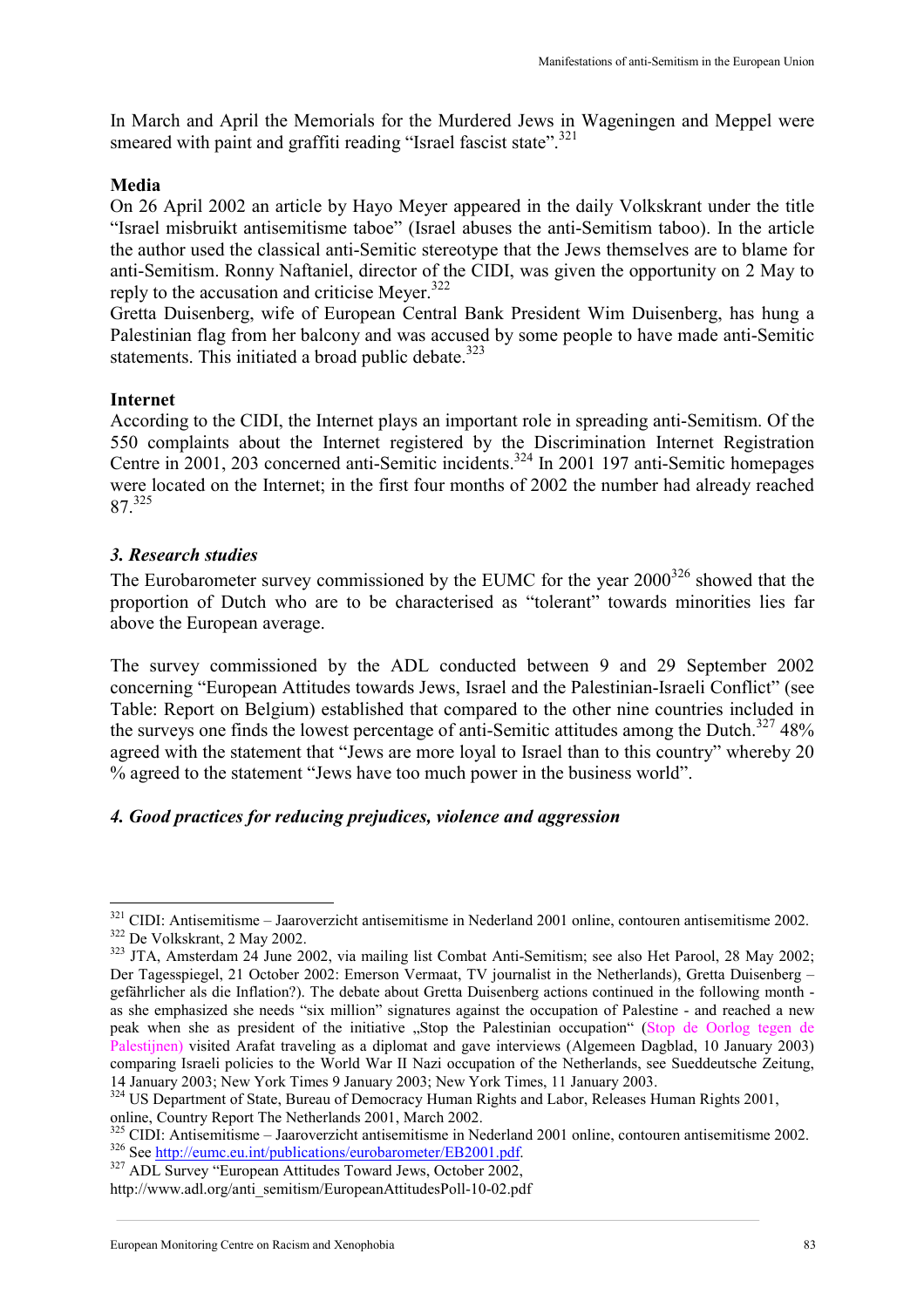In March and April the Memorials for the Murdered Jews in Wageningen and Meppel were smeared with paint and graffiti reading "Israel fascist state".[321]

**Media**

On 26 April 2002 an article by Hayo Meyer appeared in the daily Volkskrant under the title "Israel misbruikt antisemitisme taboe" (Israel abuses the anti-Semitism taboo). In the article the author used the classical anti-Semitic stereotype that the Jews themselves are to blame for anti-Semitism. Ronny Naftaniel, director of the CIDI, was given the opportunity on 2 May to reply to the accusation and criticise Meyer.[322]

Gretta Duisenberg, wife of European Central Bank President Wim Duisenberg, has hung a Palestinian flag from her balcony and was accused by some people to have made anti-Semitic statements. This initiated a broad public debate.[323]

**Internet**

According to the CIDI, the Internet plays an important role in spreading anti-Semitism. Of the 550 complaints about the Internet registered by the Discrimination Internet Registration Centre in 2001, 203 concerned anti-Semitic incidents.[324] In 2001 197 anti-Semitic homepages were located on the Internet; in the first four months of 2002 the number had already reached 87.[325]

### *3. Research studies*

The Eurobarometer survey commissioned by the EUMC for the year 2000[326] showed that the proportion of Dutch who are to be characterised as "tolerant" towards minorities lies far above the European average.

The survey commissioned by the ADL conducted between 9 and 29 September 2002 concerning "European Attitudes towards Jews, Israel and the Palestinian-Israeli Conflict" (see Table: Report on Belgium) established that compared to the other nine countries included in the surveys one finds the lowest percentage of anti-Semitic attitudes among the Dutch.[327] 48% agreed with the statement that "Jews are more loyal to Israel than to this country" whereby 20 % agreed to the statement "Jews have too much power in the business world".

### *4. Good practices for reducing prejudices, violence and aggression*

---

[321] CIDI: Antisemitisme – Jaaroverzicht antisemitisme in Nederland 2001 online, contouren antisemitisme 2002.

[322] De Volkskrant, 2 May 2002.

[323] JTA, Amsterdam 24 June 2002, via mailing list Combat Anti-Semitism; see also Het Parool, 28 May 2002; Der Tagesspiegel, 21 October 2002: Emerson Vermaat, TV journalist in the Netherlands), Gretta Duisenberg – gefährlicher als die Inflation?). The debate about Gretta Duisenberg actions continued in the following month - as she emphasized she needs "six million" signatures against the occupation of Palestine - and reached a new peak when she as president of the initiative „Stop the Palestinian occupation" (Stop de Oorlog tegen de Palestijnen) visited Arafat traveling as a diplomat and gave interviews (Algemeen Dagblad, 10 January 2003) comparing Israeli policies to the World War II Nazi occupation of the Netherlands, see Sueddeutsche Zeitung, 14 January 2003; New York Times 9 January 2003; New York Times, 11 January 2003.

[324] US Department of State, Bureau of Democracy Human Rights and Labor, Releases Human Rights 2001, online, Country Report The Netherlands 2001, March 2002.

[325] CIDI: Antisemitisme – Jaaroverzicht antisemitisme in Nederland 2001 online, contouren antisemitisme 2002.

[326] See http://eumc.eu.int/publications/eurobarometer/EB2001.pdf.

[327] ADL Survey "European Attitudes Toward Jews, October 2002, http://www.adl.org/anti_semitism/EuropeanAttitudesPoll-10-02.pdf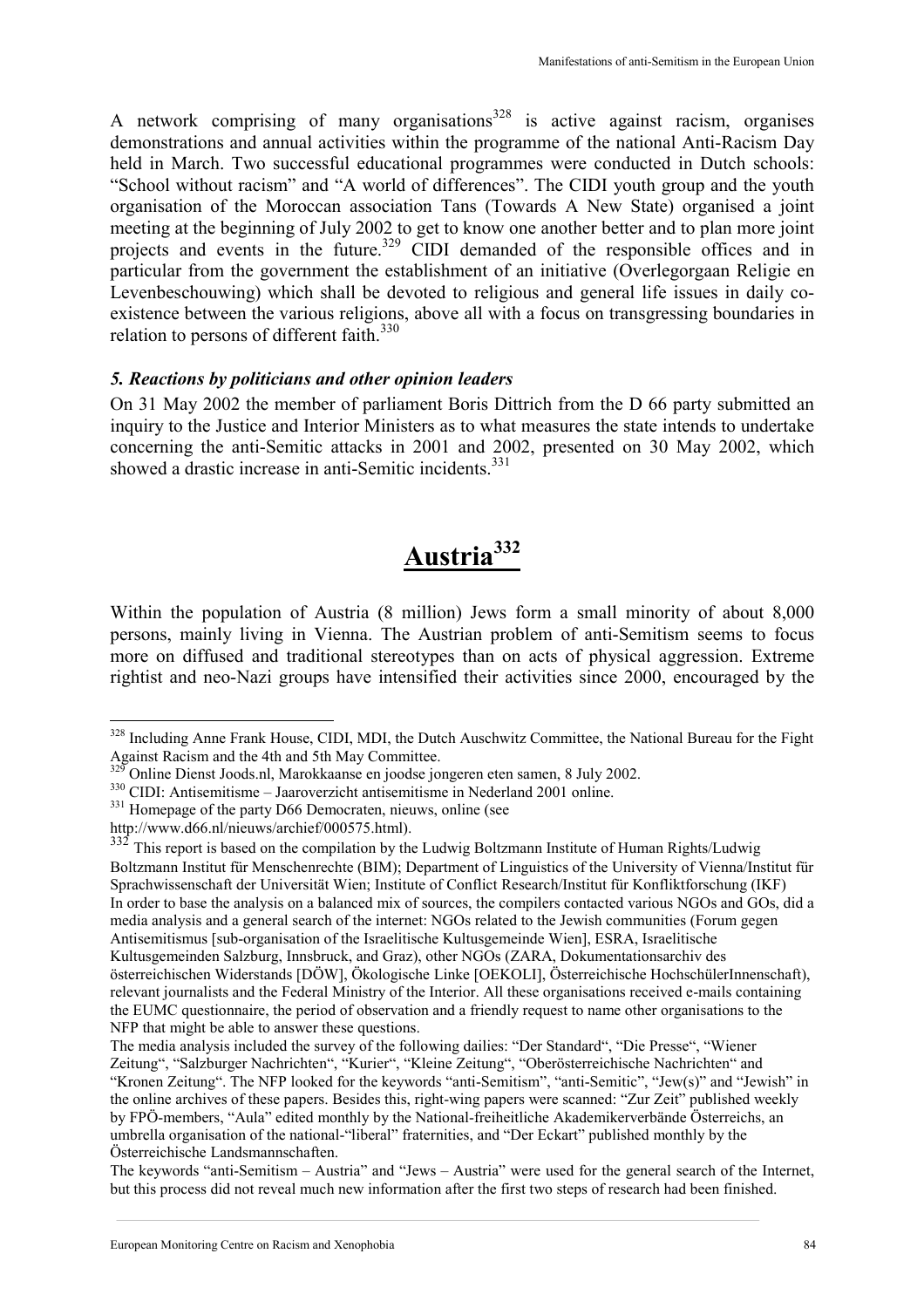A network comprising of many organisations[328] is active against racism, organises demonstrations and annual activities within the programme of the national Anti-Racism Day held in March. Two successful educational programmes were conducted in Dutch schools: "School without racism" and "A world of differences". The CIDI youth group and the youth organisation of the Moroccan association Tans (Towards A New State) organised a joint meeting at the beginning of July 2002 to get to know one another better and to plan more joint projects and events in the future.[329] CIDI demanded of the responsible offices and in particular from the government the establishment of an initiative (Overlegorgaan Religie en Levenbeschouwing) which shall be devoted to religious and general life issues in daily co-existence between the various religions, above all with a focus on transgressing boundaries in relation to persons of different faith.[330]

### *5. Reactions by politicians and other opinion leaders*

On 31 May 2002 the member of parliament Boris Dittrich from the D 66 party submitted an inquiry to the Justice and Interior Ministers as to what measures the state intends to undertake concerning the anti-Semitic attacks in 2001 and 2002, presented on 30 May 2002, which showed a drastic increase in anti-Semitic incidents.[331]

# Austria[332]

Within the population of Austria (8 million) Jews form a small minority of about 8,000 persons, mainly living in Vienna. The Austrian problem of anti-Semitism seems to focus more on diffused and traditional stereotypes than on acts of physical aggression. Extreme rightist and neo-Nazi groups have intensified their activities since 2000, encouraged by the

---

[328] Including Anne Frank House, CIDI, MDI, the Dutch Auschwitz Committee, the National Bureau for the Fight Against Racism and the 4th and 5th May Committee.

[329] Online Dienst Joods.nl, Marokkaanse en joodse jongeren eten samen, 8 July 2002.

[330] CIDI: Antisemitisme – Jaaroverzicht antisemitisme in Nederland 2001 online.

[331] Homepage of the party D66 Democraten, nieuws, online (see http://www.d66.nl/nieuws/archief/000575.html).

[332] This report is based on the compilation by the Ludwig Boltzmann Institute of Human Rights/Ludwig Boltzmann Institut für Menschenrechte (BIM); Department of Linguistics of the University of Vienna/Institut für Sprachwissenschaft der Universität Wien; Institute of Conflict Research/Institut für Konfliktforschung (IKF)
In order to base the analysis on a balanced mix of sources, the compilers contacted various NGOs and GOs, did a media analysis and a general search of the internet: NGOs related to the Jewish communities (Forum gegen Antisemitismus [sub-organisation of the Israelitische Kultusgemeinde Wien], ESRA, Israelitische Kultusgemeinden Salzburg, Innsbruck, and Graz), other NGOs (ZARA, Dokumentationsarchiv des österreichischen Widerstands [DÖW], Ökologische Linke [OEKOLI], Österreichische HochschülerInnenschaft), relevant journalists and the Federal Ministry of the Interior. All these organisations received e-mails containing the EUMC questionnaire, the period of observation and a friendly request to name other organisations to the NFP that might be able to answer these questions.
The media analysis included the survey of the following dailies: "Der Standard", "Die Presse", "Wiener Zeitung", "Salzburger Nachrichten", "Kurier", "Kleine Zeitung", "Oberösterreichische Nachrichten" and "Kronen Zeitung". The NFP looked for the keywords "anti-Semitism", "anti-Semitic", "Jew(s)" and "Jewish" in the online archives of these papers. Besides this, right-wing papers were scanned: "Zur Zeit" published weekly by FPÖ-members, "Aula" edited monthly by the National-freiheitliche Akademikerverbände Österreichs, an umbrella organisation of the national-"liberal" fraternities, and "Der Eckart" published monthly by the Österreichische Landsmannschaften.
The keywords "anti-Semitism – Austria" and "Jews – Austria" were used for the general search of the Internet, but this process did not reveal much new information after the first two steps of research had been finished.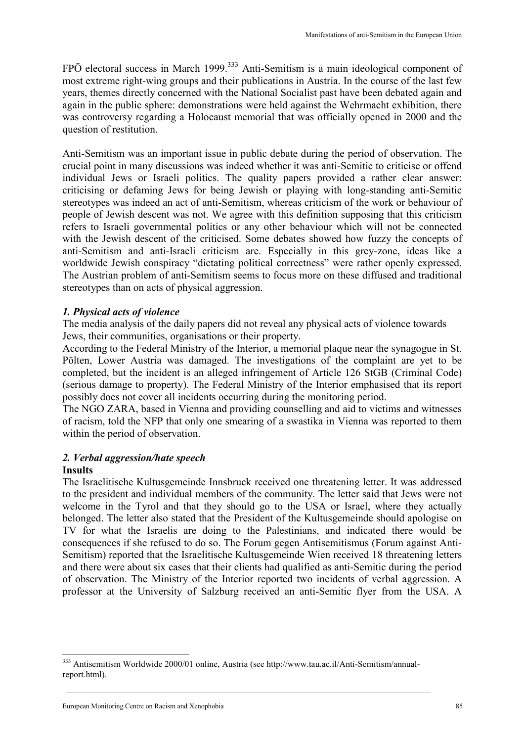FPÖ electoral success in March 1999.[333] Anti-Semitism is a main ideological component of most extreme right-wing groups and their publications in Austria. In the course of the last few years, themes directly concerned with the National Socialist past have been debated again and again in the public sphere: demonstrations were held against the Wehrmacht exhibition, there was controversy regarding a Holocaust memorial that was officially opened in 2000 and the question of restitution.

Anti-Semitism was an important issue in public debate during the period of observation. The crucial point in many discussions was indeed whether it was anti-Semitic to criticise or offend individual Jews or Israeli politics. The quality papers provided a rather clear answer: criticising or defaming Jews for being Jewish or playing with long-standing anti-Semitic stereotypes was indeed an act of anti-Semitism, whereas criticism of the work or behaviour of people of Jewish descent was not. We agree with this definition supposing that this criticism refers to Israeli governmental politics or any other behaviour which will not be connected with the Jewish descent of the criticised. Some debates showed how fuzzy the concepts of anti-Semitism and anti-Israeli criticism are. Especially in this grey-zone, ideas like a worldwide Jewish conspiracy "dictating political correctness" were rather openly expressed. The Austrian problem of anti-Semitism seems to focus more on these diffused and traditional stereotypes than on acts of physical aggression.

### *1. Physical acts of violence*

The media analysis of the daily papers did not reveal any physical acts of violence towards Jews, their communities, organisations or their property.

According to the Federal Ministry of the Interior, a memorial plaque near the synagogue in St. Pölten, Lower Austria was damaged. The investigations of the complaint are yet to be completed, but the incident is an alleged infringement of Article 126 StGB (Criminal Code) (serious damage to property). The Federal Ministry of the Interior emphasised that its report possibly does not cover all incidents occurring during the monitoring period.

The NGO ZARA, based in Vienna and providing counselling and aid to victims and witnesses of racism, told the NFP that only one smearing of a swastika in Vienna was reported to them within the period of observation.

### *2. Verbal aggression/hate speech*

**Insults**

The Israelitische Kultusgemeinde Innsbruck received one threatening letter. It was addressed to the president and individual members of the community. The letter said that Jews were not welcome in the Tyrol and that they should go to the USA or Israel, where they actually belonged. The letter also stated that the President of the Kultusgemeinde should apologise on TV for what the Israelis are doing to the Palestinians, and indicated there would be consequences if she refused to do so. The Forum gegen Antisemitismus (Forum against Anti-Semitism) reported that the Israelitische Kultusgemeinde Wien received 18 threatening letters and there were about six cases that their clients had qualified as anti-Semitic during the period of observation. The Ministry of the Interior reported two incidents of verbal aggression. A professor at the University of Salzburg received an anti-Semitic flyer from the USA. A

[333] Antisemitism Worldwide 2000/01 online, Austria (see http://www.tau.ac.il/Anti-Semitism/annual-report.html).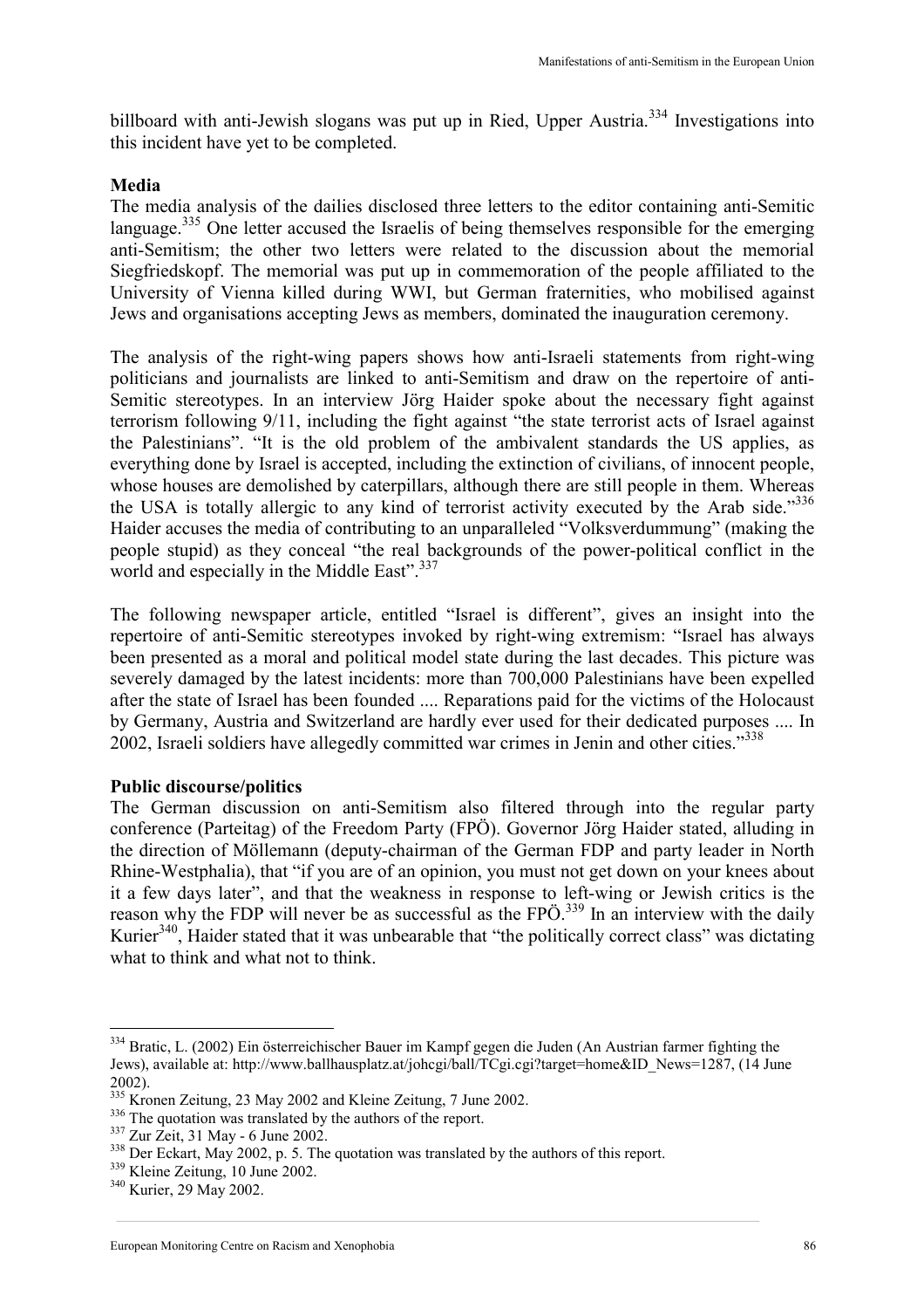billboard with anti-Jewish slogans was put up in Ried, Upper Austria.[334] Investigations into this incident have yet to be completed.

**Media**

The media analysis of the dailies disclosed three letters to the editor containing anti-Semitic language.[335] One letter accused the Israelis of being themselves responsible for the emerging anti-Semitism; the other two letters were related to the discussion about the memorial Siegfriedskopf. The memorial was put up in commemoration of the people affiliated to the University of Vienna killed during WWI, but German fraternities, who mobilised against Jews and organisations accepting Jews as members, dominated the inauguration ceremony.

The analysis of the right-wing papers shows how anti-Israeli statements from right-wing politicians and journalists are linked to anti-Semitism and draw on the repertoire of anti-Semitic stereotypes. In an interview Jörg Haider spoke about the necessary fight against terrorism following 9/11, including the fight against "the state terrorist acts of Israel against the Palestinians". "It is the old problem of the ambivalent standards the US applies, as everything done by Israel is accepted, including the extinction of civilians, of innocent people, whose houses are demolished by caterpillars, although there are still people in them. Whereas the USA is totally allergic to any kind of terrorist activity executed by the Arab side."[336] Haider accuses the media of contributing to an unparalleled "Volksverdummung" (making the people stupid) as they conceal "the real backgrounds of the power-political conflict in the world and especially in the Middle East".[337]

The following newspaper article, entitled "Israel is different", gives an insight into the repertoire of anti-Semitic stereotypes invoked by right-wing extremism: "Israel has always been presented as a moral and political model state during the last decades. This picture was severely damaged by the latest incidents: more than 700,000 Palestinians have been expelled after the state of Israel has been founded .... Reparations paid for the victims of the Holocaust by Germany, Austria and Switzerland are hardly ever used for their dedicated purposes .... In 2002, Israeli soldiers have allegedly committed war crimes in Jenin and other cities."[338]

**Public discourse/politics**

The German discussion on anti-Semitism also filtered through into the regular party conference (Parteitag) of the Freedom Party (FPÖ). Governor Jörg Haider stated, alluding in the direction of Möllemann (deputy-chairman of the German FDP and party leader in North Rhine-Westphalia), that "if you are of an opinion, you must not get down on your knees about it a few days later", and that the weakness in response to left-wing or Jewish critics is the reason why the FDP will never be as successful as the FPÖ.[339] In an interview with the daily Kurier[340], Haider stated that it was unbearable that "the politically correct class" was dictating what to think and what not to think.

---

[334] Bratic, L. (2002) Ein österreichischer Bauer im Kampf gegen die Juden (An Austrian farmer fighting the Jews), available at: http://www.ballhausplatz.at/johcgi/ball/TCgi.cgi?target=home&ID_News=1287, (14 June 2002).

[335] Kronen Zeitung, 23 May 2002 and Kleine Zeitung, 7 June 2002.

[336] The quotation was translated by the authors of the report.

[337] Zur Zeit, 31 May - 6 June 2002.

[338] Der Eckart, May 2002, p. 5. The quotation was translated by the authors of this report.

[339] Kleine Zeitung, 10 June 2002.

[340] Kurier, 29 May 2002.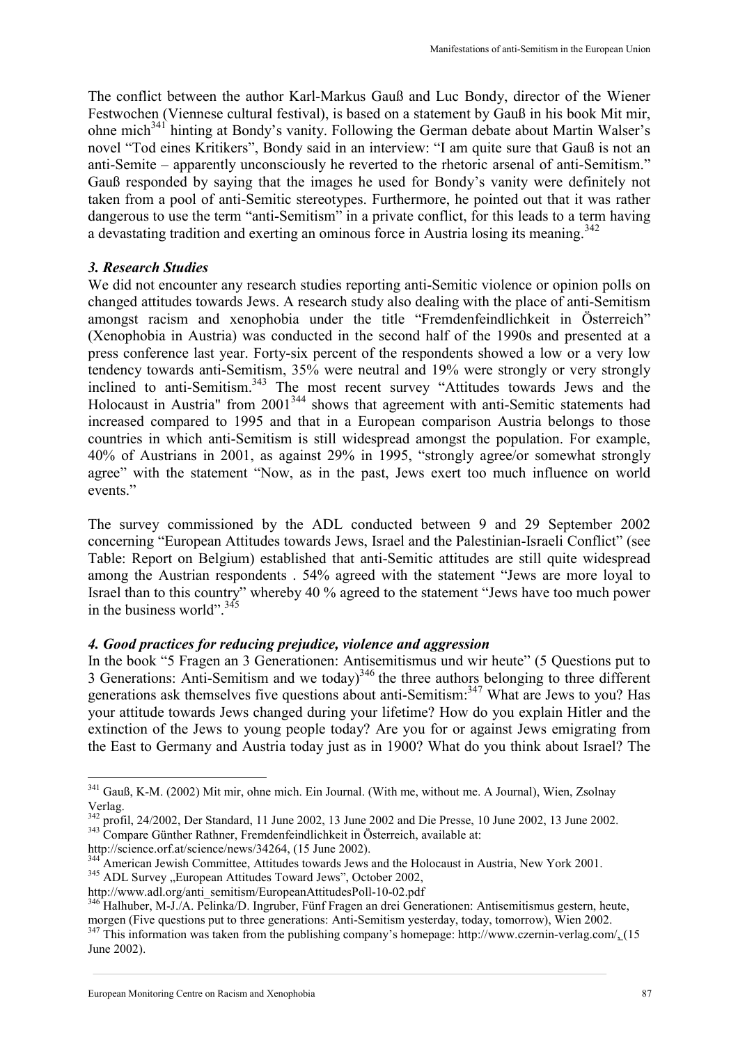The conflict between the author Karl-Markus Gauß and Luc Bondy, director of the Wiener Festwochen (Viennese cultural festival), is based on a statement by Gauß in his book Mit mir, ohne mich[341] hinting at Bondy's vanity. Following the German debate about Martin Walser's novel "Tod eines Kritikers", Bondy said in an interview: "I am quite sure that Gauß is not an anti-Semite – apparently unconsciously he reverted to the rhetoric arsenal of anti-Semitism." Gauß responded by saying that the images he used for Bondy's vanity were definitely not taken from a pool of anti-Semitic stereotypes. Furthermore, he pointed out that it was rather dangerous to use the term "anti-Semitism" in a private conflict, for this leads to a term having a devastating tradition and exerting an ominous force in Austria losing its meaning.[342]

### *3. Research Studies*

We did not encounter any research studies reporting anti-Semitic violence or opinion polls on changed attitudes towards Jews. A research study also dealing with the place of anti-Semitism amongst racism and xenophobia under the title "Fremdenfeindlichkeit in Österreich" (Xenophobia in Austria) was conducted in the second half of the 1990s and presented at a press conference last year. Forty-six percent of the respondents showed a low or a very low tendency towards anti-Semitism, 35% were neutral and 19% were strongly or very strongly inclined to anti-Semitism.[343] The most recent survey "Attitudes towards Jews and the Holocaust in Austria" from 2001[344] shows that agreement with anti-Semitic statements had increased compared to 1995 and that in a European comparison Austria belongs to those countries in which anti-Semitism is still widespread amongst the population. For example, 40% of Austrians in 2001, as against 29% in 1995, "strongly agree/or somewhat strongly agree" with the statement "Now, as in the past, Jews exert too much influence on world events."

The survey commissioned by the ADL conducted between 9 and 29 September 2002 concerning "European Attitudes towards Jews, Israel and the Palestinian-Israeli Conflict" (see Table: Report on Belgium) established that anti-Semitic attitudes are still quite widespread among the Austrian respondents . 54% agreed with the statement "Jews are more loyal to Israel than to this country" whereby 40 % agreed to the statement "Jews have too much power in the business world".[345]

### *4. Good practices for reducing prejudice, violence and aggression*

In the book "5 Fragen an 3 Generationen: Antisemitismus und wir heute" (5 Questions put to 3 Generations: Anti-Semitism and we today)[346] the three authors belonging to three different generations ask themselves five questions about anti-Semitism:[347] What are Jews to you? Has your attitude towards Jews changed during your lifetime? How do you explain Hitler and the extinction of the Jews to young people today? Are you for or against Jews emigrating from the East to Germany and Austria today just as in 1900? What do you think about Israel? The

---

[341] Gauß, K-M. (2002) Mit mir, ohne mich. Ein Journal. (With me, without me. A Journal), Wien, Zsolnay Verlag.

[342] profil, 24/2002, Der Standard, 11 June 2002, 13 June 2002 and Die Presse, 10 June 2002, 13 June 2002.

[343] Compare Günther Rathner, Fremdenfeindlichkeit in Österreich, available at: http://science.orf.at/science/news/34264, (15 June 2002).

[344] American Jewish Committee, Attitudes towards Jews and the Holocaust in Austria, New York 2001.

[345] ADL Survey „European Attitudes Toward Jews", October 2002, http://www.adl.org/anti_semitism/EuropeanAttitudesPoll-10-02.pdf

[346] Halhuber, M-J./A. Pelinka/D. Ingruber, Fünf Fragen an drei Generationen: Antisemitismus gestern, heute, morgen (Five questions put to three generations: Anti-Semitism yesterday, today, tomorrow), Wien 2002.

[347] This information was taken from the publishing company's homepage: http://www.czernin-verlag.com/, (15 June 2002).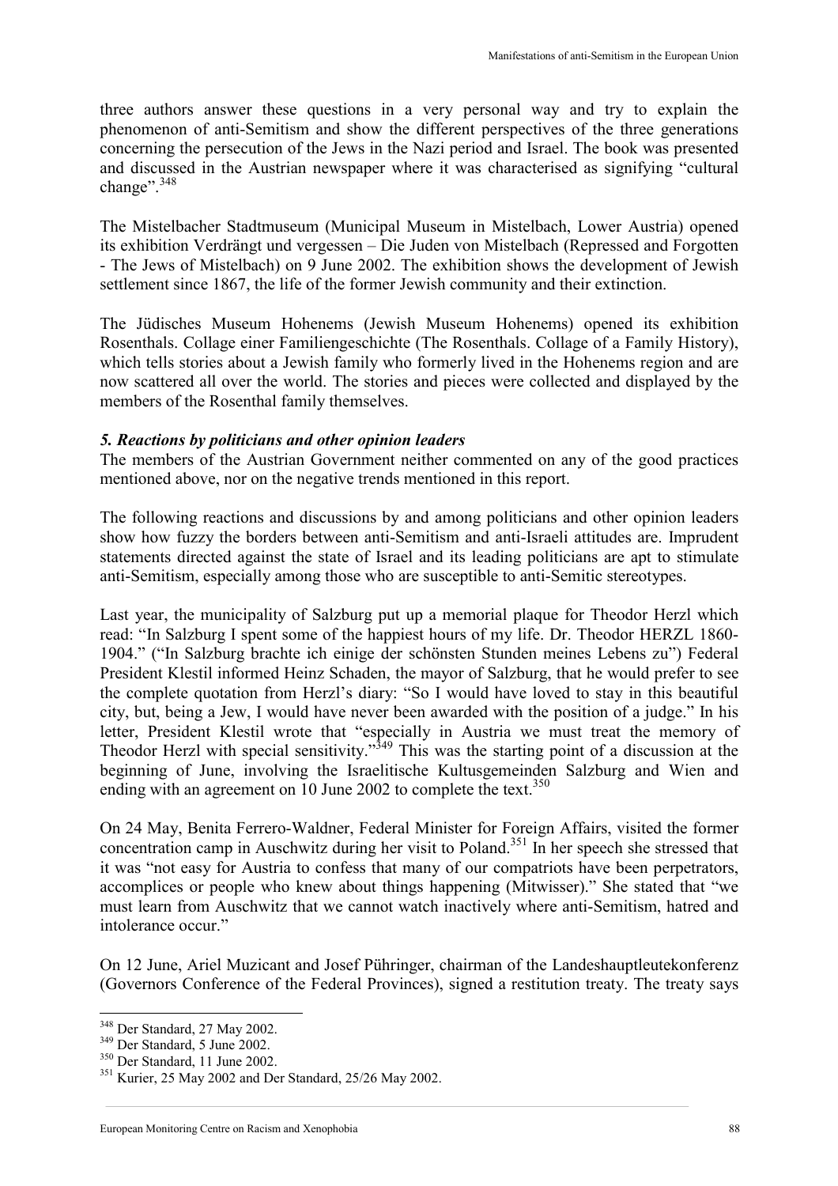three authors answer these questions in a very personal way and try to explain the phenomenon of anti-Semitism and show the different perspectives of the three generations concerning the persecution of the Jews in the Nazi period and Israel. The book was presented and discussed in the Austrian newspaper where it was characterised as signifying "cultural change".[348]

The Mistelbacher Stadtmuseum (Municipal Museum in Mistelbach, Lower Austria) opened its exhibition Verdrängt und vergessen – Die Juden von Mistelbach (Repressed and Forgotten - The Jews of Mistelbach) on 9 June 2002. The exhibition shows the development of Jewish settlement since 1867, the life of the former Jewish community and their extinction.

The Jüdisches Museum Hohenems (Jewish Museum Hohenems) opened its exhibition Rosenthals. Collage einer Familiengeschichte (The Rosenthals. Collage of a Family History), which tells stories about a Jewish family who formerly lived in the Hohenems region and are now scattered all over the world. The stories and pieces were collected and displayed by the members of the Rosenthal family themselves.

### *5. Reactions by politicians and other opinion leaders*

The members of the Austrian Government neither commented on any of the good practices mentioned above, nor on the negative trends mentioned in this report.

The following reactions and discussions by and among politicians and other opinion leaders show how fuzzy the borders between anti-Semitism and anti-Israeli attitudes are. Imprudent statements directed against the state of Israel and its leading politicians are apt to stimulate anti-Semitism, especially among those who are susceptible to anti-Semitic stereotypes.

Last year, the municipality of Salzburg put up a memorial plaque for Theodor Herzl which read: "In Salzburg I spent some of the happiest hours of my life. Dr. Theodor HERZL 1860-1904." ("In Salzburg brachte ich einige der schönsten Stunden meines Lebens zu") Federal President Klestil informed Heinz Schaden, the mayor of Salzburg, that he would prefer to see the complete quotation from Herzl's diary: "So I would have loved to stay in this beautiful city, but, being a Jew, I would have never been awarded with the position of a judge." In his letter, President Klestil wrote that "especially in Austria we must treat the memory of Theodor Herzl with special sensitivity."[349] This was the starting point of a discussion at the beginning of June, involving the Israelitische Kultusgemeinden Salzburg and Wien and ending with an agreement on 10 June 2002 to complete the text.[350]

On 24 May, Benita Ferrero-Waldner, Federal Minister for Foreign Affairs, visited the former concentration camp in Auschwitz during her visit to Poland.[351] In her speech she stressed that it was "not easy for Austria to confess that many of our compatriots have been perpetrators, accomplices or people who knew about things happening (Mitwisser)." She stated that "we must learn from Auschwitz that we cannot watch inactively where anti-Semitism, hatred and intolerance occur."

On 12 June, Ariel Muzicant and Josef Pühringer, chairman of the Landeshauptleutekonferenz (Governors Conference of the Federal Provinces), signed a restitution treaty. The treaty says

---

[348] Der Standard, 27 May 2002.

[349] Der Standard, 5 June 2002.

[350] Der Standard, 11 June 2002.

[351] Kurier, 25 May 2002 and Der Standard, 25/26 May 2002.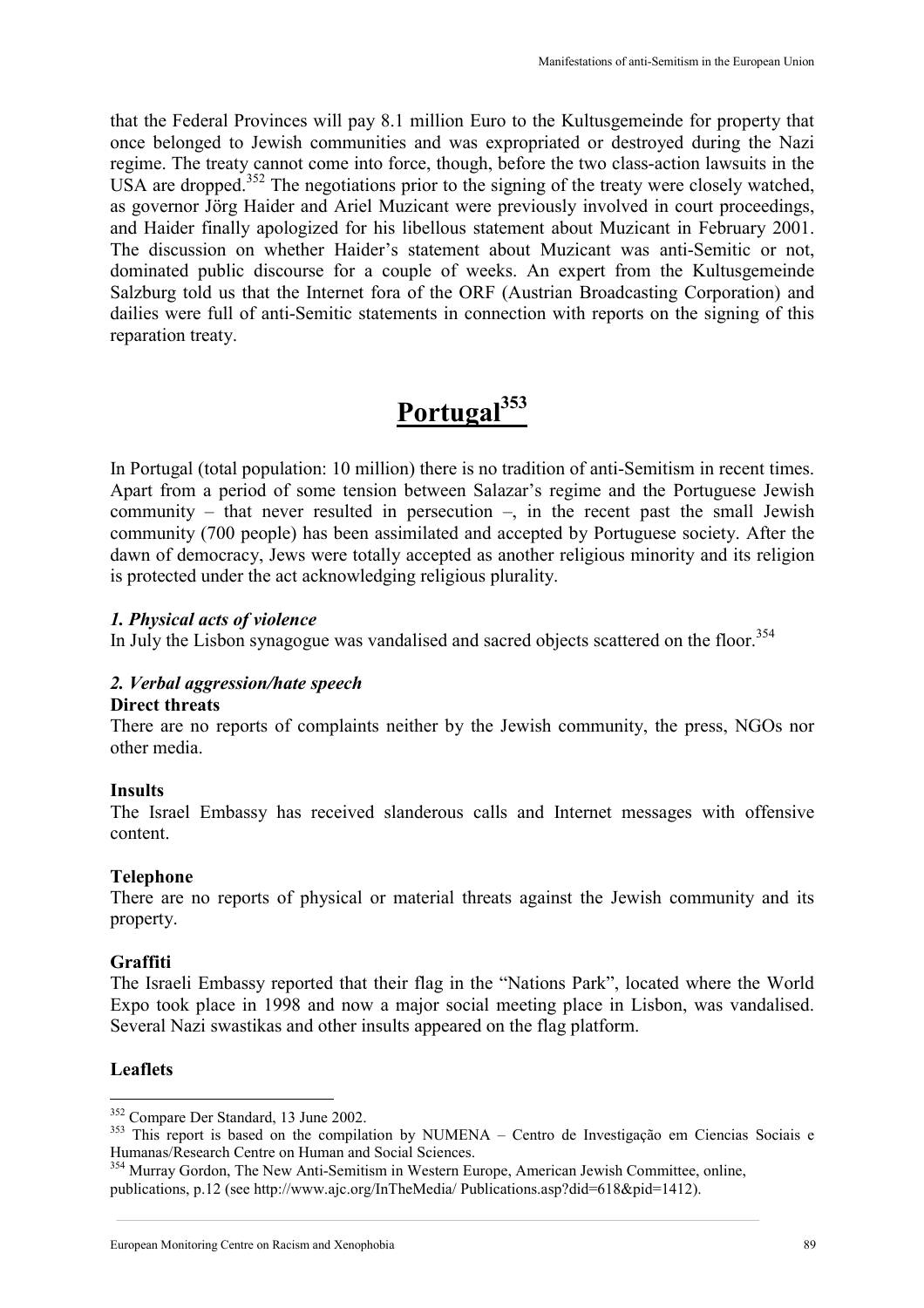that the Federal Provinces will pay 8.1 million Euro to the Kultusgemeinde for property that once belonged to Jewish communities and was expropriated or destroyed during the Nazi regime. The treaty cannot come into force, though, before the two class-action lawsuits in the USA are dropped.[352] The negotiations prior to the signing of the treaty were closely watched, as governor Jörg Haider and Ariel Muzicant were previously involved in court proceedings, and Haider finally apologized for his libellous statement about Muzicant in February 2001. The discussion on whether Haider's statement about Muzicant was anti-Semitic or not, dominated public discourse for a couple of weeks. An expert from the Kultusgemeinde Salzburg told us that the Internet fora of the ORF (Austrian Broadcasting Corporation) and dailies were full of anti-Semitic statements in connection with reports on the signing of this reparation treaty.

# Portugal[353]

In Portugal (total population: 10 million) there is no tradition of anti-Semitism in recent times. Apart from a period of some tension between Salazar's regime and the Portuguese Jewish community – that never resulted in persecution –, in the recent past the small Jewish community (700 people) has been assimilated and accepted by Portuguese society. After the dawn of democracy, Jews were totally accepted as another religious minority and its religion is protected under the act acknowledging religious plurality.

### *1. Physical acts of violence*

In July the Lisbon synagogue was vandalised and sacred objects scattered on the floor.[354]

### *2. Verbal aggression/hate speech*

**Direct threats**

There are no reports of complaints neither by the Jewish community, the press, NGOs nor other media.

**Insults**

The Israel Embassy has received slanderous calls and Internet messages with offensive content.

**Telephone**

There are no reports of physical or material threats against the Jewish community and its property.

**Graffiti**

The Israeli Embassy reported that their flag in the "Nations Park", located where the World Expo took place in 1998 and now a major social meeting place in Lisbon, was vandalised. Several Nazi swastikas and other insults appeared on the flag platform.

**Leaflets**

---

[352] Compare Der Standard, 13 June 2002.

[353] This report is based on the compilation by NUMENA – Centro de Investigação em Ciencias Sociais e Humanas/Research Centre on Human and Social Sciences.

[354] Murray Gordon, The New Anti-Semitism in Western Europe, American Jewish Committee, online, publications, p.12 (see http://www.ajc.org/InTheMedia/ Publications.asp?did=618&pid=1412).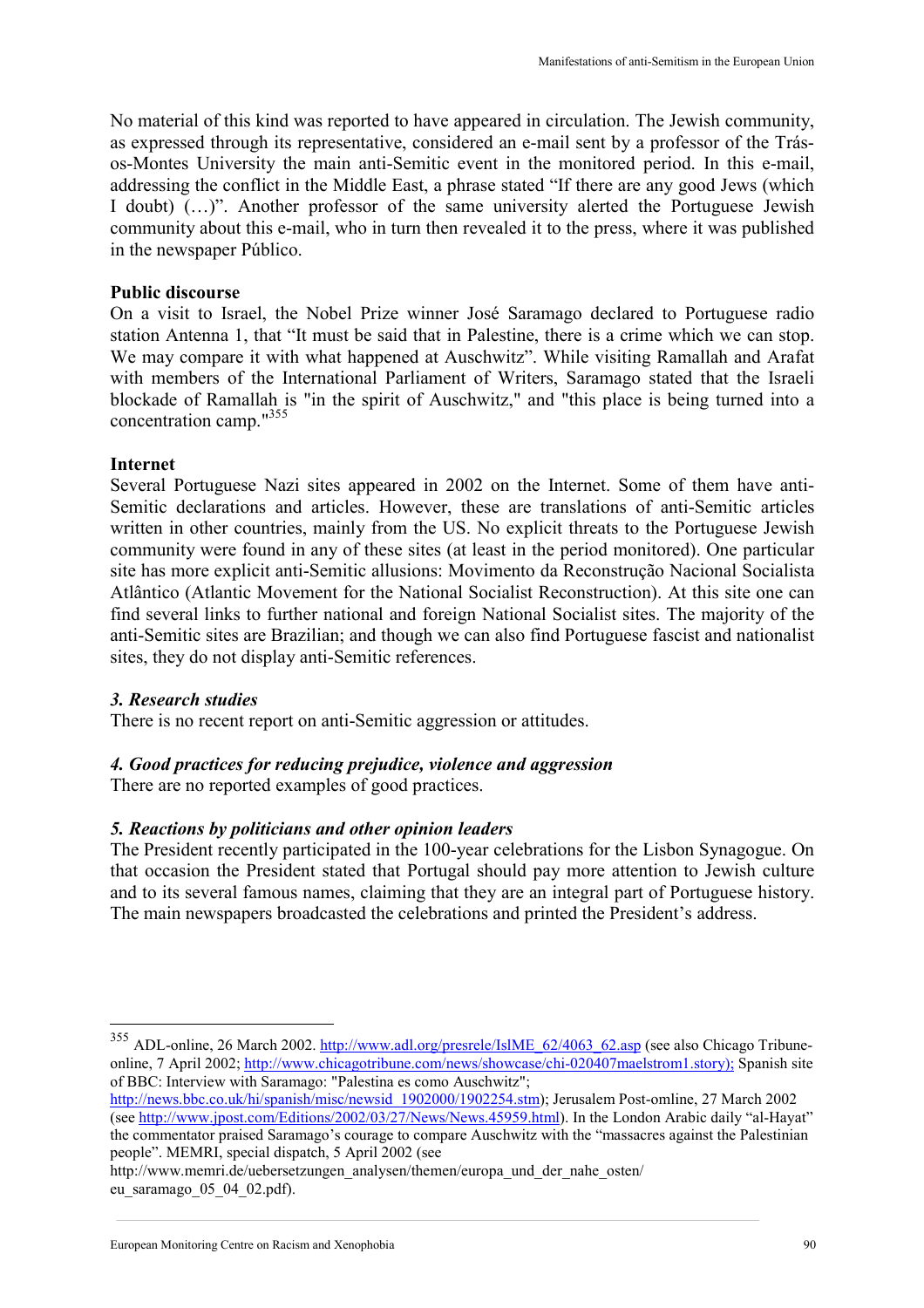No material of this kind was reported to have appeared in circulation. The Jewish community, as expressed through its representative, considered an e-mail sent by a professor of the Trás-os-Montes University the main anti-Semitic event in the monitored period. In this e-mail, addressing the conflict in the Middle East, a phrase stated "If there are any good Jews (which I doubt) (…)". Another professor of the same university alerted the Portuguese Jewish community about this e-mail, who in turn then revealed it to the press, where it was published in the newspaper Público.

**Public discourse**

On a visit to Israel, the Nobel Prize winner José Saramago declared to Portuguese radio station Antenna 1, that "It must be said that in Palestine, there is a crime which we can stop. We may compare it with what happened at Auschwitz". While visiting Ramallah and Arafat with members of the International Parliament of Writers, Saramago stated that the Israeli blockade of Ramallah is "in the spirit of Auschwitz," and "this place is being turned into a concentration camp."[355]

**Internet**

Several Portuguese Nazi sites appeared in 2002 on the Internet. Some of them have anti-Semitic declarations and articles. However, these are translations of anti-Semitic articles written in other countries, mainly from the US. No explicit threats to the Portuguese Jewish community were found in any of these sites (at least in the period monitored). One particular site has more explicit anti-Semitic allusions: Movimento da Reconstrução Nacional Socialista Atlântico (Atlantic Movement for the National Socialist Reconstruction). At this site one can find several links to further national and foreign National Socialist sites. The majority of the anti-Semitic sites are Brazilian; and though we can also find Portuguese fascist and nationalist sites, they do not display anti-Semitic references.

### *3. Research studies*

There is no recent report on anti-Semitic aggression or attitudes.

### *4. Good practices for reducing prejudice, violence and aggression*

There are no reported examples of good practices.

### *5. Reactions by politicians and other opinion leaders*

The President recently participated in the 100-year celebrations for the Lisbon Synagogue. On that occasion the President stated that Portugal should pay more attention to Jewish culture and to its several famous names, claiming that they are an integral part of Portuguese history. The main newspapers broadcasted the celebrations and printed the President's address.

---

[355] ADL-online, 26 March 2002. http://www.adl.org/presrele/IslME_62/4063_62.asp (see also Chicago Tribune-online, 7 April 2002; http://www.chicagotribune.com/news/showcase/chi-020407maelstrom1.story); Spanish site of BBC: Interview with Saramago: "Palestina es como Auschwitz"; http://news.bbc.co.uk/hi/spanish/misc/newsid_1902000/1902254.stm); Jerusalem Post-omline, 27 March 2002 (see http://www.jpost.com/Editions/2002/03/27/News/News.45959.html). In the London Arabic daily "al-Hayat" the commentator praised Saramago's courage to compare Auschwitz with the "massacres against the Palestinian people". MEMRI, special dispatch, 5 April 2002 (see http://www.memri.de/uebersetzungen_analysen/themen/europa_und_der_nahe_osten/eu_saramago_05_04_02.pdf).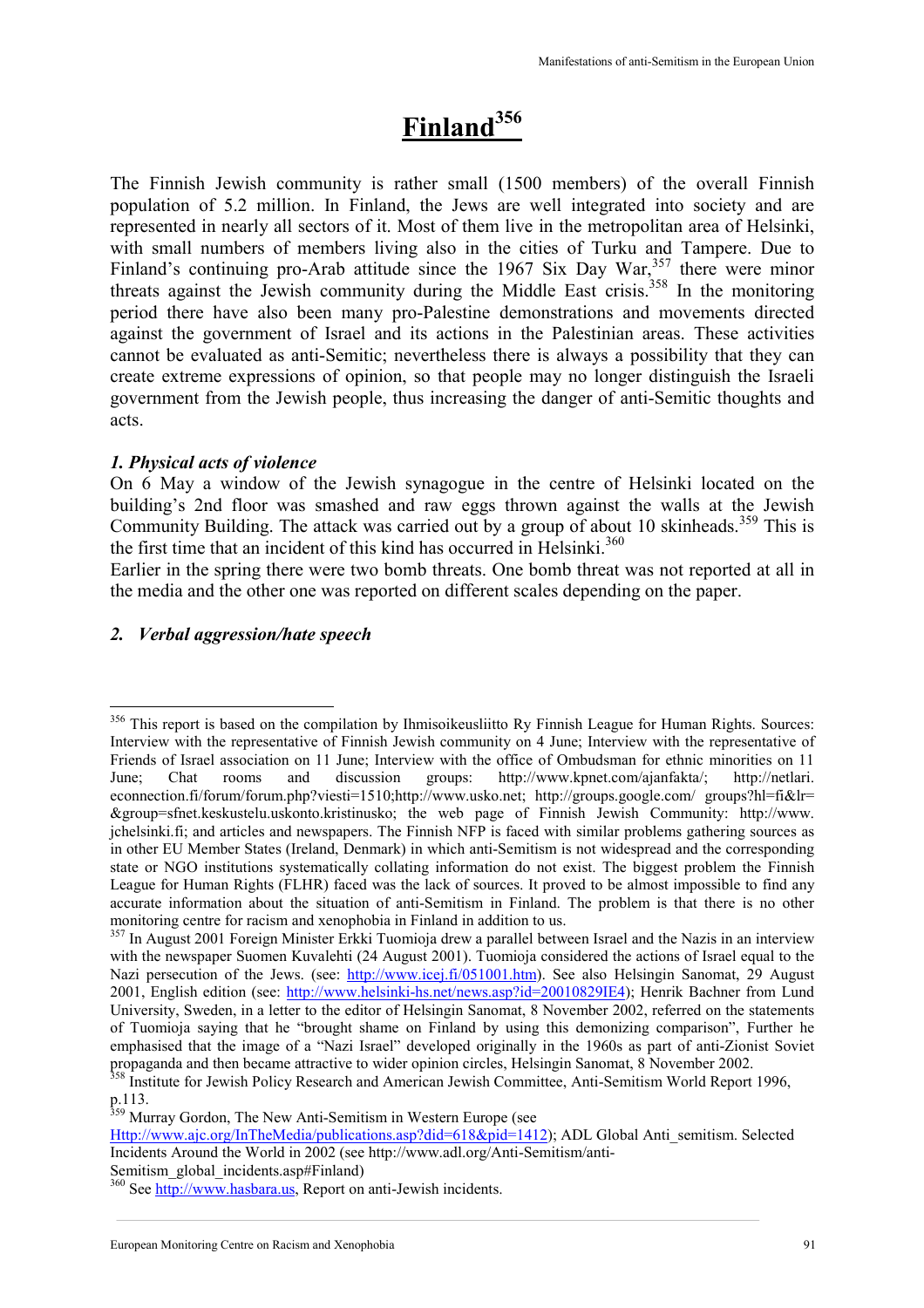# Finland[356]

The Finnish Jewish community is rather small (1500 members) of the overall Finnish population of 5.2 million. In Finland, the Jews are well integrated into society and are represented in nearly all sectors of it. Most of them live in the metropolitan area of Helsinki, with small numbers of members living also in the cities of Turku and Tampere. Due to Finland's continuing pro-Arab attitude since the 1967 Six Day War,[357] there were minor threats against the Jewish community during the Middle East crisis.[358] In the monitoring period there have also been many pro-Palestine demonstrations and movements directed against the government of Israel and its actions in the Palestinian areas. These activities cannot be evaluated as anti-Semitic; nevertheless there is always a possibility that they can create extreme expressions of opinion, so that people may no longer distinguish the Israeli government from the Jewish people, thus increasing the danger of anti-Semitic thoughts and acts.

### *1. Physical acts of violence*

On 6 May a window of the Jewish synagogue in the centre of Helsinki located on the building's 2nd floor was smashed and raw eggs thrown against the walls at the Jewish Community Building. The attack was carried out by a group of about 10 skinheads.[359] This is the first time that an incident of this kind has occurred in Helsinki.[360]

Earlier in the spring there were two bomb threats. One bomb threat was not reported at all in the media and the other one was reported on different scales depending on the paper.

### *2. Verbal aggression/hate speech*

---

[356] This report is based on the compilation by Ihmisoikeusliitto Ry Finnish League for Human Rights. Sources: Interview with the representative of Finnish Jewish community on 4 June; Interview with the representative of Friends of Israel association on 11 June; Interview with the office of Ombudsman for ethnic minorities on 11 June; Chat rooms and discussion groups: http://www.kpnet.com/ajanfakta/; http://netlari.econnection.fi/forum/forum.php?viesti=1510;http://www.usko.net; http://groups.google.com/ groups?hl=fi&lr=&group=sfnet.keskustelu.uskonto.kristinusko; the web page of Finnish Jewish Community: http://www.jchelsinki.fi; and articles and newspapers. The Finnish NFP is faced with similar problems gathering sources as in other EU Member States (Ireland, Denmark) in which anti-Semitism is not widespread and the corresponding state or NGO institutions systematically collating information do not exist. The biggest problem the Finnish League for Human Rights (FLHR) faced was the lack of sources. It proved to be almost impossible to find any accurate information about the situation of anti-Semitism in Finland. The problem is that there is no other monitoring centre for racism and xenophobia in Finland in addition to us.

[357] In August 2001 Foreign Minister Erkki Tuomioja drew a parallel between Israel and the Nazis in an interview with the newspaper Suomen Kuvalehti (24 August 2001). Tuomioja considered the actions of Israel equal to the Nazi persecution of the Jews. (see: http://www.icej.fi/051001.htm). See also Helsingin Sanomat, 29 August 2001, English edition (see: http://www.helsinki-hs.net/news.asp?id=20010829IE4); Henrik Bachner from Lund University, Sweden, in a letter to the editor of Helsingin Sanomat, 8 November 2002, referred on the statements of Tuomioja saying that he "brought shame on Finland by using this demonizing comparison", Further he emphasised that the image of a "Nazi Israel" developed originally in the 1960s as part of anti-Zionist Soviet propaganda and then became attractive to wider opinion circles, Helsingin Sanomat, 8 November 2002.

[358] Institute for Jewish Policy Research and American Jewish Committee, Anti-Semitism World Report 1996, p.113.

[359] Murray Gordon, The New Anti-Semitism in Western Europe (see Http://www.ajc.org/InTheMedia/publications.asp?did=618&pid=1412); ADL Global Anti_semitism. Selected Incidents Around the World in 2002 (see http://www.adl.org/Anti-Semitism/anti-Semitism_global_incidents.asp#Finland)

[360] See http://www.hasbara.us, Report on anti-Jewish incidents.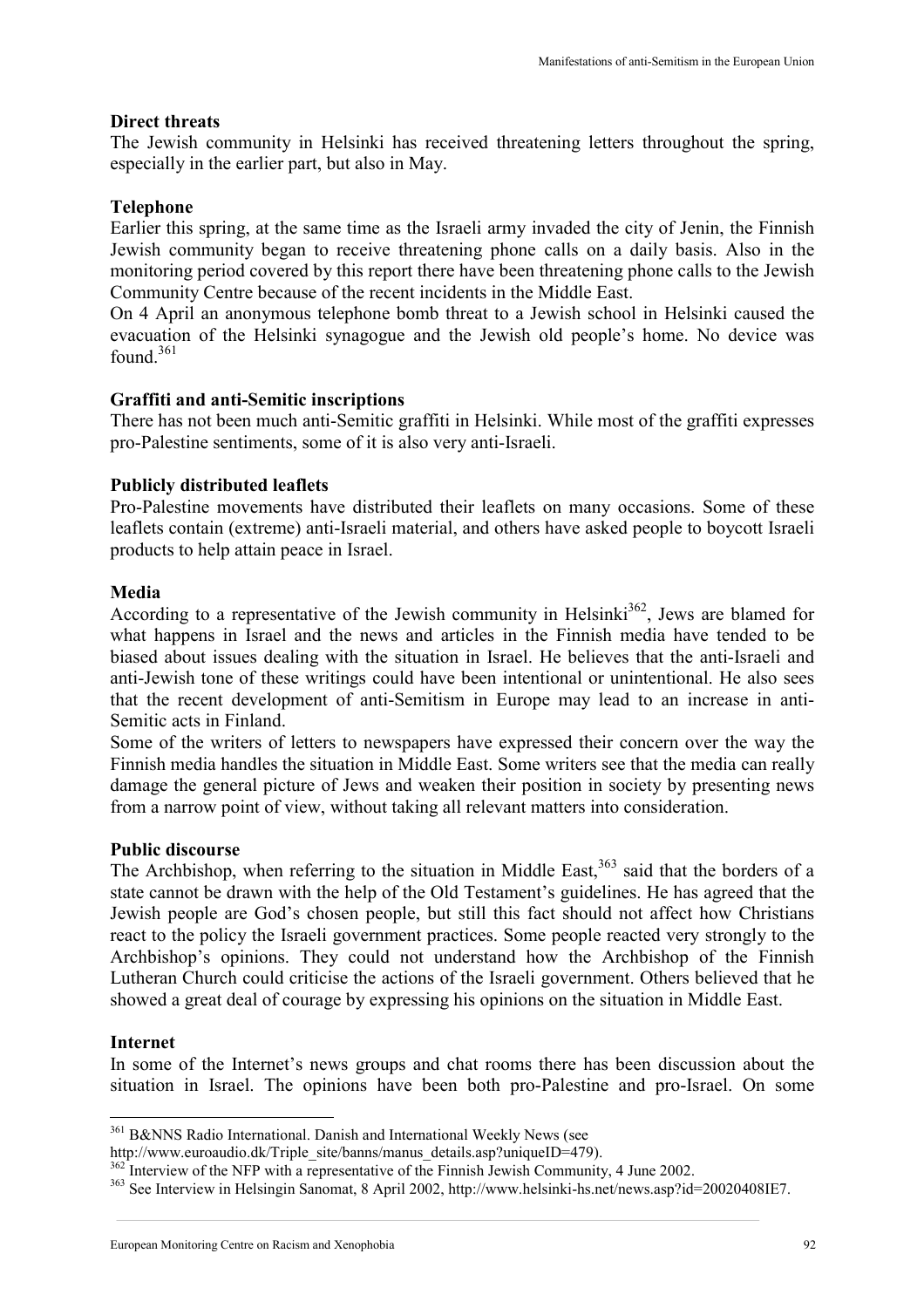**Direct threats**

The Jewish community in Helsinki has received threatening letters throughout the spring, especially in the earlier part, but also in May.

**Telephone**

Earlier this spring, at the same time as the Israeli army invaded the city of Jenin, the Finnish Jewish community began to receive threatening phone calls on a daily basis. Also in the monitoring period covered by this report there have been threatening phone calls to the Jewish Community Centre because of the recent incidents in the Middle East.

On 4 April an anonymous telephone bomb threat to a Jewish school in Helsinki caused the evacuation of the Helsinki synagogue and the Jewish old people's home. No device was found.[361]

**Graffiti and anti-Semitic inscriptions**

There has not been much anti-Semitic graffiti in Helsinki. While most of the graffiti expresses pro-Palestine sentiments, some of it is also very anti-Israeli.

**Publicly distributed leaflets**

Pro-Palestine movements have distributed their leaflets on many occasions. Some of these leaflets contain (extreme) anti-Israeli material, and others have asked people to boycott Israeli products to help attain peace in Israel.

**Media**

According to a representative of the Jewish community in Helsinki[362], Jews are blamed for what happens in Israel and the news and articles in the Finnish media have tended to be biased about issues dealing with the situation in Israel. He believes that the anti-Israeli and anti-Jewish tone of these writings could have been intentional or unintentional. He also sees that the recent development of anti-Semitism in Europe may lead to an increase in anti-Semitic acts in Finland.

Some of the writers of letters to newspapers have expressed their concern over the way the Finnish media handles the situation in Middle East. Some writers see that the media can really damage the general picture of Jews and weaken their position in society by presenting news from a narrow point of view, without taking all relevant matters into consideration.

**Public discourse**

The Archbishop, when referring to the situation in Middle East,[363] said that the borders of a state cannot be drawn with the help of the Old Testament's guidelines. He has agreed that the Jewish people are God's chosen people, but still this fact should not affect how Christians react to the policy the Israeli government practices. Some people reacted very strongly to the Archbishop's opinions. They could not understand how the Archbishop of the Finnish Lutheran Church could criticise the actions of the Israeli government. Others believed that he showed a great deal of courage by expressing his opinions on the situation in Middle East.

**Internet**

In some of the Internet's news groups and chat rooms there has been discussion about the situation in Israel. The opinions have been both pro-Palestine and pro-Israel. On some

---

[361] B&NNS Radio International. Danish and International Weekly News (see http://www.euroaudio.dk/Triple_site/banns/manus_details.asp?uniqueID=479).

[362] Interview of the NFP with a representative of the Finnish Jewish Community, 4 June 2002.

[363] See Interview in Helsingin Sanomat, 8 April 2002, http://www.helsinki-hs.net/news.asp?id=20020408IE7.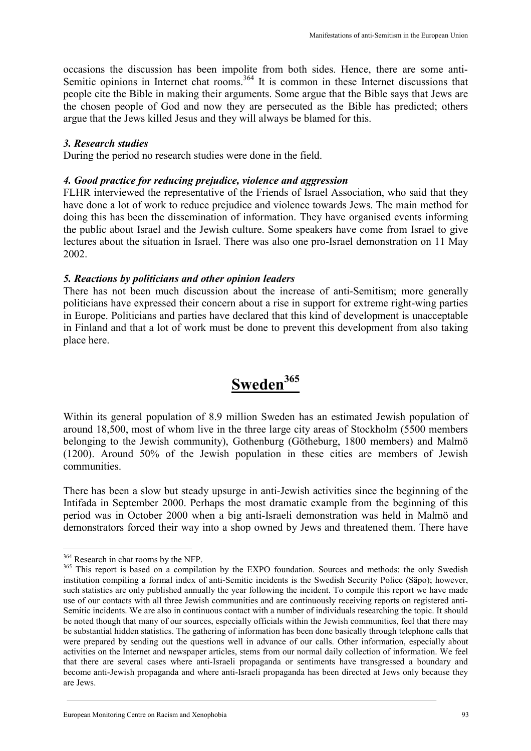occasions the discussion has been impolite from both sides. Hence, there are some anti-Semitic opinions in Internet chat rooms.[364] It is common in these Internet discussions that people cite the Bible in making their arguments. Some argue that the Bible says that Jews are the chosen people of God and now they are persecuted as the Bible has predicted; others argue that the Jews killed Jesus and they will always be blamed for this.

***3. Research studies***

During the period no research studies were done in the field.

***4. Good practice for reducing prejudice, violence and aggression***

FLHR interviewed the representative of the Friends of Israel Association, who said that they have done a lot of work to reduce prejudice and violence towards Jews. The main method for doing this has been the dissemination of information. They have organised events informing the public about Israel and the Jewish culture. Some speakers have come from Israel to give lectures about the situation in Israel. There was also one pro-Israel demonstration on 11 May 2002.

***5. Reactions by politicians and other opinion leaders***

There has not been much discussion about the increase of anti-Semitism; more generally politicians have expressed their concern about a rise in support for extreme right-wing parties in Europe. Politicians and parties have declared that this kind of development is unacceptable in Finland and that a lot of work must be done to prevent this development from also taking place here.

# Sweden[365]

Within its general population of 8.9 million Sweden has an estimated Jewish population of around 18,500, most of whom live in the three large city areas of Stockholm (5500 members belonging to the Jewish community), Gothenburg (Götheburg, 1800 members) and Malmö (1200). Around 50% of the Jewish population in these cities are members of Jewish communities.

There has been a slow but steady upsurge in anti-Jewish activities since the beginning of the Intifada in September 2000. Perhaps the most dramatic example from the beginning of this period was in October 2000 when a big anti-Israeli demonstration was held in Malmö and demonstrators forced their way into a shop owned by Jews and threatened them. There have

---

[364] Research in chat rooms by the NFP.

[365] This report is based on a compilation by the EXPO foundation. Sources and methods: the only Swedish institution compiling a formal index of anti-Semitic incidents is the Swedish Security Police (Säpo); however, such statistics are only published annually the year following the incident. To compile this report we have made use of our contacts with all three Jewish communities and are continuously receiving reports on registered anti-Semitic incidents. We are also in continuous contact with a number of individuals researching the topic. It should be noted though that many of our sources, especially officials within the Jewish communities, feel that there may be substantial hidden statistics. The gathering of information has been done basically through telephone calls that were prepared by sending out the questions well in advance of our calls. Other information, especially about activities on the Internet and newspaper articles, stems from our normal daily collection of information. We feel that there are several cases where anti-Israeli propaganda or sentiments have transgressed a boundary and become anti-Jewish propaganda and where anti-Israeli propaganda has been directed at Jews only because they are Jews.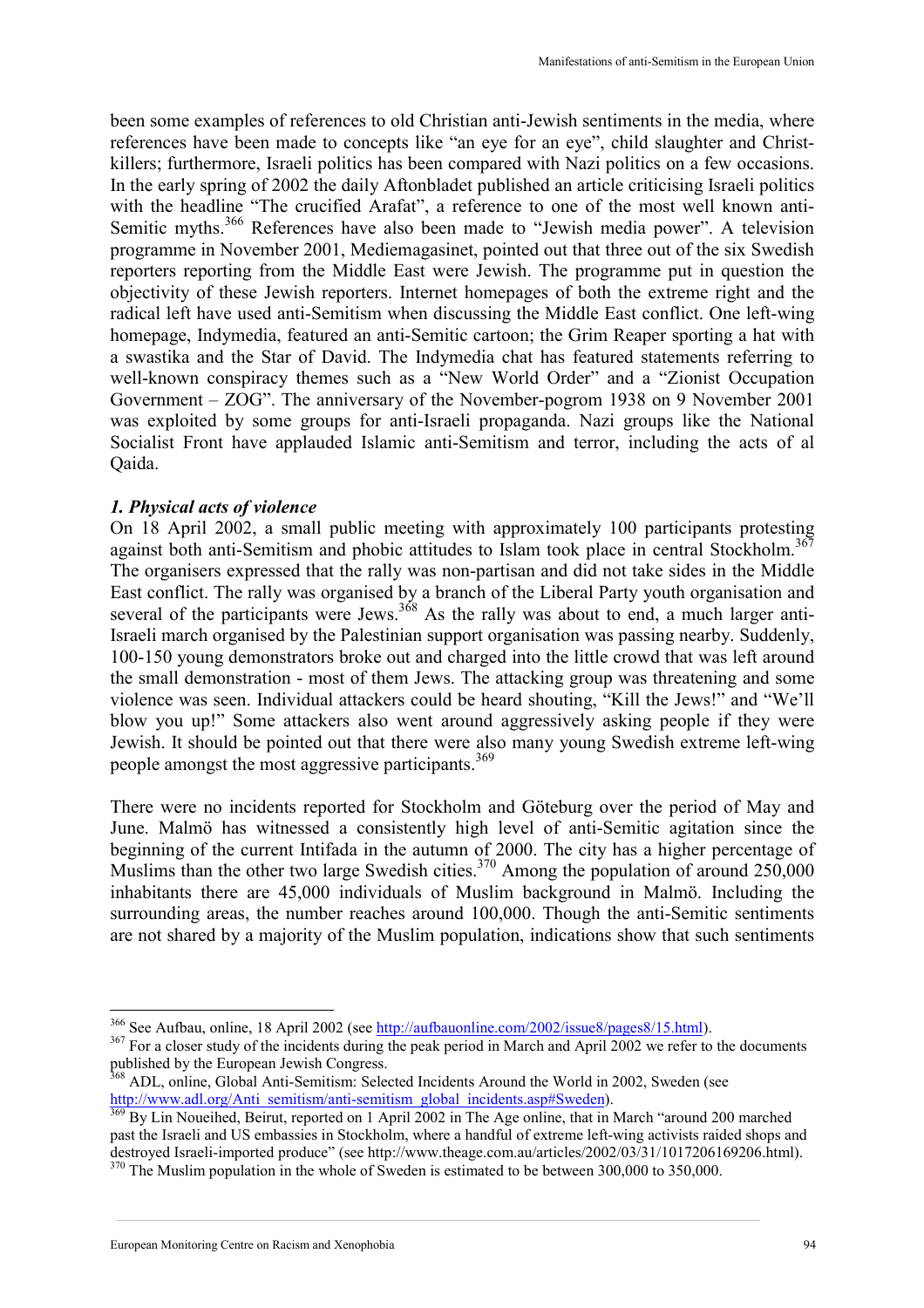been some examples of references to old Christian anti-Jewish sentiments in the media, where references have been made to concepts like "an eye for an eye", child slaughter and Christ-killers; furthermore, Israeli politics has been compared with Nazi politics on a few occasions. In the early spring of 2002 the daily Aftonbladet published an article criticising Israeli politics with the headline "The crucified Arafat", a reference to one of the most well known anti-Semitic myths.[366] References have also been made to "Jewish media power". A television programme in November 2001, Mediemagasinet, pointed out that three out of the six Swedish reporters reporting from the Middle East were Jewish. The programme put in question the objectivity of these Jewish reporters. Internet homepages of both the extreme right and the radical left have used anti-Semitism when discussing the Middle East conflict. One left-wing homepage, Indymedia, featured an anti-Semitic cartoon; the Grim Reaper sporting a hat with a swastika and the Star of David. The Indymedia chat has featured statements referring to well-known conspiracy themes such as a "New World Order" and a "Zionist Occupation Government – ZOG". The anniversary of the November-pogrom 1938 on 9 November 2001 was exploited by some groups for anti-Israeli propaganda. Nazi groups like the National Socialist Front have applauded Islamic anti-Semitism and terror, including the acts of al Qaida.

### *1. Physical acts of violence*

On 18 April 2002, a small public meeting with approximately 100 participants protesting against both anti-Semitism and phobic attitudes to Islam took place in central Stockholm.[367] The organisers expressed that the rally was non-partisan and did not take sides in the Middle East conflict. The rally was organised by a branch of the Liberal Party youth organisation and several of the participants were Jews.[368] As the rally was about to end, a much larger anti-Israeli march organised by the Palestinian support organisation was passing nearby. Suddenly, 100-150 young demonstrators broke out and charged into the little crowd that was left around the small demonstration - most of them Jews. The attacking group was threatening and some violence was seen. Individual attackers could be heard shouting, "Kill the Jews!" and "We'll blow you up!" Some attackers also went around aggressively asking people if they were Jewish. It should be pointed out that there were also many young Swedish extreme left-wing people amongst the most aggressive participants.[369]

There were no incidents reported for Stockholm and Göteburg over the period of May and June. Malmö has witnessed a consistently high level of anti-Semitic agitation since the beginning of the current Intifada in the autumn of 2000. The city has a higher percentage of Muslims than the other two large Swedish cities.[370] Among the population of around 250,000 inhabitants there are 45,000 individuals of Muslim background in Malmö. Including the surrounding areas, the number reaches around 100,000. Though the anti-Semitic sentiments are not shared by a majority of the Muslim population, indications show that such sentiments

---

[366] See Aufbau, online, 18 April 2002 (see http://aufbauonline.com/2002/issue8/pages8/15.html).

[367] For a closer study of the incidents during the peak period in March and April 2002 we refer to the documents published by the European Jewish Congress.

[368] ADL, online, Global Anti-Semitism: Selected Incidents Around the World in 2002, Sweden (see http://www.adl.org/Anti_semitism/anti-semitism_global_incidents.asp#Sweden).

[369] By Lin Noueihed, Beirut, reported on 1 April 2002 in The Age online, that in March "around 200 marched past the Israeli and US embassies in Stockholm, where a handful of extreme left-wing activists raided shops and destroyed Israeli-imported produce" (see http://www.theage.com.au/articles/2002/03/31/1017206169206.html).

[370] The Muslim population in the whole of Sweden is estimated to be between 300,000 to 350,000.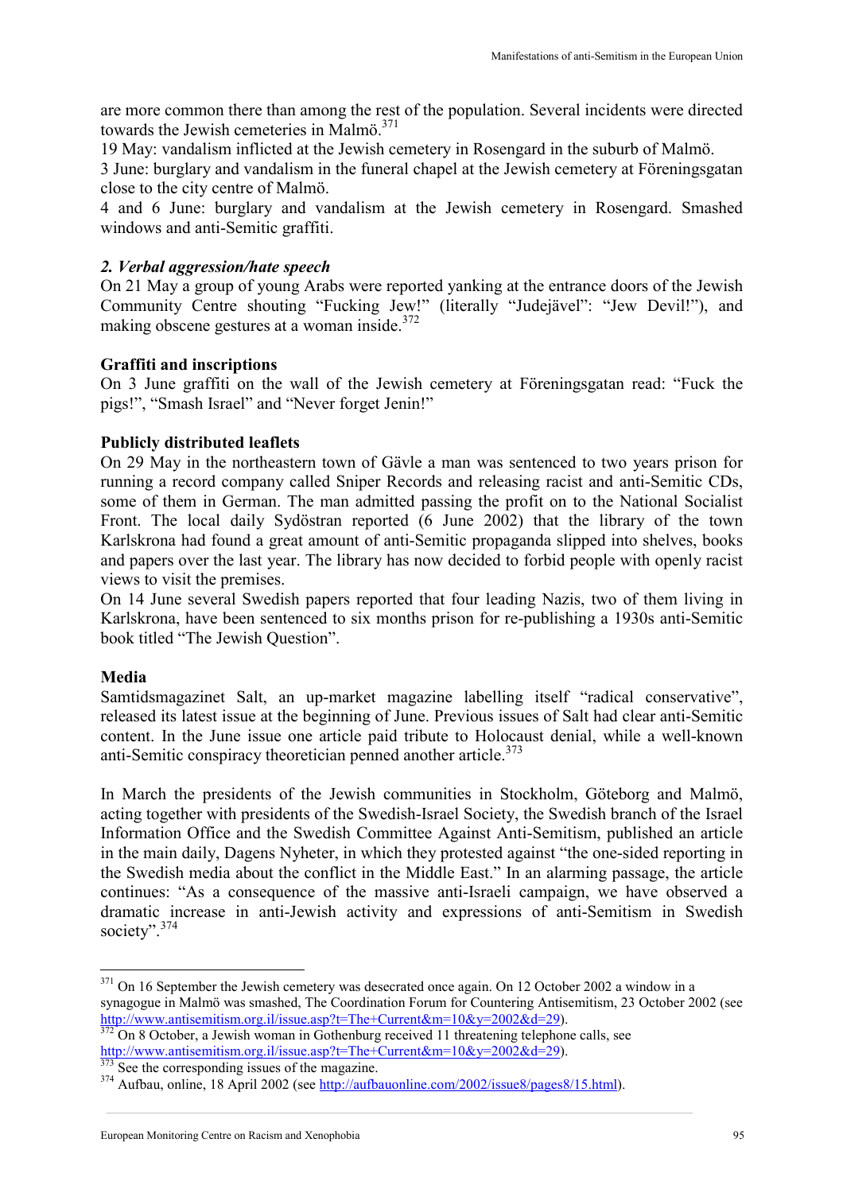are more common there than among the rest of the population. Several incidents were directed towards the Jewish cemeteries in Malmö.[371]

19 May: vandalism inflicted at the Jewish cemetery in Rosengard in the suburb of Malmö.

3 June: burglary and vandalism in the funeral chapel at the Jewish cemetery at Föreningsgatan close to the city centre of Malmö.

4 and 6 June: burglary and vandalism at the Jewish cemetery in Rosengard. Smashed windows and anti-Semitic graffiti.

### *2. Verbal aggression/hate speech*

On 21 May a group of young Arabs were reported yanking at the entrance doors of the Jewish Community Centre shouting "Fucking Jew!" (literally "Judejävel": "Jew Devil!"), and making obscene gestures at a woman inside.[372]

### Graffiti and inscriptions

On 3 June graffiti on the wall of the Jewish cemetery at Föreningsgatan read: "Fuck the pigs!", "Smash Israel" and "Never forget Jenin!"

### Publicly distributed leaflets

On 29 May in the northeastern town of Gävle a man was sentenced to two years prison for running a record company called Sniper Records and releasing racist and anti-Semitic CDs, some of them in German. The man admitted passing the profit on to the National Socialist Front. The local daily Sydöstran reported (6 June 2002) that the library of the town Karlskrona had found a great amount of anti-Semitic propaganda slipped into shelves, books and papers over the last year. The library has now decided to forbid people with openly racist views to visit the premises.

On 14 June several Swedish papers reported that four leading Nazis, two of them living in Karlskrona, have been sentenced to six months prison for re-publishing a 1930s anti-Semitic book titled "The Jewish Question".

### Media

Samtidsmagazinet Salt, an up-market magazine labelling itself "radical conservative", released its latest issue at the beginning of June. Previous issues of Salt had clear anti-Semitic content. In the June issue one article paid tribute to Holocaust denial, while a well-known anti-Semitic conspiracy theoretician penned another article.[373]

In March the presidents of the Jewish communities in Stockholm, Göteborg and Malmö, acting together with presidents of the Swedish-Israel Society, the Swedish branch of the Israel Information Office and the Swedish Committee Against Anti-Semitism, published an article in the main daily, Dagens Nyheter, in which they protested against "the one-sided reporting in the Swedish media about the conflict in the Middle East." In an alarming passage, the article continues: "As a consequence of the massive anti-Israeli campaign, we have observed a dramatic increase in anti-Jewish activity and expressions of anti-Semitism in Swedish society".[374]

---

[371] On 16 September the Jewish cemetery was desecrated once again. On 12 October 2002 a window in a synagogue in Malmö was smashed, The Coordination Forum for Countering Antisemitism, 23 October 2002 (see http://www.antisemitism.org.il/issue.asp?t=The+Current&m=10&y=2002&d=29).

[372] On 8 October, a Jewish woman in Gothenburg received 11 threatening telephone calls, see http://www.antisemitism.org.il/issue.asp?t=The+Current&m=10&y=2002&d=29).

[373] See the corresponding issues of the magazine.

[374] Aufbau, online, 18 April 2002 (see http://aufbauonline.com/2002/issue8/pages8/15.html).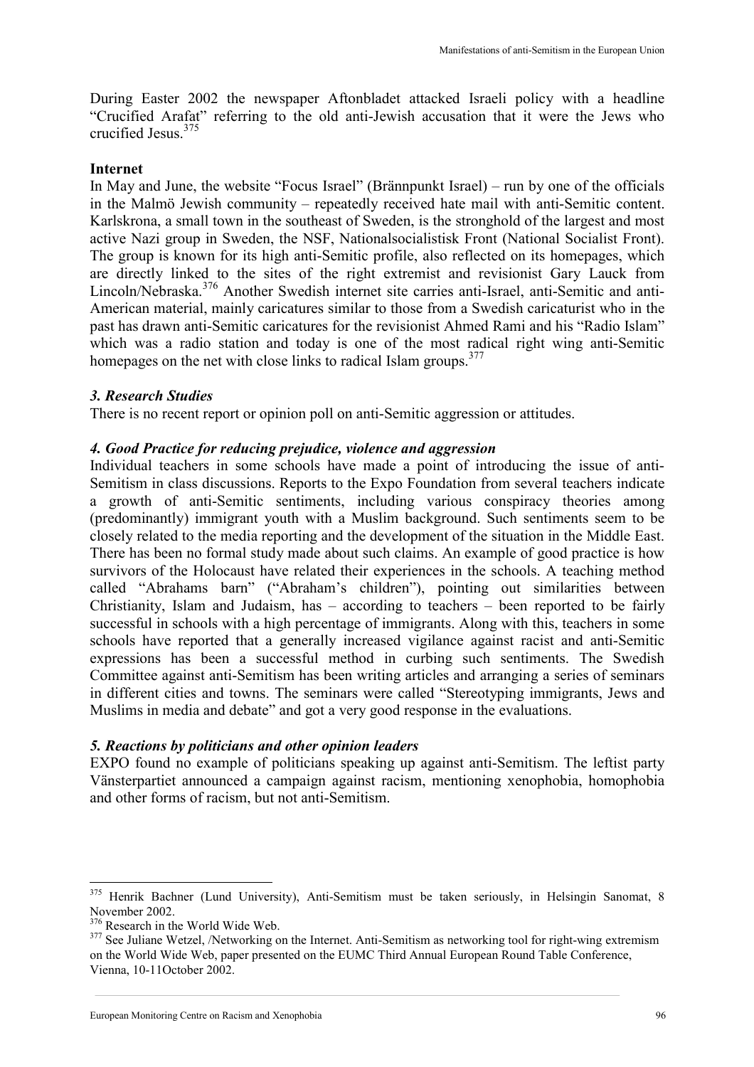During Easter 2002 the newspaper Aftonbladet attacked Israeli policy with a headline "Crucified Arafat" referring to the old anti-Jewish accusation that it were the Jews who crucified Jesus.[375]

**Internet**

In May and June, the website "Focus Israel" (Brännpunkt Israel) – run by one of the officials in the Malmö Jewish community – repeatedly received hate mail with anti-Semitic content. Karlskrona, a small town in the southeast of Sweden, is the stronghold of the largest and most active Nazi group in Sweden, the NSF, Nationalsocialistisk Front (National Socialist Front). The group is known for its high anti-Semitic profile, also reflected on its homepages, which are directly linked to the sites of the right extremist and revisionist Gary Lauck from Lincoln/Nebraska.[376] Another Swedish internet site carries anti-Israel, anti-Semitic and anti-American material, mainly caricatures similar to those from a Swedish caricaturist who in the past has drawn anti-Semitic caricatures for the revisionist Ahmed Rami and his "Radio Islam" which was a radio station and today is one of the most radical right wing anti-Semitic homepages on the net with close links to radical Islam groups.[377]

### *3. Research Studies*

There is no recent report or opinion poll on anti-Semitic aggression or attitudes.

### *4. Good Practice for reducing prejudice, violence and aggression*

Individual teachers in some schools have made a point of introducing the issue of anti-Semitism in class discussions. Reports to the Expo Foundation from several teachers indicate a growth of anti-Semitic sentiments, including various conspiracy theories among (predominantly) immigrant youth with a Muslim background. Such sentiments seem to be closely related to the media reporting and the development of the situation in the Middle East. There has been no formal study made about such claims. An example of good practice is how survivors of the Holocaust have related their experiences in the schools. A teaching method called "Abrahams barn" ("Abraham's children"), pointing out similarities between Christianity, Islam and Judaism, has – according to teachers – been reported to be fairly successful in schools with a high percentage of immigrants. Along with this, teachers in some schools have reported that a generally increased vigilance against racist and anti-Semitic expressions has been a successful method in curbing such sentiments. The Swedish Committee against anti-Semitism has been writing articles and arranging a series of seminars in different cities and towns. The seminars were called "Stereotyping immigrants, Jews and Muslims in media and debate" and got a very good response in the evaluations.

### *5. Reactions by politicians and other opinion leaders*

EXPO found no example of politicians speaking up against anti-Semitism. The leftist party Vänsterpartiet announced a campaign against racism, mentioning xenophobia, homophobia and other forms of racism, but not anti-Semitism.

---

[375] Henrik Bachner (Lund University), Anti-Semitism must be taken seriously, in Helsingin Sanomat, 8 November 2002.

[376] Research in the World Wide Web.

[377] See Juliane Wetzel, /Networking on the Internet. Anti-Semitism as networking tool for right-wing extremism on the World Wide Web, paper presented on the EUMC Third Annual European Round Table Conference, Vienna, 10-11October 2002.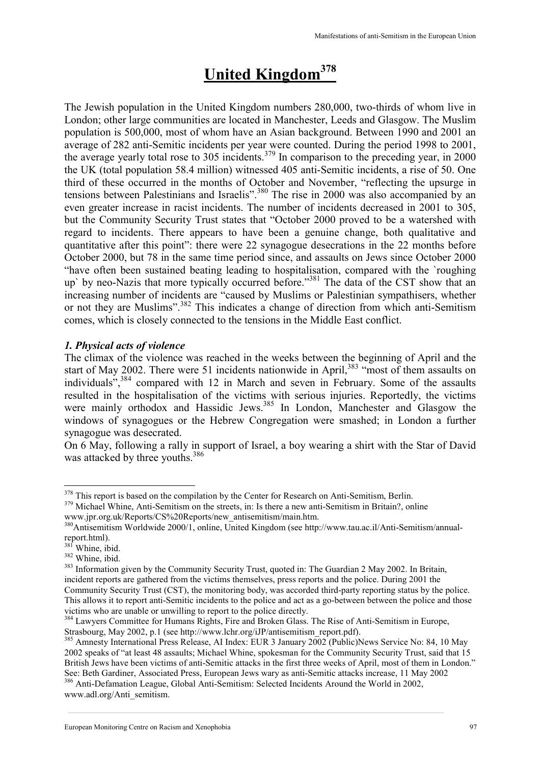# United Kingdom[378]

The Jewish population in the United Kingdom numbers 280,000, two-thirds of whom live in London; other large communities are located in Manchester, Leeds and Glasgow. The Muslim population is 500,000, most of whom have an Asian background. Between 1990 and 2001 an average of 282 anti-Semitic incidents per year were counted. During the period 1998 to 2001, the average yearly total rose to 305 incidents.[379] In comparison to the preceding year, in 2000 the UK (total population 58.4 million) witnessed 405 anti-Semitic incidents, a rise of 50. One third of these occurred in the months of October and November, "reflecting the upsurge in tensions between Palestinians and Israelis".[380] The rise in 2000 was also accompanied by an even greater increase in racist incidents. The number of incidents decreased in 2001 to 305, but the Community Security Trust states that "October 2000 proved to be a watershed with regard to incidents. There appears to have been a genuine change, both qualitative and quantitative after this point": there were 22 synagogue desecrations in the 22 months before October 2000, but 78 in the same time period since, and assaults on Jews since October 2000 "have often been sustained beating leading to hospitalisation, compared with the `roughing up` by neo-Nazis that more typically occurred before."[381] The data of the CST show that an increasing number of incidents are "caused by Muslims or Palestinian sympathisers, whether or not they are Muslims".[382] This indicates a change of direction from which anti-Semitism comes, which is closely connected to the tensions in the Middle East conflict.

### *1. Physical acts of violence*

The climax of the violence was reached in the weeks between the beginning of April and the start of May 2002. There were 51 incidents nationwide in April,[383] "most of them assaults on individuals",[384] compared with 12 in March and seven in February. Some of the assaults resulted in the hospitalisation of the victims with serious injuries. Reportedly, the victims were mainly orthodox and Hassidic Jews.[385] In London, Manchester and Glasgow the windows of synagogues or the Hebrew Congregation were smashed; in London a further synagogue was desecrated.

On 6 May, following a rally in support of Israel, a boy wearing a shirt with the Star of David was attacked by three youths.[386]

---

[378] This report is based on the compilation by the Center for Research on Anti-Semitism, Berlin.

[379] Michael Whine, Anti-Semitism on the streets, in: Is there a new anti-Semitism in Britain?, online www.jpr.org.uk/Reports/CS%20Reports/new_antisemitism/main.htm.

[380] Antisemitism Worldwide 2000/1, online, United Kingdom (see http://www.tau.ac.il/Anti-Semitism/annual-report.html).

[381] Whine, ibid.

[382] Whine, ibid.

[383] Information given by the Community Security Trust, quoted in: The Guardian 2 May 2002. In Britain, incident reports are gathered from the victims themselves, press reports and the police. During 2001 the Community Security Trust (CST), the monitoring body, was accorded third-party reporting status by the police. This allows it to report anti-Semitic incidents to the police and act as a go-between between the police and those victims who are unable or unwilling to report to the police directly.

[384] Lawyers Committee for Humans Rights, Fire and Broken Glass. The Rise of Anti-Semitism in Europe, Strasbourg, May 2002, p.1 (see http://www.lchr.org/iJP/antisemitism_report.pdf).

[385] Amnesty International Press Release, AI Index: EUR 3 January 2002 (Public)News Service No: 84, 10 May 2002 speaks of "at least 48 assaults; Michael Whine, spokesman for the Community Security Trust, said that 15 British Jews have been victims of anti-Semitic attacks in the first three weeks of April, most of them in London." See: Beth Gardiner, Associated Press, European Jews wary as anti-Semitic attacks increase, 11 May 2002

[386] Anti-Defamation League, Global Anti-Semitism: Selected Incidents Around the World in 2002, www.adl.org/Anti_semitism.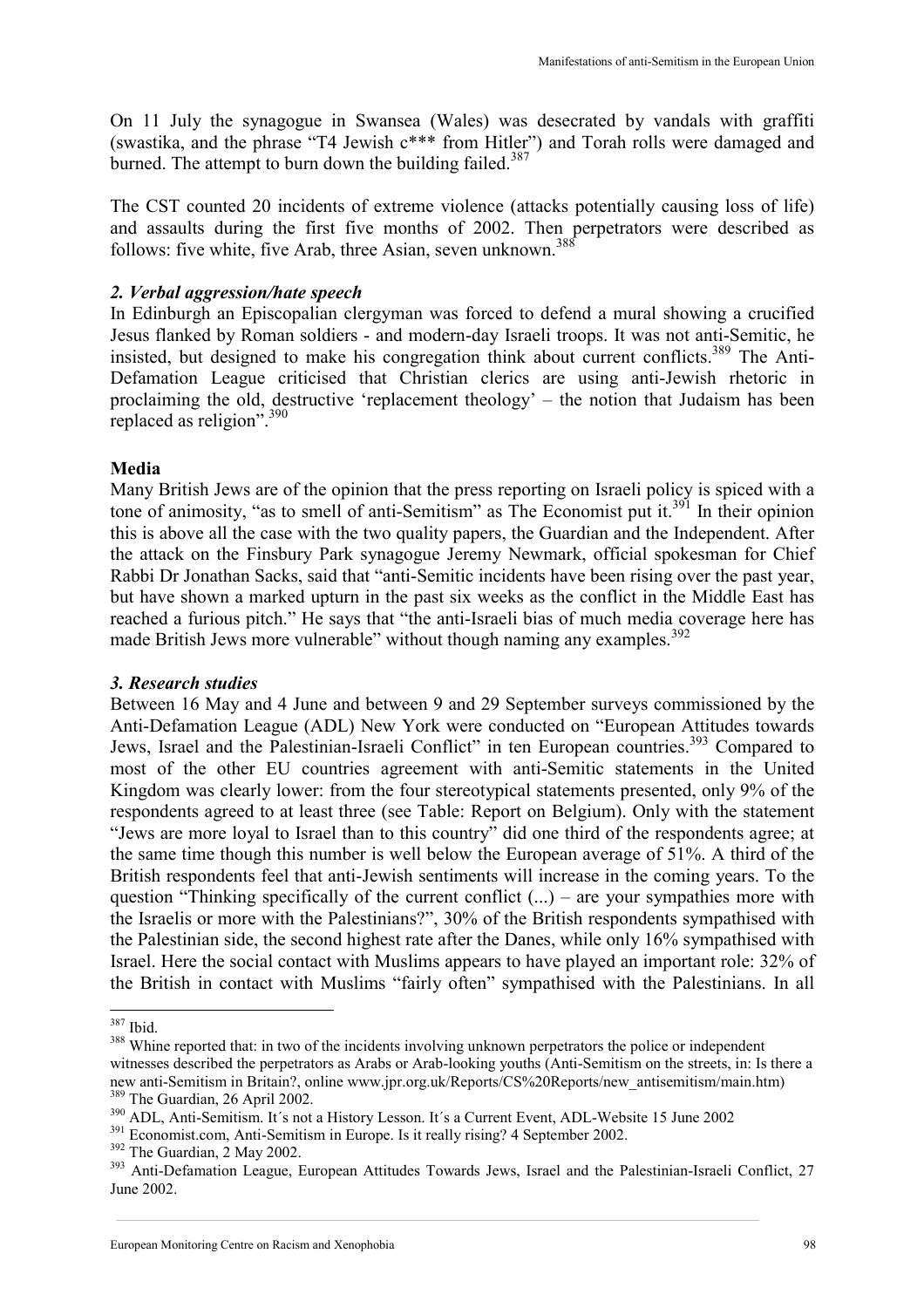On 11 July the synagogue in Swansea (Wales) was desecrated by vandals with graffiti (swastika, and the phrase "T4 Jewish c*** from Hitler") and Torah rolls were damaged and burned. The attempt to burn down the building failed.[387]

The CST counted 20 incidents of extreme violence (attacks potentially causing loss of life) and assaults during the first five months of 2002. Then perpetrators were described as follows: five white, five Arab, three Asian, seven unknown.[388]

### *2. Verbal aggression/hate speech*

In Edinburgh an Episcopalian clergyman was forced to defend a mural showing a crucified Jesus flanked by Roman soldiers - and modern-day Israeli troops. It was not anti-Semitic, he insisted, but designed to make his congregation think about current conflicts.[389] The Anti-Defamation League criticised that Christian clerics are using anti-Jewish rhetoric in proclaiming the old, destructive 'replacement theology' – the notion that Judaism has been replaced as religion".[390]

### Media

Many British Jews are of the opinion that the press reporting on Israeli policy is spiced with a tone of animosity, "as to smell of anti-Semitism" as The Economist put it.[391] In their opinion this is above all the case with the two quality papers, the Guardian and the Independent. After the attack on the Finsbury Park synagogue Jeremy Newmark, official spokesman for Chief Rabbi Dr Jonathan Sacks, said that "anti-Semitic incidents have been rising over the past year, but have shown a marked upturn in the past six weeks as the conflict in the Middle East has reached a furious pitch." He says that "the anti-Israeli bias of much media coverage here has made British Jews more vulnerable" without though naming any examples.[392]

### *3. Research studies*

Between 16 May and 4 June and between 9 and 29 September surveys commissioned by the Anti-Defamation League (ADL) New York were conducted on "European Attitudes towards Jews, Israel and the Palestinian-Israeli Conflict" in ten European countries.[393] Compared to most of the other EU countries agreement with anti-Semitic statements in the United Kingdom was clearly lower: from the four stereotypical statements presented, only 9% of the respondents agreed to at least three (see Table: Report on Belgium). Only with the statement "Jews are more loyal to Israel than to this country" did one third of the respondents agree; at the same time though this number is well below the European average of 51%. A third of the British respondents feel that anti-Jewish sentiments will increase in the coming years. To the question "Thinking specifically of the current conflict (...) – are your sympathies more with the Israelis or more with the Palestinians?", 30% of the British respondents sympathised with the Palestinian side, the second highest rate after the Danes, while only 16% sympathised with Israel. Here the social contact with Muslims appears to have played an important role: 32% of the British in contact with Muslims "fairly often" sympathised with the Palestinians. In all

---

[387] Ibid.

[388] Whine reported that: in two of the incidents involving unknown perpetrators the police or independent witnesses described the perpetrators as Arabs or Arab-looking youths (Anti-Semitism on the streets, in: Is there a new anti-Semitism in Britain?, online www.jpr.org.uk/Reports/CS%20Reports/new_antisemitism/main.htm)

[389] The Guardian, 26 April 2002.

[390] ADL, Anti-Semitism. It´s not a History Lesson. It´s a Current Event, ADL-Website 15 June 2002

[391] Economist.com, Anti-Semitism in Europe. Is it really rising? 4 September 2002.

[392] The Guardian, 2 May 2002.

[393] Anti-Defamation League, European Attitudes Towards Jews, Israel and the Palestinian-Israeli Conflict, 27 June 2002.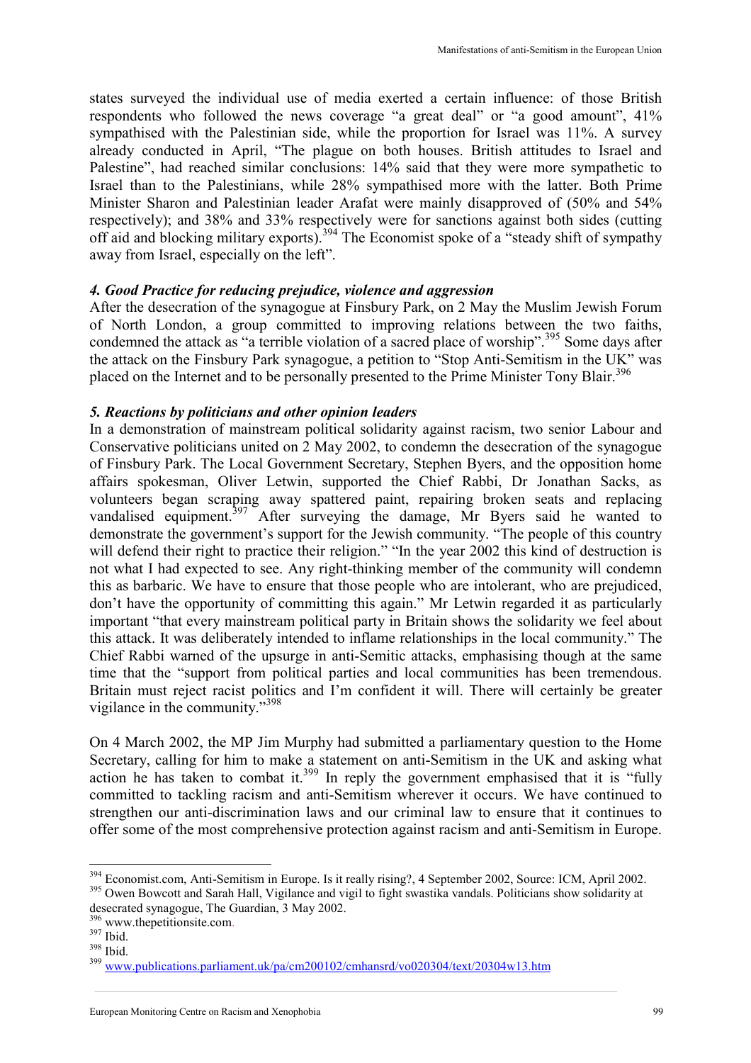states surveyed the individual use of media exerted a certain influence: of those British respondents who followed the news coverage "a great deal" or "a good amount", 41% sympathised with the Palestinian side, while the proportion for Israel was 11%. A survey already conducted in April, "The plague on both houses. British attitudes to Israel and Palestine", had reached similar conclusions: 14% said that they were more sympathetic to Israel than to the Palestinians, while 28% sympathised more with the latter. Both Prime Minister Sharon and Palestinian leader Arafat were mainly disapproved of (50% and 54% respectively); and 38% and 33% respectively were for sanctions against both sides (cutting off aid and blocking military exports).[394] The Economist spoke of a "steady shift of sympathy away from Israel, especially on the left".

### *4. Good Practice for reducing prejudice, violence and aggression*

After the desecration of the synagogue at Finsbury Park, on 2 May the Muslim Jewish Forum of North London, a group committed to improving relations between the two faiths, condemned the attack as "a terrible violation of a sacred place of worship".[395] Some days after the attack on the Finsbury Park synagogue, a petition to "Stop Anti-Semitism in the UK" was placed on the Internet and to be personally presented to the Prime Minister Tony Blair.[396]

### *5. Reactions by politicians and other opinion leaders*

In a demonstration of mainstream political solidarity against racism, two senior Labour and Conservative politicians united on 2 May 2002, to condemn the desecration of the synagogue of Finsbury Park. The Local Government Secretary, Stephen Byers, and the opposition home affairs spokesman, Oliver Letwin, supported the Chief Rabbi, Dr Jonathan Sacks, as volunteers began scraping away spattered paint, repairing broken seats and replacing vandalised equipment.[397] After surveying the damage, Mr Byers said he wanted to demonstrate the government's support for the Jewish community. "The people of this country will defend their right to practice their religion." "In the year 2002 this kind of destruction is not what I had expected to see. Any right-thinking member of the community will condemn this as barbaric. We have to ensure that those people who are intolerant, who are prejudiced, don't have the opportunity of committing this again." Mr Letwin regarded it as particularly important "that every mainstream political party in Britain shows the solidarity we feel about this attack. It was deliberately intended to inflame relationships in the local community." The Chief Rabbi warned of the upsurge in anti-Semitic attacks, emphasising though at the same time that the "support from political parties and local communities has been tremendous. Britain must reject racist politics and I'm confident it will. There will certainly be greater vigilance in the community."[398]

On 4 March 2002, the MP Jim Murphy had submitted a parliamentary question to the Home Secretary, calling for him to make a statement on anti-Semitism in the UK and asking what action he has taken to combat it.[399] In reply the government emphasised that it is "fully committed to tackling racism and anti-Semitism wherever it occurs. We have continued to strengthen our anti-discrimination laws and our criminal law to ensure that it continues to offer some of the most comprehensive protection against racism and anti-Semitism in Europe.

---

[394] Economist.com, Anti-Semitism in Europe. Is it really rising?, 4 September 2002, Source: ICM, April 2002.

[395] Owen Bowcott and Sarah Hall, Vigilance and vigil to fight swastika vandals. Politicians show solidarity at desecrated synagogue, The Guardian, 3 May 2002.

[396] www.thepetitionsite.com.

[397] Ibid.

[398] Ibid.

[399] www.publications.parliament.uk/pa/cm200102/cmhansrd/vo020304/text/20304w13.htm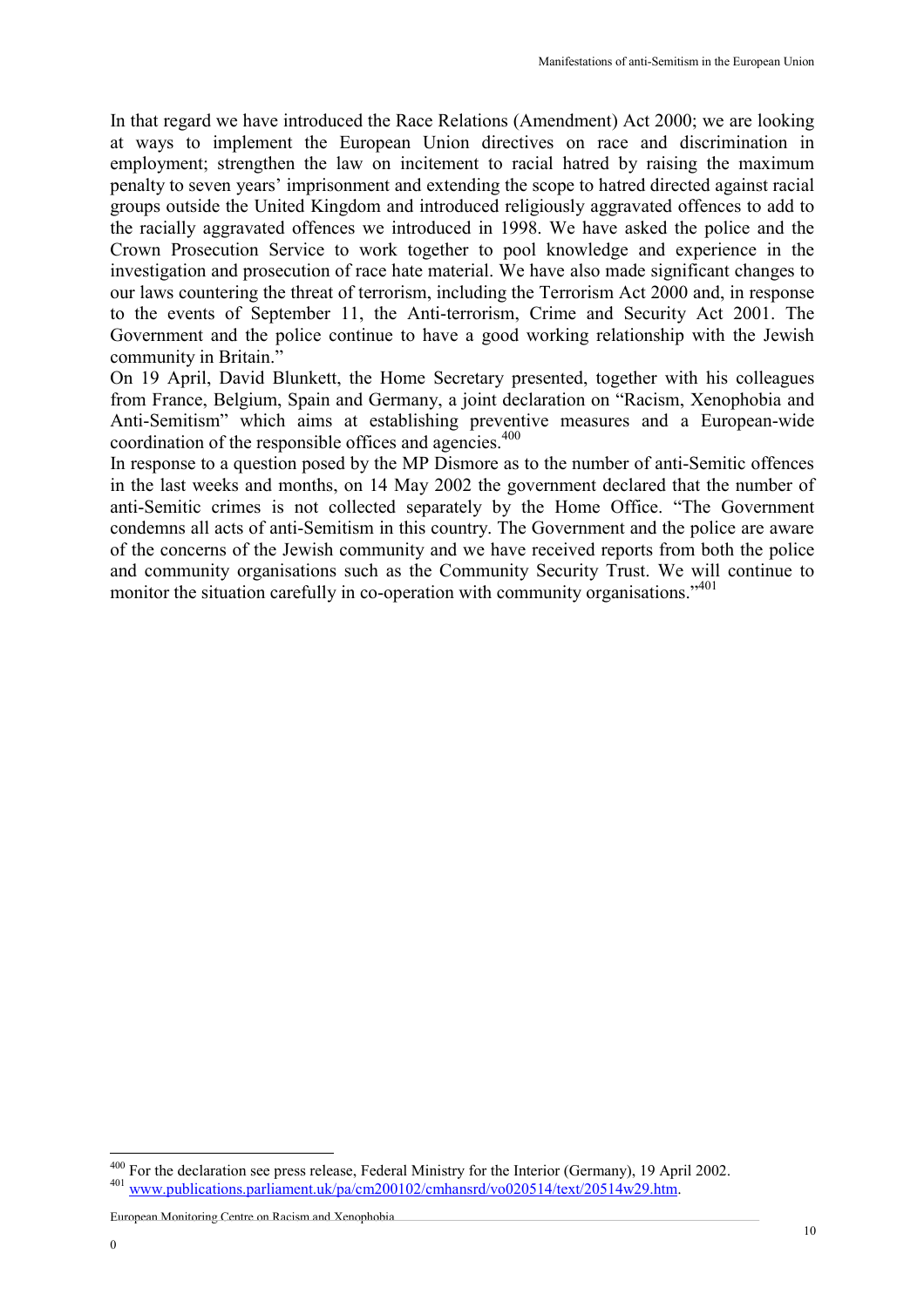In that regard we have introduced the Race Relations (Amendment) Act 2000; we are looking at ways to implement the European Union directives on race and discrimination in employment; strengthen the law on incitement to racial hatred by raising the maximum penalty to seven years' imprisonment and extending the scope to hatred directed against racial groups outside the United Kingdom and introduced religiously aggravated offences to add to the racially aggravated offences we introduced in 1998. We have asked the police and the Crown Prosecution Service to work together to pool knowledge and experience in the investigation and prosecution of race hate material. We have also made significant changes to our laws countering the threat of terrorism, including the Terrorism Act 2000 and, in response to the events of September 11, the Anti-terrorism, Crime and Security Act 2001. The Government and the police continue to have a good working relationship with the Jewish community in Britain."

On 19 April, David Blunkett, the Home Secretary presented, together with his colleagues from France, Belgium, Spain and Germany, a joint declaration on "Racism, Xenophobia and Anti-Semitism" which aims at establishing preventive measures and a European-wide coordination of the responsible offices and agencies.[400]

In response to a question posed by the MP Dismore as to the number of anti-Semitic offences in the last weeks and months, on 14 May 2002 the government declared that the number of anti-Semitic crimes is not collected separately by the Home Office. "The Government condemns all acts of anti-Semitism in this country. The Government and the police are aware of the concerns of the Jewish community and we have received reports from both the police and community organisations such as the Community Security Trust. We will continue to monitor the situation carefully in co-operation with community organisations."[401]

---

[400] For the declaration see press release, Federal Ministry for the Interior (Germany), 19 April 2002.

[401] www.publications.parliament.uk/pa/cm200102/cmhansrd/vo020514/text/20514w29.htm.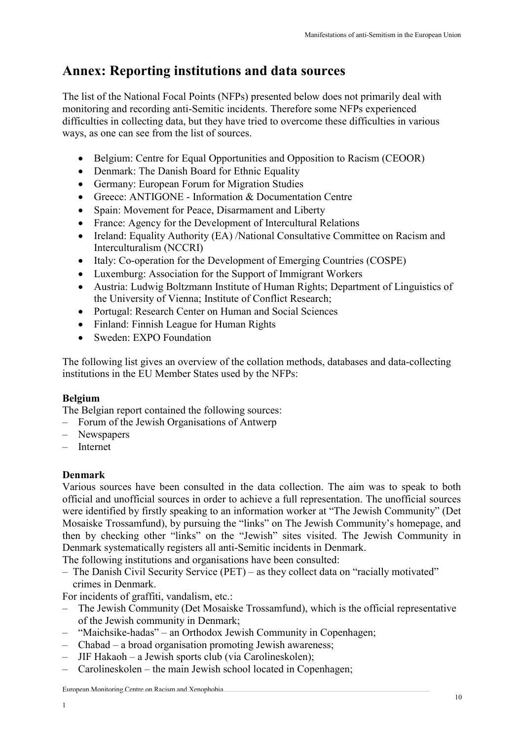# Annex: Reporting institutions and data sources

The list of the National Focal Points (NFPs) presented below does not primarily deal with monitoring and recording anti-Semitic incidents. Therefore some NFPs experienced difficulties in collecting data, but they have tried to overcome these difficulties in various ways, as one can see from the list of sources.

- Belgium: Centre for Equal Opportunities and Opposition to Racism (CEOOR)
- Denmark: The Danish Board for Ethnic Equality
- Germany: European Forum for Migration Studies
- Greece: ANTIGONE - Information & Documentation Centre
- Spain: Movement for Peace, Disarmament and Liberty
- France: Agency for the Development of Intercultural Relations
- Ireland: Equality Authority (EA) /National Consultative Committee on Racism and Interculturalism (NCCRI)
- Italy: Co-operation for the Development of Emerging Countries (COSPE)
- Luxemburg: Association for the Support of Immigrant Workers
- Austria: Ludwig Boltzmann Institute of Human Rights; Department of Linguistics of the University of Vienna; Institute of Conflict Research;
- Portugal: Research Center on Human and Social Sciences
- Finland: Finnish League for Human Rights
- Sweden: EXPO Foundation

The following list gives an overview of the collation methods, databases and data-collecting institutions in the EU Member States used by the NFPs:

**Belgium**

The Belgian report contained the following sources:

- Forum of the Jewish Organisations of Antwerp
- Newspapers
- Internet

**Denmark**

Various sources have been consulted in the data collection. The aim was to speak to both official and unofficial sources in order to achieve a full representation. The unofficial sources were identified by firstly speaking to an information worker at "The Jewish Community" (Det Mosaiske Trossamfund), by pursuing the "links" on The Jewish Community's homepage, and then by checking other "links" on the "Jewish" sites visited. The Jewish Community in Denmark systematically registers all anti-Semitic incidents in Denmark.

The following institutions and organisations have been consulted:

- The Danish Civil Security Service (PET) – as they collect data on "racially motivated" crimes in Denmark.

For incidents of graffiti, vandalism, etc.:

- The Jewish Community (Det Mosaiske Trossamfund), which is the official representative of the Jewish community in Denmark;
- "Maichsike-hadas" – an Orthodox Jewish Community in Copenhagen;
- Chabad – a broad organisation promoting Jewish awareness;
- JIF Hakaoh – a Jewish sports club (via Carolineskolen);
- Carolineskolen – the main Jewish school located in Copenhagen;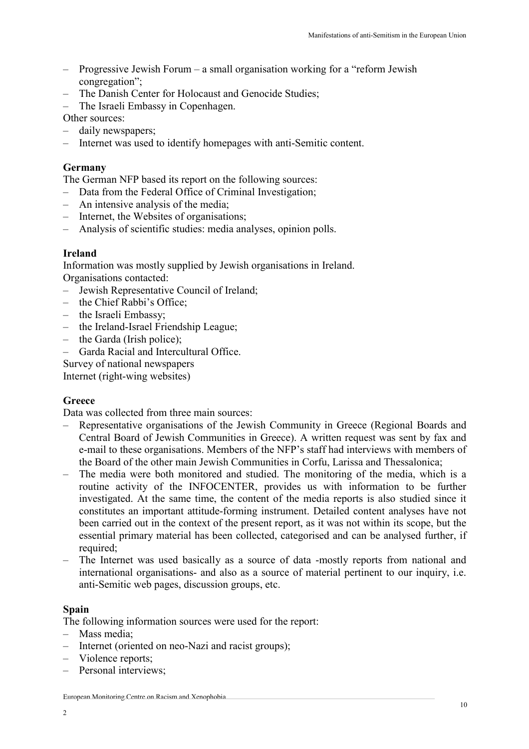- Progressive Jewish Forum – a small organisation working for a "reform Jewish congregation";
- The Danish Center for Holocaust and Genocide Studies;
- The Israeli Embassy in Copenhagen.

Other sources:

- daily newspapers;
- Internet was used to identify homepages with anti-Semitic content.

**Germany**

The German NFP based its report on the following sources:

- Data from the Federal Office of Criminal Investigation;
- An intensive analysis of the media;
- Internet, the Websites of organisations;
- Analysis of scientific studies: media analyses, opinion polls.

**Ireland**

Information was mostly supplied by Jewish organisations in Ireland.

Organisations contacted:

- Jewish Representative Council of Ireland;
- the Chief Rabbi's Office;
- the Israeli Embassy;
- the Ireland-Israel Friendship League;
- the Garda (Irish police);
- Garda Racial and Intercultural Office.

Survey of national newspapers

Internet (right-wing websites)

**Greece**

Data was collected from three main sources:

- Representative organisations of the Jewish Community in Greece (Regional Boards and Central Board of Jewish Communities in Greece). A written request was sent by fax and e-mail to these organisations. Members of the NFP's staff had interviews with members of the Board of the other main Jewish Communities in Corfu, Larissa and Thessalonica;
- The media were both monitored and studied. The monitoring of the media, which is a routine activity of the INFOCENTER, provides us with information to be further investigated. At the same time, the content of the media reports is also studied since it constitutes an important attitude-forming instrument. Detailed content analyses have not been carried out in the context of the present report, as it was not within its scope, but the essential primary material has been collected, categorised and can be analysed further, if required;
- The Internet was used basically as a source of data -mostly reports from national and international organisations- and also as a source of material pertinent to our inquiry, i.e. anti-Semitic web pages, discussion groups, etc.

**Spain**

The following information sources were used for the report:

- Mass media;
- Internet (oriented on neo-Nazi and racist groups);
- Violence reports;
- Personal interviews;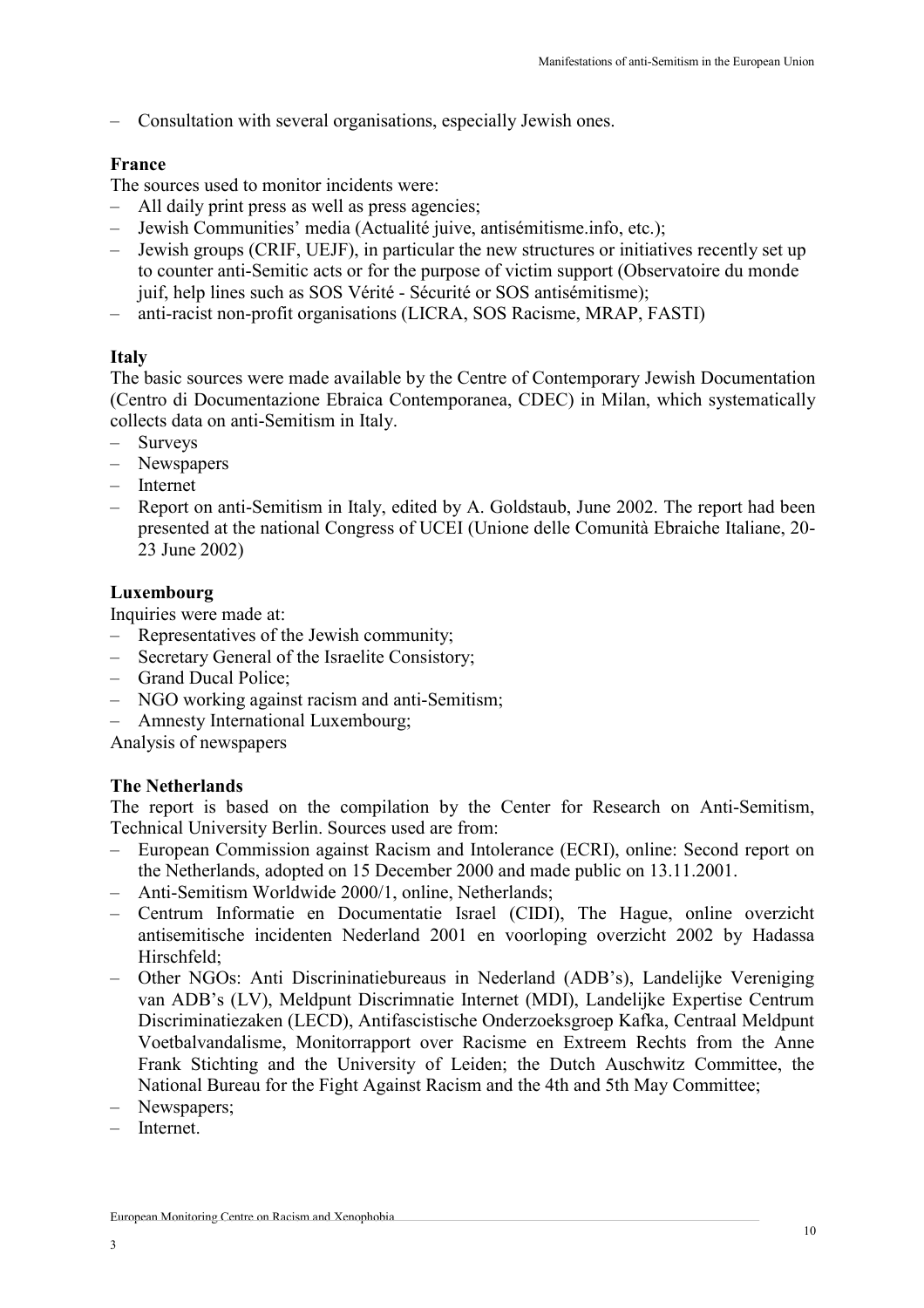– Consultation with several organisations, especially Jewish ones.

**France**

The sources used to monitor incidents were:

– All daily print press as well as press agencies;
– Jewish Communities' media (Actualité juive, antisémitisme.info, etc.);
– Jewish groups (CRIF, UEJF), in particular the new structures or initiatives recently set up to counter anti-Semitic acts or for the purpose of victim support (Observatoire du monde juif, help lines such as SOS Vérité - Sécurité or SOS antisémitisme);
– anti-racist non-profit organisations (LICRA, SOS Racisme, MRAP, FASTI)

**Italy**

The basic sources were made available by the Centre of Contemporary Jewish Documentation (Centro di Documentazione Ebraica Contemporanea, CDEC) in Milan, which systematically collects data on anti-Semitism in Italy.

– Surveys
– Newspapers
– Internet
– Report on anti-Semitism in Italy, edited by A. Goldstaub, June 2002. The report had been presented at the national Congress of UCEI (Unione delle Comunità Ebraiche Italiane, 20-23 June 2002)

**Luxembourg**

Inquiries were made at:

– Representatives of the Jewish community;
– Secretary General of the Israelite Consistory;
– Grand Ducal Police;
– NGO working against racism and anti-Semitism;
– Amnesty International Luxembourg;

Analysis of newspapers

**The Netherlands**

The report is based on the compilation by the Center for Research on Anti-Semitism, Technical University Berlin. Sources used are from:

– European Commission against Racism and Intolerance (ECRI), online: Second report on the Netherlands, adopted on 15 December 2000 and made public on 13.11.2001.
– Anti-Semitism Worldwide 2000/1, online, Netherlands;
– Centrum Informatie en Documentatie Israel (CIDI), The Hague, online overzicht antisemitische incidenten Nederland 2001 en voorloping overzicht 2002 by Hadassa Hirschfeld;
– Other NGOs: Anti Discrininatiebureaus in Nederland (ADB's), Landelijke Vereniging van ADB's (LV), Meldpunt Discrimnatie Internet (MDI), Landelijke Expertise Centrum Discriminatiezaken (LECD), Antifascistische Onderzoeksgroep Kafka, Centraal Meldpunt Voetbalvandalisme, Monitorrapport over Racisme en Extreem Rechts from the Anne Frank Stichting and the University of Leiden; the Dutch Auschwitz Committee, the National Bureau for the Fight Against Racism and the 4th and 5th May Committee;
– Newspapers;
– Internet.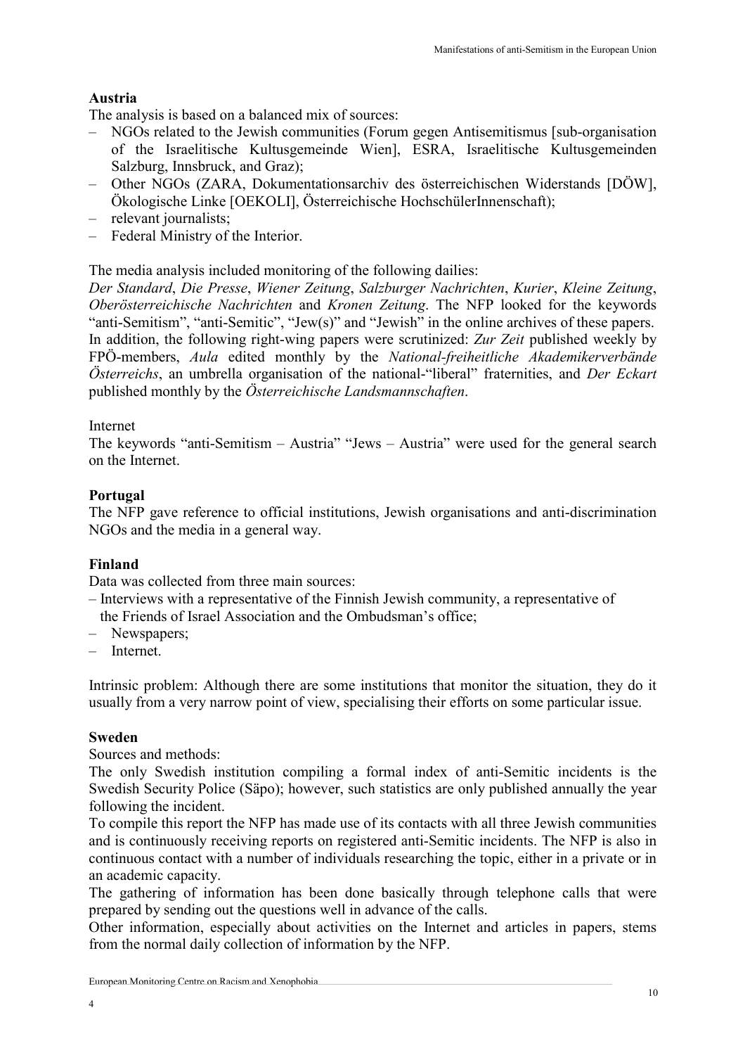**Austria**

The analysis is based on a balanced mix of sources:

- NGOs related to the Jewish communities (Forum gegen Antisemitismus [sub-organisation of the Israelitische Kultusgemeinde Wien], ESRA, Israelitische Kultusgemeinden Salzburg, Innsbruck, and Graz);
- Other NGOs (ZARA, Dokumentationsarchiv des österreichischen Widerstands [DÖW], Ökologische Linke [OEKOLI], Österreichische HochschülerInnenschaft);
- relevant journalists;
- Federal Ministry of the Interior.

The media analysis included monitoring of the following dailies:
*Der Standard*, *Die Presse*, *Wiener Zeitung*, *Salzburger Nachrichten*, *Kurier*, *Kleine Zeitung*, *Oberösterreichische Nachrichten* and *Kronen Zeitung*. The NFP looked for the keywords "anti-Semitism", "anti-Semitic", "Jew(s)" and "Jewish" in the online archives of these papers. In addition, the following right-wing papers were scrutinized: *Zur Zeit* published weekly by FPÖ-members, *Aula* edited monthly by the *National-freiheitliche Akademikerverbände Österreichs*, an umbrella organisation of the national-"liberal" fraternities, and *Der Eckart* published monthly by the *Österreichische Landsmannschaften*.

Internet

The keywords "anti-Semitism – Austria" "Jews – Austria" were used for the general search on the Internet.

**Portugal**

The NFP gave reference to official institutions, Jewish organisations and anti-discrimination NGOs and the media in a general way.

**Finland**

Data was collected from three main sources:

- Interviews with a representative of the Finnish Jewish community, a representative of the Friends of Israel Association and the Ombudsman's office;
- Newspapers;
- Internet.

Intrinsic problem: Although there are some institutions that monitor the situation, they do it usually from a very narrow point of view, specialising their efforts on some particular issue.

**Sweden**

Sources and methods:

The only Swedish institution compiling a formal index of anti-Semitic incidents is the Swedish Security Police (Säpo); however, such statistics are only published annually the year following the incident.

To compile this report the NFP has made use of its contacts with all three Jewish communities and is continuously receiving reports on registered anti-Semitic incidents. The NFP is also in continuous contact with a number of individuals researching the topic, either in a private or in an academic capacity.

The gathering of information has been done basically through telephone calls that were prepared by sending out the questions well in advance of the calls.

Other information, especially about activities on the Internet and articles in papers, stems from the normal daily collection of information by the NFP.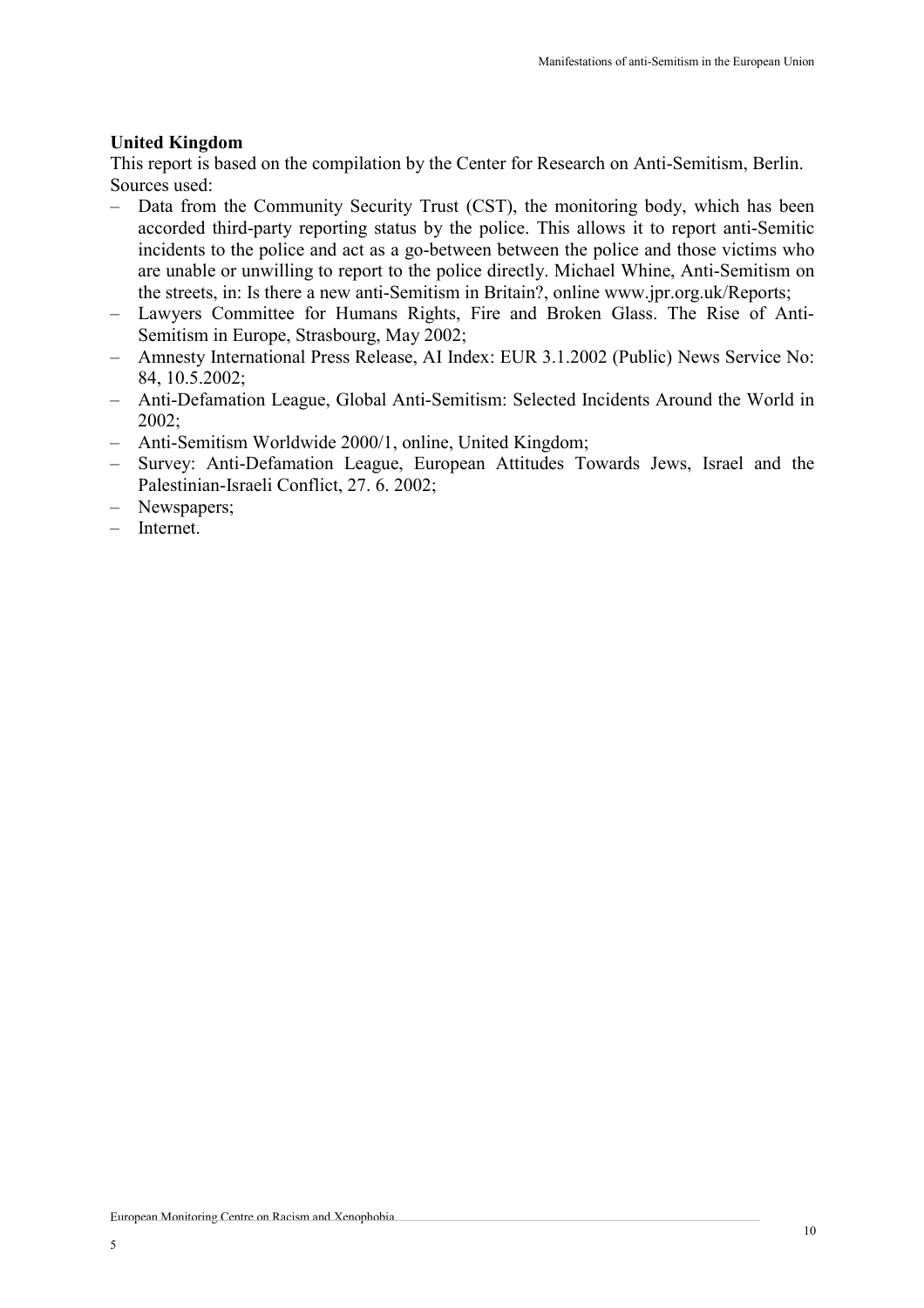**United Kingdom**

This report is based on the compilation by the Center for Research on Anti-Semitism, Berlin. Sources used:

- Data from the Community Security Trust (CST), the monitoring body, which has been accorded third-party reporting status by the police. This allows it to report anti-Semitic incidents to the police and act as a go-between between the police and those victims who are unable or unwilling to report to the police directly. Michael Whine, Anti-Semitism on the streets, in: Is there a new anti-Semitism in Britain?, online www.jpr.org.uk/Reports;
- Lawyers Committee for Humans Rights, Fire and Broken Glass. The Rise of Anti-Semitism in Europe, Strasbourg, May 2002;
- Amnesty International Press Release, AI Index: EUR 3.1.2002 (Public) News Service No: 84, 10.5.2002;
- Anti-Defamation League, Global Anti-Semitism: Selected Incidents Around the World in 2002;
- Anti-Semitism Worldwide 2000/1, online, United Kingdom;
- Survey: Anti-Defamation League, European Attitudes Towards Jews, Israel and the Palestinian-Israeli Conflict, 27. 6. 2002;
- Newspapers;
- Internet.